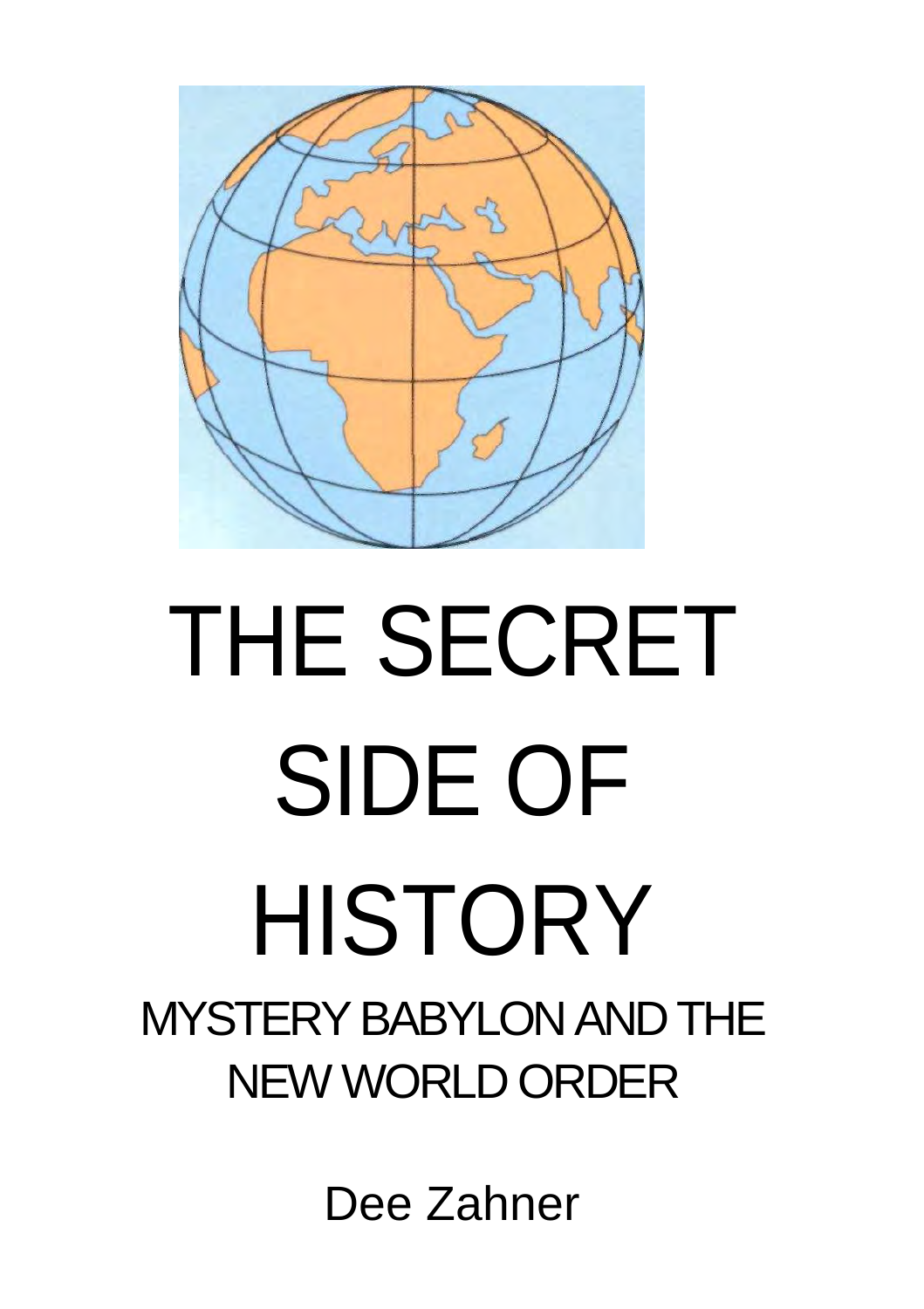# THE SECRET SIDE OF HISTORY

## MYSTERY BABYLON AND THE NEW WORLD ORDER

Dee Zahner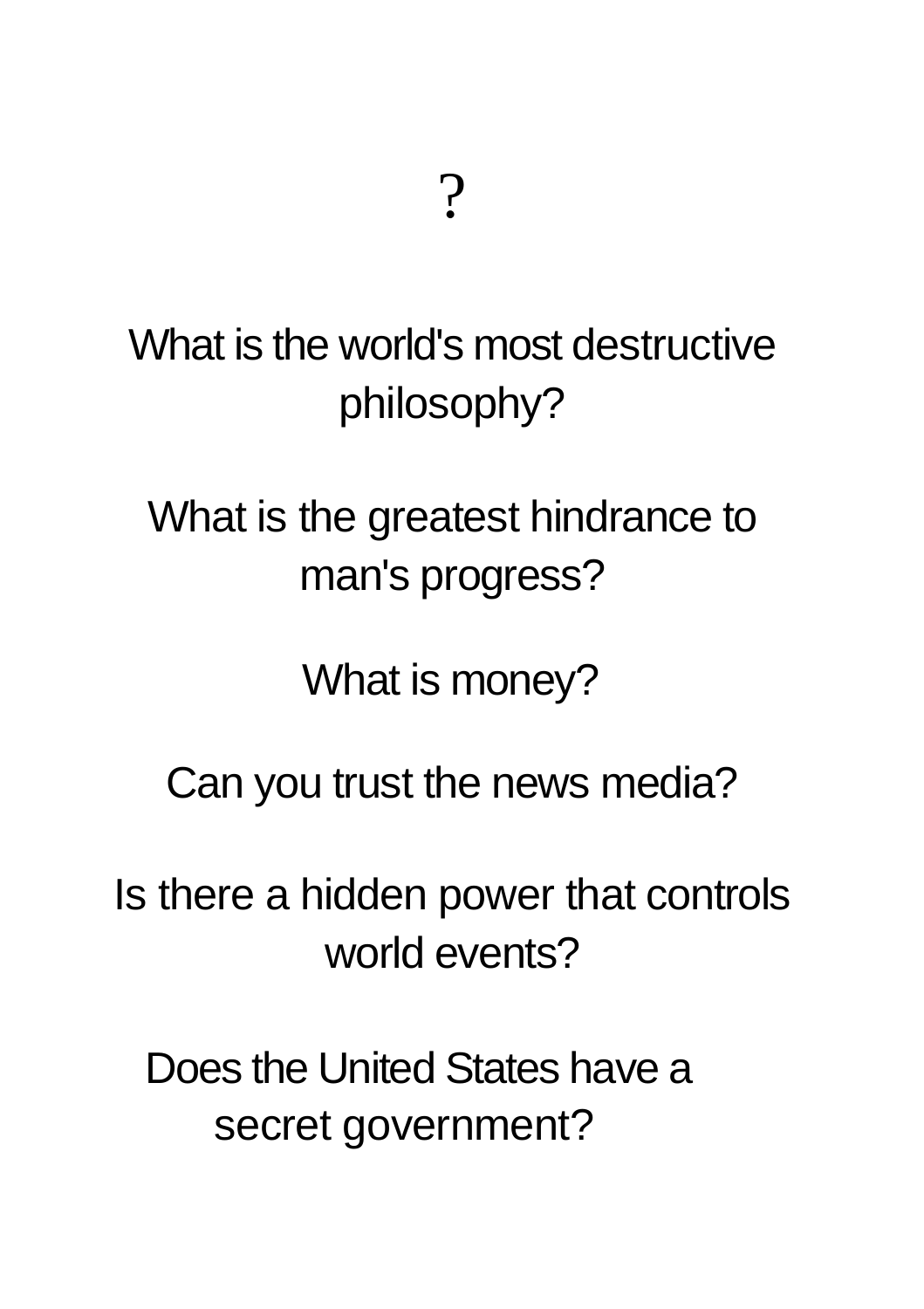# ?

What is the world's most destructive philosophy?

What is the greatest hindrance to man's progress?

What is money?

Can you trust the news media?

Is there a hidden power that controls world events?

Does the United States have a secret government?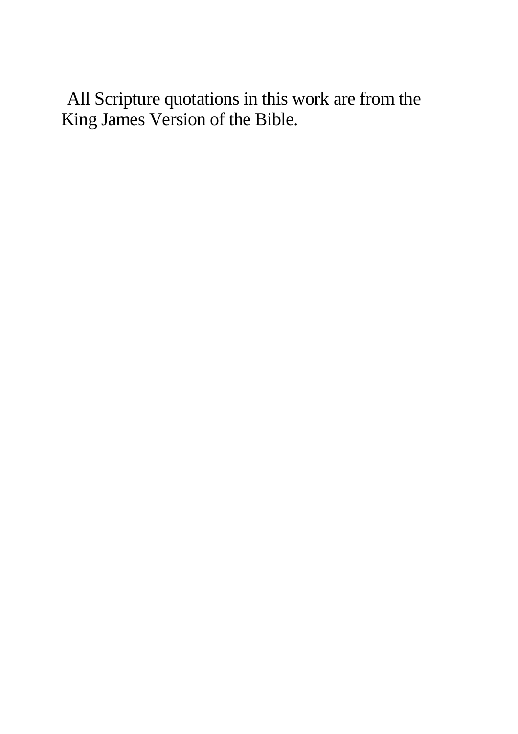All Scripture quotations in this work are from the King James Version of the Bible.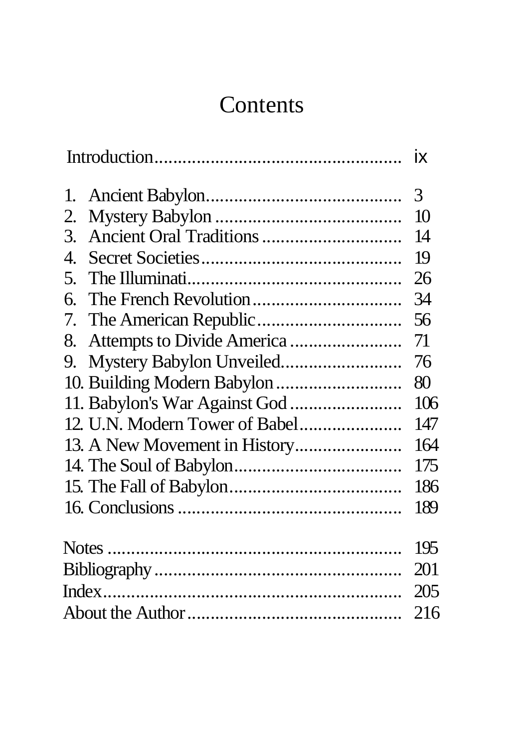# Contents

| | |
|---|---|
| Introduction | ix |
| 1. Ancient Babylon | 3 |
| 2. Mystery Babylon | 10 |
| 3. Ancient Oral Traditions | 14 |
| 4. Secret Societies | 19 |
| 5. The Illuminati | 26 |
| 6. The French Revolution | 34 |
| 7. The American Republic | 56 |
| 8. Attempts to Divide America | 71 |
| 9. Mystery Babylon Unveiled | 76 |
| 10. Building Modern Babylon | 80 |
| 11. Babylon's War Against God | 106 |
| 12. U.N. Modern Tower of Babel | 147 |
| 13. A New Movement in History | 164 |
| 14. The Soul of Babylon | 175 |
| 15. The Fall of Babylon | 186 |
| 16. Conclusions | 189 |
| Notes | 195 |
| Bibliography | 201 |
| Index | 205 |
| About the Author | 216 |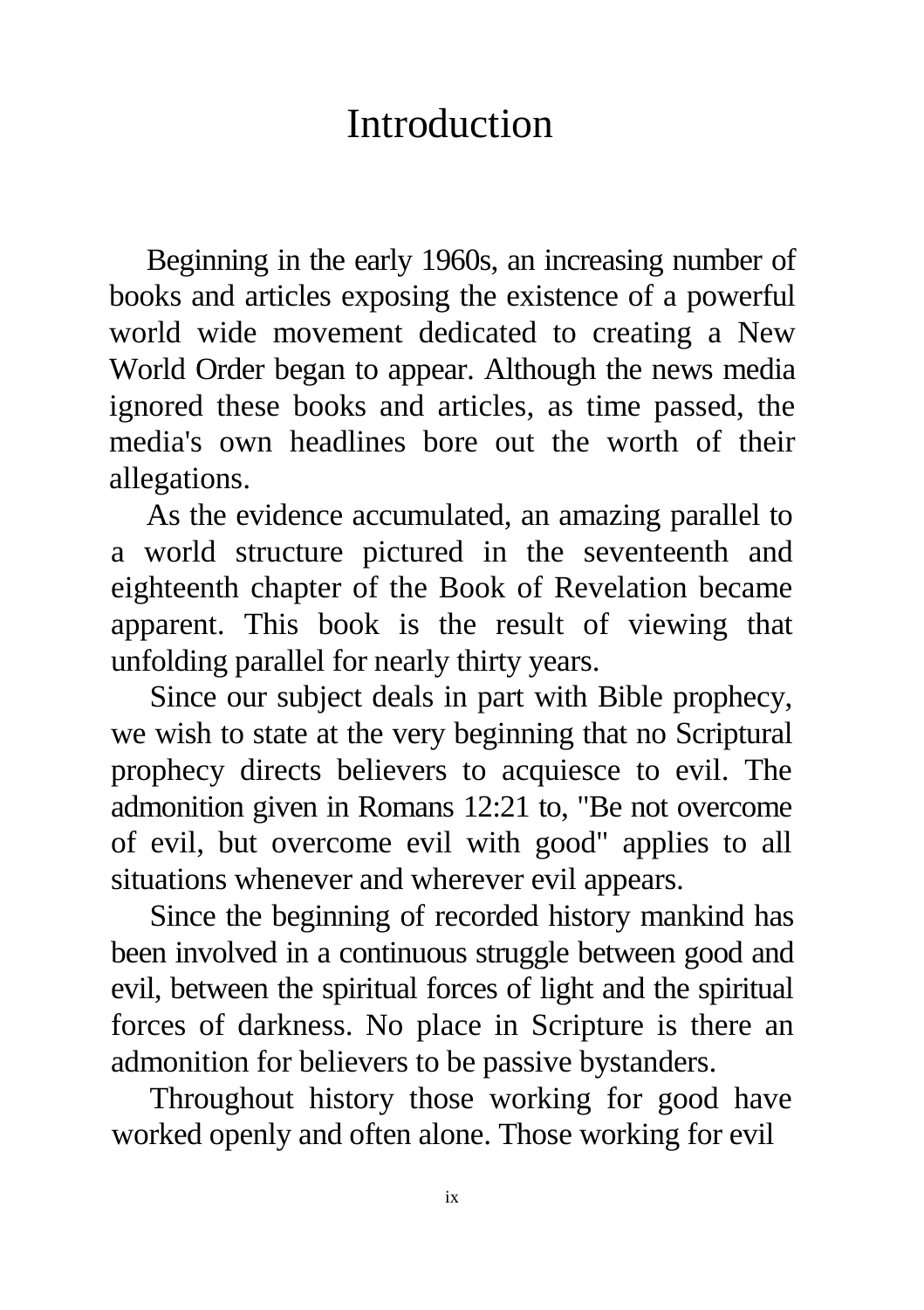# Introduction

Beginning in the early 1960s, an increasing number of books and articles exposing the existence of a powerful world wide movement dedicated to creating a New World Order began to appear. Although the news media ignored these books and articles, as time passed, the media's own headlines bore out the worth of their allegations.

As the evidence accumulated, an amazing parallel to a world structure pictured in the seventeenth and eighteenth chapter of the Book of Revelation became apparent. This book is the result of viewing that unfolding parallel for nearly thirty years.

Since our subject deals in part with Bible prophecy, we wish to state at the very beginning that no Scriptural prophecy directs believers to acquiesce to evil. The admonition given in Romans 12:21 to, "Be not overcome of evil, but overcome evil with good" applies to all situations whenever and wherever evil appears.

Since the beginning of recorded history mankind has been involved in a continuous struggle between good and evil, between the spiritual forces of light and the spiritual forces of darkness. No place in Scripture is there an admonition for believers to be passive bystanders.

Throughout history those working for good have worked openly and often alone. Those working for evil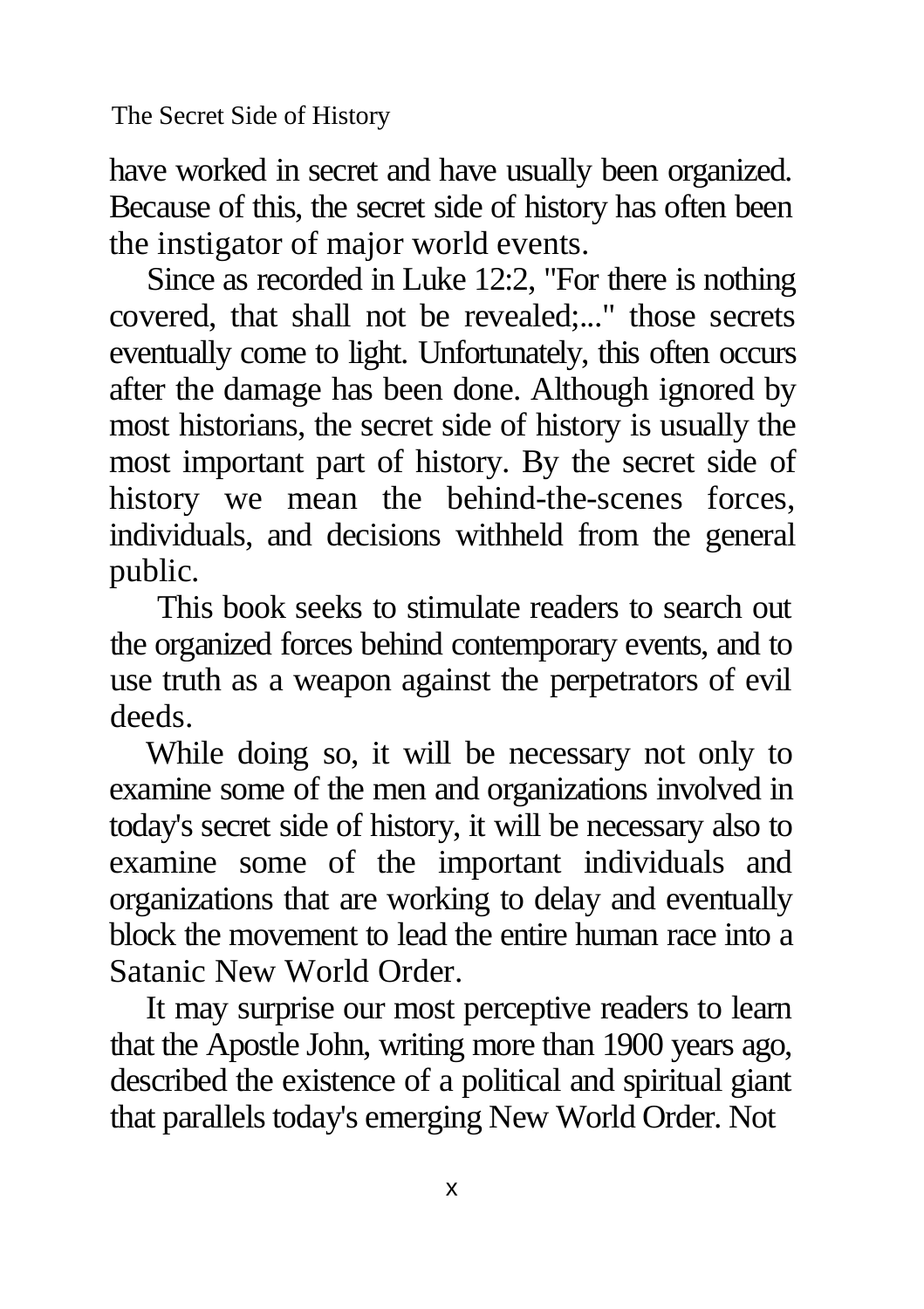have worked in secret and have usually been organized. Because of this, the secret side of history has often been the instigator of major world events.

Since as recorded in Luke 12:2, "For there is nothing covered, that shall not be revealed;..." those secrets eventually come to light. Unfortunately, this often occurs after the damage has been done. Although ignored by most historians, the secret side of history is usually the most important part of history. By the secret side of history we mean the behind-the-scenes forces, individuals, and decisions withheld from the general public.

This book seeks to stimulate readers to search out the organized forces behind contemporary events, and to use truth as a weapon against the perpetrators of evil deeds.

While doing so, it will be necessary not only to examine some of the men and organizations involved in today's secret side of history, it will be necessary also to examine some of the important individuals and organizations that are working to delay and eventually block the movement to lead the entire human race into a Satanic New World Order.

It may surprise our most perceptive readers to learn that the Apostle John, writing more than 1900 years ago, described the existence of a political and spiritual giant that parallels today's emerging New World Order. Not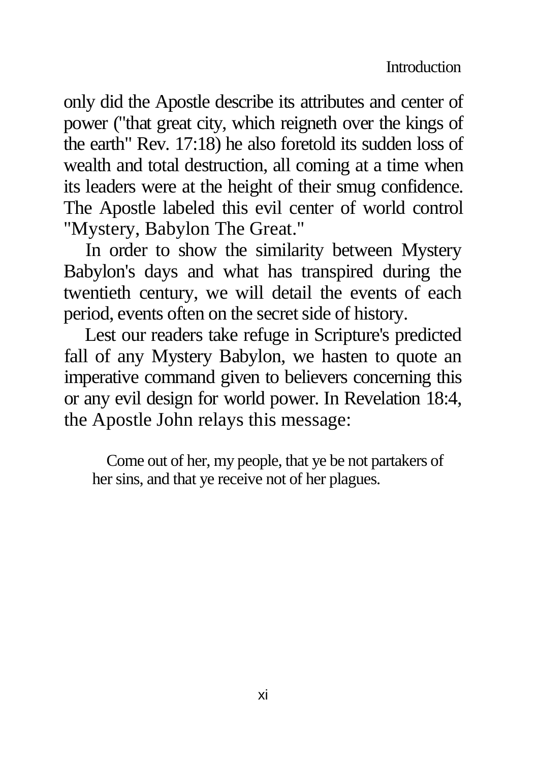only did the Apostle describe its attributes and center of power ("that great city, which reigneth over the kings of the earth" Rev. 17:18) he also foretold its sudden loss of wealth and total destruction, all coming at a time when its leaders were at the height of their smug confidence. The Apostle labeled this evil center of world control "Mystery, Babylon The Great."

In order to show the similarity between Mystery Babylon's days and what has transpired during the twentieth century, we will detail the events of each period, events often on the secret side of history.

Lest our readers take refuge in Scripture's predicted fall of any Mystery Babylon, we hasten to quote an imperative command given to believers concerning this or any evil design for world power. In Revelation 18:4, the Apostle John relays this message:

> Come out of her, my people, that ye be not partakers of her sins, and that ye receive not of her plagues.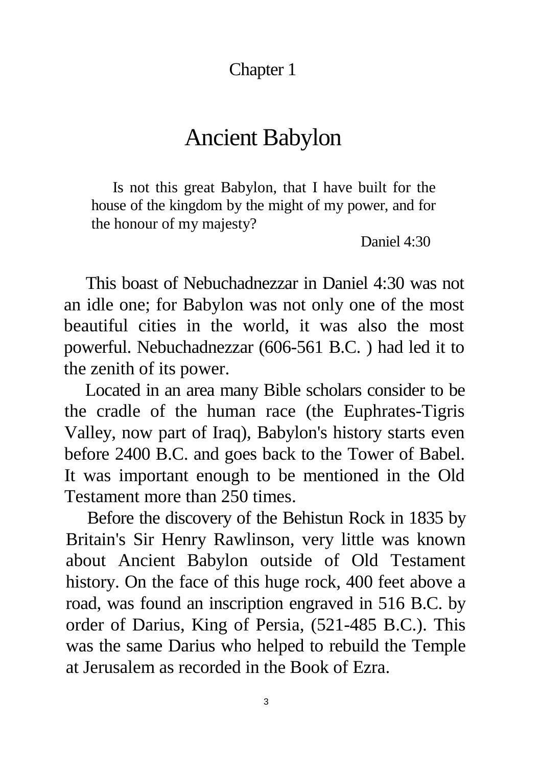Chapter 1

# Ancient Babylon

> Is not this great Babylon, that I have built for the house of the kingdom by the might of my power, and for the honour of my majesty?
>
> Daniel 4:30

This boast of Nebuchadnezzar in Daniel 4:30 was not an idle one; for Babylon was not only one of the most beautiful cities in the world, it was also the most powerful. Nebuchadnezzar (606-561 B.C. ) had led it to the zenith of its power.

Located in an area many Bible scholars consider to be the cradle of the human race (the Euphrates-Tigris Valley, now part of Iraq), Babylon's history starts even before 2400 B.C. and goes back to the Tower of Babel. It was important enough to be mentioned in the Old Testament more than 250 times.

Before the discovery of the Behistun Rock in 1835 by Britain's Sir Henry Rawlinson, very little was known about Ancient Babylon outside of Old Testament history. On the face of this huge rock, 400 feet above a road, was found an inscription engraved in 516 B.C. by order of Darius, King of Persia, (521-485 B.C.). This was the same Darius who helped to rebuild the Temple at Jerusalem as recorded in the Book of Ezra.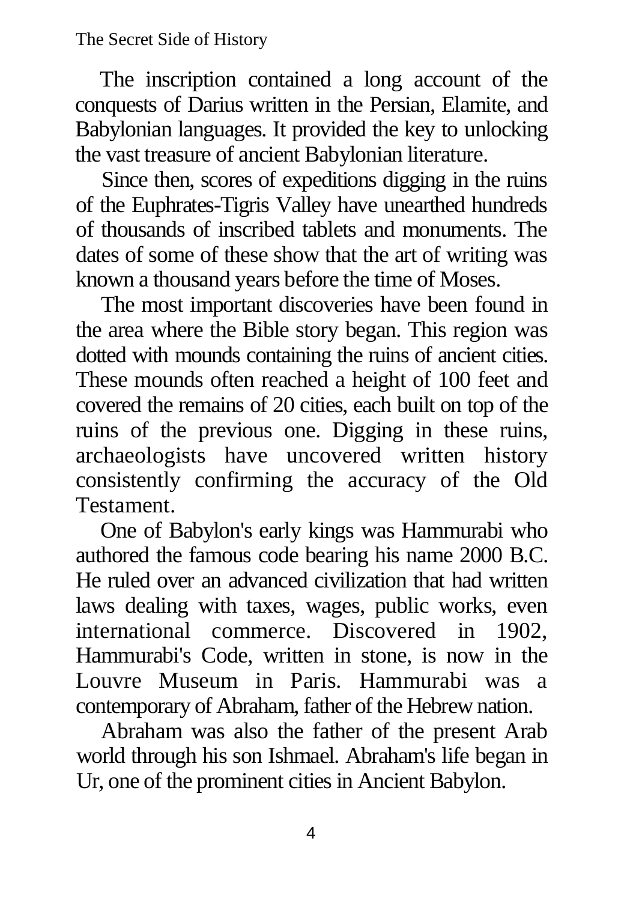The inscription contained a long account of the conquests of Darius written in the Persian, Elamite, and Babylonian languages. It provided the key to unlocking the vast treasure of ancient Babylonian literature.

Since then, scores of expeditions digging in the ruins of the Euphrates-Tigris Valley have unearthed hundreds of thousands of inscribed tablets and monuments. The dates of some of these show that the art of writing was known a thousand years before the time of Moses.

The most important discoveries have been found in the area where the Bible story began. This region was dotted with mounds containing the ruins of ancient cities. These mounds often reached a height of 100 feet and covered the remains of 20 cities, each built on top of the ruins of the previous one. Digging in these ruins, archaeologists have uncovered written history consistently confirming the accuracy of the Old Testament.

One of Babylon's early kings was Hammurabi who authored the famous code bearing his name 2000 B.C. He ruled over an advanced civilization that had written laws dealing with taxes, wages, public works, even international commerce. Discovered in 1902, Hammurabi's Code, written in stone, is now in the Louvre Museum in Paris. Hammurabi was a contemporary of Abraham, father of the Hebrew nation.

Abraham was also the father of the present Arab world through his son Ishmael. Abraham's life began in Ur, one of the prominent cities in Ancient Babylon.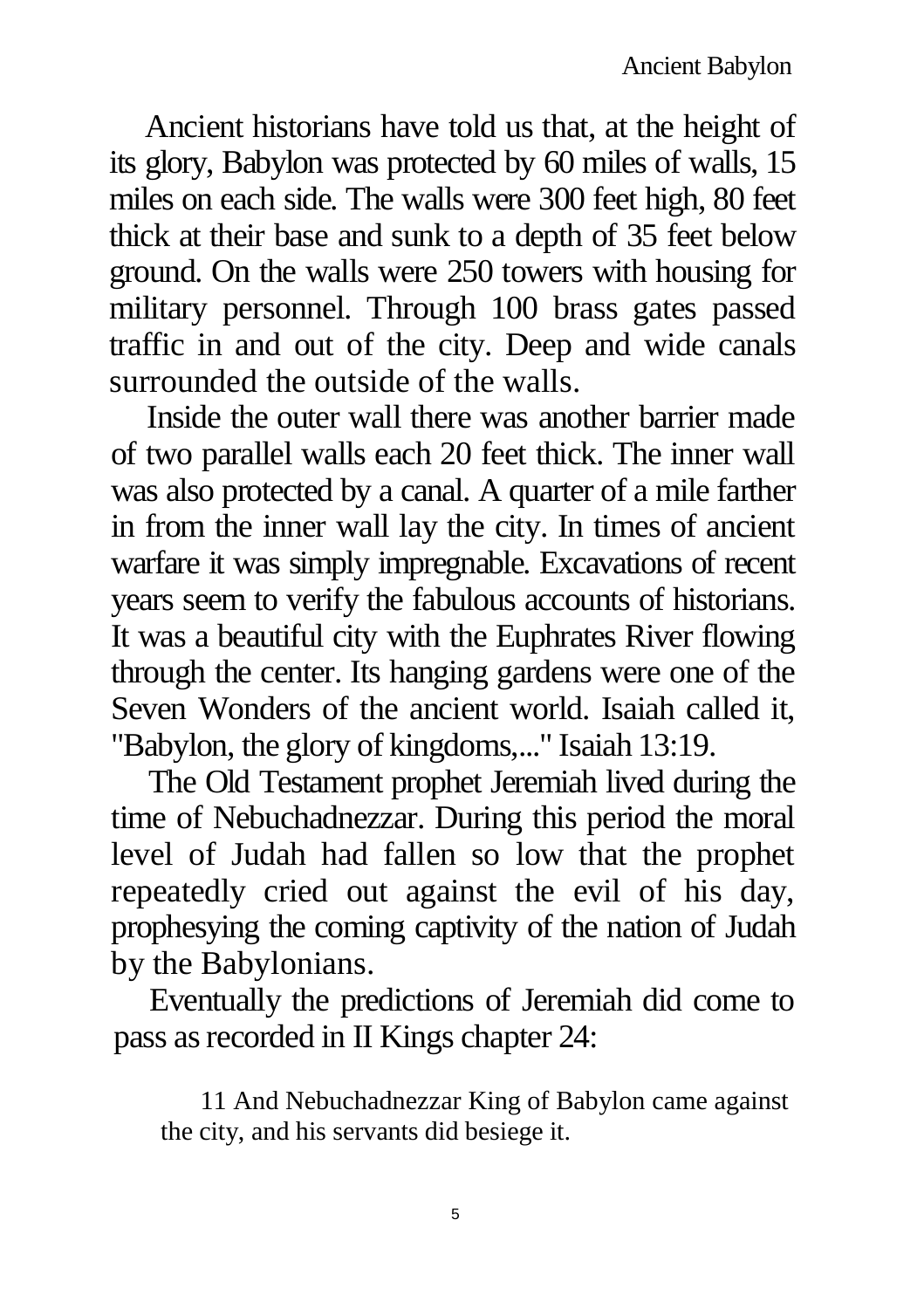Ancient historians have told us that, at the height of its glory, Babylon was protected by 60 miles of walls, 15 miles on each side. The walls were 300 feet high, 80 feet thick at their base and sunk to a depth of 35 feet below ground. On the walls were 250 towers with housing for military personnel. Through 100 brass gates passed traffic in and out of the city. Deep and wide canals surrounded the outside of the walls.

Inside the outer wall there was another barrier made of two parallel walls each 20 feet thick. The inner wall was also protected by a canal. A quarter of a mile farther in from the inner wall lay the city. In times of ancient warfare it was simply impregnable. Excavations of recent years seem to verify the fabulous accounts of historians. It was a beautiful city with the Euphrates River flowing through the center. Its hanging gardens were one of the Seven Wonders of the ancient world. Isaiah called it, "Babylon, the glory of kingdoms,..." Isaiah 13:19.

The Old Testament prophet Jeremiah lived during the time of Nebuchadnezzar. During this period the moral level of Judah had fallen so low that the prophet repeatedly cried out against the evil of his day, prophesying the coming captivity of the nation of Judah by the Babylonians.

Eventually the predictions of Jeremiah did come to pass as recorded in II Kings chapter 24:

> 11 And Nebuchadnezzar King of Babylon came against the city, and his servants did besiege it.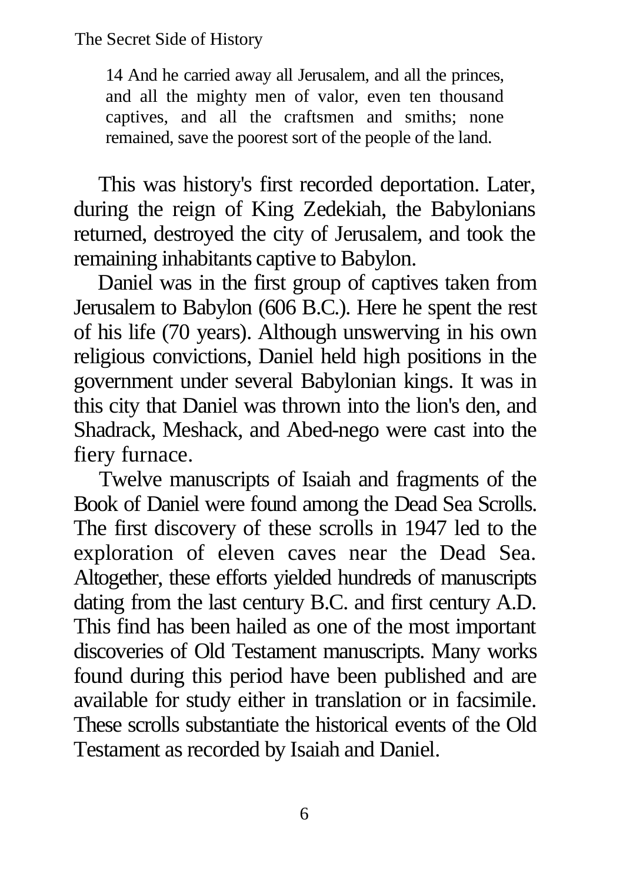> 14 And he carried away all Jerusalem, and all the princes, and all the mighty men of valor, even ten thousand captives, and all the craftsmen and smiths; none remained, save the poorest sort of the people of the land.

This was history's first recorded deportation. Later, during the reign of King Zedekiah, the Babylonians returned, destroyed the city of Jerusalem, and took the remaining inhabitants captive to Babylon.

Daniel was in the first group of captives taken from Jerusalem to Babylon (606 B.C.). Here he spent the rest of his life (70 years). Although unswerving in his own religious convictions, Daniel held high positions in the government under several Babylonian kings. It was in this city that Daniel was thrown into the lion's den, and Shadrack, Meshack, and Abed-nego were cast into the fiery furnace.

Twelve manuscripts of Isaiah and fragments of the Book of Daniel were found among the Dead Sea Scrolls. The first discovery of these scrolls in 1947 led to the exploration of eleven caves near the Dead Sea. Altogether, these efforts yielded hundreds of manuscripts dating from the last century B.C. and first century A.D. This find has been hailed as one of the most important discoveries of Old Testament manuscripts. Many works found during this period have been published and are available for study either in translation or in facsimile. These scrolls substantiate the historical events of the Old Testament as recorded by Isaiah and Daniel.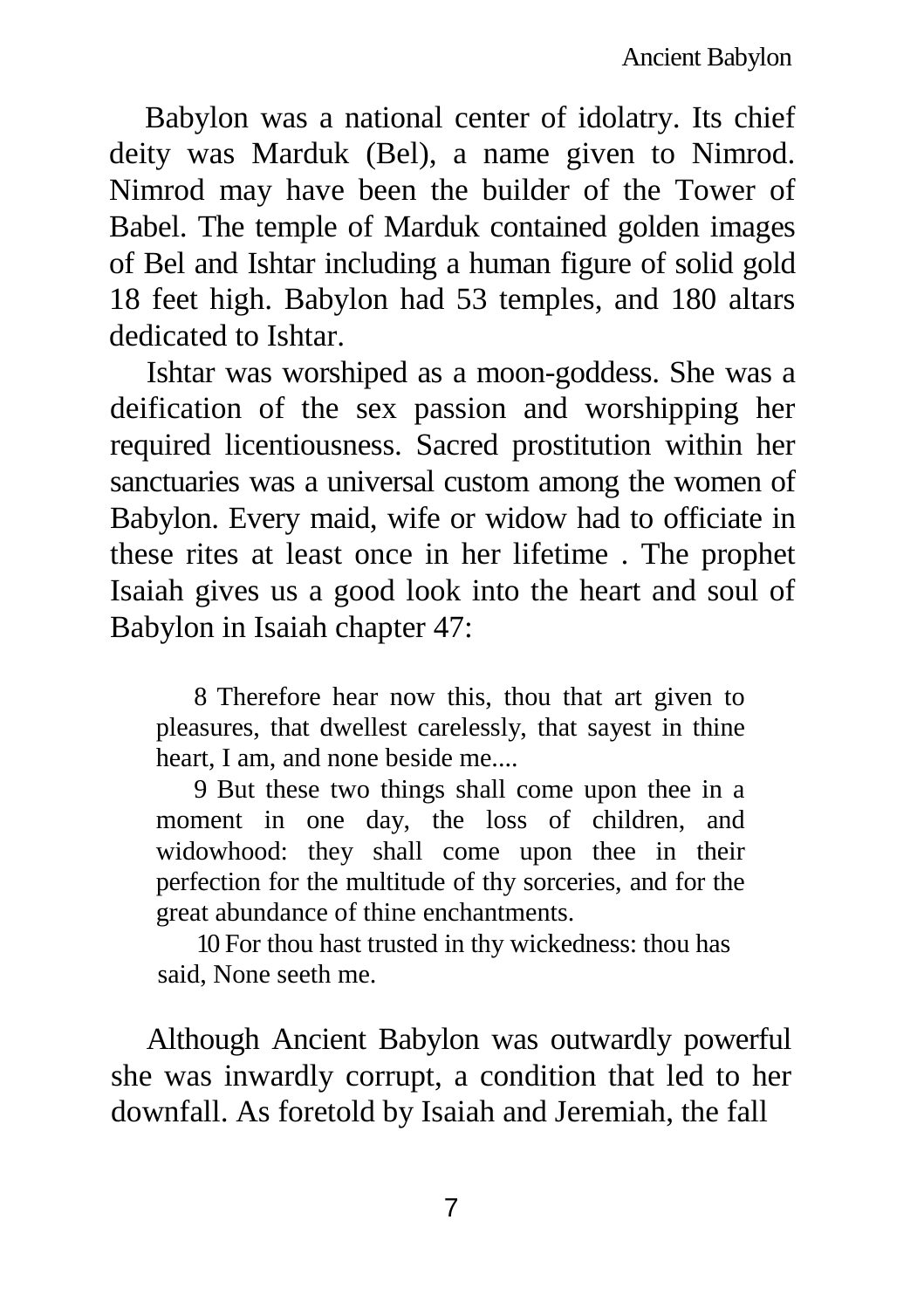Babylon was a national center of idolatry. Its chief deity was Marduk (Bel), a name given to Nimrod. Nimrod may have been the builder of the Tower of Babel. The temple of Marduk contained golden images of Bel and Ishtar including a human figure of solid gold 18 feet high. Babylon had 53 temples, and 180 altars dedicated to Ishtar.

Ishtar was worshiped as a moon-goddess. She was a deification of the sex passion and worshipping her required licentiousness. Sacred prostitution within her sanctuaries was a universal custom among the women of Babylon. Every maid, wife or widow had to officiate in these rites at least once in her lifetime . The prophet Isaiah gives us a good look into the heart and soul of Babylon in Isaiah chapter 47:

> 8 Therefore hear now this, thou that art given to pleasures, that dwellest carelessly, that sayest in thine heart, I am, and none beside me....
>
> 9 But these two things shall come upon thee in a moment in one day, the loss of children, and widowhood: they shall come upon thee in their perfection for the multitude of thy sorceries, and for the great abundance of thine enchantments.
>
> 10 For thou hast trusted in thy wickedness: thou has said, None seeth me.

Although Ancient Babylon was outwardly powerful she was inwardly corrupt, a condition that led to her downfall. As foretold by Isaiah and Jeremiah, the fall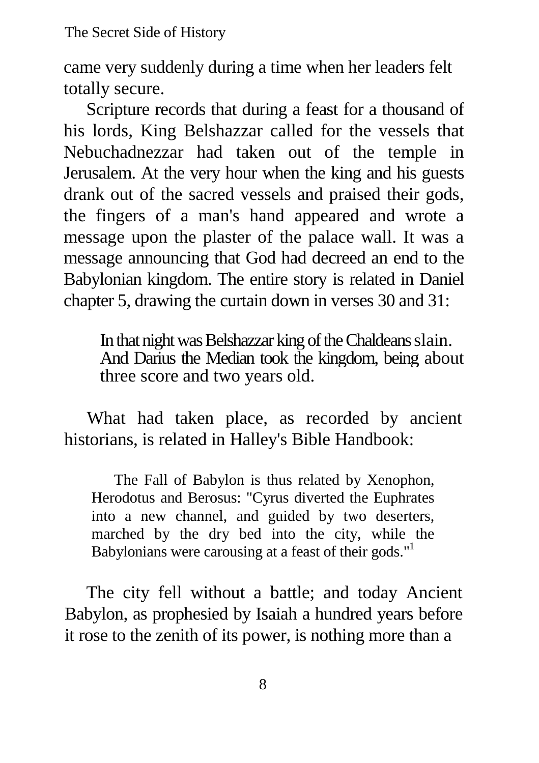came very suddenly during a time when her leaders felt totally secure.

Scripture records that during a feast for a thousand of his lords, King Belshazzar called for the vessels that Nebuchadnezzar had taken out of the temple in Jerusalem. At the very hour when the king and his guests drank out of the sacred vessels and praised their gods, the fingers of a man's hand appeared and wrote a message upon the plaster of the palace wall. It was a message announcing that God had decreed an end to the Babylonian kingdom. The entire story is related in Daniel chapter 5, drawing the curtain down in verses 30 and 31:

> In that night was Belshazzar king of the Chaldeans slain. And Darius the Median took the kingdom, being about three score and two years old.

What had taken place, as recorded by ancient historians, is related in Halley's Bible Handbook:

> The Fall of Babylon is thus related by Xenophon, Herodotus and Berosus: "Cyrus diverted the Euphrates into a new channel, and guided by two deserters, marched by the dry bed into the city, while the Babylonians were carousing at a feast of their gods."[1]

The city fell without a battle; and today Ancient Babylon, as prophesied by Isaiah a hundred years before it rose to the zenith of its power, is nothing more than a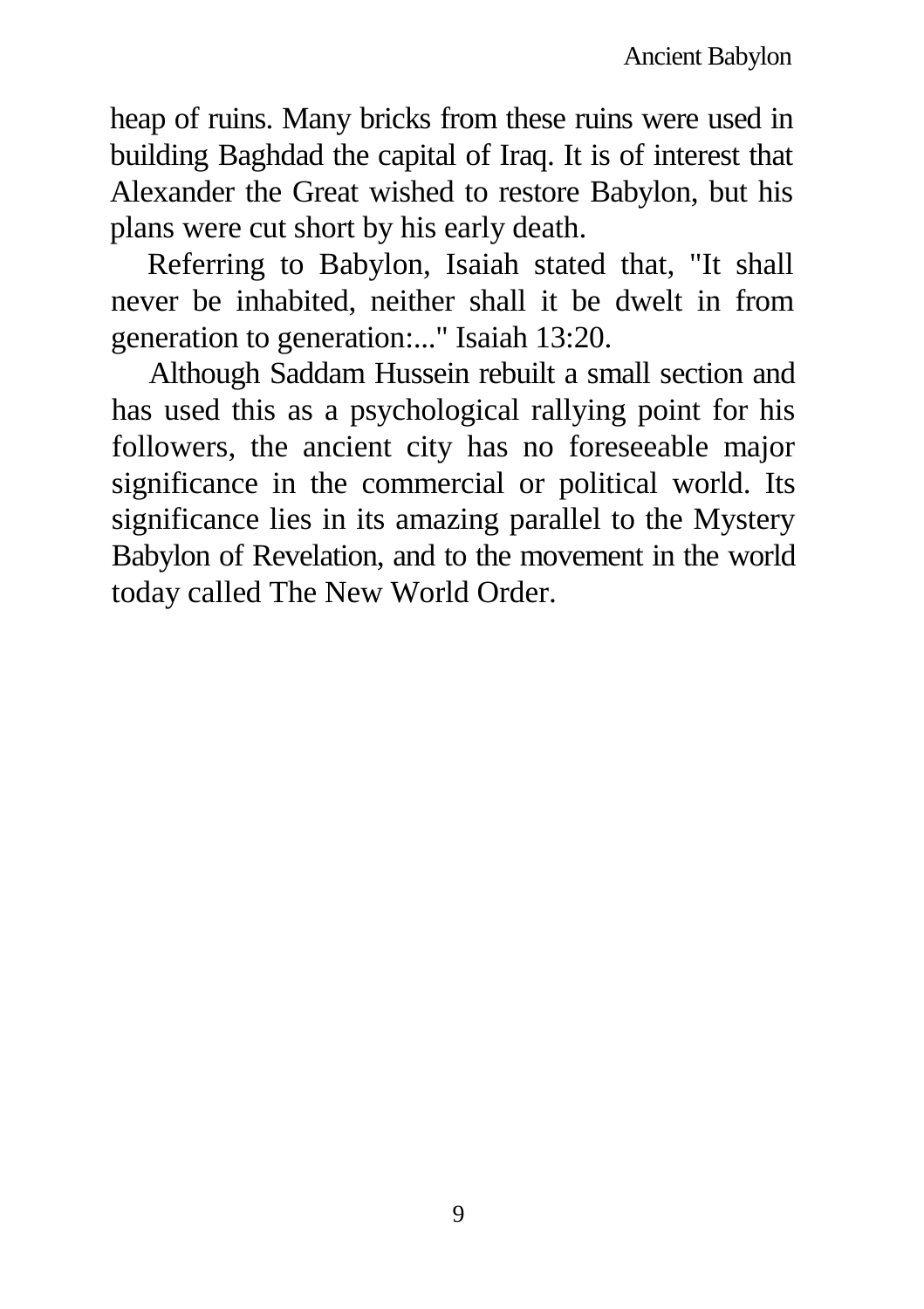heap of ruins. Many bricks from these ruins were used in building Baghdad the capital of Iraq. It is of interest that Alexander the Great wished to restore Babylon, but his plans were cut short by his early death.

Referring to Babylon, Isaiah stated that, "It shall never be inhabited, neither shall it be dwelt in from generation to generation:..." Isaiah 13:20.

Although Saddam Hussein rebuilt a small section and has used this as a psychological rallying point for his followers, the ancient city has no foreseeable major significance in the commercial or political world. Its significance lies in its amazing parallel to the Mystery Babylon of Revelation, and to the movement in the world today called The New World Order.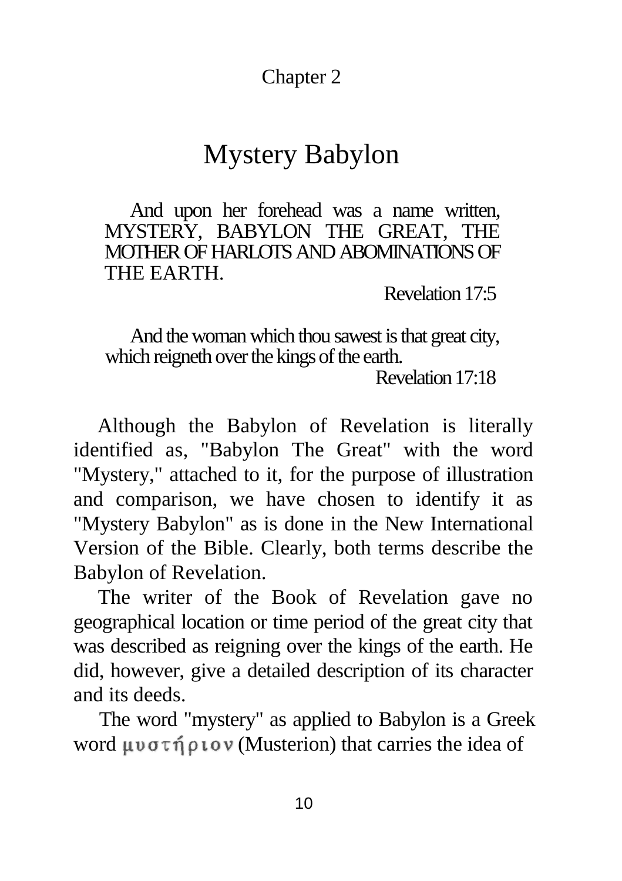Chapter 2

# Mystery Babylon

> And upon her forehead was a name written, MYSTERY, BABYLON THE GREAT, THE MOTHER OF HARLOTS AND ABOMINATIONS OF THE EARTH.
>
> Revelation 17:5

> And the woman which thou sawest is that great city, which reigneth over the kings of the earth.
>
> Revelation 17:18

Although the Babylon of Revelation is literally identified as, "Babylon The Great" with the word "Mystery," attached to it, for the purpose of illustration and comparison, we have chosen to identify it as "Mystery Babylon" as is done in the New International Version of the Bible. Clearly, both terms describe the Babylon of Revelation.

The writer of the Book of Revelation gave no geographical location or time period of the great city that was described as reigning over the kings of the earth. He did, however, give a detailed description of its character and its deeds.

The word "mystery" as applied to Babylon is a Greek word μυστήριον (Musterion) that carries the idea of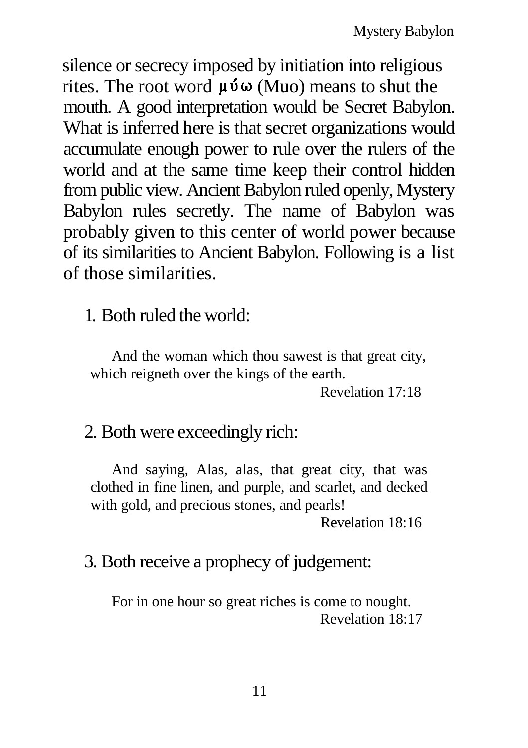silence or secrecy imposed by initiation into religious rites. The root word μύω (Muo) means to shut the mouth. A good interpretation would be Secret Babylon. What is inferred here is that secret organizations would accumulate enough power to rule over the rulers of the world and at the same time keep their control hidden from public view. Ancient Babylon ruled openly, Mystery Babylon rules secretly. The name of Babylon was probably given to this center of world power because of its similarities to Ancient Babylon. Following is a list of those similarities.

1. Both ruled the world:

> And the woman which thou sawest is that great city, which reigneth over the kings of the earth.
>
> Revelation 17:18

2. Both were exceedingly rich:

> And saying, Alas, alas, that great city, that was clothed in fine linen, and purple, and scarlet, and decked with gold, and precious stones, and pearls!
>
> Revelation 18:16

3. Both receive a prophecy of judgement:

> For in one hour so great riches is come to nought.
>
> Revelation 18:17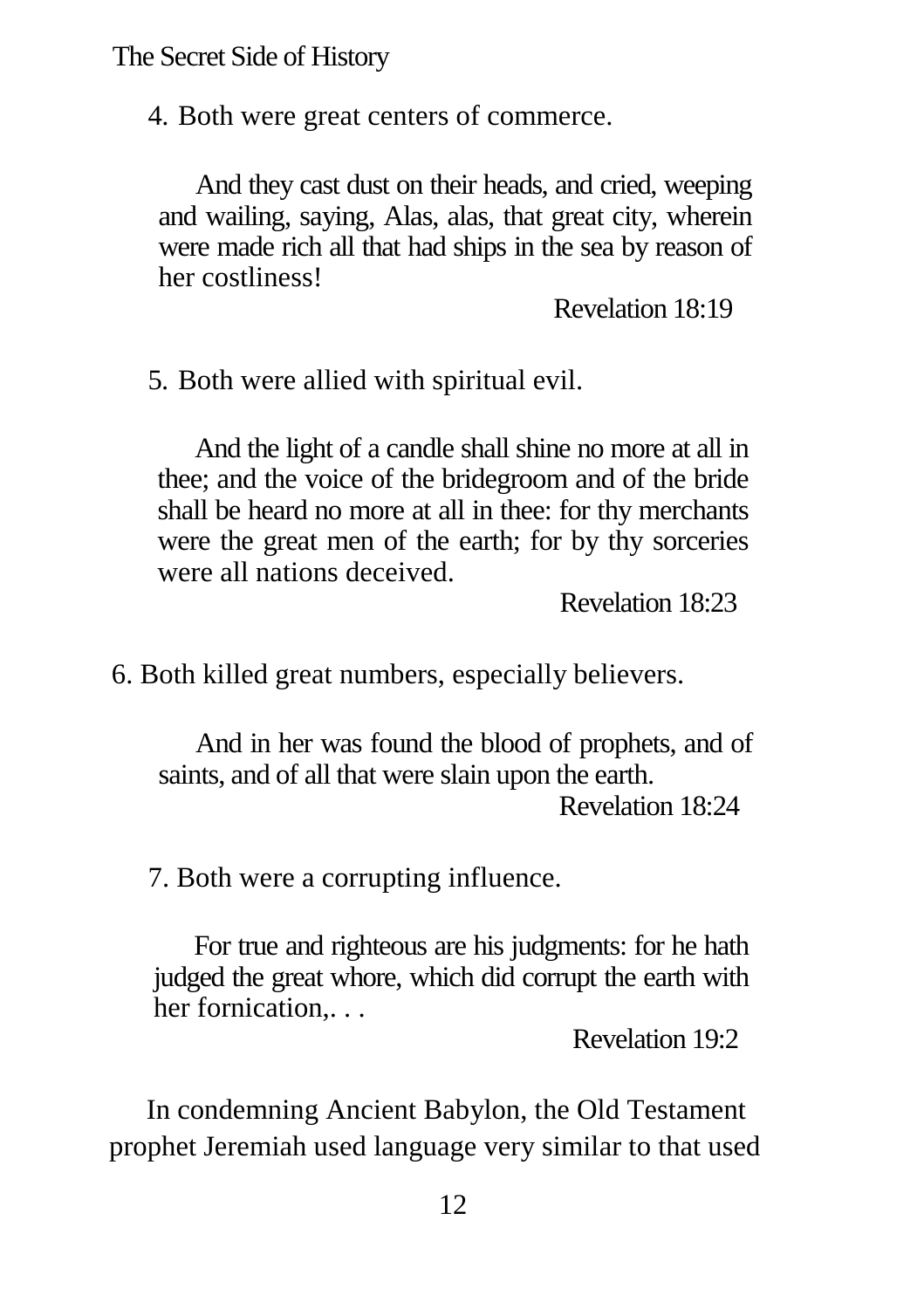4. Both were great centers of commerce.

> And they cast dust on their heads, and cried, weeping and wailing, saying, Alas, alas, that great city, wherein were made rich all that had ships in the sea by reason of her costliness!
>
> Revelation 18:19

5. Both were allied with spiritual evil.

> And the light of a candle shall shine no more at all in thee; and the voice of the bridegroom and of the bride shall be heard no more at all in thee: for thy merchants were the great men of the earth; for by thy sorceries were all nations deceived.
>
> Revelation 18:23

6. Both killed great numbers, especially believers.

> And in her was found the blood of prophets, and of saints, and of all that were slain upon the earth.
>
> Revelation 18:24

7. Both were a corrupting influence.

> For true and righteous are his judgments: for he hath judged the great whore, which did corrupt the earth with her fornication,. . .
>
> Revelation 19:2

In condemning Ancient Babylon, the Old Testament prophet Jeremiah used language very similar to that used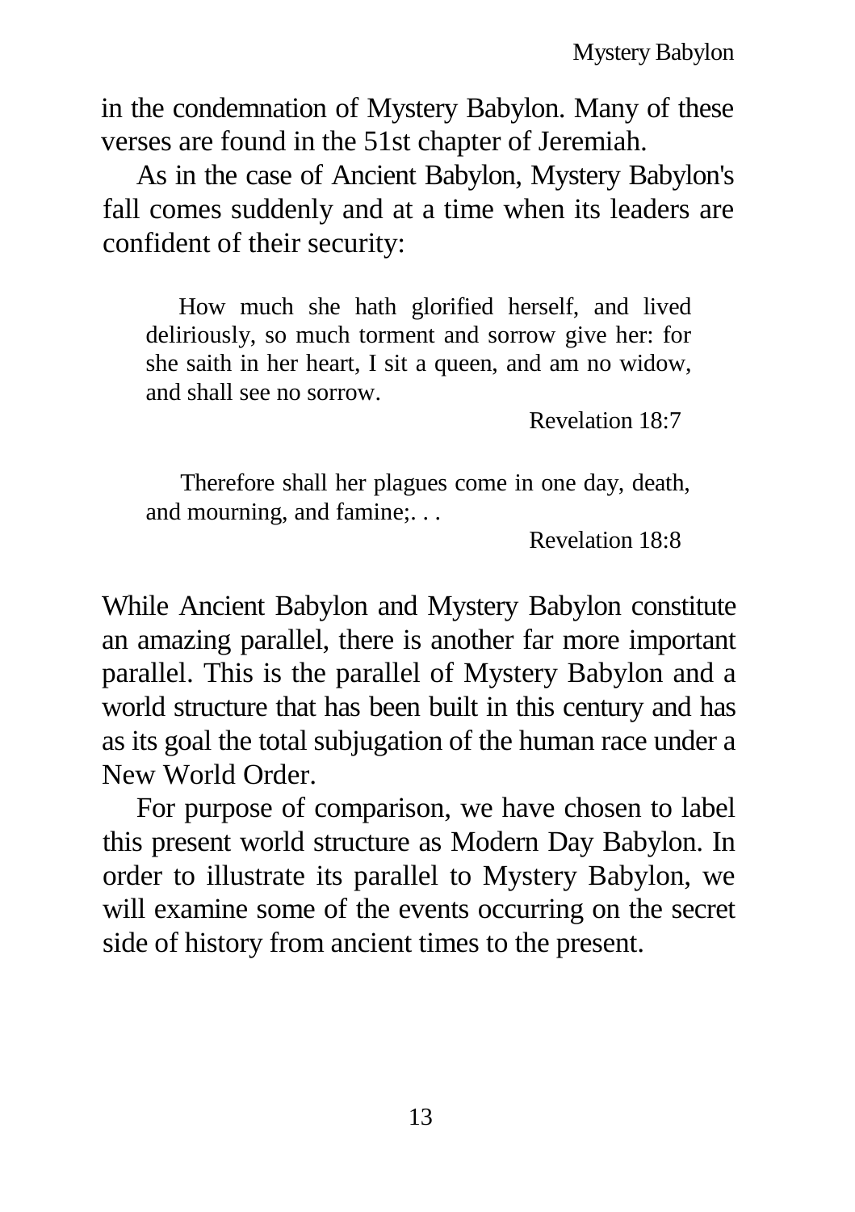in the condemnation of Mystery Babylon. Many of these verses are found in the 51st chapter of Jeremiah.

As in the case of Ancient Babylon, Mystery Babylon's fall comes suddenly and at a time when its leaders are confident of their security:

> How much she hath glorified herself, and lived deliriously, so much torment and sorrow give her: for she saith in her heart, I sit a queen, and am no widow, and shall see no sorrow.
>
> Revelation 18:7

> Therefore shall her plagues come in one day, death, and mourning, and famine;. . .
>
> Revelation 18:8

While Ancient Babylon and Mystery Babylon constitute an amazing parallel, there is another far more important parallel. This is the parallel of Mystery Babylon and a world structure that has been built in this century and has as its goal the total subjugation of the human race under a New World Order.

For purpose of comparison, we have chosen to label this present world structure as Modern Day Babylon. In order to illustrate its parallel to Mystery Babylon, we will examine some of the events occurring on the secret side of history from ancient times to the present.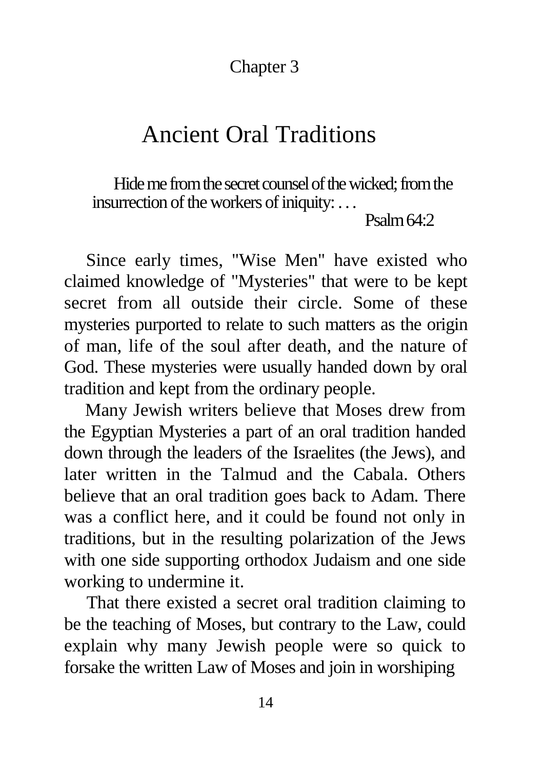Chapter 3

# Ancient Oral Traditions

> Hide me from the secret counsel of the wicked; from the insurrection of the workers of iniquity: . . .
>
> Psalm 64:2

Since early times, "Wise Men" have existed who claimed knowledge of "Mysteries" that were to be kept secret from all outside their circle. Some of these mysteries purported to relate to such matters as the origin of man, life of the soul after death, and the nature of God. These mysteries were usually handed down by oral tradition and kept from the ordinary people.

Many Jewish writers believe that Moses drew from the Egyptian Mysteries a part of an oral tradition handed down through the leaders of the Israelites (the Jews), and later written in the Talmud and the Cabala. Others believe that an oral tradition goes back to Adam. There was a conflict here, and it could be found not only in traditions, but in the resulting polarization of the Jews with one side supporting orthodox Judaism and one side working to undermine it.

That there existed a secret oral tradition claiming to be the teaching of Moses, but contrary to the Law, could explain why many Jewish people were so quick to forsake the written Law of Moses and join in worshiping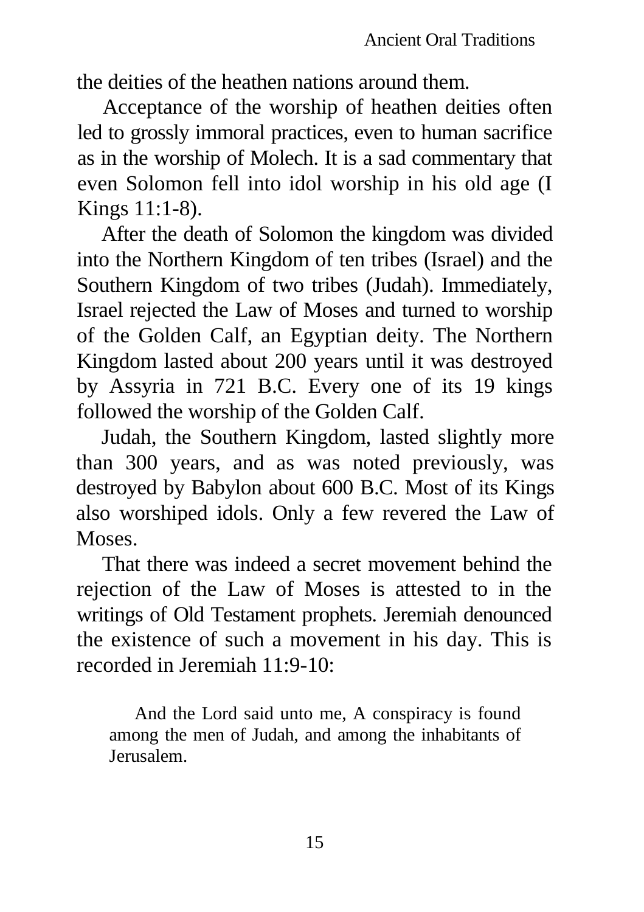the deities of the heathen nations around them.

Acceptance of the worship of heathen deities often led to grossly immoral practices, even to human sacrifice as in the worship of Molech. It is a sad commentary that even Solomon fell into idol worship in his old age (I Kings 11:1-8).

After the death of Solomon the kingdom was divided into the Northern Kingdom of ten tribes (Israel) and the Southern Kingdom of two tribes (Judah). Immediately, Israel rejected the Law of Moses and turned to worship of the Golden Calf, an Egyptian deity. The Northern Kingdom lasted about 200 years until it was destroyed by Assyria in 721 B.C. Every one of its 19 kings followed the worship of the Golden Calf.

Judah, the Southern Kingdom, lasted slightly more than 300 years, and as was noted previously, was destroyed by Babylon about 600 B.C. Most of its Kings also worshiped idols. Only a few revered the Law of Moses.

That there was indeed a secret movement behind the rejection of the Law of Moses is attested to in the writings of Old Testament prophets. Jeremiah denounced the existence of such a movement in his day. This is recorded in Jeremiah 11:9-10:

> And the Lord said unto me, A conspiracy is found among the men of Judah, and among the inhabitants of Jerusalem.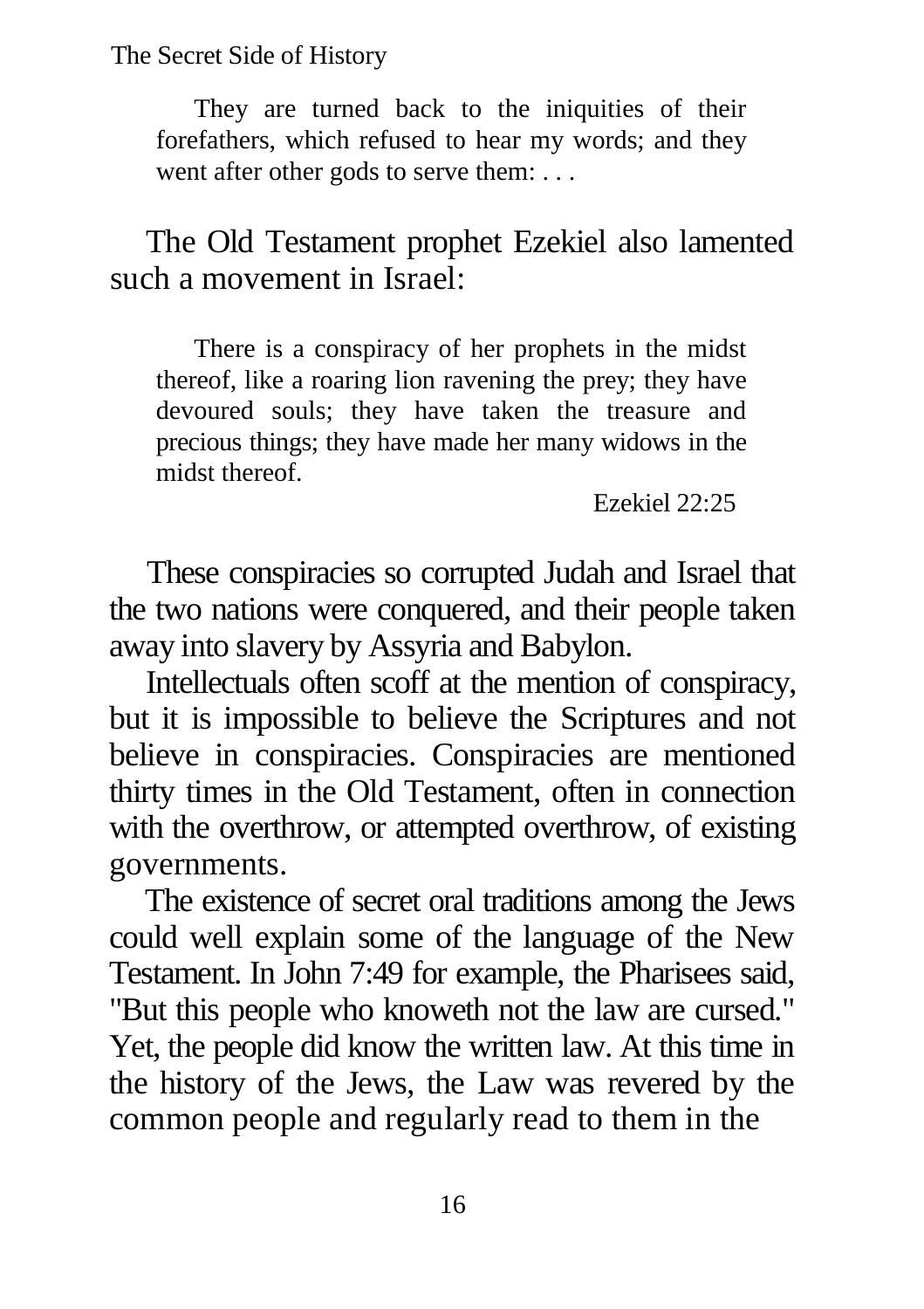> They are turned back to the iniquities of their forefathers, which refused to hear my words; and they went after other gods to serve them: . . .

The Old Testament prophet Ezekiel also lamented such a movement in Israel:

> There is a conspiracy of her prophets in the midst thereof, like a roaring lion ravening the prey; they have devoured souls; they have taken the treasure and precious things; they have made her many widows in the midst thereof.
>
> Ezekiel 22:25

These conspiracies so corrupted Judah and Israel that the two nations were conquered, and their people taken away into slavery by Assyria and Babylon.

Intellectuals often scoff at the mention of conspiracy, but it is impossible to believe the Scriptures and not believe in conspiracies. Conspiracies are mentioned thirty times in the Old Testament, often in connection with the overthrow, or attempted overthrow, of existing governments.

The existence of secret oral traditions among the Jews could well explain some of the language of the New Testament. In John 7:49 for example, the Pharisees said, "But this people who knoweth not the law are cursed." Yet, the people did know the written law. At this time in the history of the Jews, the Law was revered by the common people and regularly read to them in the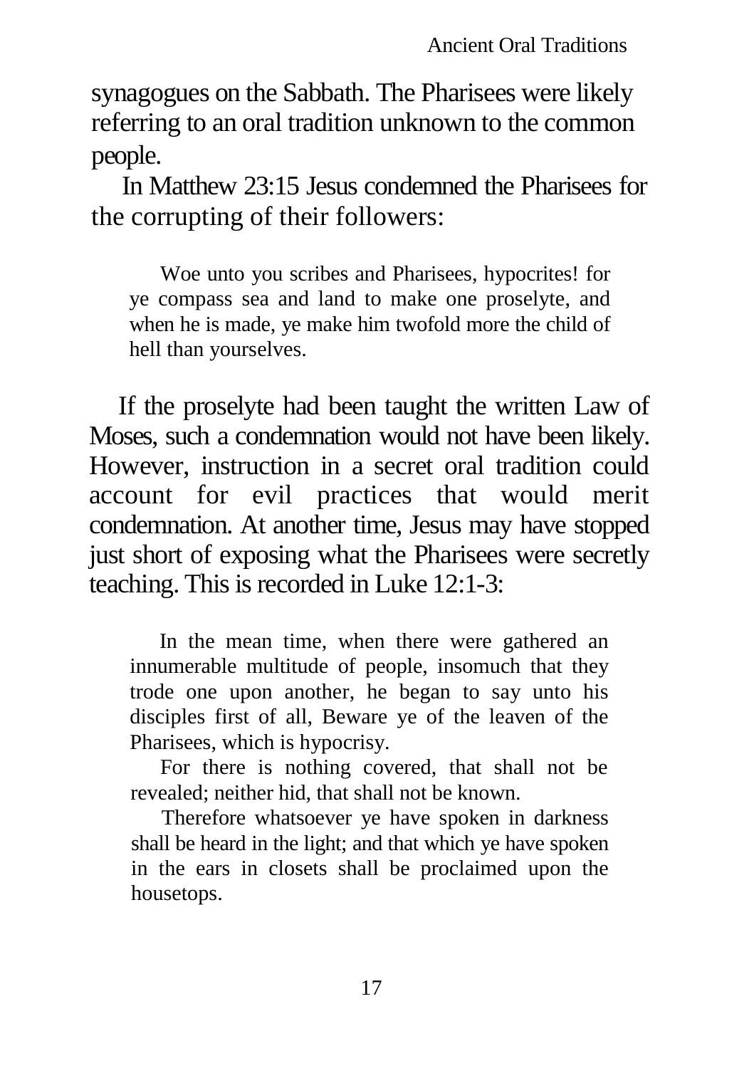synagogues on the Sabbath. The Pharisees were likely referring to an oral tradition unknown to the common people.

In Matthew 23:15 Jesus condemned the Pharisees for the corrupting of their followers:

> Woe unto you scribes and Pharisees, hypocrites! for ye compass sea and land to make one proselyte, and when he is made, ye make him twofold more the child of hell than yourselves.

If the proselyte had been taught the written Law of Moses, such a condemnation would not have been likely. However, instruction in a secret oral tradition could account for evil practices that would merit condemnation. At another time, Jesus may have stopped just short of exposing what the Pharisees were secretly teaching. This is recorded in Luke 12:1-3:

> In the mean time, when there were gathered an innumerable multitude of people, insomuch that they trode one upon another, he began to say unto his disciples first of all, Beware ye of the leaven of the Pharisees, which is hypocrisy.
>
> For there is nothing covered, that shall not be revealed; neither hid, that shall not be known.
>
> Therefore whatsoever ye have spoken in darkness shall be heard in the light; and that which ye have spoken in the ears in closets shall be proclaimed upon the housetops.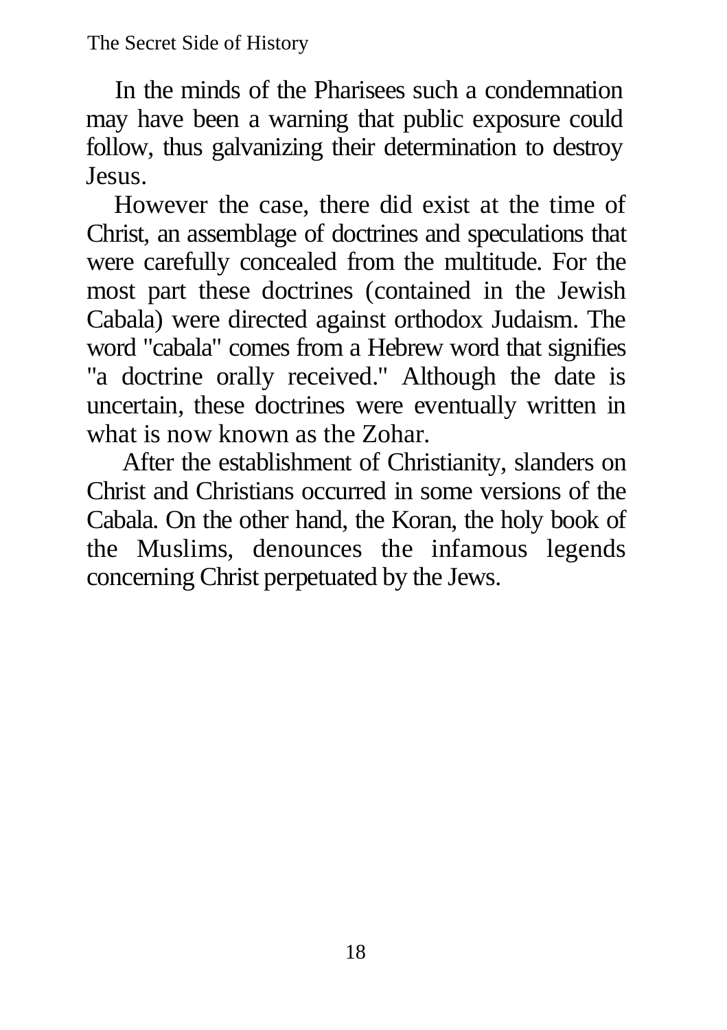In the minds of the Pharisees such a condemnation may have been a warning that public exposure could follow, thus galvanizing their determination to destroy Jesus.

However the case, there did exist at the time of Christ, an assemblage of doctrines and speculations that were carefully concealed from the multitude. For the most part these doctrines (contained in the Jewish Cabala) were directed against orthodox Judaism. The word "cabala" comes from a Hebrew word that signifies "a doctrine orally received." Although the date is uncertain, these doctrines were eventually written in what is now known as the Zohar.

After the establishment of Christianity, slanders on Christ and Christians occurred in some versions of the Cabala. On the other hand, the Koran, the holy book of the Muslims, denounces the infamous legends concerning Christ perpetuated by the Jews.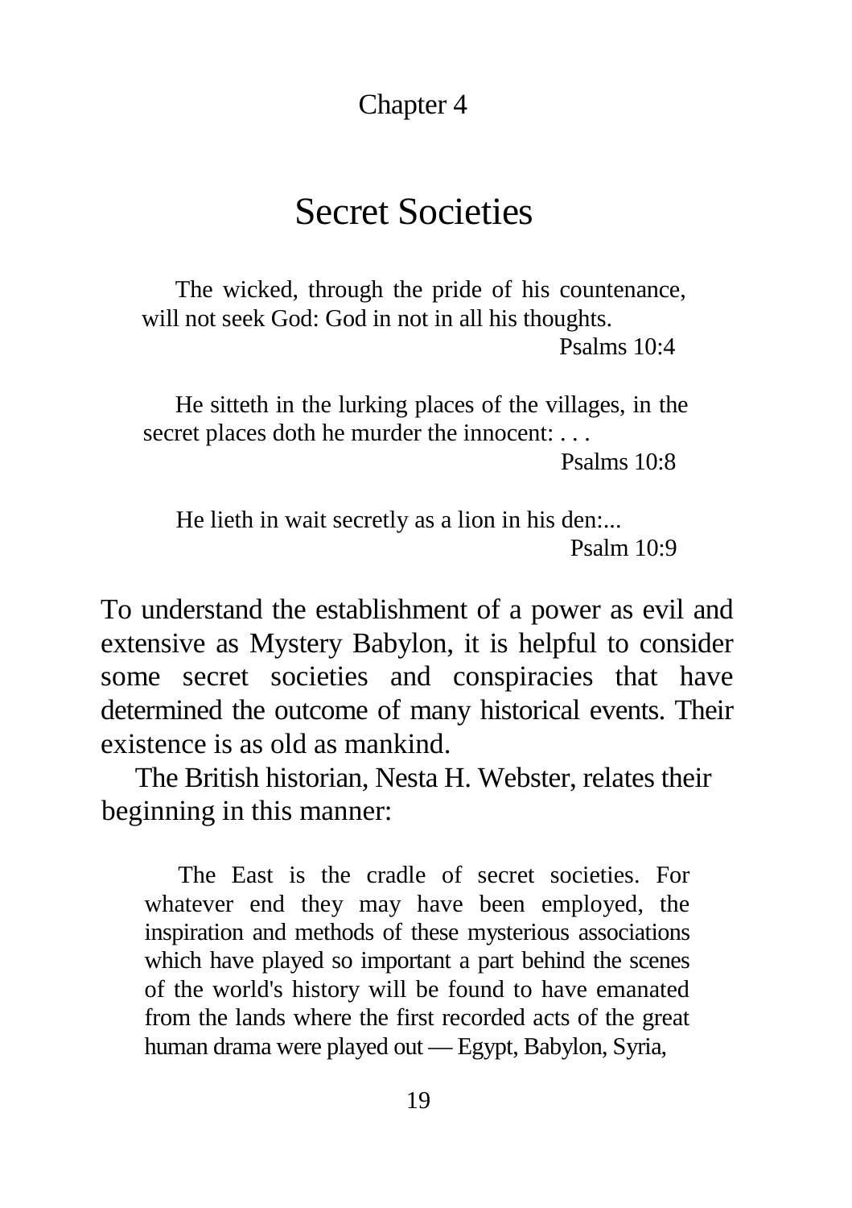Chapter 4

# Secret Societies

> The wicked, through the pride of his countenance, will not seek God: God in not in all his thoughts.
>
> Psalms 10:4

> He sitteth in the lurking places of the villages, in the secret places doth he murder the innocent: . . .
>
> Psalms 10:8

> He lieth in wait secretly as a lion in his den:...
>
> Psalm 10:9

To understand the establishment of a power as evil and extensive as Mystery Babylon, it is helpful to consider some secret societies and conspiracies that have determined the outcome of many historical events. Their existence is as old as mankind.

The British historian, Nesta H. Webster, relates their beginning in this manner:

> The East is the cradle of secret societies. For whatever end they may have been employed, the inspiration and methods of these mysterious associations which have played so important a part behind the scenes of the world's history will be found to have emanated from the lands where the first recorded acts of the great human drama were played out — Egypt, Babylon, Syria,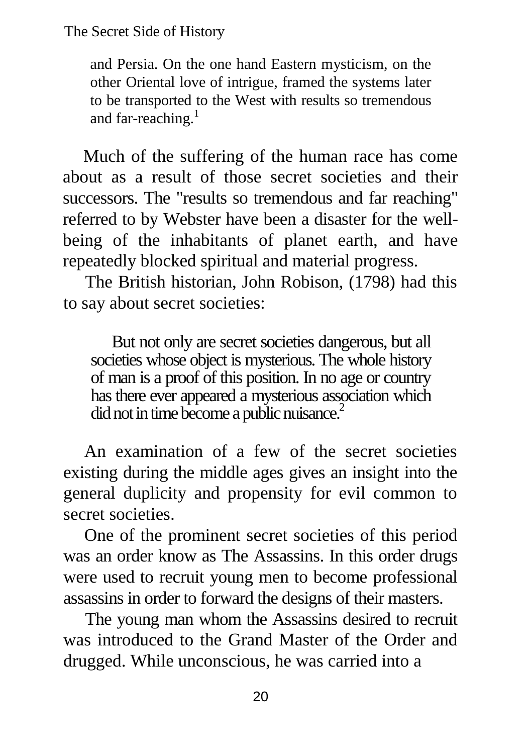> and Persia. On the one hand Eastern mysticism, on the other Oriental love of intrigue, framed the systems later to be transported to the West with results so tremendous and far-reaching.[1]

Much of the suffering of the human race has come about as a result of those secret societies and their successors. The "results so tremendous and far reaching" referred to by Webster have been a disaster for the well-being of the inhabitants of planet earth, and have repeatedly blocked spiritual and material progress.

The British historian, John Robison, (1798) had this to say about secret societies:

> But not only are secret societies dangerous, but all societies whose object is mysterious. The whole history of man is a proof of this position. In no age or country has there ever appeared a mysterious association which did not in time become a public nuisance.[2]

An examination of a few of the secret societies existing during the middle ages gives an insight into the general duplicity and propensity for evil common to secret societies.

One of the prominent secret societies of this period was an order know as The Assassins. In this order drugs were used to recruit young men to become professional assassins in order to forward the designs of their masters.

The young man whom the Assassins desired to recruit was introduced to the Grand Master of the Order and drugged. While unconscious, he was carried into a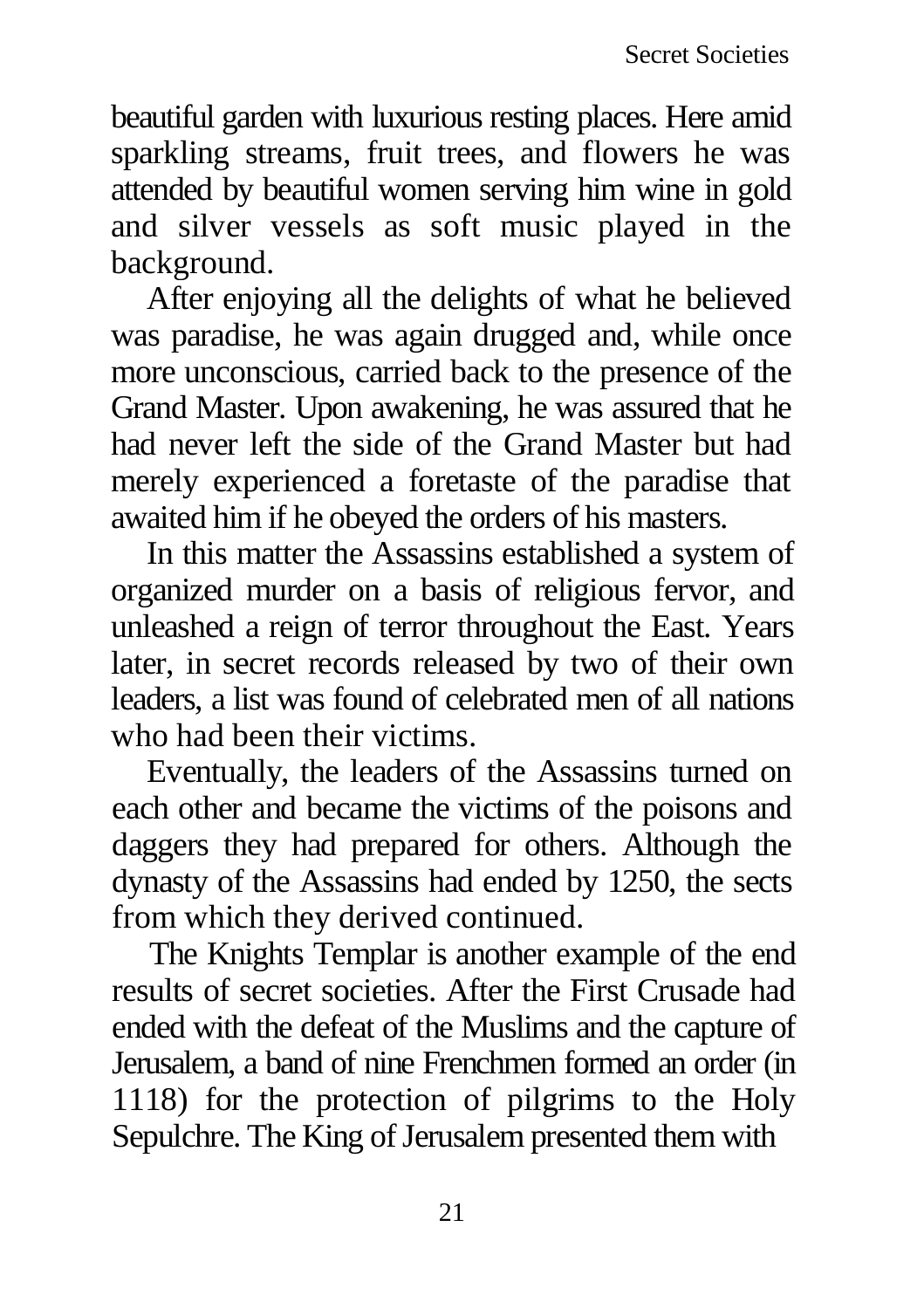beautiful garden with luxurious resting places. Here amid sparkling streams, fruit trees, and flowers he was attended by beautiful women serving him wine in gold and silver vessels as soft music played in the background.

After enjoying all the delights of what he believed was paradise, he was again drugged and, while once more unconscious, carried back to the presence of the Grand Master. Upon awakening, he was assured that he had never left the side of the Grand Master but had merely experienced a foretaste of the paradise that awaited him if he obeyed the orders of his masters.

In this matter the Assassins established a system of organized murder on a basis of religious fervor, and unleashed a reign of terror throughout the East. Years later, in secret records released by two of their own leaders, a list was found of celebrated men of all nations who had been their victims.

Eventually, the leaders of the Assassins turned on each other and became the victims of the poisons and daggers they had prepared for others. Although the dynasty of the Assassins had ended by 1250, the sects from which they derived continued.

The Knights Templar is another example of the end results of secret societies. After the First Crusade had ended with the defeat of the Muslims and the capture of Jerusalem, a band of nine Frenchmen formed an order (in 1118) for the protection of pilgrims to the Holy Sepulchre. The King of Jerusalem presented them with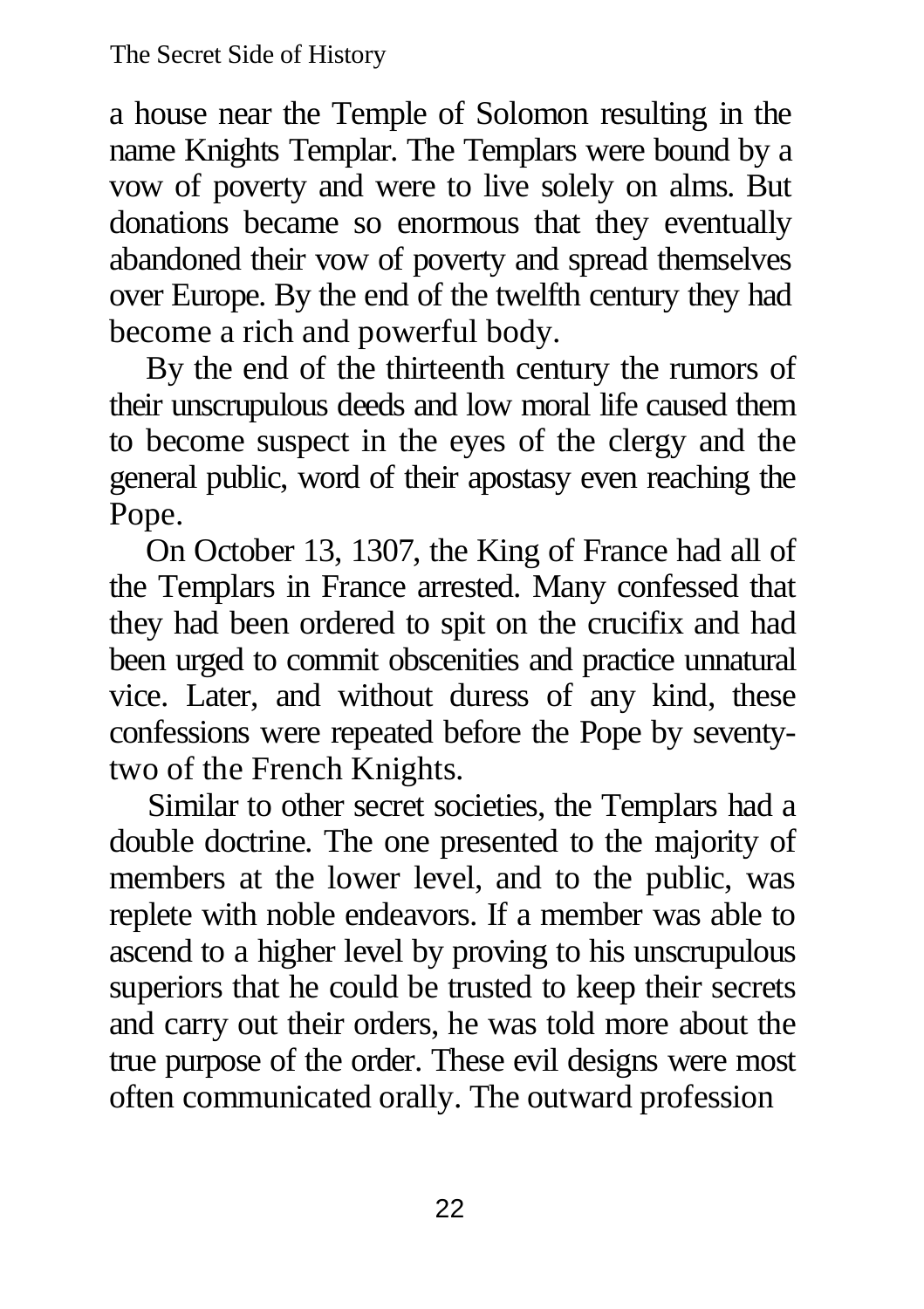a house near the Temple of Solomon resulting in the name Knights Templar. The Templars were bound by a vow of poverty and were to live solely on alms. But donations became so enormous that they eventually abandoned their vow of poverty and spread themselves over Europe. By the end of the twelfth century they had become a rich and powerful body.

By the end of the thirteenth century the rumors of their unscrupulous deeds and low moral life caused them to become suspect in the eyes of the clergy and the general public, word of their apostasy even reaching the Pope.

On October 13, 1307, the King of France had all of the Templars in France arrested. Many confessed that they had been ordered to spit on the crucifix and had been urged to commit obscenities and practice unnatural vice. Later, and without duress of any kind, these confessions were repeated before the Pope by seventy-two of the French Knights.

Similar to other secret societies, the Templars had a double doctrine. The one presented to the majority of members at the lower level, and to the public, was replete with noble endeavors. If a member was able to ascend to a higher level by proving to his unscrupulous superiors that he could be trusted to keep their secrets and carry out their orders, he was told more about the true purpose of the order. These evil designs were most often communicated orally. The outward profession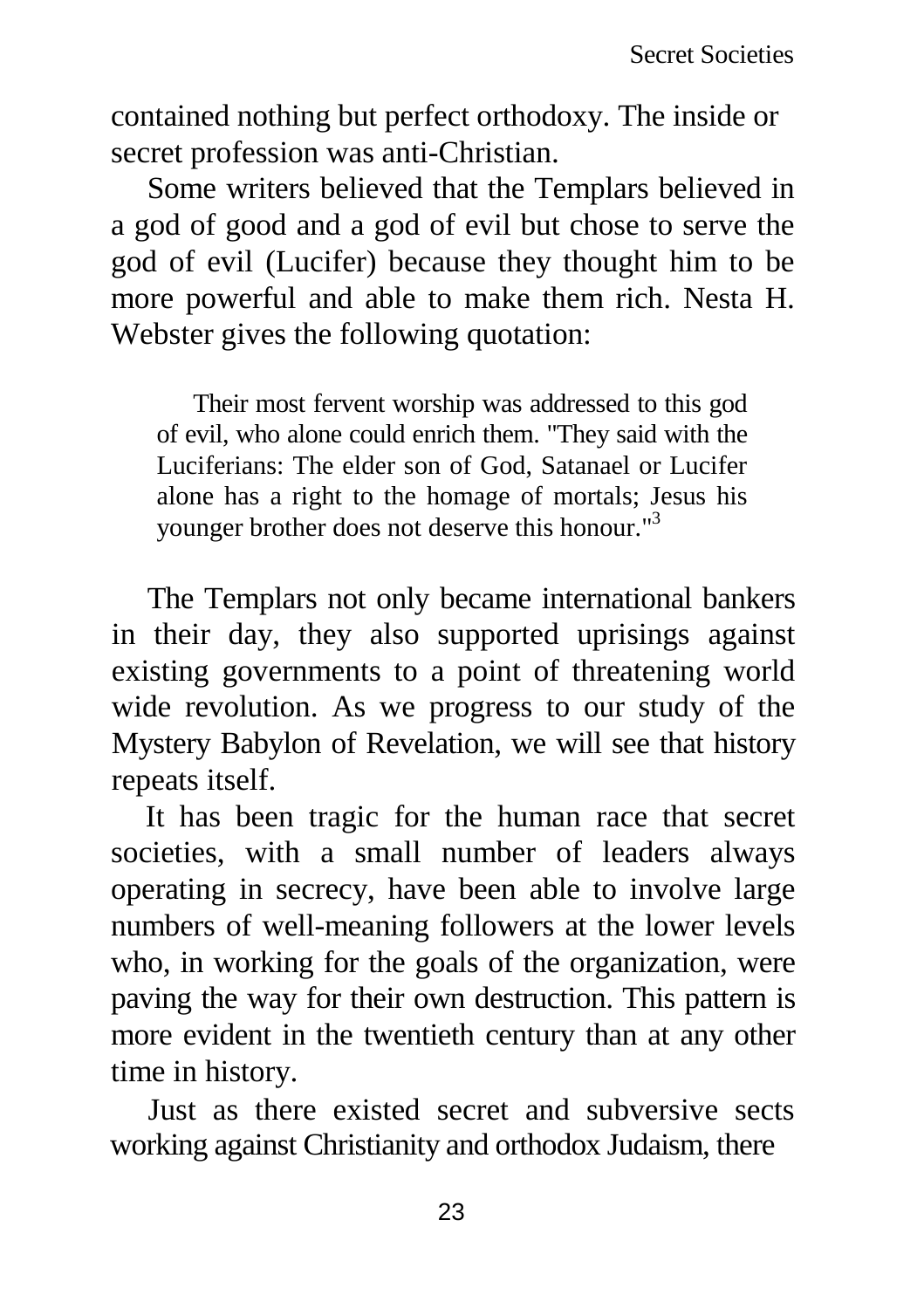contained nothing but perfect orthodoxy. The inside or secret profession was anti-Christian.

Some writers believed that the Templars believed in a god of good and a god of evil but chose to serve the god of evil (Lucifer) because they thought him to be more powerful and able to make them rich. Nesta H. Webster gives the following quotation:

> Their most fervent worship was addressed to this god of evil, who alone could enrich them. "They said with the Luciferians: The elder son of God, Satanael or Lucifer alone has a right to the homage of mortals; Jesus his younger brother does not deserve this honour."[3]

The Templars not only became international bankers in their day, they also supported uprisings against existing governments to a point of threatening world wide revolution. As we progress to our study of the Mystery Babylon of Revelation, we will see that history repeats itself.

It has been tragic for the human race that secret societies, with a small number of leaders always operating in secrecy, have been able to involve large numbers of well-meaning followers at the lower levels who, in working for the goals of the organization, were paving the way for their own destruction. This pattern is more evident in the twentieth century than at any other time in history.

Just as there existed secret and subversive sects working against Christianity and orthodox Judaism, there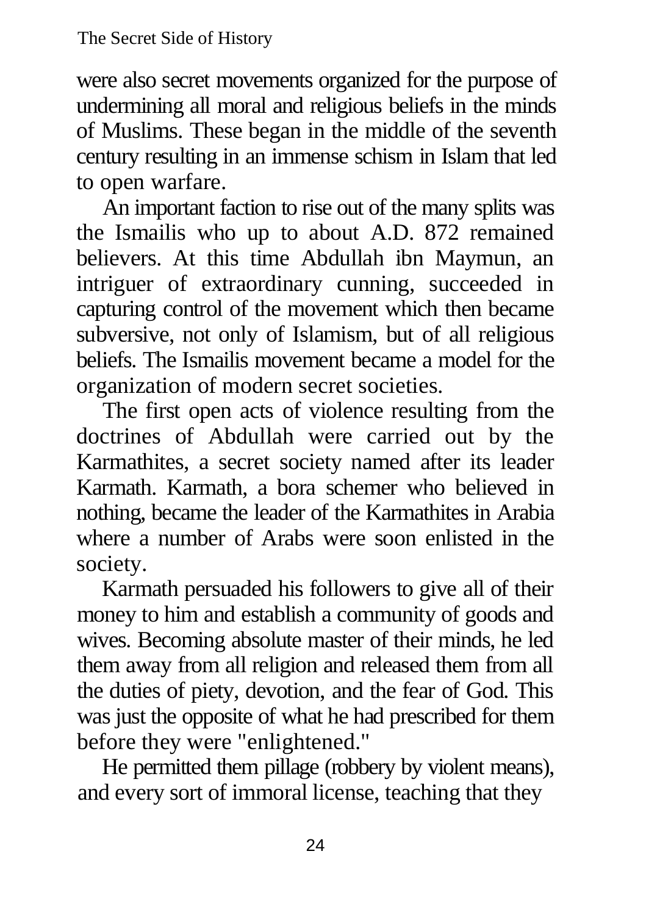were also secret movements organized for the purpose of undermining all moral and religious beliefs in the minds of Muslims. These began in the middle of the seventh century resulting in an immense schism in Islam that led to open warfare.

An important faction to rise out of the many splits was the Ismailis who up to about A.D. 872 remained believers. At this time Abdullah ibn Maymun, an intriguer of extraordinary cunning, succeeded in capturing control of the movement which then became subversive, not only of Islamism, but of all religious beliefs. The Ismailis movement became a model for the organization of modern secret societies.

The first open acts of violence resulting from the doctrines of Abdullah were carried out by the Karmathites, a secret society named after its leader Karmath. Karmath, a bora schemer who believed in nothing, became the leader of the Karmathites in Arabia where a number of Arabs were soon enlisted in the society.

Karmath persuaded his followers to give all of their money to him and establish a community of goods and wives. Becoming absolute master of their minds, he led them away from all religion and released them from all the duties of piety, devotion, and the fear of God. This was just the opposite of what he had prescribed for them before they were "enlightened."

He permitted them pillage (robbery by violent means), and every sort of immoral license, teaching that they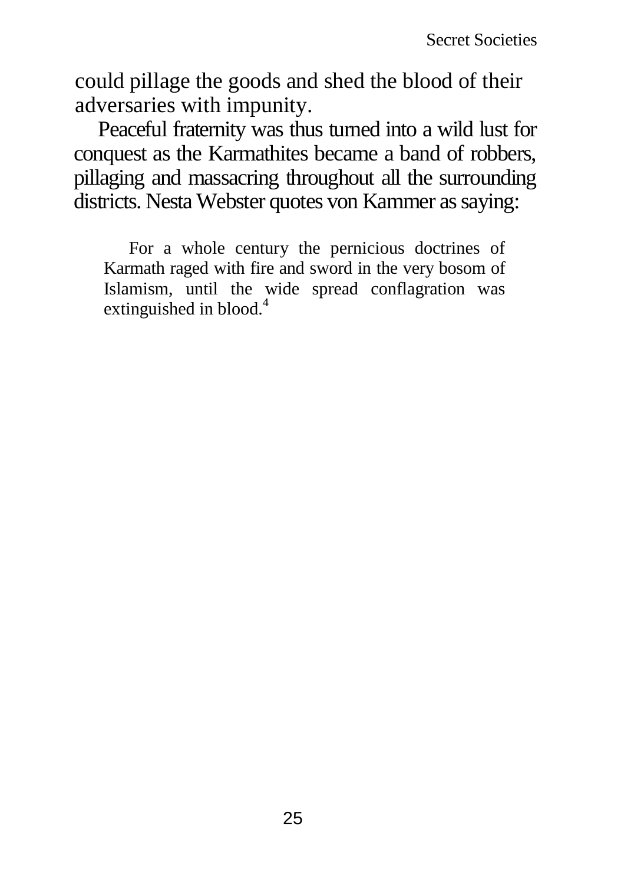could pillage the goods and shed the blood of their adversaries with impunity.

Peaceful fraternity was thus turned into a wild lust for conquest as the Karmathites became a band of robbers, pillaging and massacring throughout all the surrounding districts. Nesta Webster quotes von Kammer as saying:

> For a whole century the pernicious doctrines of Karmath raged with fire and sword in the very bosom of Islamism, until the wide spread conflagration was extinguished in blood.[4]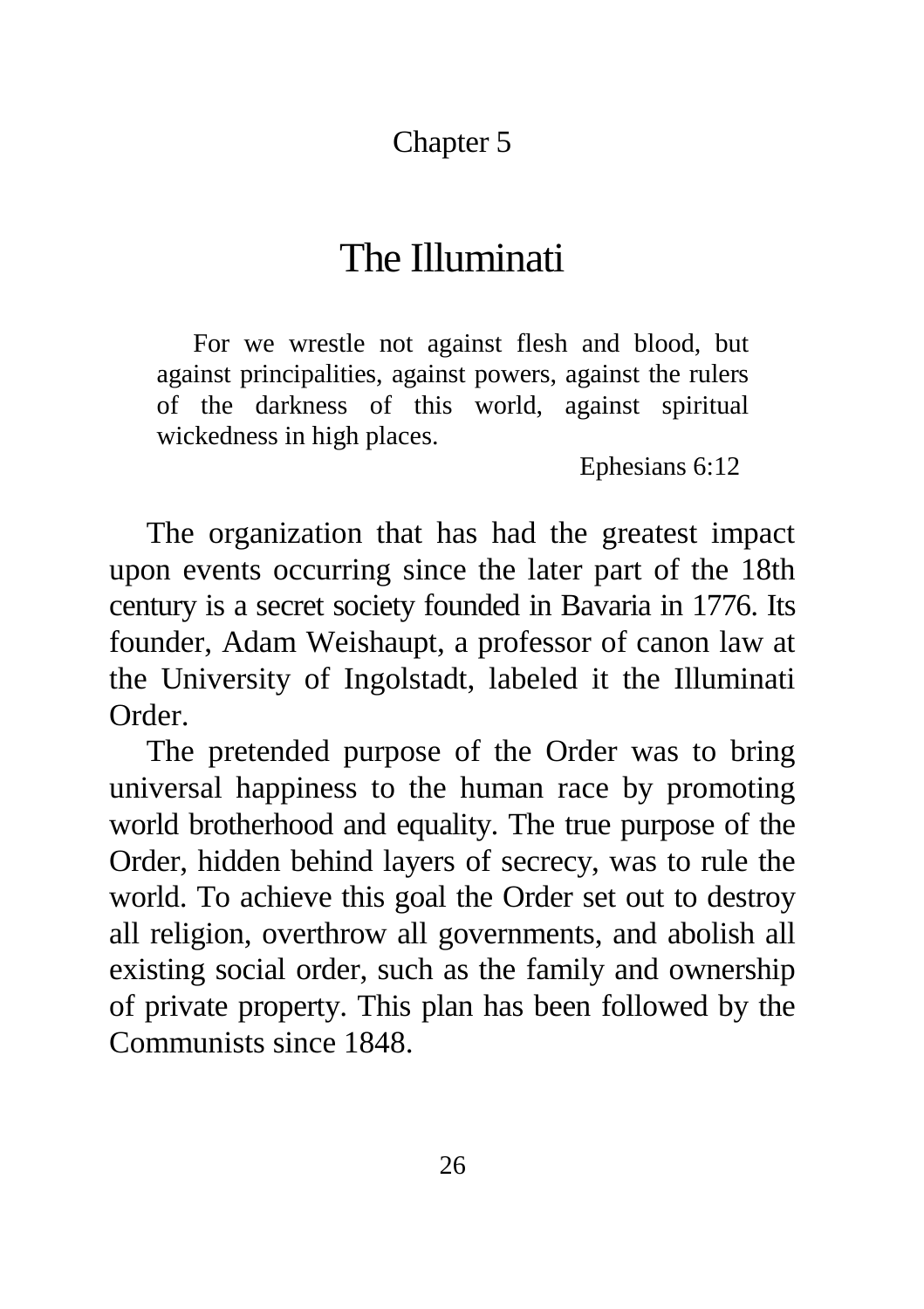Chapter 5

# The Illuminati

> For we wrestle not against flesh and blood, but against principalities, against powers, against the rulers of the darkness of this world, against spiritual wickedness in high places.
>
> Ephesians 6:12

The organization that has had the greatest impact upon events occurring since the later part of the 18th century is a secret society founded in Bavaria in 1776. Its founder, Adam Weishaupt, a professor of canon law at the University of Ingolstadt, labeled it the Illuminati Order.

The pretended purpose of the Order was to bring universal happiness to the human race by promoting world brotherhood and equality. The true purpose of the Order, hidden behind layers of secrecy, was to rule the world. To achieve this goal the Order set out to destroy all religion, overthrow all governments, and abolish all existing social order, such as the family and ownership of private property. This plan has been followed by the Communists since 1848.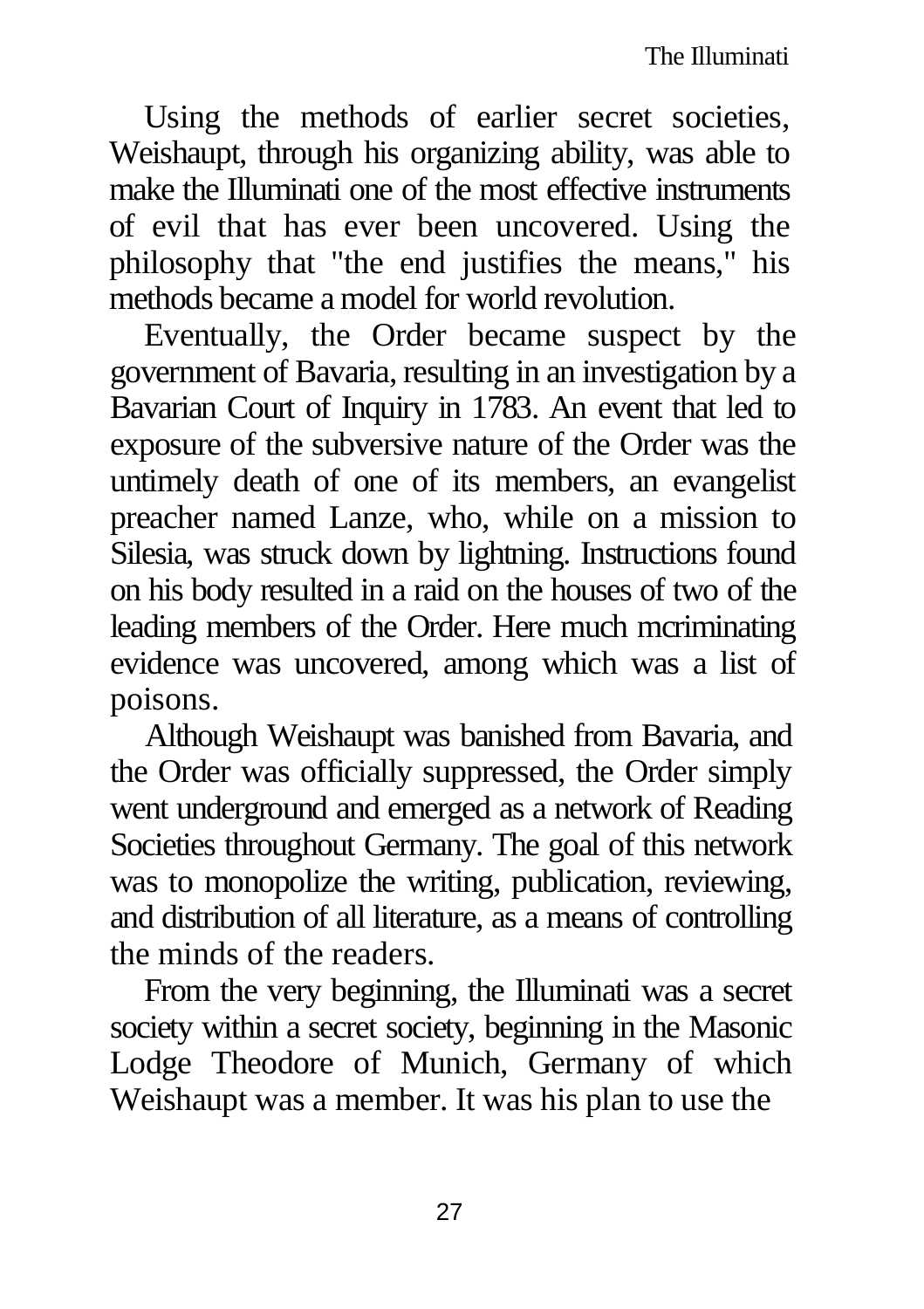Using the methods of earlier secret societies, Weishaupt, through his organizing ability, was able to make the Illuminati one of the most effective instruments of evil that has ever been uncovered. Using the philosophy that "the end justifies the means," his methods became a model for world revolution.

Eventually, the Order became suspect by the government of Bavaria, resulting in an investigation by a Bavarian Court of Inquiry in 1783. An event that led to exposure of the subversive nature of the Order was the untimely death of one of its members, an evangelist preacher named Lanze, who, while on a mission to Silesia, was struck down by lightning. Instructions found on his body resulted in a raid on the houses of two of the leading members of the Order. Here much mcriminating evidence was uncovered, among which was a list of poisons.

Although Weishaupt was banished from Bavaria, and the Order was officially suppressed, the Order simply went underground and emerged as a network of Reading Societies throughout Germany. The goal of this network was to monopolize the writing, publication, reviewing, and distribution of all literature, as a means of controlling the minds of the readers.

From the very beginning, the Illuminati was a secret society within a secret society, beginning in the Masonic Lodge Theodore of Munich, Germany of which Weishaupt was a member. It was his plan to use the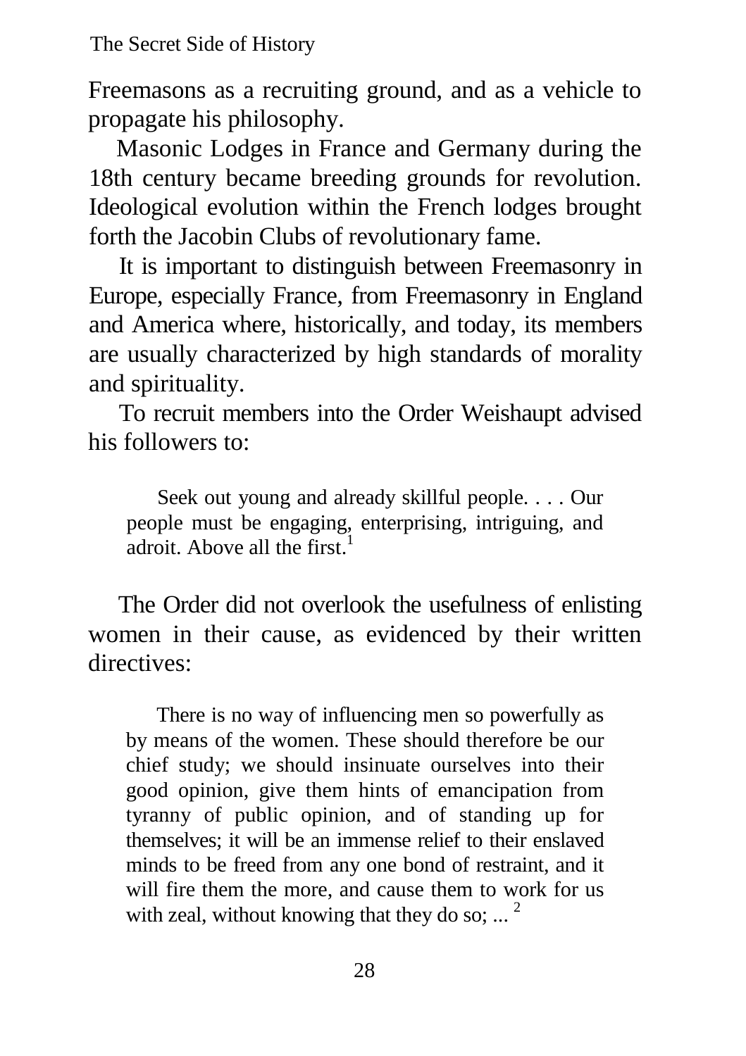Freemasons as a recruiting ground, and as a vehicle to propagate his philosophy.

Masonic Lodges in France and Germany during the 18th century became breeding grounds for revolution. Ideological evolution within the French lodges brought forth the Jacobin Clubs of revolutionary fame.

It is important to distinguish between Freemasonry in Europe, especially France, from Freemasonry in England and America where, historically, and today, its members are usually characterized by high standards of morality and spirituality.

To recruit members into the Order Weishaupt advised his followers to:

> Seek out young and already skillful people. . . . Our people must be engaging, enterprising, intriguing, and adroit. Above all the first.[1]

The Order did not overlook the usefulness of enlisting women in their cause, as evidenced by their written directives:

> There is no way of influencing men so powerfully as by means of the women. These should therefore be our chief study; we should insinuate ourselves into their good opinion, give them hints of emancipation from tyranny of public opinion, and of standing up for themselves; it will be an immense relief to their enslaved minds to be freed from any one bond of restraint, and it will fire them the more, and cause them to work for us with zeal, without knowing that they do so; ... [2]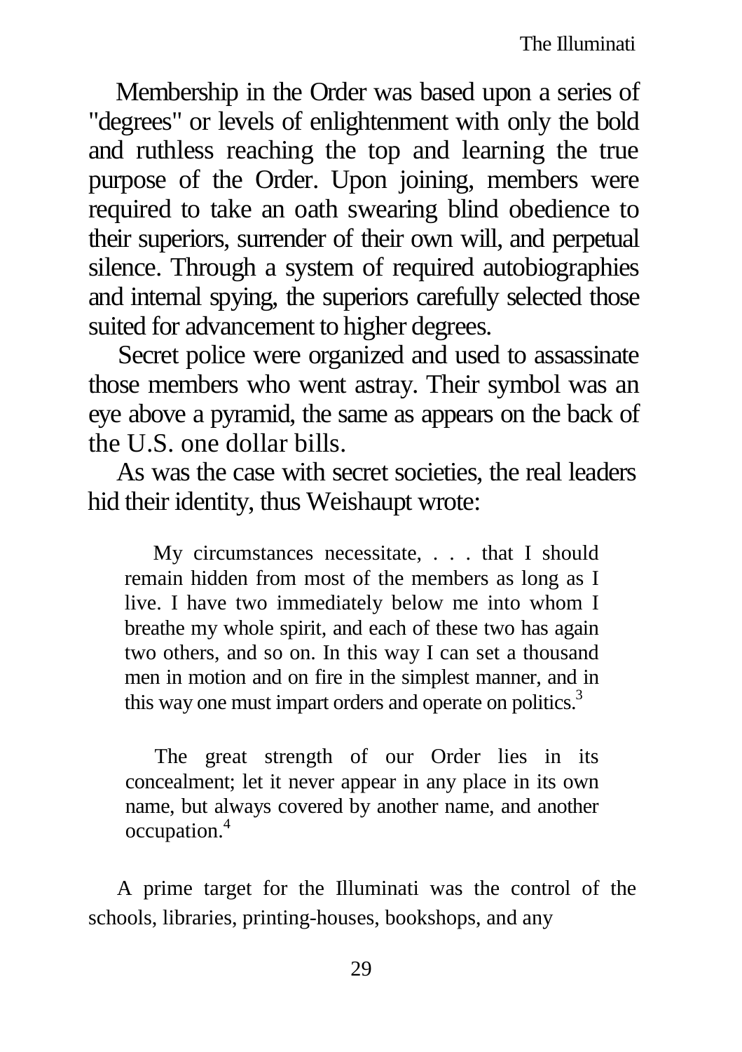Membership in the Order was based upon a series of "degrees" or levels of enlightenment with only the bold and ruthless reaching the top and learning the true purpose of the Order. Upon joining, members were required to take an oath swearing blind obedience to their superiors, surrender of their own will, and perpetual silence. Through a system of required autobiographies and internal spying, the superiors carefully selected those suited for advancement to higher degrees.

Secret police were organized and used to assassinate those members who went astray. Their symbol was an eye above a pyramid, the same as appears on the back of the U.S. one dollar bills.

As was the case with secret societies, the real leaders hid their identity, thus Weishaupt wrote:

> My circumstances necessitate, . . . that I should remain hidden from most of the members as long as I live. I have two immediately below me into whom I breathe my whole spirit, and each of these two has again two others, and so on. In this way I can set a thousand men in motion and on fire in the simplest manner, and in this way one must impart orders and operate on politics.[3]

> The great strength of our Order lies in its concealment; let it never appear in any place in its own name, but always covered by another name, and another occupation.[4]

A prime target for the Illuminati was the control of the schools, libraries, printing-houses, bookshops, and any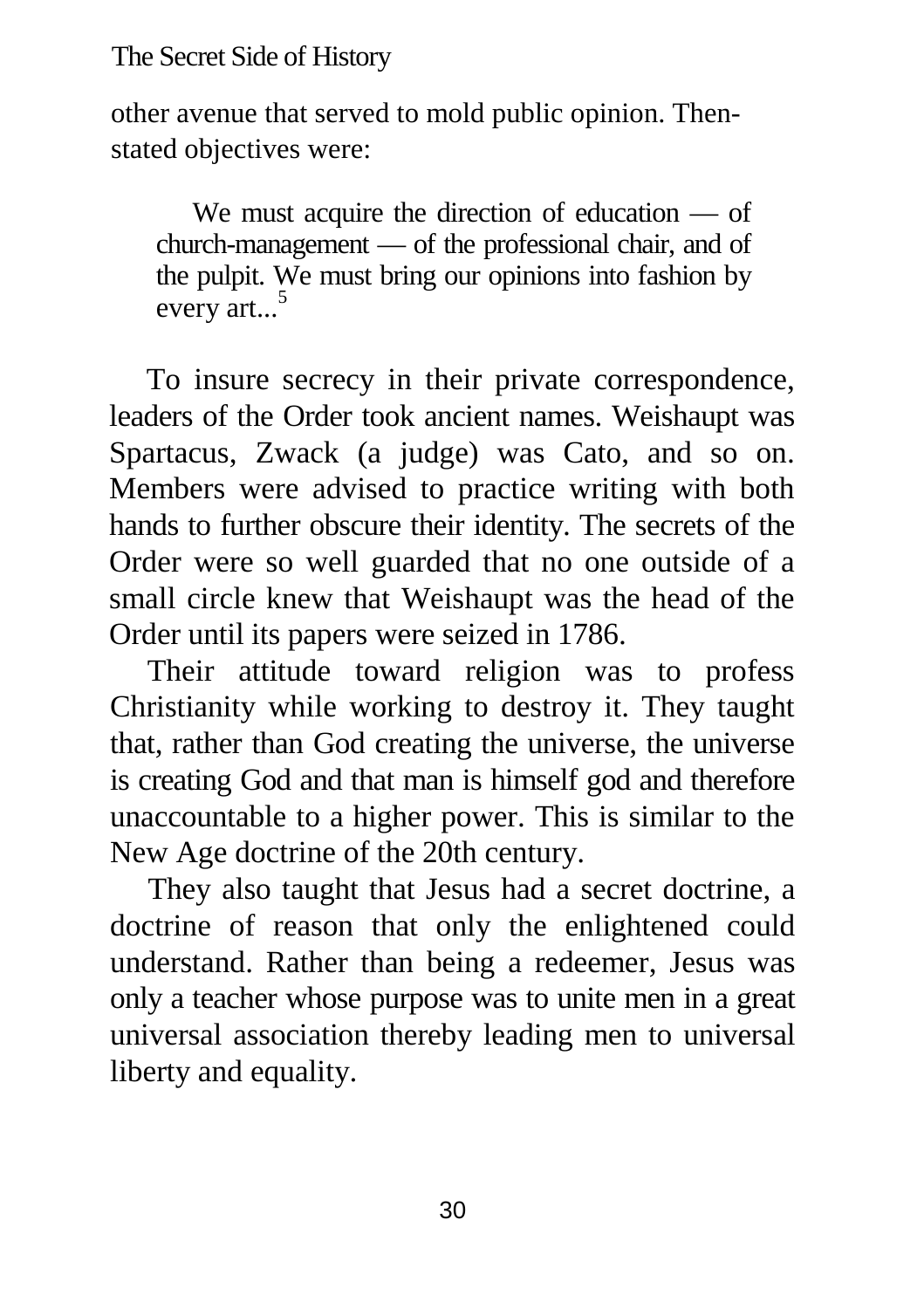other avenue that served to mold public opinion. Then-stated objectives were:

> We must acquire the direction of education — of church-management — of the professional chair, and of the pulpit. We must bring our opinions into fashion by every art...[5]

To insure secrecy in their private correspondence, leaders of the Order took ancient names. Weishaupt was Spartacus, Zwack (a judge) was Cato, and so on. Members were advised to practice writing with both hands to further obscure their identity. The secrets of the Order were so well guarded that no one outside of a small circle knew that Weishaupt was the head of the Order until its papers were seized in 1786.

Their attitude toward religion was to profess Christianity while working to destroy it. They taught that, rather than God creating the universe, the universe is creating God and that man is himself god and therefore unaccountable to a higher power. This is similar to the New Age doctrine of the 20th century.

They also taught that Jesus had a secret doctrine, a doctrine of reason that only the enlightened could understand. Rather than being a redeemer, Jesus was only a teacher whose purpose was to unite men in a great universal association thereby leading men to universal liberty and equality.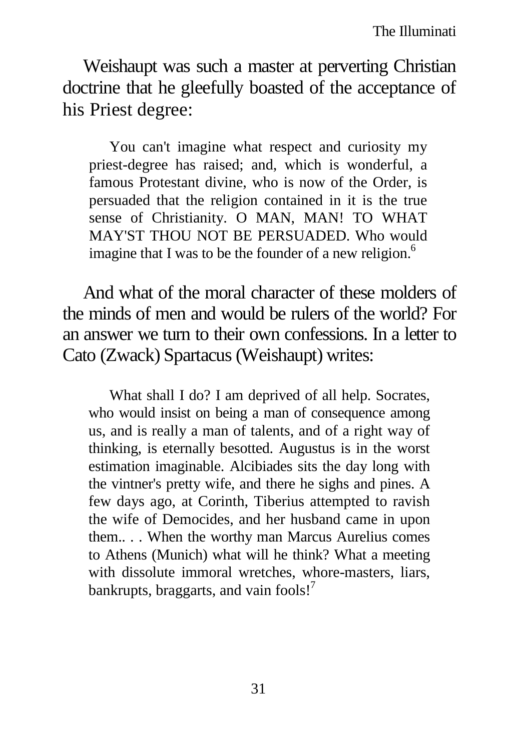Weishaupt was such a master at perverting Christian doctrine that he gleefully boasted of the acceptance of his Priest degree:

> You can't imagine what respect and curiosity my priest-degree has raised; and, which is wonderful, a famous Protestant divine, who is now of the Order, is persuaded that the religion contained in it is the true sense of Christianity. O MAN, MAN! TO WHAT MAY'ST THOU NOT BE PERSUADED. Who would imagine that I was to be the founder of a new religion.[6]

And what of the moral character of these molders of the minds of men and would be rulers of the world? For an answer we turn to their own confessions. In a letter to Cato (Zwack) Spartacus (Weishaupt) writes:

> What shall I do? I am deprived of all help. Socrates, who would insist on being a man of consequence among us, and is really a man of talents, and of a right way of thinking, is eternally besotted. Augustus is in the worst estimation imaginable. Alcibiades sits the day long with the vintner's pretty wife, and there he sighs and pines. A few days ago, at Corinth, Tiberius attempted to ravish the wife of Democides, and her husband came in upon them.. . . When the worthy man Marcus Aurelius comes to Athens (Munich) what will he think? What a meeting with dissolute immoral wretches, whore-masters, liars, bankrupts, braggarts, and vain fools![7]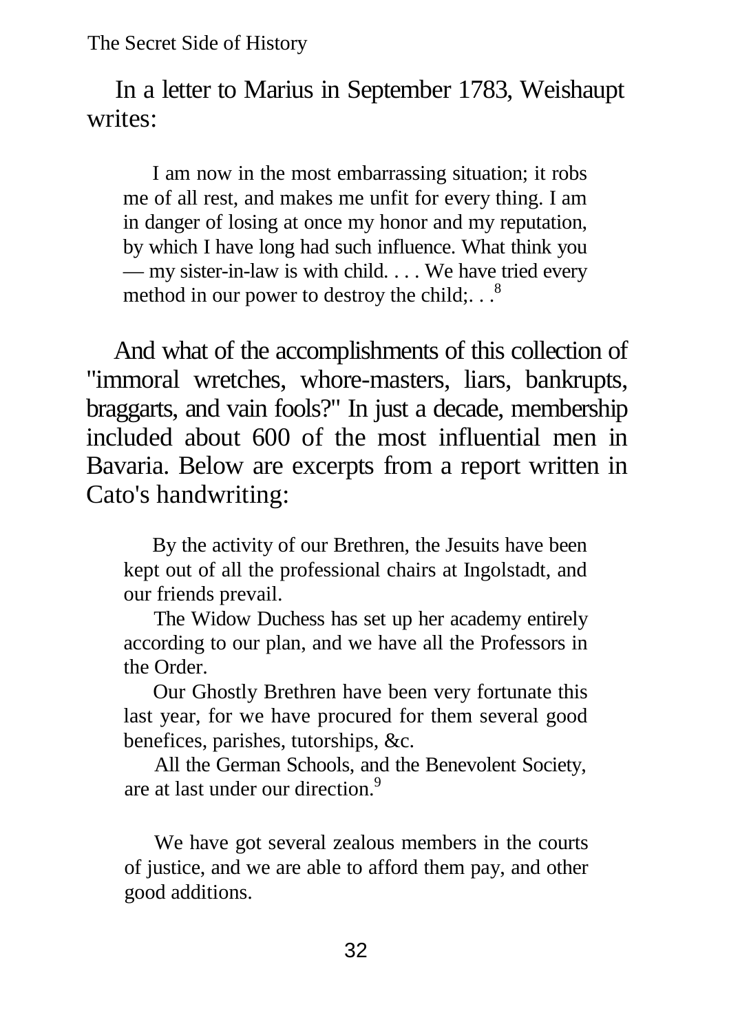In a letter to Marius in September 1783, Weishaupt writes:

> I am now in the most embarrassing situation; it robs me of all rest, and makes me unfit for every thing. I am in danger of losing at once my honor and my reputation, by which I have long had such influence. What think you — my sister-in-law is with child. . . . We have tried every method in our power to destroy the child;. . .[8]

And what of the accomplishments of this collection of "immoral wretches, whore-masters, liars, bankrupts, braggarts, and vain fools?" In just a decade, membership included about 600 of the most influential men in Bavaria. Below are excerpts from a report written in Cato's handwriting:

> By the activity of our Brethren, the Jesuits have been kept out of all the professional chairs at Ingolstadt, and our friends prevail.
>
> The Widow Duchess has set up her academy entirely according to our plan, and we have all the Professors in the Order.
>
> Our Ghostly Brethren have been very fortunate this last year, for we have procured for them several good benefices, parishes, tutorships, &c.
>
> All the German Schools, and the Benevolent Society, are at last under our direction.[9]

> We have got several zealous members in the courts of justice, and we are able to afford them pay, and other good additions.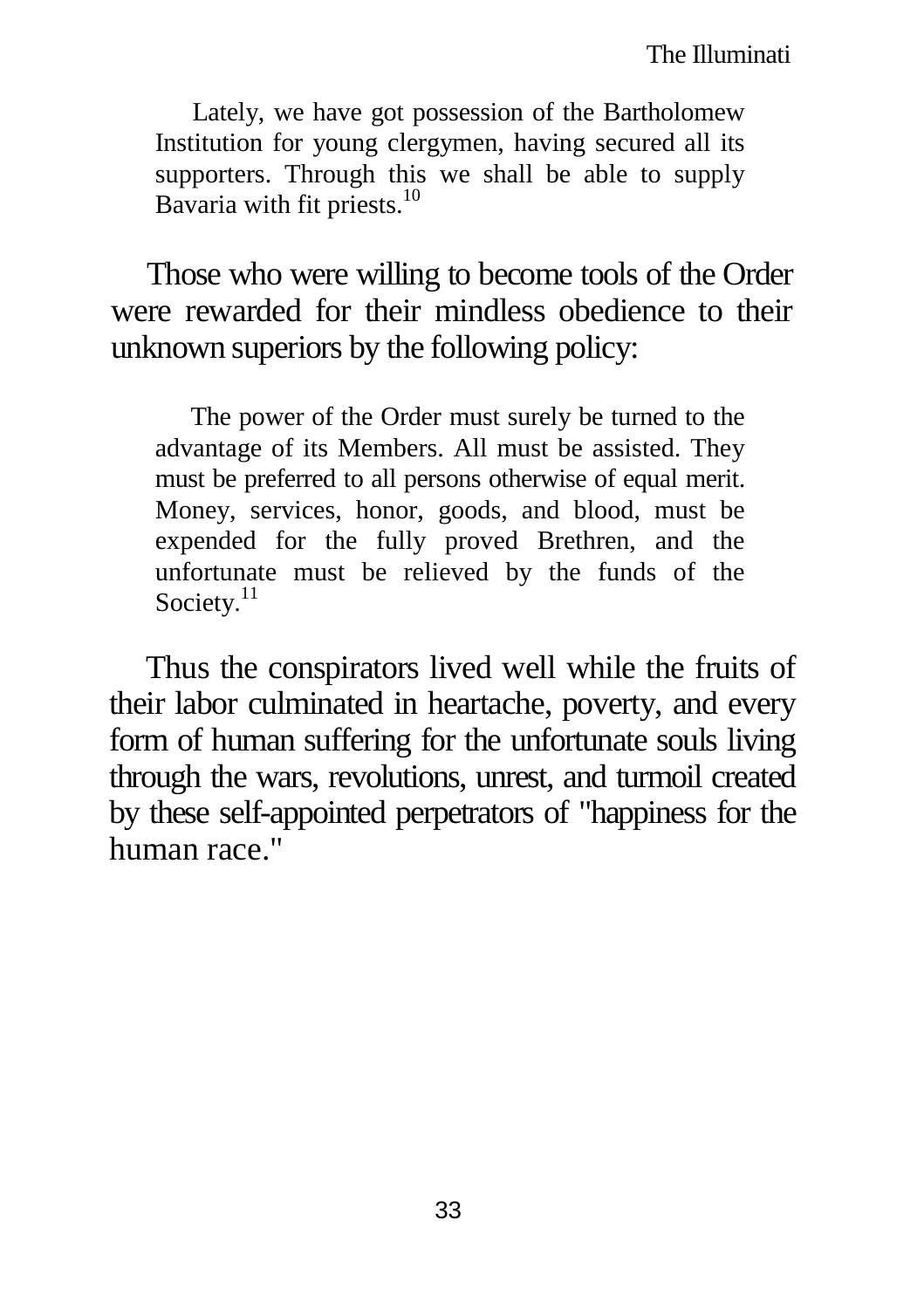> Lately, we have got possession of the Bartholomew Institution for young clergymen, having secured all its supporters. Through this we shall be able to supply Bavaria with fit priests.[10]

Those who were willing to become tools of the Order were rewarded for their mindless obedience to their unknown superiors by the following policy:

> The power of the Order must surely be turned to the advantage of its Members. All must be assisted. They must be preferred to all persons otherwise of equal merit. Money, services, honor, goods, and blood, must be expended for the fully proved Brethren, and the unfortunate must be relieved by the funds of the Society.[11]

Thus the conspirators lived well while the fruits of their labor culminated in heartache, poverty, and every form of human suffering for the unfortunate souls living through the wars, revolutions, unrest, and turmoil created by these self-appointed perpetrators of "happiness for the human race."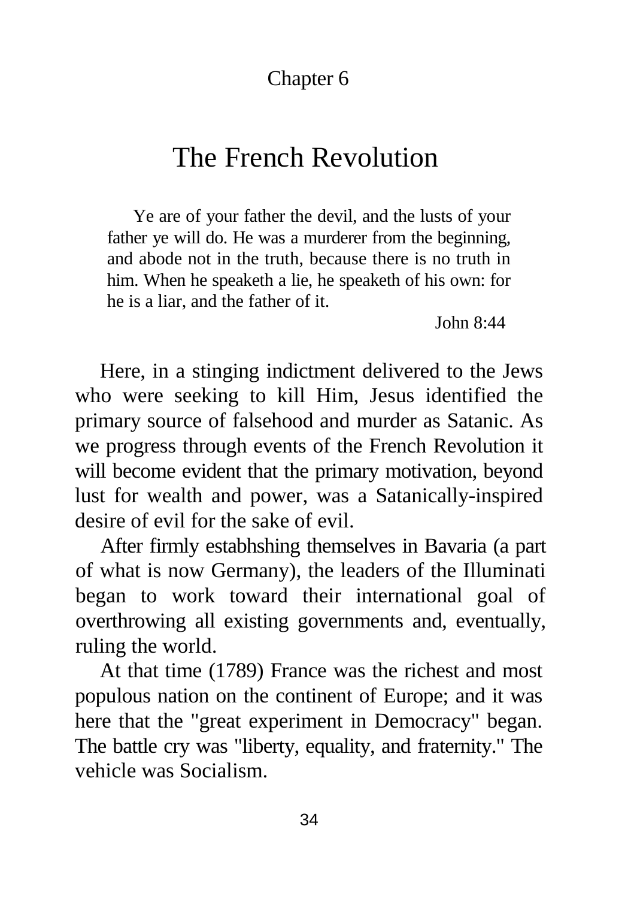Chapter 6

# The French Revolution

> Ye are of your father the devil, and the lusts of your father ye will do. He was a murderer from the beginning, and abode not in the truth, because there is no truth in him. When he speaketh a lie, he speaketh of his own: for he is a liar, and the father of it.
>
> John 8:44

Here, in a stinging indictment delivered to the Jews who were seeking to kill Him, Jesus identified the primary source of falsehood and murder as Satanic. As we progress through events of the French Revolution it will become evident that the primary motivation, beyond lust for wealth and power, was a Satanically-inspired desire of evil for the sake of evil.

After firmly estabhshing themselves in Bavaria (a part of what is now Germany), the leaders of the Illuminati began to work toward their international goal of overthrowing all existing governments and, eventually, ruling the world.

At that time (1789) France was the richest and most populous nation on the continent of Europe; and it was here that the "great experiment in Democracy" began. The battle cry was "liberty, equality, and fraternity." The vehicle was Socialism.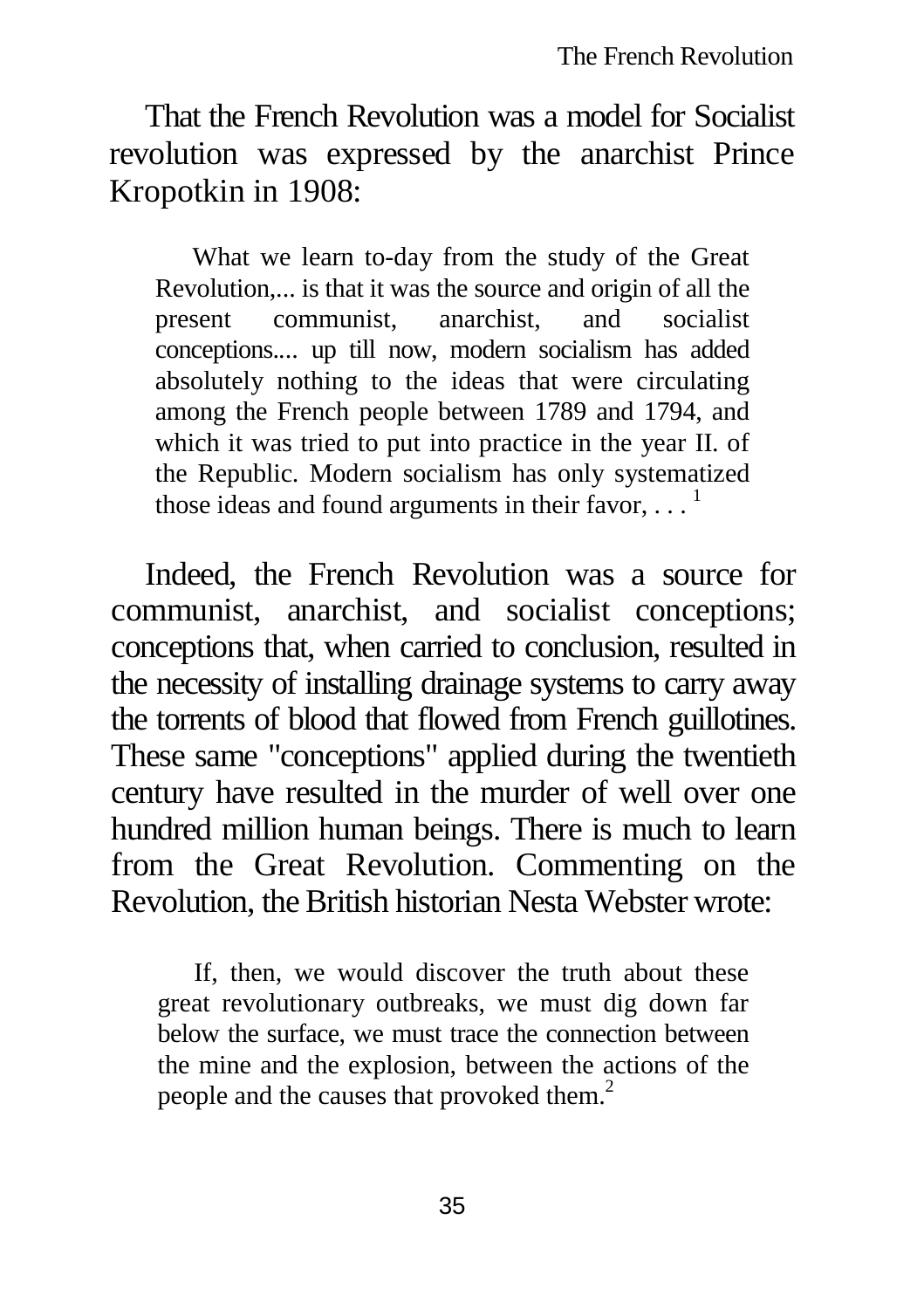That the French Revolution was a model for Socialist revolution was expressed by the anarchist Prince Kropotkin in 1908:

> What we learn to-day from the study of the Great Revolution,... is that it was the source and origin of all the present communist, anarchist, and socialist conceptions.... up till now, modern socialism has added absolutely nothing to the ideas that were circulating among the French people between 1789 and 1794, and which it was tried to put into practice in the year II. of the Republic. Modern socialism has only systematized those ideas and found arguments in their favor, . . . [1]

Indeed, the French Revolution was a source for communist, anarchist, and socialist conceptions; conceptions that, when carried to conclusion, resulted in the necessity of installing drainage systems to carry away the torrents of blood that flowed from French guillotines. These same "conceptions" applied during the twentieth century have resulted in the murder of well over one hundred million human beings. There is much to learn from the Great Revolution. Commenting on the Revolution, the British historian Nesta Webster wrote:

> If, then, we would discover the truth about these great revolutionary outbreaks, we must dig down far below the surface, we must trace the connection between the mine and the explosion, between the actions of the people and the causes that provoked them.[2]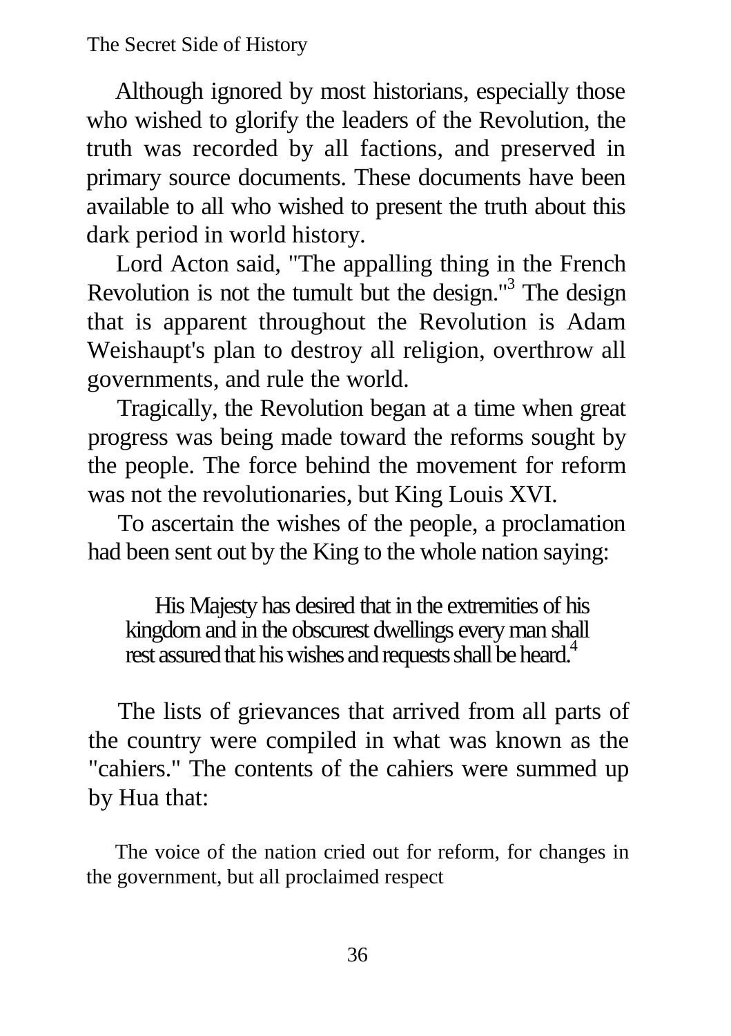Although ignored by most historians, especially those who wished to glorify the leaders of the Revolution, the truth was recorded by all factions, and preserved in primary source documents. These documents have been available to all who wished to present the truth about this dark period in world history.

Lord Acton said, "The appalling thing in the French Revolution is not the tumult but the design."[3] The design that is apparent throughout the Revolution is Adam Weishaupt's plan to destroy all religion, overthrow all governments, and rule the world.

Tragically, the Revolution began at a time when great progress was being made toward the reforms sought by the people. The force behind the movement for reform was not the revolutionaries, but King Louis XVI.

To ascertain the wishes of the people, a proclamation had been sent out by the King to the whole nation saying:

> His Majesty has desired that in the extremities of his kingdom and in the obscurest dwellings every man shall rest assured that his wishes and requests shall be heard.[4]

The lists of grievances that arrived from all parts of the country were compiled in what was known as the "cahiers." The contents of the cahiers were summed up by Hua that:

> The voice of the nation cried out for reform, for changes in the government, but all proclaimed respect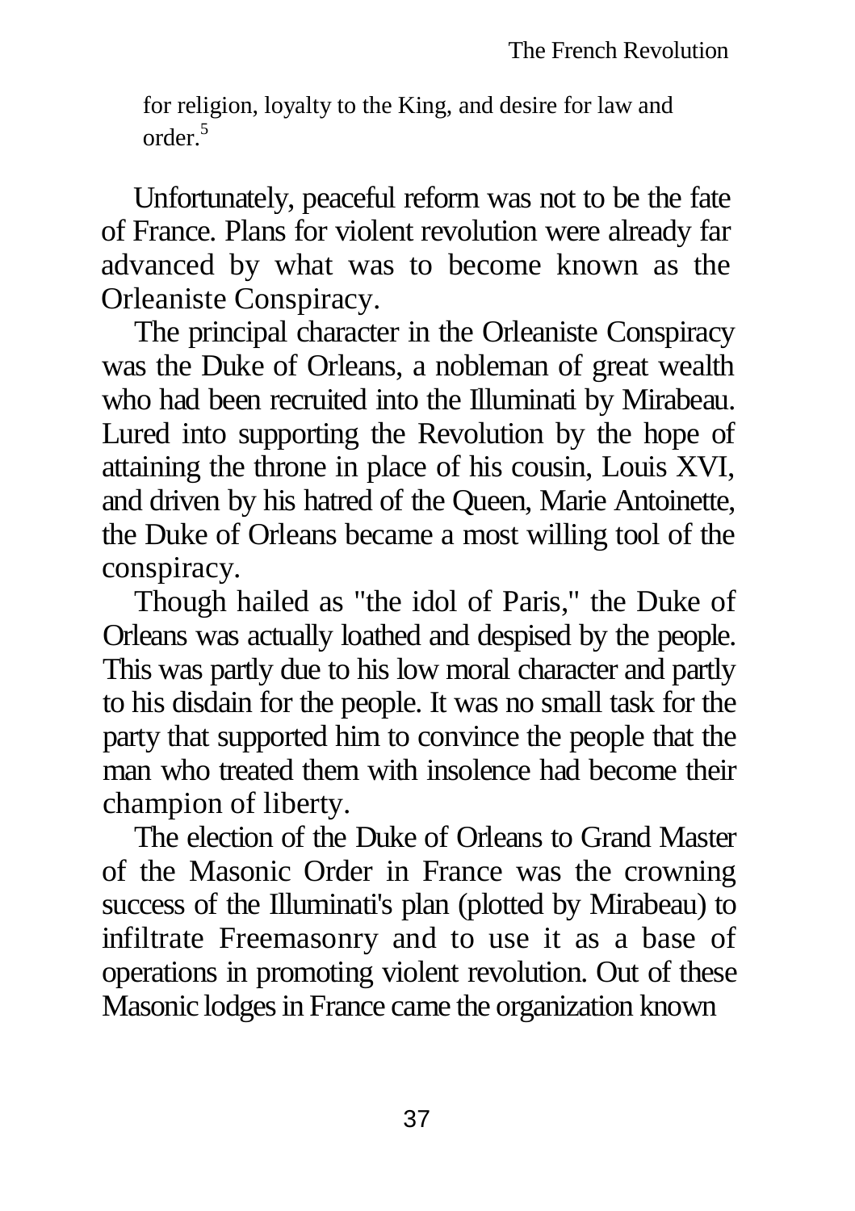> for religion, loyalty to the King, and desire for law and order.[5]

Unfortunately, peaceful reform was not to be the fate of France. Plans for violent revolution were already far advanced by what was to become known as the Orleaniste Conspiracy.

The principal character in the Orleaniste Conspiracy was the Duke of Orleans, a nobleman of great wealth who had been recruited into the Illuminati by Mirabeau. Lured into supporting the Revolution by the hope of attaining the throne in place of his cousin, Louis XVI, and driven by his hatred of the Queen, Marie Antoinette, the Duke of Orleans became a most willing tool of the conspiracy.

Though hailed as "the idol of Paris," the Duke of Orleans was actually loathed and despised by the people. This was partly due to his low moral character and partly to his disdain for the people. It was no small task for the party that supported him to convince the people that the man who treated them with insolence had become their champion of liberty.

The election of the Duke of Orleans to Grand Master of the Masonic Order in France was the crowning success of the Illuminati's plan (plotted by Mirabeau) to infiltrate Freemasonry and to use it as a base of operations in promoting violent revolution. Out of these Masonic lodges in France came the organization known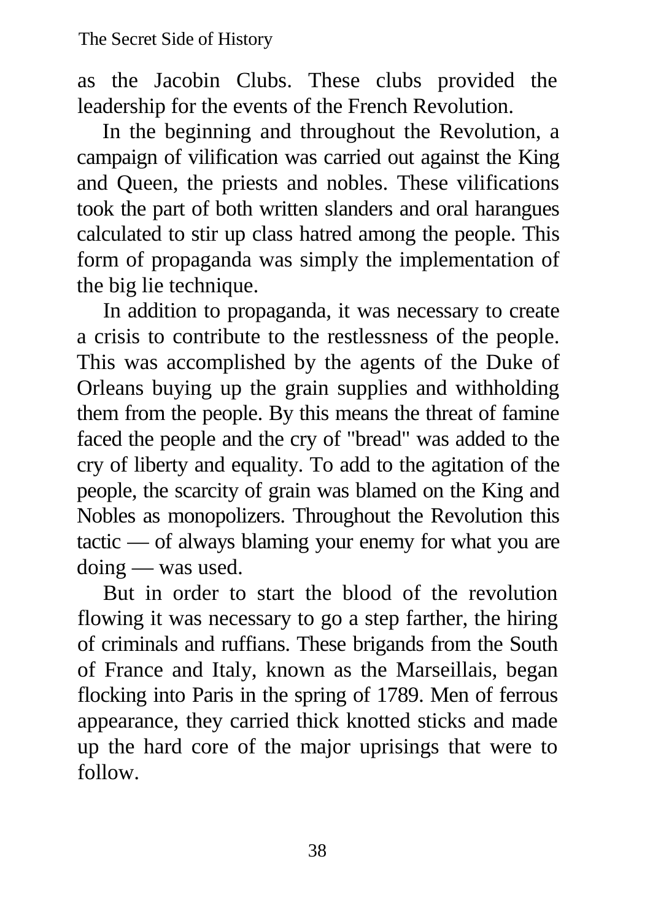as the Jacobin Clubs. These clubs provided the leadership for the events of the French Revolution.

In the beginning and throughout the Revolution, a campaign of vilification was carried out against the King and Queen, the priests and nobles. These vilifications took the part of both written slanders and oral harangues calculated to stir up class hatred among the people. This form of propaganda was simply the implementation of the big lie technique.

In addition to propaganda, it was necessary to create a crisis to contribute to the restlessness of the people. This was accomplished by the agents of the Duke of Orleans buying up the grain supplies and withholding them from the people. By this means the threat of famine faced the people and the cry of "bread" was added to the cry of liberty and equality. To add to the agitation of the people, the scarcity of grain was blamed on the King and Nobles as monopolizers. Throughout the Revolution this tactic — of always blaming your enemy for what you are doing — was used.

But in order to start the blood of the revolution flowing it was necessary to go a step farther, the hiring of criminals and ruffians. These brigands from the South of France and Italy, known as the Marseillais, began flocking into Paris in the spring of 1789. Men of ferrous appearance, they carried thick knotted sticks and made up the hard core of the major uprisings that were to follow.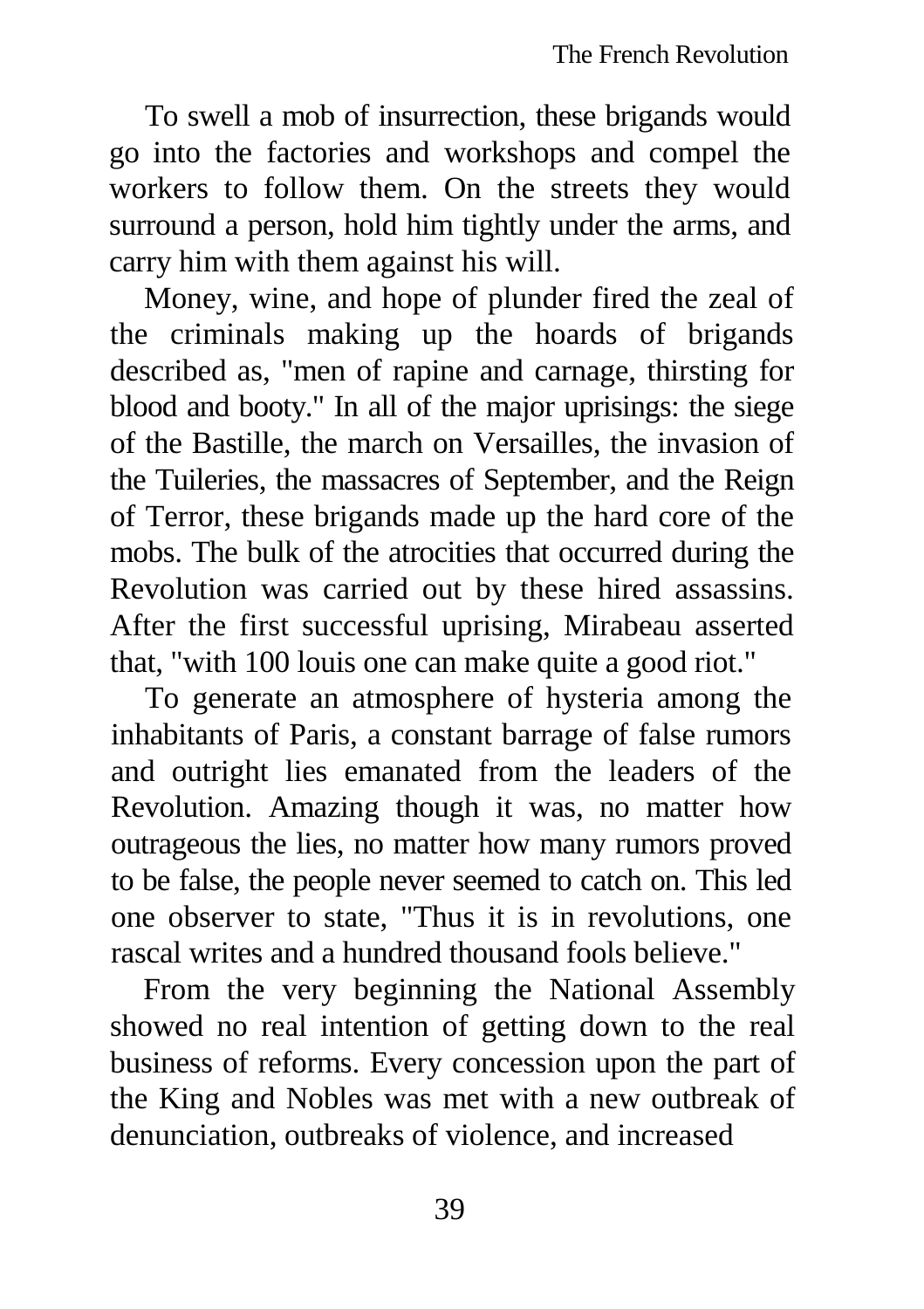To swell a mob of insurrection, these brigands would go into the factories and workshops and compel the workers to follow them. On the streets they would surround a person, hold him tightly under the arms, and carry him with them against his will.

Money, wine, and hope of plunder fired the zeal of the criminals making up the hoards of brigands described as, "men of rapine and carnage, thirsting for blood and booty." In all of the major uprisings: the siege of the Bastille, the march on Versailles, the invasion of the Tuileries, the massacres of September, and the Reign of Terror, these brigands made up the hard core of the mobs. The bulk of the atrocities that occurred during the Revolution was carried out by these hired assassins. After the first successful uprising, Mirabeau asserted that, "with 100 louis one can make quite a good riot."

To generate an atmosphere of hysteria among the inhabitants of Paris, a constant barrage of false rumors and outright lies emanated from the leaders of the Revolution. Amazing though it was, no matter how outrageous the lies, no matter how many rumors proved to be false, the people never seemed to catch on. This led one observer to state, "Thus it is in revolutions, one rascal writes and a hundred thousand fools believe."

From the very beginning the National Assembly showed no real intention of getting down to the real business of reforms. Every concession upon the part of the King and Nobles was met with a new outbreak of denunciation, outbreaks of violence, and increased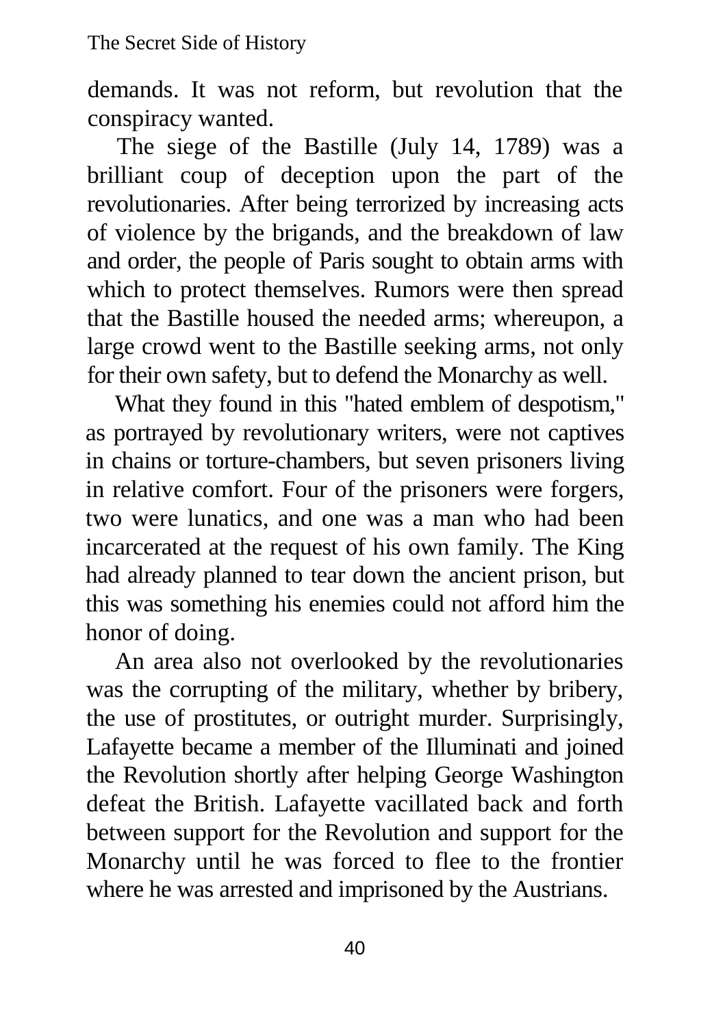demands. It was not reform, but revolution that the conspiracy wanted.

The siege of the Bastille (July 14, 1789) was a brilliant coup of deception upon the part of the revolutionaries. After being terrorized by increasing acts of violence by the brigands, and the breakdown of law and order, the people of Paris sought to obtain arms with which to protect themselves. Rumors were then spread that the Bastille housed the needed arms; whereupon, a large crowd went to the Bastille seeking arms, not only for their own safety, but to defend the Monarchy as well.

What they found in this "hated emblem of despotism," as portrayed by revolutionary writers, were not captives in chains or torture-chambers, but seven prisoners living in relative comfort. Four of the prisoners were forgers, two were lunatics, and one was a man who had been incarcerated at the request of his own family. The King had already planned to tear down the ancient prison, but this was something his enemies could not afford him the honor of doing.

An area also not overlooked by the revolutionaries was the corrupting of the military, whether by bribery, the use of prostitutes, or outright murder. Surprisingly, Lafayette became a member of the Illuminati and joined the Revolution shortly after helping George Washington defeat the British. Lafayette vacillated back and forth between support for the Revolution and support for the Monarchy until he was forced to flee to the frontier where he was arrested and imprisoned by the Austrians.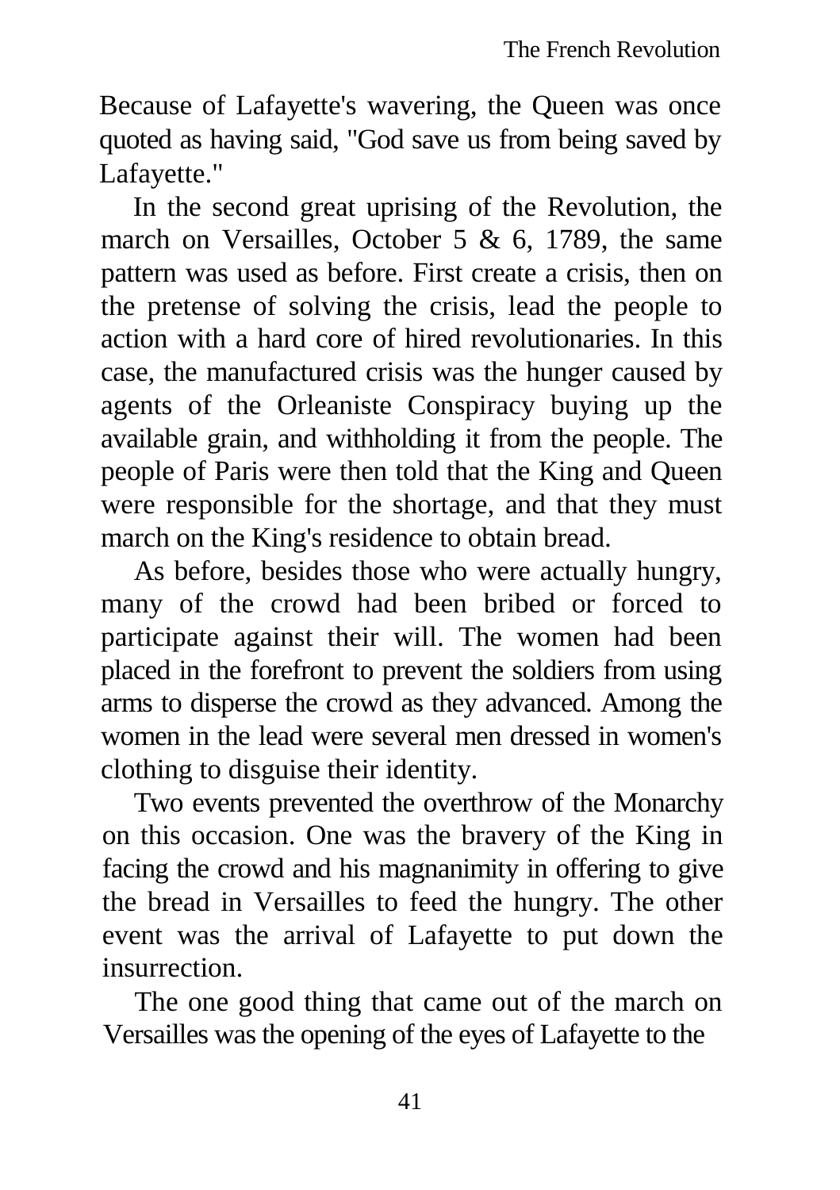Because of Lafayette's wavering, the Queen was once quoted as having said, "God save us from being saved by Lafayette."

In the second great uprising of the Revolution, the march on Versailles, October 5 & 6, 1789, the same pattern was used as before. First create a crisis, then on the pretense of solving the crisis, lead the people to action with a hard core of hired revolutionaries. In this case, the manufactured crisis was the hunger caused by agents of the Orleaniste Conspiracy buying up the available grain, and withholding it from the people. The people of Paris were then told that the King and Queen were responsible for the shortage, and that they must march on the King's residence to obtain bread.

As before, besides those who were actually hungry, many of the crowd had been bribed or forced to participate against their will. The women had been placed in the forefront to prevent the soldiers from using arms to disperse the crowd as they advanced. Among the women in the lead were several men dressed in women's clothing to disguise their identity.

Two events prevented the overthrow of the Monarchy on this occasion. One was the bravery of the King in facing the crowd and his magnanimity in offering to give the bread in Versailles to feed the hungry. The other event was the arrival of Lafayette to put down the insurrection.

The one good thing that came out of the march on Versailles was the opening of the eyes of Lafayette to the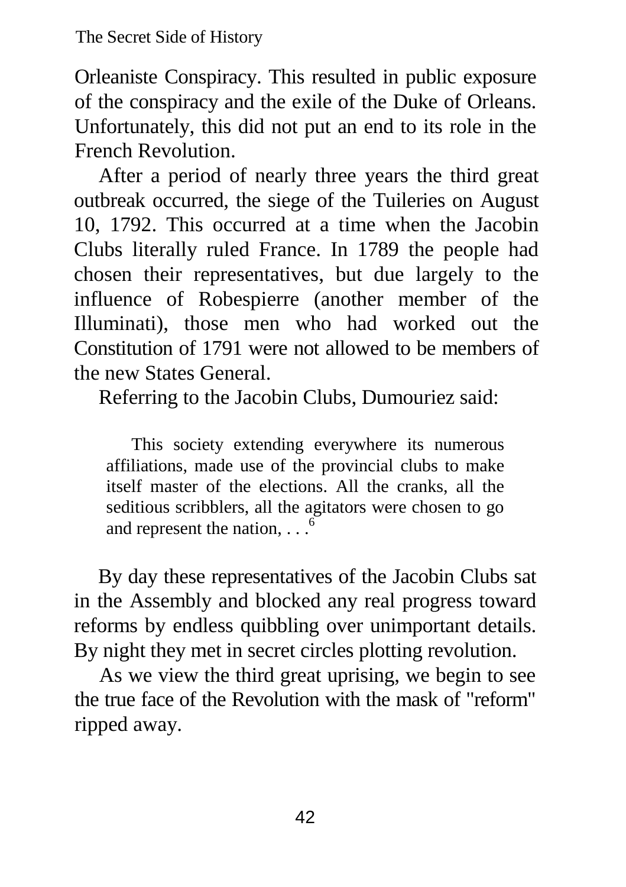Orleaniste Conspiracy. This resulted in public exposure of the conspiracy and the exile of the Duke of Orleans. Unfortunately, this did not put an end to its role in the French Revolution.

After a period of nearly three years the third great outbreak occurred, the siege of the Tuileries on August 10, 1792. This occurred at a time when the Jacobin Clubs literally ruled France. In 1789 the people had chosen their representatives, but due largely to the influence of Robespierre (another member of the Illuminati), those men who had worked out the Constitution of 1791 were not allowed to be members of the new States General.

Referring to the Jacobin Clubs, Dumouriez said:

> This society extending everywhere its numerous affiliations, made use of the provincial clubs to make itself master of the elections. All the cranks, all the seditious scribblers, all the agitators were chosen to go and represent the nation, . . .[6]

By day these representatives of the Jacobin Clubs sat in the Assembly and blocked any real progress toward reforms by endless quibbling over unimportant details. By night they met in secret circles plotting revolution.

As we view the third great uprising, we begin to see the true face of the Revolution with the mask of "reform" ripped away.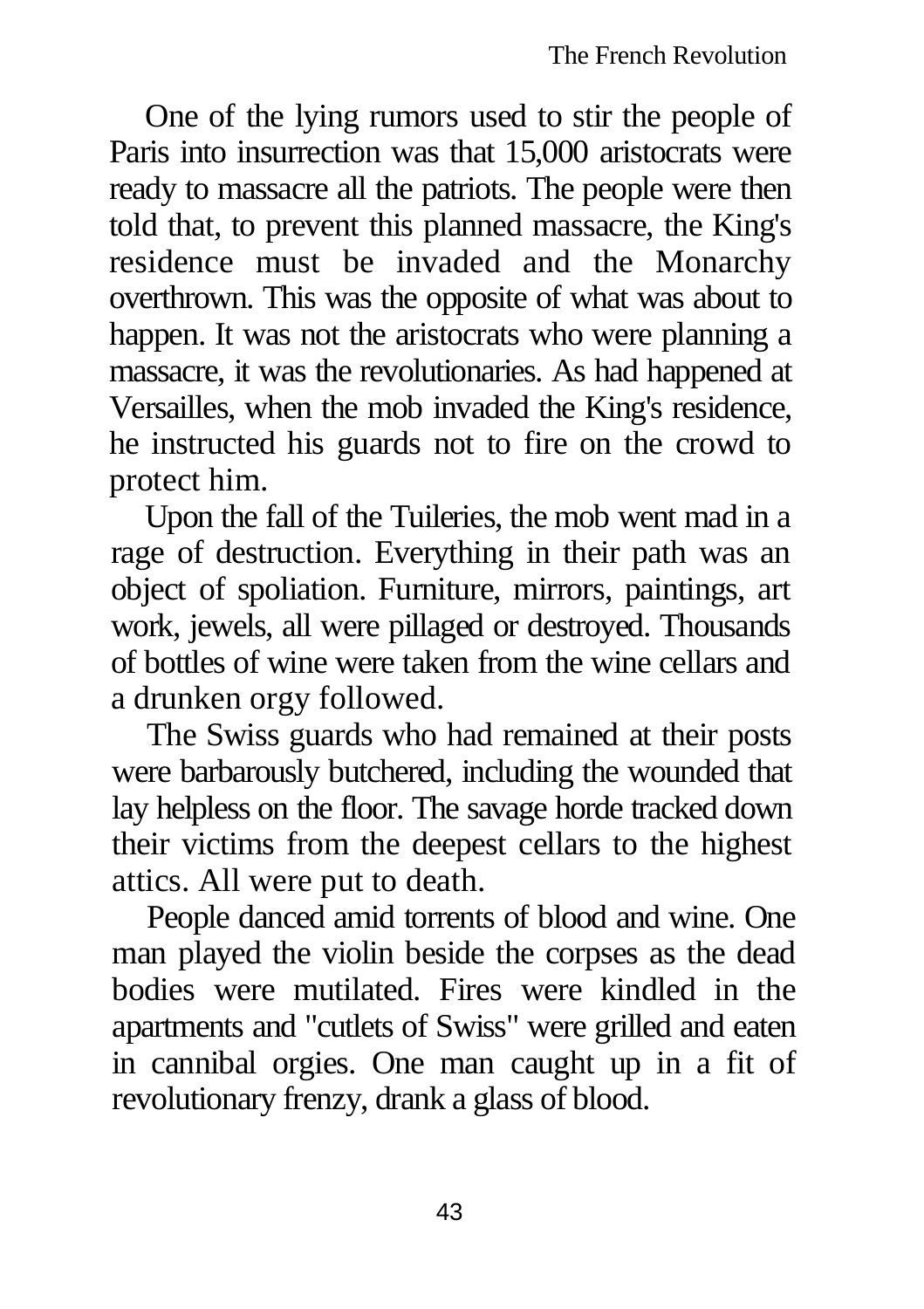One of the lying rumors used to stir the people of Paris into insurrection was that 15,000 aristocrats were ready to massacre all the patriots. The people were then told that, to prevent this planned massacre, the King's residence must be invaded and the Monarchy overthrown. This was the opposite of what was about to happen. It was not the aristocrats who were planning a massacre, it was the revolutionaries. As had happened at Versailles, when the mob invaded the King's residence, he instructed his guards not to fire on the crowd to protect him.

Upon the fall of the Tuileries, the mob went mad in a rage of destruction. Everything in their path was an object of spoliation. Furniture, mirrors, paintings, art work, jewels, all were pillaged or destroyed. Thousands of bottles of wine were taken from the wine cellars and a drunken orgy followed.

The Swiss guards who had remained at their posts were barbarously butchered, including the wounded that lay helpless on the floor. The savage horde tracked down their victims from the deepest cellars to the highest attics. All were put to death.

People danced amid torrents of blood and wine. One man played the violin beside the corpses as the dead bodies were mutilated. Fires were kindled in the apartments and "cutlets of Swiss" were grilled and eaten in cannibal orgies. One man caught up in a fit of revolutionary frenzy, drank a glass of blood.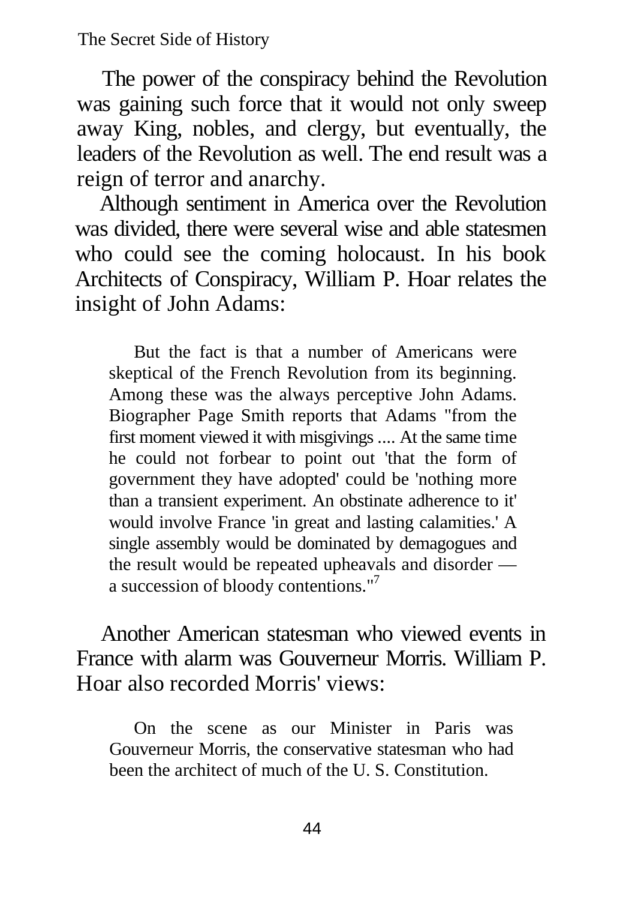The power of the conspiracy behind the Revolution was gaining such force that it would not only sweep away King, nobles, and clergy, but eventually, the leaders of the Revolution as well. The end result was a reign of terror and anarchy.

Although sentiment in America over the Revolution was divided, there were several wise and able statesmen who could see the coming holocaust. In his book Architects of Conspiracy, William P. Hoar relates the insight of John Adams:

> But the fact is that a number of Americans were skeptical of the French Revolution from its beginning. Among these was the always perceptive John Adams. Biographer Page Smith reports that Adams "from the first moment viewed it with misgivings .... At the same time he could not forbear to point out 'that the form of government they have adopted' could be 'nothing more than a transient experiment. An obstinate adherence to it' would involve France 'in great and lasting calamities.' A single assembly would be dominated by demagogues and the result would be repeated upheavals and disorder — a succession of bloody contentions."[7]

Another American statesman who viewed events in France with alarm was Gouverneur Morris. William P. Hoar also recorded Morris' views:

> On the scene as our Minister in Paris was Gouverneur Morris, the conservative statesman who had been the architect of much of the U. S. Constitution.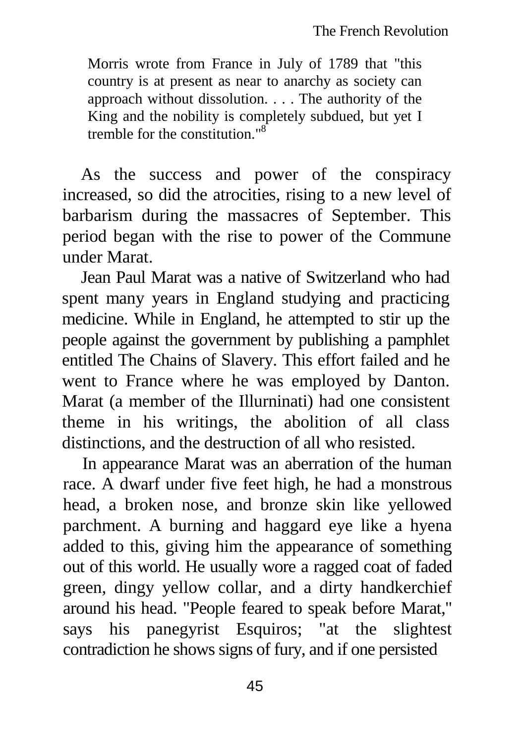> Morris wrote from France in July of 1789 that "this country is at present as near to anarchy as society can approach without dissolution. . . . The authority of the King and the nobility is completely subdued, but yet I tremble for the constitution."[8]

As the success and power of the conspiracy increased, so did the atrocities, rising to a new level of barbarism during the massacres of September. This period began with the rise to power of the Commune under Marat.

Jean Paul Marat was a native of Switzerland who had spent many years in England studying and practicing medicine. While in England, he attempted to stir up the people against the government by publishing a pamphlet entitled The Chains of Slavery. This effort failed and he went to France where he was employed by Danton. Marat (a member of the Illurninati) had one consistent theme in his writings, the abolition of all class distinctions, and the destruction of all who resisted.

In appearance Marat was an aberration of the human race. A dwarf under five feet high, he had a monstrous head, a broken nose, and bronze skin like yellowed parchment. A burning and haggard eye like a hyena added to this, giving him the appearance of something out of this world. He usually wore a ragged coat of faded green, dingy yellow collar, and a dirty handkerchief around his head. "People feared to speak before Marat," says his panegyrist Esquiros; "at the slightest contradiction he shows signs of fury, and if one persisted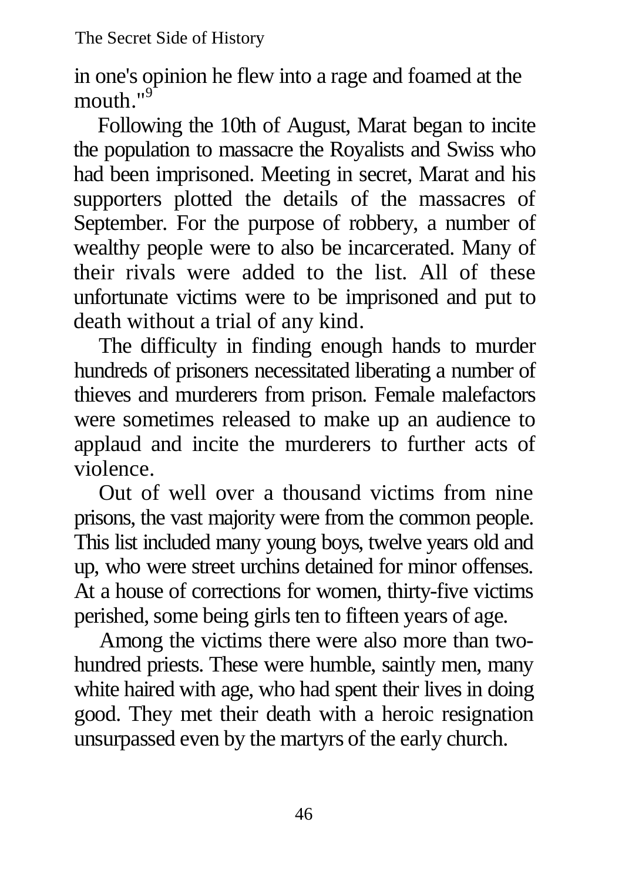in one's opinion he flew into a rage and foamed at the mouth."[9]

Following the 10th of August, Marat began to incite the population to massacre the Royalists and Swiss who had been imprisoned. Meeting in secret, Marat and his supporters plotted the details of the massacres of September. For the purpose of robbery, a number of wealthy people were to also be incarcerated. Many of their rivals were added to the list. All of these unfortunate victims were to be imprisoned and put to death without a trial of any kind.

The difficulty in finding enough hands to murder hundreds of prisoners necessitated liberating a number of thieves and murderers from prison. Female malefactors were sometimes released to make up an audience to applaud and incite the murderers to further acts of violence.

Out of well over a thousand victims from nine prisons, the vast majority were from the common people. This list included many young boys, twelve years old and up, who were street urchins detained for minor offenses. At a house of corrections for women, thirty-five victims perished, some being girls ten to fifteen years of age.

Among the victims there were also more than two-hundred priests. These were humble, saintly men, many white haired with age, who had spent their lives in doing good. They met their death with a heroic resignation unsurpassed even by the martyrs of the early church.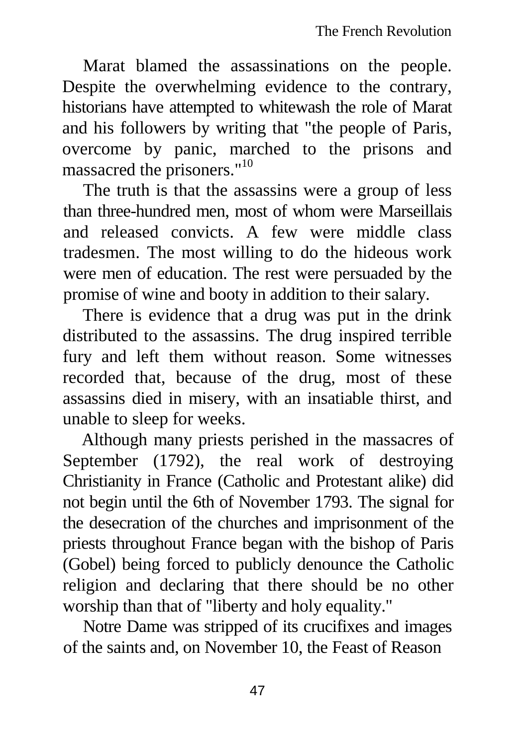Marat blamed the assassinations on the people. Despite the overwhelming evidence to the contrary, historians have attempted to whitewash the role of Marat and his followers by writing that "the people of Paris, overcome by panic, marched to the prisons and massacred the prisoners."[10]

The truth is that the assassins were a group of less than three-hundred men, most of whom were Marseillais and released convicts. A few were middle class tradesmen. The most willing to do the hideous work were men of education. The rest were persuaded by the promise of wine and booty in addition to their salary.

There is evidence that a drug was put in the drink distributed to the assassins. The drug inspired terrible fury and left them without reason. Some witnesses recorded that, because of the drug, most of these assassins died in misery, with an insatiable thirst, and unable to sleep for weeks.

Although many priests perished in the massacres of September (1792), the real work of destroying Christianity in France (Catholic and Protestant alike) did not begin until the 6th of November 1793. The signal for the desecration of the churches and imprisonment of the priests throughout France began with the bishop of Paris (Gobel) being forced to publicly denounce the Catholic religion and declaring that there should be no other worship than that of "liberty and holy equality."

Notre Dame was stripped of its crucifixes and images of the saints and, on November 10, the Feast of Reason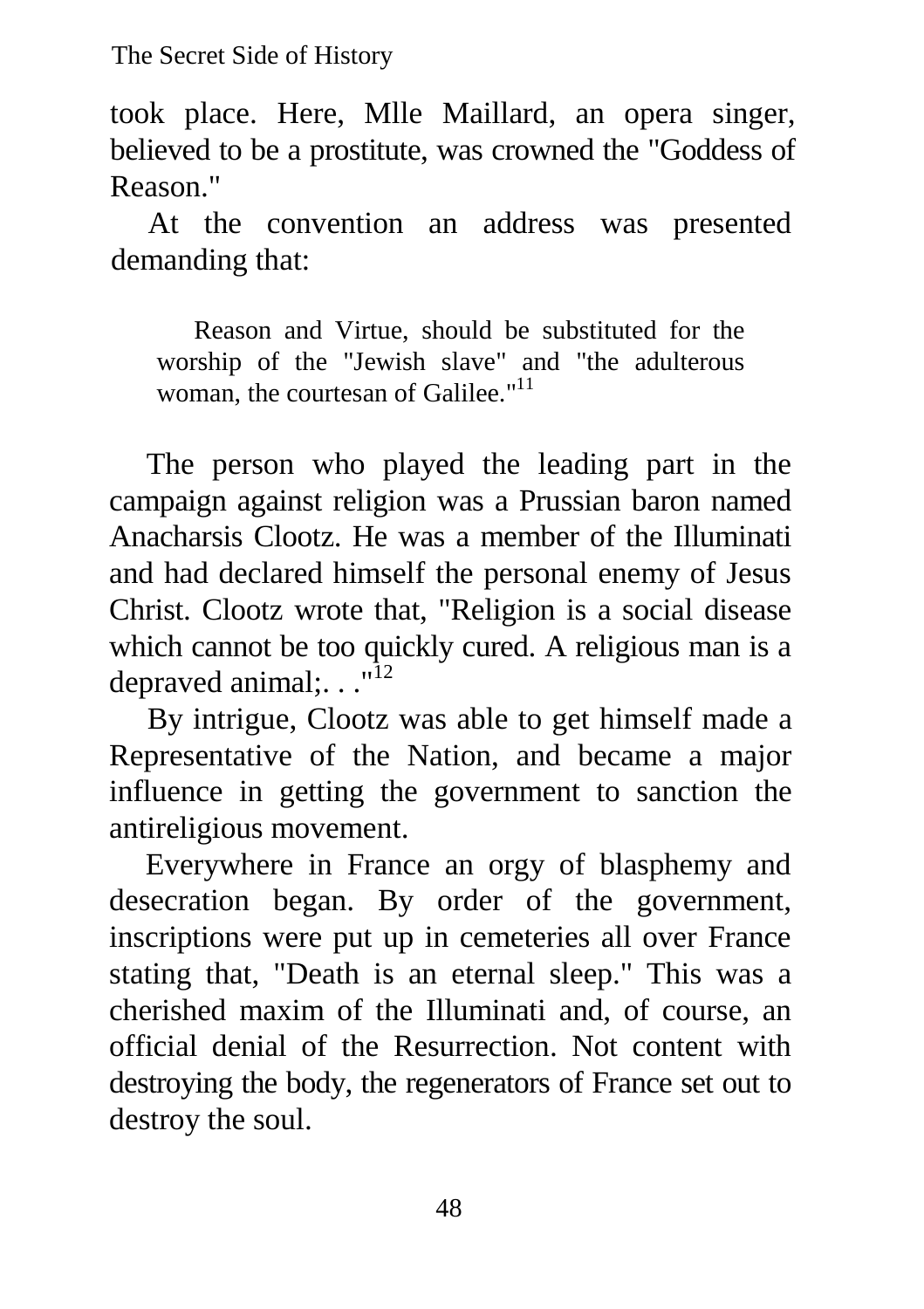took place. Here, Mlle Maillard, an opera singer, believed to be a prostitute, was crowned the "Goddess of Reason."

At the convention an address was presented demanding that:

> Reason and Virtue, should be substituted for the worship of the "Jewish slave" and "the adulterous woman, the courtesan of Galilee."[11]

The person who played the leading part in the campaign against religion was a Prussian baron named Anacharsis Clootz. He was a member of the Illuminati and had declared himself the personal enemy of Jesus Christ. Clootz wrote that, "Religion is a social disease which cannot be too quickly cured. A religious man is a depraved animal;. . ."[12]

By intrigue, Clootz was able to get himself made a Representative of the Nation, and became a major influence in getting the government to sanction the antireligious movement.

Everywhere in France an orgy of blasphemy and desecration began. By order of the government, inscriptions were put up in cemeteries all over France stating that, "Death is an eternal sleep." This was a cherished maxim of the Illuminati and, of course, an official denial of the Resurrection. Not content with destroying the body, the regenerators of France set out to destroy the soul.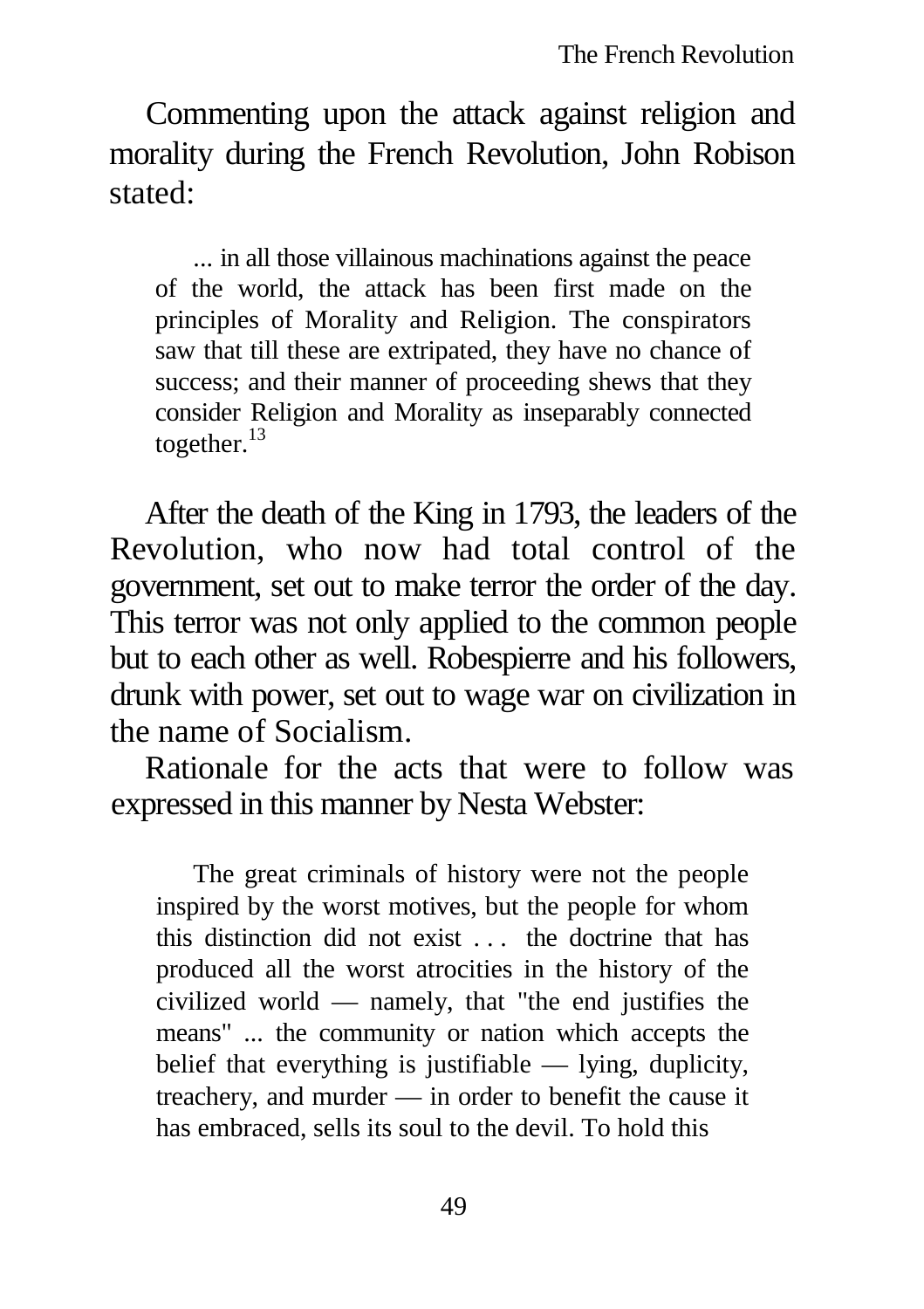Commenting upon the attack against religion and morality during the French Revolution, John Robison stated:

> ... in all those villainous machinations against the peace of the world, the attack has been first made on the principles of Morality and Religion. The conspirators saw that till these are extripated, they have no chance of success; and their manner of proceeding shews that they consider Religion and Morality as inseparably connected together.[13]

After the death of the King in 1793, the leaders of the Revolution, who now had total control of the government, set out to make terror the order of the day. This terror was not only applied to the common people but to each other as well. Robespierre and his followers, drunk with power, set out to wage war on civilization in the name of Socialism.

Rationale for the acts that were to follow was expressed in this manner by Nesta Webster:

> The great criminals of history were not the people inspired by the worst motives, but the people for whom this distinction did not exist . . . the doctrine that has produced all the worst atrocities in the history of the civilized world — namely, that "the end justifies the means" ... the community or nation which accepts the belief that everything is justifiable — lying, duplicity, treachery, and murder — in order to benefit the cause it has embraced, sells its soul to the devil. To hold this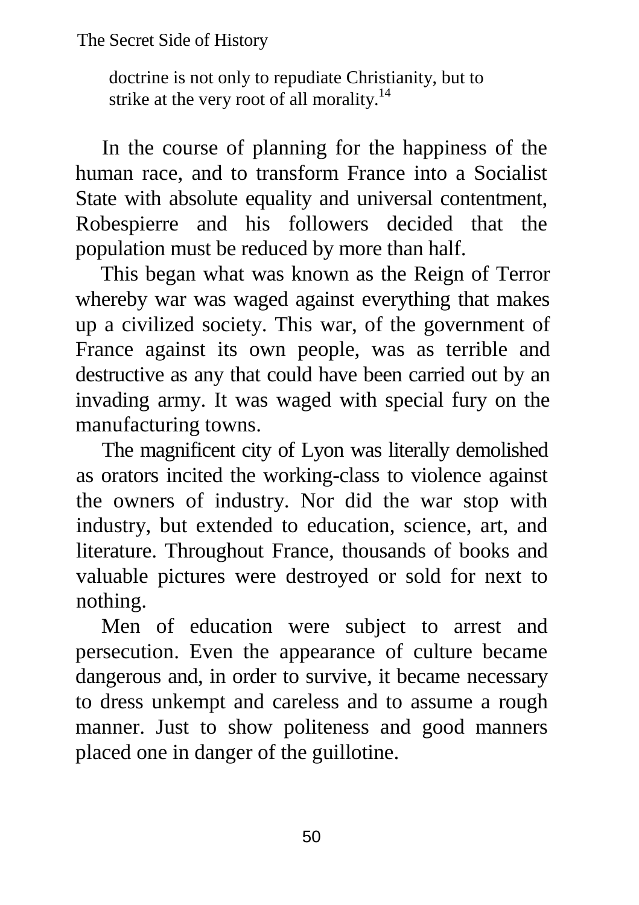> doctrine is not only to repudiate Christianity, but to strike at the very root of all morality.[14]

In the course of planning for the happiness of the human race, and to transform France into a Socialist State with absolute equality and universal contentment, Robespierre and his followers decided that the population must be reduced by more than half.

This began what was known as the Reign of Terror whereby war was waged against everything that makes up a civilized society. This war, of the government of France against its own people, was as terrible and destructive as any that could have been carried out by an invading army. It was waged with special fury on the manufacturing towns.

The magnificent city of Lyon was literally demolished as orators incited the working-class to violence against the owners of industry. Nor did the war stop with industry, but extended to education, science, art, and literature. Throughout France, thousands of books and valuable pictures were destroyed or sold for next to nothing.

Men of education were subject to arrest and persecution. Even the appearance of culture became dangerous and, in order to survive, it became necessary to dress unkempt and careless and to assume a rough manner. Just to show politeness and good manners placed one in danger of the guillotine.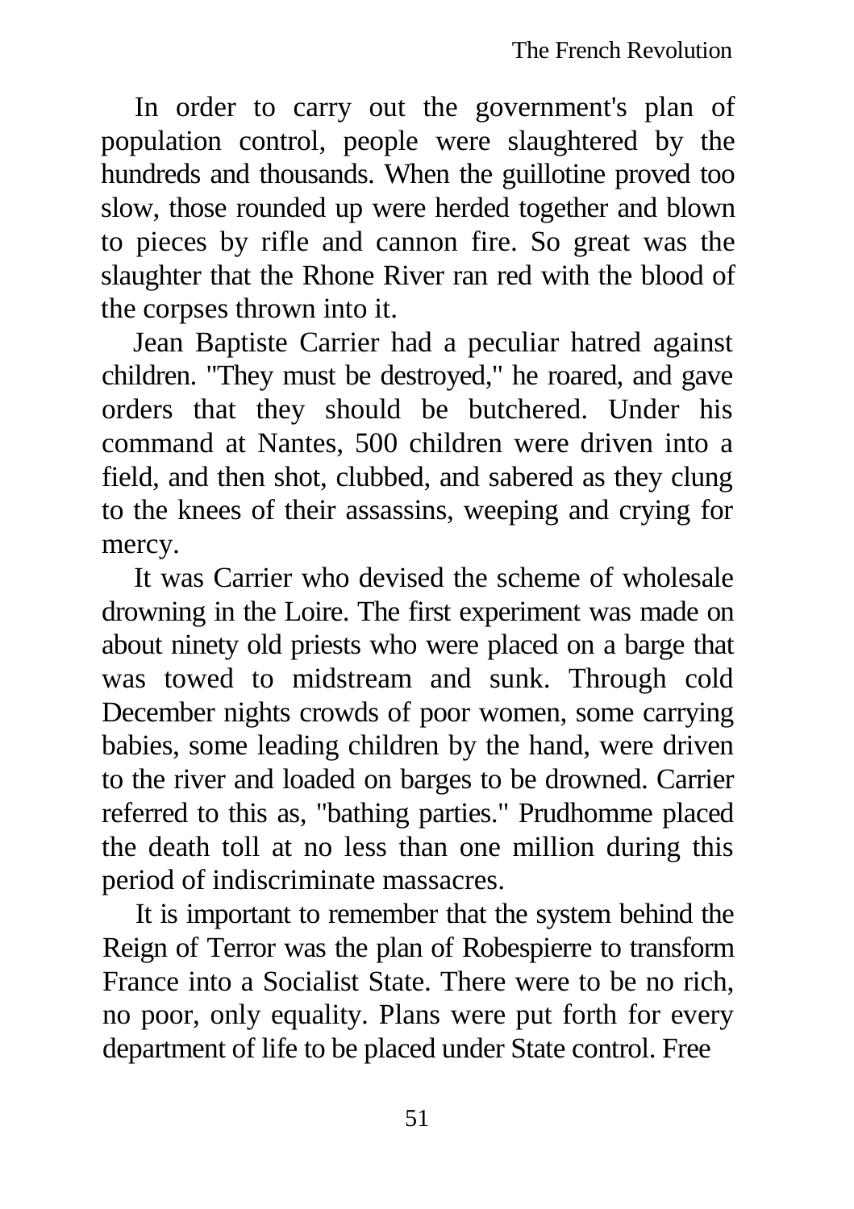In order to carry out the government's plan of population control, people were slaughtered by the hundreds and thousands. When the guillotine proved too slow, those rounded up were herded together and blown to pieces by rifle and cannon fire. So great was the slaughter that the Rhone River ran red with the blood of the corpses thrown into it.

Jean Baptiste Carrier had a peculiar hatred against children. "They must be destroyed," he roared, and gave orders that they should be butchered. Under his command at Nantes, 500 children were driven into a field, and then shot, clubbed, and sabered as they clung to the knees of their assassins, weeping and crying for mercy.

It was Carrier who devised the scheme of wholesale drowning in the Loire. The first experiment was made on about ninety old priests who were placed on a barge that was towed to midstream and sunk. Through cold December nights crowds of poor women, some carrying babies, some leading children by the hand, were driven to the river and loaded on barges to be drowned. Carrier referred to this as, "bathing parties." Prudhomme placed the death toll at no less than one million during this period of indiscriminate massacres.

It is important to remember that the system behind the Reign of Terror was the plan of Robespierre to transform France into a Socialist State. There were to be no rich, no poor, only equality. Plans were put forth for every department of life to be placed under State control. Free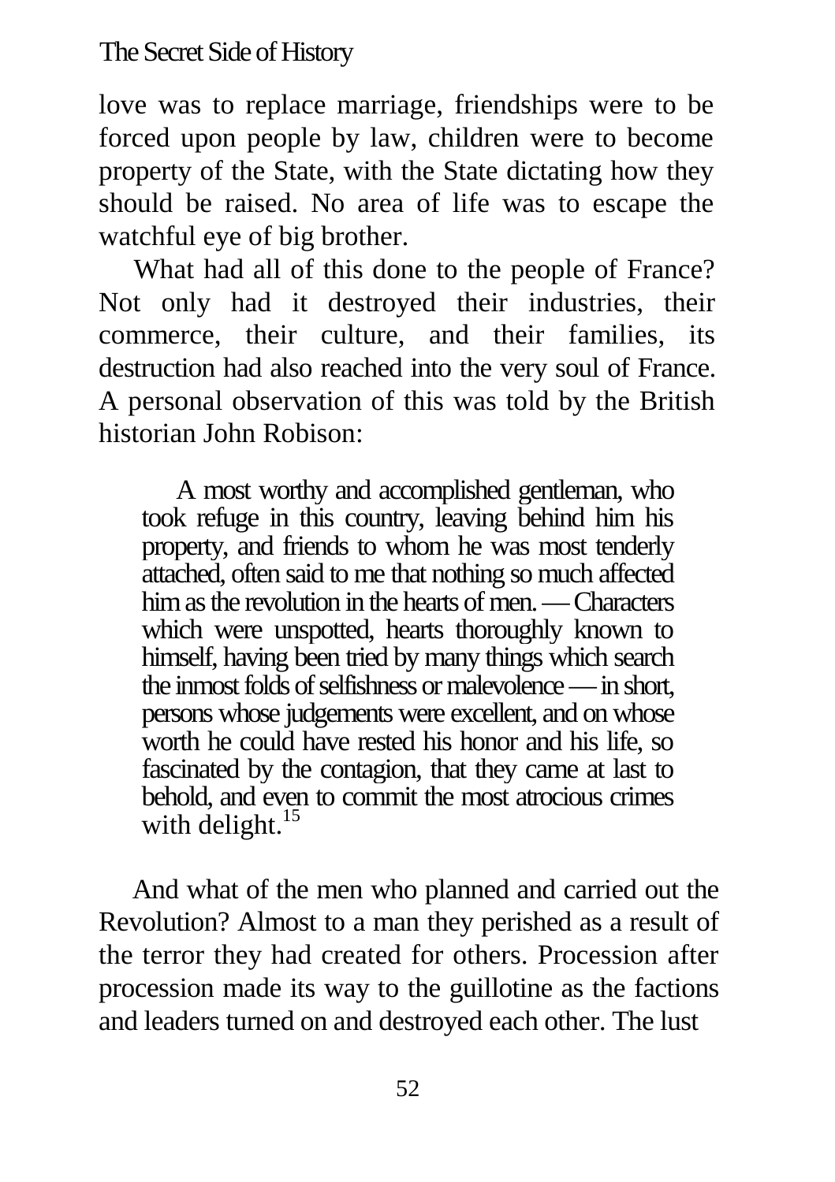love was to replace marriage, friendships were to be forced upon people by law, children were to become property of the State, with the State dictating how they should be raised. No area of life was to escape the watchful eye of big brother.

What had all of this done to the people of France? Not only had it destroyed their industries, their commerce, their culture, and their families, its destruction had also reached into the very soul of France. A personal observation of this was told by the British historian John Robison:

> A most worthy and accomplished gentleman, who took refuge in this country, leaving behind him his property, and friends to whom he was most tenderly attached, often said to me that nothing so much affected him as the revolution in the hearts of men. — Characters which were unspotted, hearts thoroughly known to himself, having been tried by many things which search the inmost folds of selfishness or malevolence — in short, persons whose judgements were excellent, and on whose worth he could have rested his honor and his life, so fascinated by the contagion, that they came at last to behold, and even to commit the most atrocious crimes with delight.[15]

And what of the men who planned and carried out the Revolution? Almost to a man they perished as a result of the terror they had created for others. Procession after procession made its way to the guillotine as the factions and leaders turned on and destroyed each other. The lust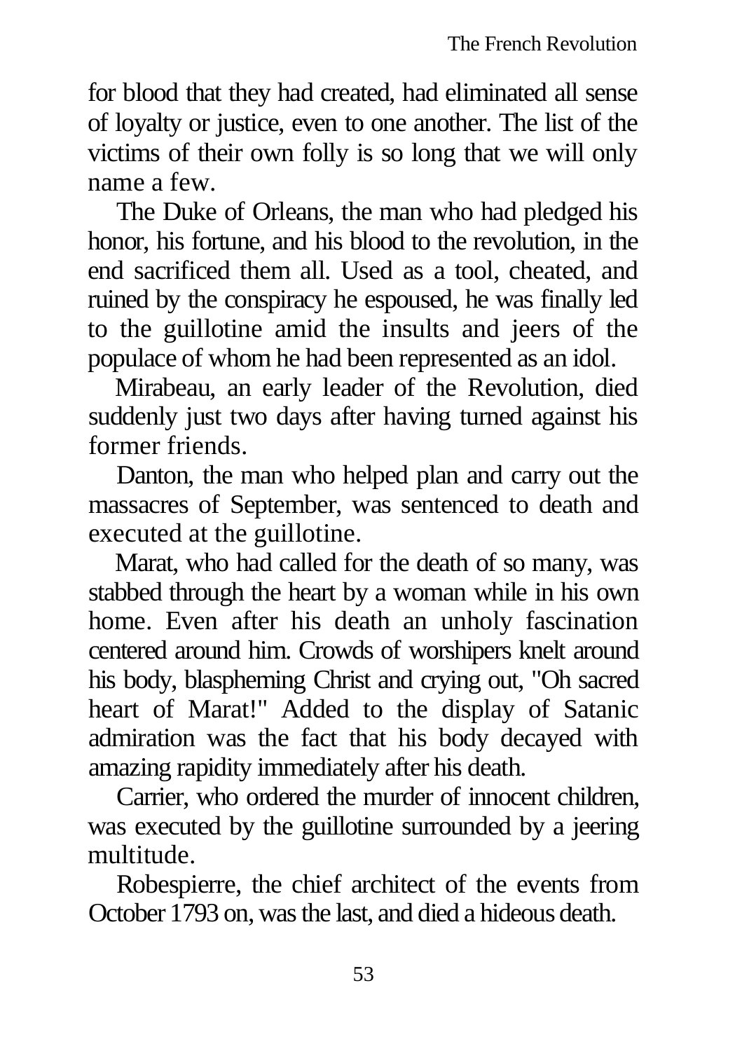for blood that they had created, had eliminated all sense of loyalty or justice, even to one another. The list of the victims of their own folly is so long that we will only name a few.

The Duke of Orleans, the man who had pledged his honor, his fortune, and his blood to the revolution, in the end sacrificed them all. Used as a tool, cheated, and ruined by the conspiracy he espoused, he was finally led to the guillotine amid the insults and jeers of the populace of whom he had been represented as an idol.

Mirabeau, an early leader of the Revolution, died suddenly just two days after having turned against his former friends.

Danton, the man who helped plan and carry out the massacres of September, was sentenced to death and executed at the guillotine.

Marat, who had called for the death of so many, was stabbed through the heart by a woman while in his own home. Even after his death an unholy fascination centered around him. Crowds of worshipers knelt around his body, blaspheming Christ and crying out, "Oh sacred heart of Marat!" Added to the display of Satanic admiration was the fact that his body decayed with amazing rapidity immediately after his death.

Carrier, who ordered the murder of innocent children, was executed by the guillotine surrounded by a jeering multitude.

Robespierre, the chief architect of the events from October 1793 on, was the last, and died a hideous death.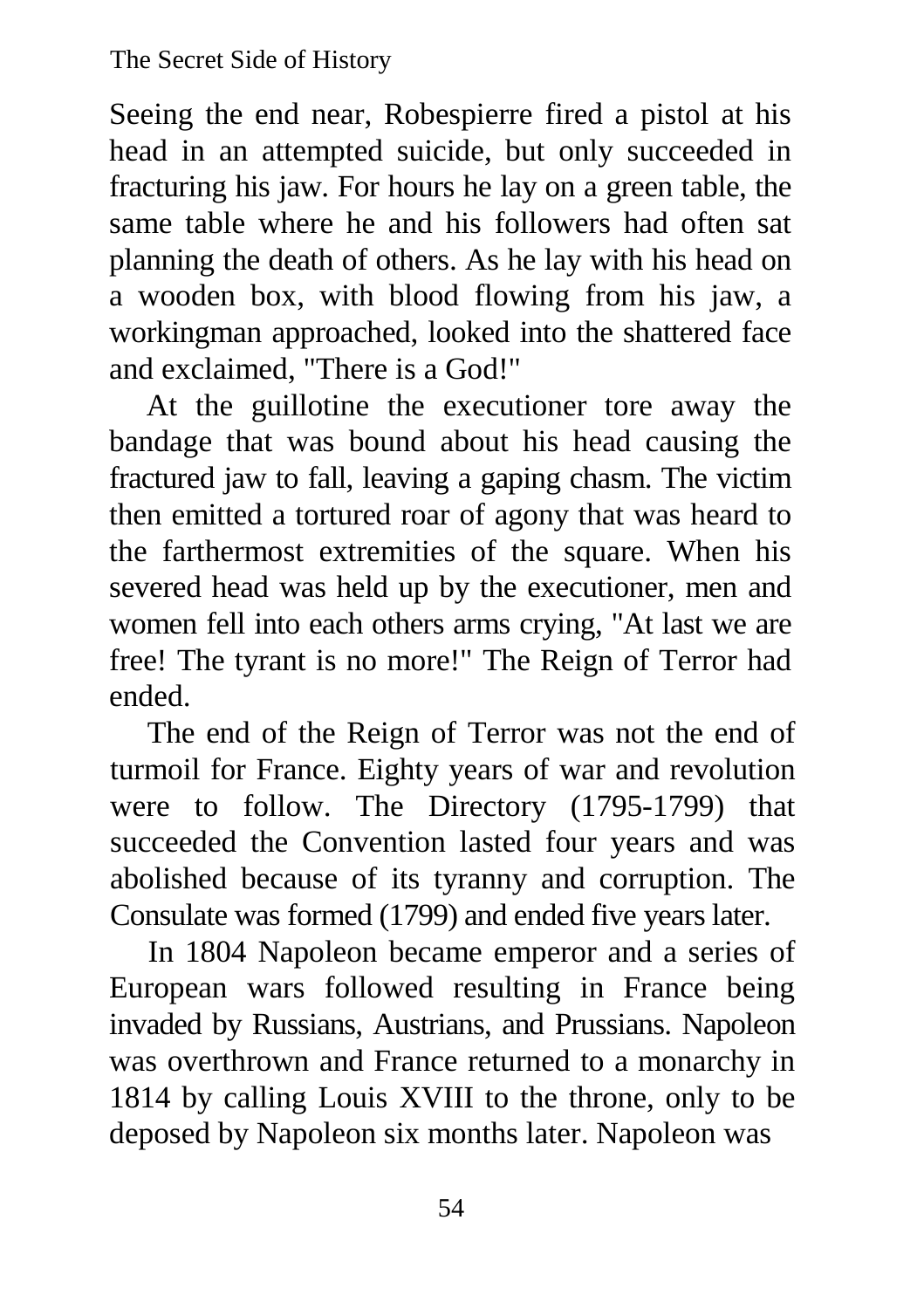Seeing the end near, Robespierre fired a pistol at his head in an attempted suicide, but only succeeded in fracturing his jaw. For hours he lay on a green table, the same table where he and his followers had often sat planning the death of others. As he lay with his head on a wooden box, with blood flowing from his jaw, a workingman approached, looked into the shattered face and exclaimed, "There is a God!"

At the guillotine the executioner tore away the bandage that was bound about his head causing the fractured jaw to fall, leaving a gaping chasm. The victim then emitted a tortured roar of agony that was heard to the farthermost extremities of the square. When his severed head was held up by the executioner, men and women fell into each others arms crying, "At last we are free! The tyrant is no more!" The Reign of Terror had ended.

The end of the Reign of Terror was not the end of turmoil for France. Eighty years of war and revolution were to follow. The Directory (1795-1799) that succeeded the Convention lasted four years and was abolished because of its tyranny and corruption. The Consulate was formed (1799) and ended five years later.

In 1804 Napoleon became emperor and a series of European wars followed resulting in France being invaded by Russians, Austrians, and Prussians. Napoleon was overthrown and France returned to a monarchy in 1814 by calling Louis XVIII to the throne, only to be deposed by Napoleon six months later. Napoleon was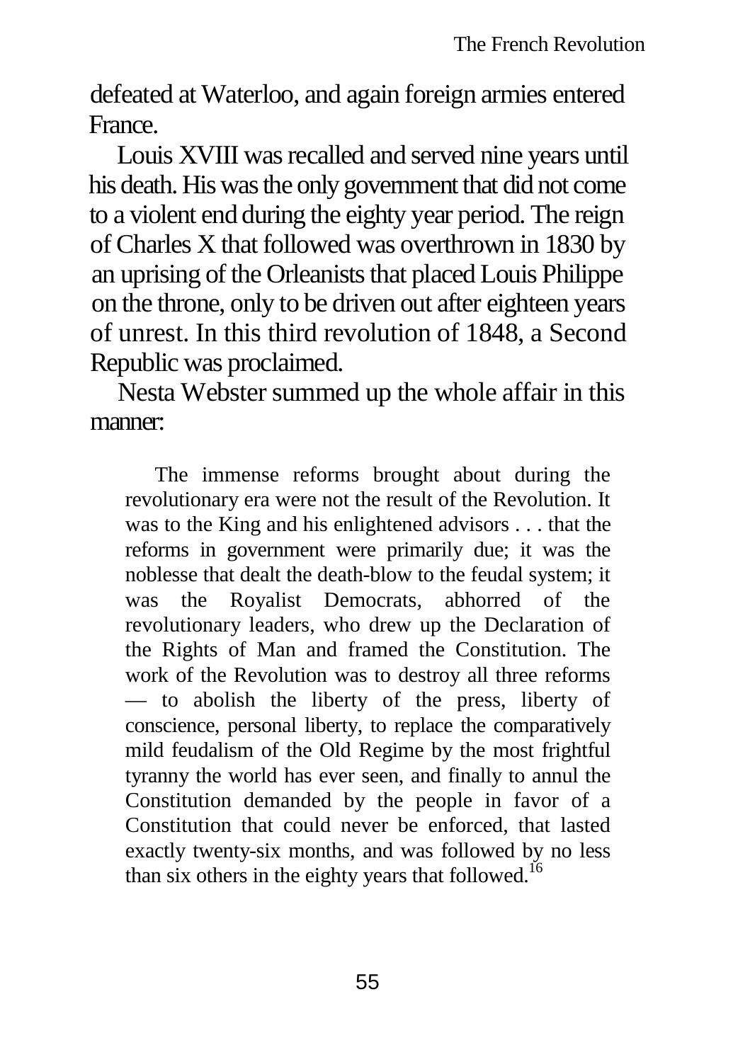defeated at Waterloo, and again foreign armies entered France.

Louis XVIII was recalled and served nine years until his death. His was the only government that did not come to a violent end during the eighty year period. The reign of Charles X that followed was overthrown in 1830 by an uprising of the Orleanists that placed Louis Philippe on the throne, only to be driven out after eighteen years of unrest. In this third revolution of 1848, a Second Republic was proclaimed.

Nesta Webster summed up the whole affair in this manner:

> The immense reforms brought about during the revolutionary era were not the result of the Revolution. It was to the King and his enlightened advisors . . . that the reforms in government were primarily due; it was the noblesse that dealt the death-blow to the feudal system; it was the Royalist Democrats, abhorred of the revolutionary leaders, who drew up the Declaration of the Rights of Man and framed the Constitution. The work of the Revolution was to destroy all three reforms — to abolish the liberty of the press, liberty of conscience, personal liberty, to replace the comparatively mild feudalism of the Old Regime by the most frightful tyranny the world has ever seen, and finally to annul the Constitution demanded by the people in favor of a Constitution that could never be enforced, that lasted exactly twenty-six months, and was followed by no less than six others in the eighty years that followed.[16]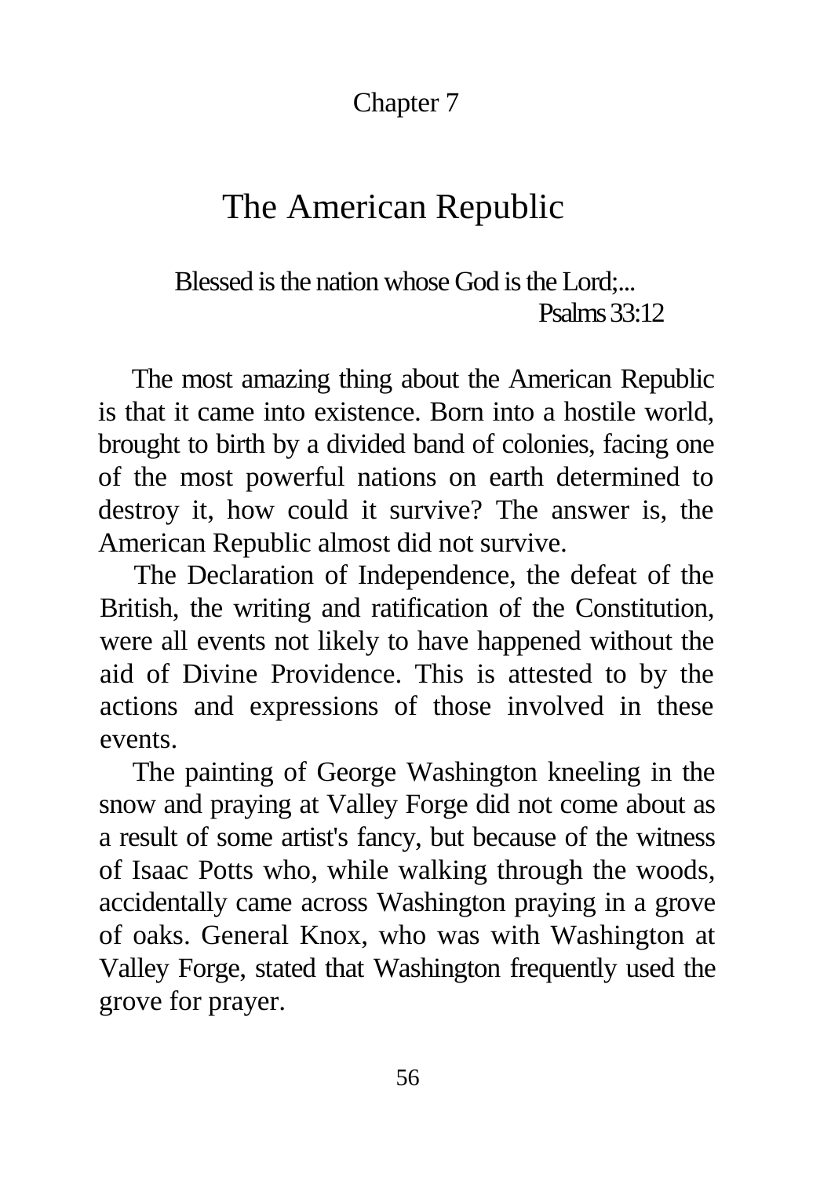Chapter 7

# The American Republic

> Blessed is the nation whose God is the Lord;...
>
> Psalms 33:12

The most amazing thing about the American Republic is that it came into existence. Born into a hostile world, brought to birth by a divided band of colonies, facing one of the most powerful nations on earth determined to destroy it, how could it survive? The answer is, the American Republic almost did not survive.

The Declaration of Independence, the defeat of the British, the writing and ratification of the Constitution, were all events not likely to have happened without the aid of Divine Providence. This is attested to by the actions and expressions of those involved in these events.

The painting of George Washington kneeling in the snow and praying at Valley Forge did not come about as a result of some artist's fancy, but because of the witness of Isaac Potts who, while walking through the woods, accidentally came across Washington praying in a grove of oaks. General Knox, who was with Washington at Valley Forge, stated that Washington frequently used the grove for prayer.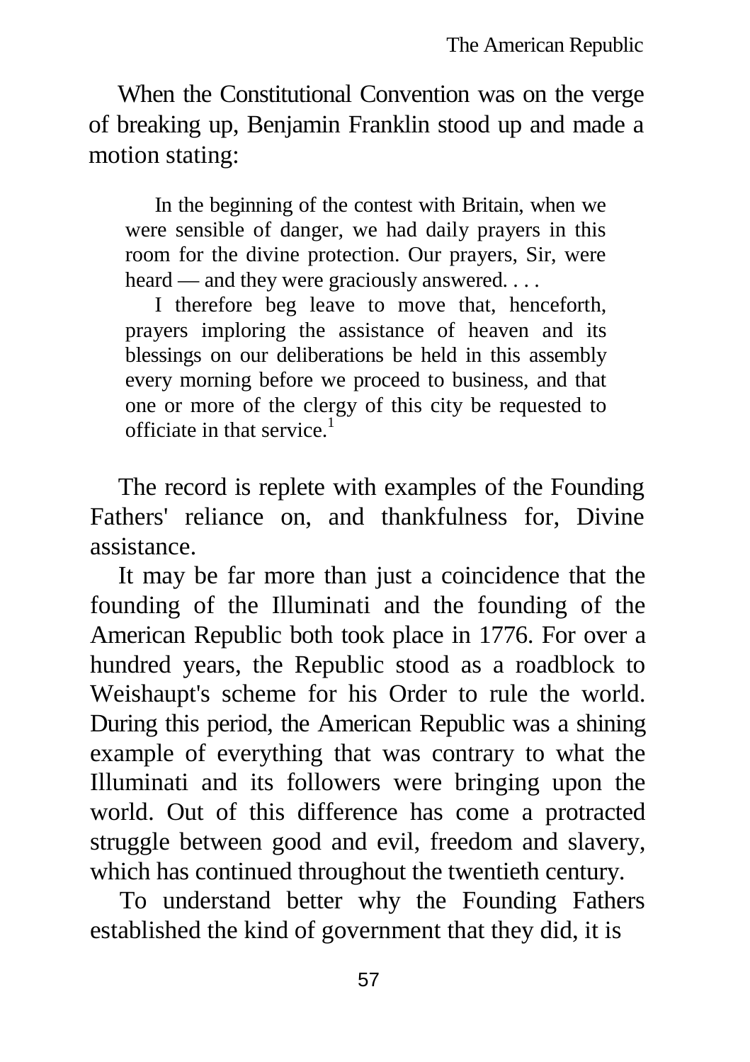When the Constitutional Convention was on the verge of breaking up, Benjamin Franklin stood up and made a motion stating:

> In the beginning of the contest with Britain, when we were sensible of danger, we had daily prayers in this room for the divine protection. Our prayers, Sir, were heard — and they were graciously answered. . . .
>
> I therefore beg leave to move that, henceforth, prayers imploring the assistance of heaven and its blessings on our deliberations be held in this assembly every morning before we proceed to business, and that one or more of the clergy of this city be requested to officiate in that service.[1]

The record is replete with examples of the Founding Fathers' reliance on, and thankfulness for, Divine assistance.

It may be far more than just a coincidence that the founding of the Illuminati and the founding of the American Republic both took place in 1776. For over a hundred years, the Republic stood as a roadblock to Weishaupt's scheme for his Order to rule the world. During this period, the American Republic was a shining example of everything that was contrary to what the Illuminati and its followers were bringing upon the world. Out of this difference has come a protracted struggle between good and evil, freedom and slavery, which has continued throughout the twentieth century.

To understand better why the Founding Fathers established the kind of government that they did, it is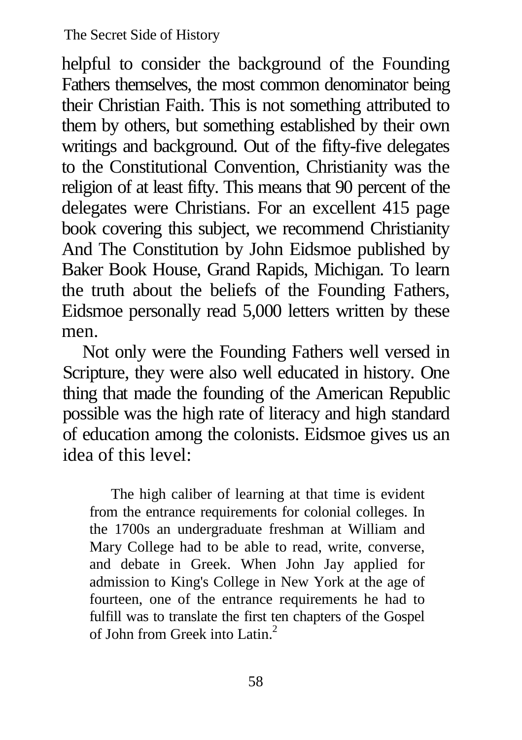helpful to consider the background of the Founding Fathers themselves, the most common denominator being their Christian Faith. This is not something attributed to them by others, but something established by their own writings and background. Out of the fifty-five delegates to the Constitutional Convention, Christianity was the religion of at least fifty. This means that 90 percent of the delegates were Christians. For an excellent 415 page book covering this subject, we recommend Christianity And The Constitution by John Eidsmoe published by Baker Book House, Grand Rapids, Michigan. To learn the truth about the beliefs of the Founding Fathers, Eidsmoe personally read 5,000 letters written by these men.

Not only were the Founding Fathers well versed in Scripture, they were also well educated in history. One thing that made the founding of the American Republic possible was the high rate of literacy and high standard of education among the colonists. Eidsmoe gives us an idea of this level:

> The high caliber of learning at that time is evident from the entrance requirements for colonial colleges. In the 1700s an undergraduate freshman at William and Mary College had to be able to read, write, converse, and debate in Greek. When John Jay applied for admission to King's College in New York at the age of fourteen, one of the entrance requirements he had to fulfill was to translate the first ten chapters of the Gospel of John from Greek into Latin.[2]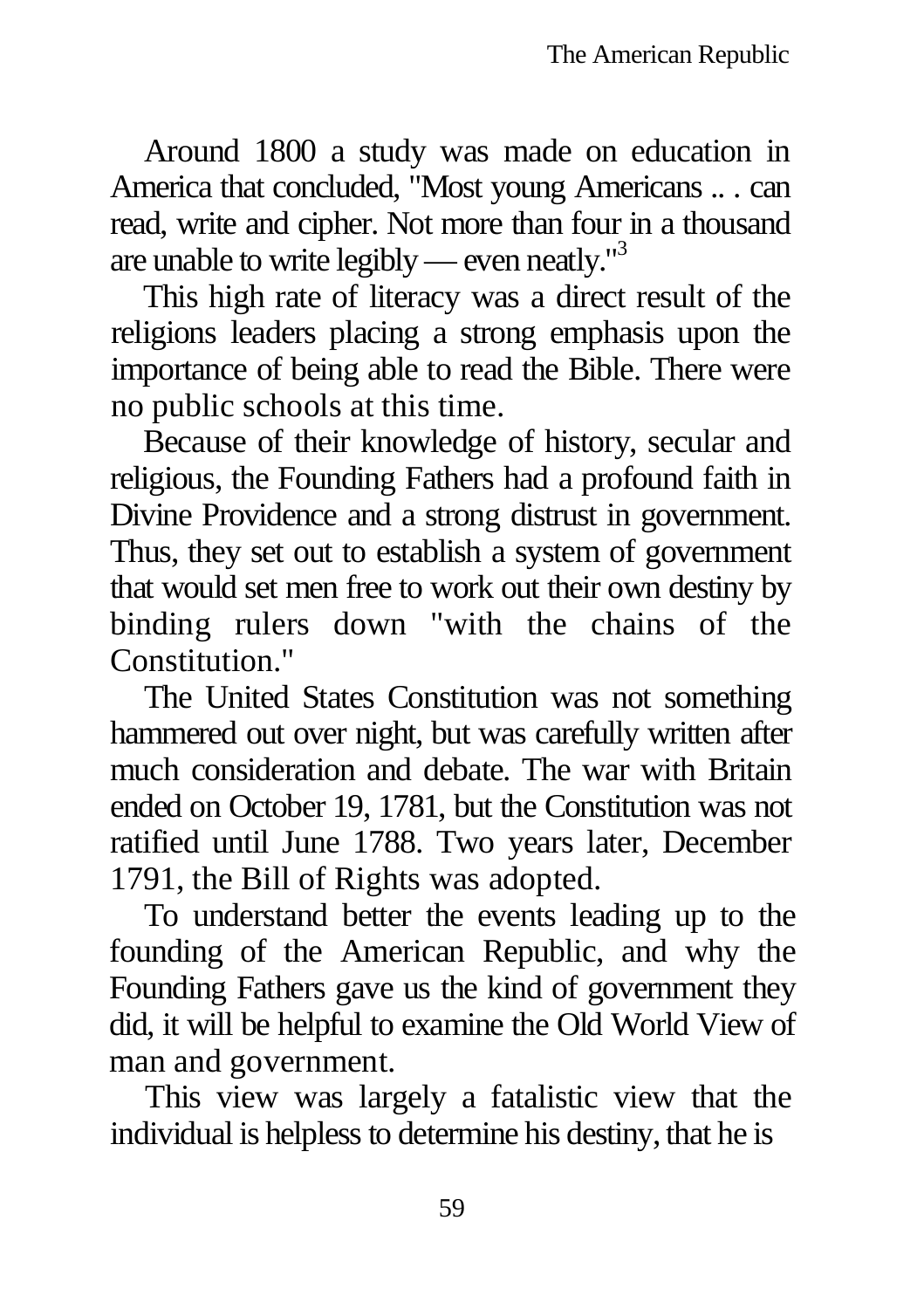Around 1800 a study was made on education in America that concluded, "Most young Americans .. . can read, write and cipher. Not more than four in a thousand are unable to write legibly — even neatly."[3]

This high rate of literacy was a direct result of the religions leaders placing a strong emphasis upon the importance of being able to read the Bible. There were no public schools at this time.

Because of their knowledge of history, secular and religious, the Founding Fathers had a profound faith in Divine Providence and a strong distrust in government. Thus, they set out to establish a system of government that would set men free to work out their own destiny by binding rulers down "with the chains of the Constitution."

The United States Constitution was not something hammered out over night, but was carefully written after much consideration and debate. The war with Britain ended on October 19, 1781, but the Constitution was not ratified until June 1788. Two years later, December 1791, the Bill of Rights was adopted.

To understand better the events leading up to the founding of the American Republic, and why the Founding Fathers gave us the kind of government they did, it will be helpful to examine the Old World View of man and government.

This view was largely a fatalistic view that the individual is helpless to determine his destiny, that he is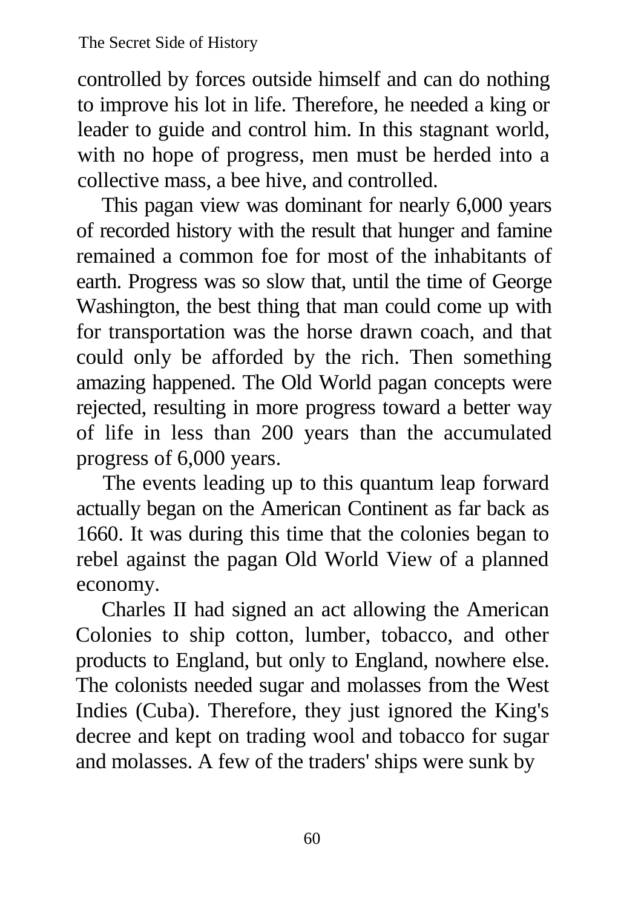controlled by forces outside himself and can do nothing to improve his lot in life. Therefore, he needed a king or leader to guide and control him. In this stagnant world, with no hope of progress, men must be herded into a collective mass, a bee hive, and controlled.

This pagan view was dominant for nearly 6,000 years of recorded history with the result that hunger and famine remained a common foe for most of the inhabitants of earth. Progress was so slow that, until the time of George Washington, the best thing that man could come up with for transportation was the horse drawn coach, and that could only be afforded by the rich. Then something amazing happened. The Old World pagan concepts were rejected, resulting in more progress toward a better way of life in less than 200 years than the accumulated progress of 6,000 years.

The events leading up to this quantum leap forward actually began on the American Continent as far back as 1660. It was during this time that the colonies began to rebel against the pagan Old World View of a planned economy.

Charles II had signed an act allowing the American Colonies to ship cotton, lumber, tobacco, and other products to England, but only to England, nowhere else. The colonists needed sugar and molasses from the West Indies (Cuba). Therefore, they just ignored the King's decree and kept on trading wool and tobacco for sugar and molasses. A few of the traders' ships were sunk by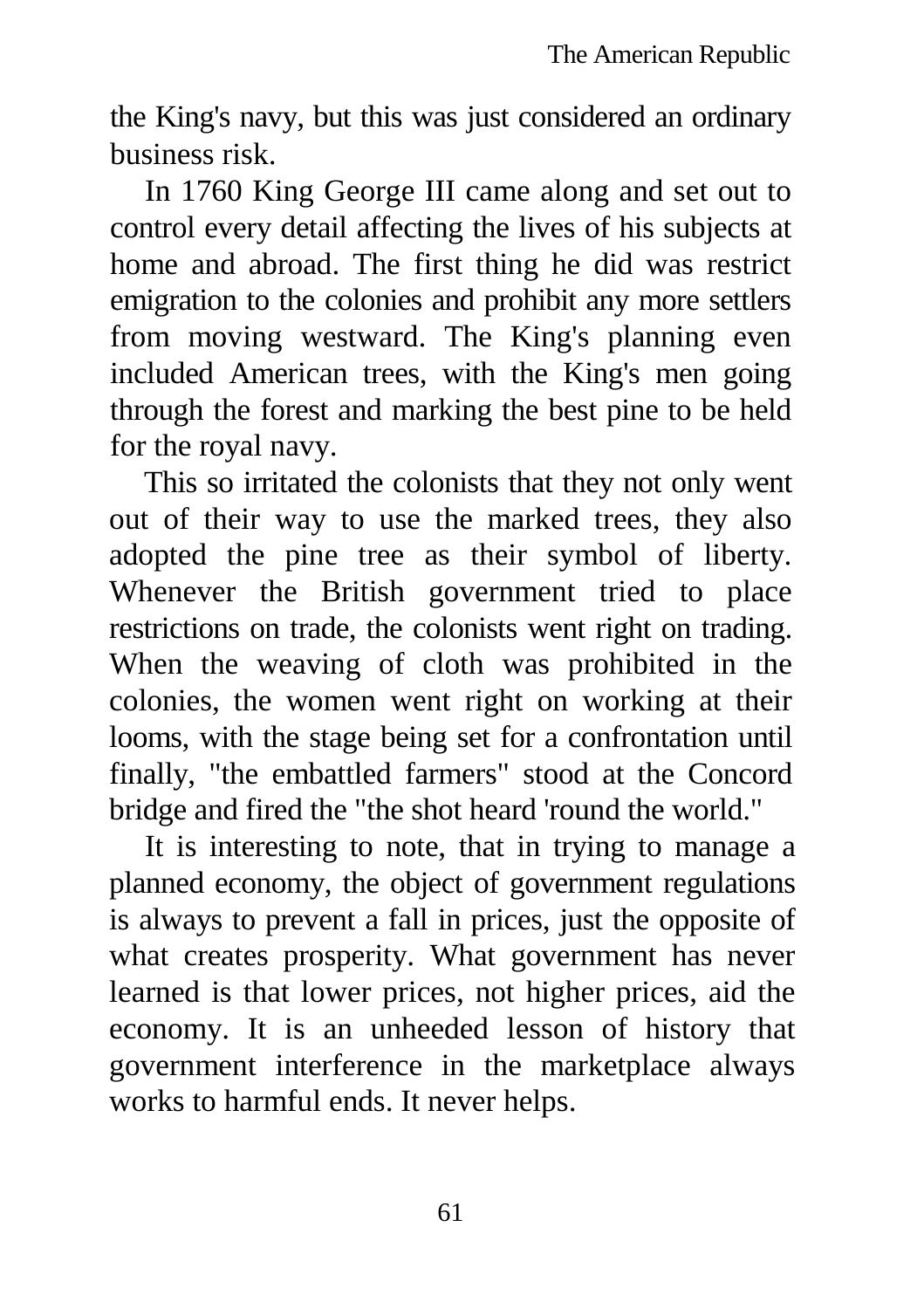the King's navy, but this was just considered an ordinary business risk.

In 1760 King George III came along and set out to control every detail affecting the lives of his subjects at home and abroad. The first thing he did was restrict emigration to the colonies and prohibit any more settlers from moving westward. The King's planning even included American trees, with the King's men going through the forest and marking the best pine to be held for the royal navy.

This so irritated the colonists that they not only went out of their way to use the marked trees, they also adopted the pine tree as their symbol of liberty. Whenever the British government tried to place restrictions on trade, the colonists went right on trading. When the weaving of cloth was prohibited in the colonies, the women went right on working at their looms, with the stage being set for a confrontation until finally, "the embattled farmers" stood at the Concord bridge and fired the "the shot heard 'round the world."

It is interesting to note, that in trying to manage a planned economy, the object of government regulations is always to prevent a fall in prices, just the opposite of what creates prosperity. What government has never learned is that lower prices, not higher prices, aid the economy. It is an unheeded lesson of history that government interference in the marketplace always works to harmful ends. It never helps.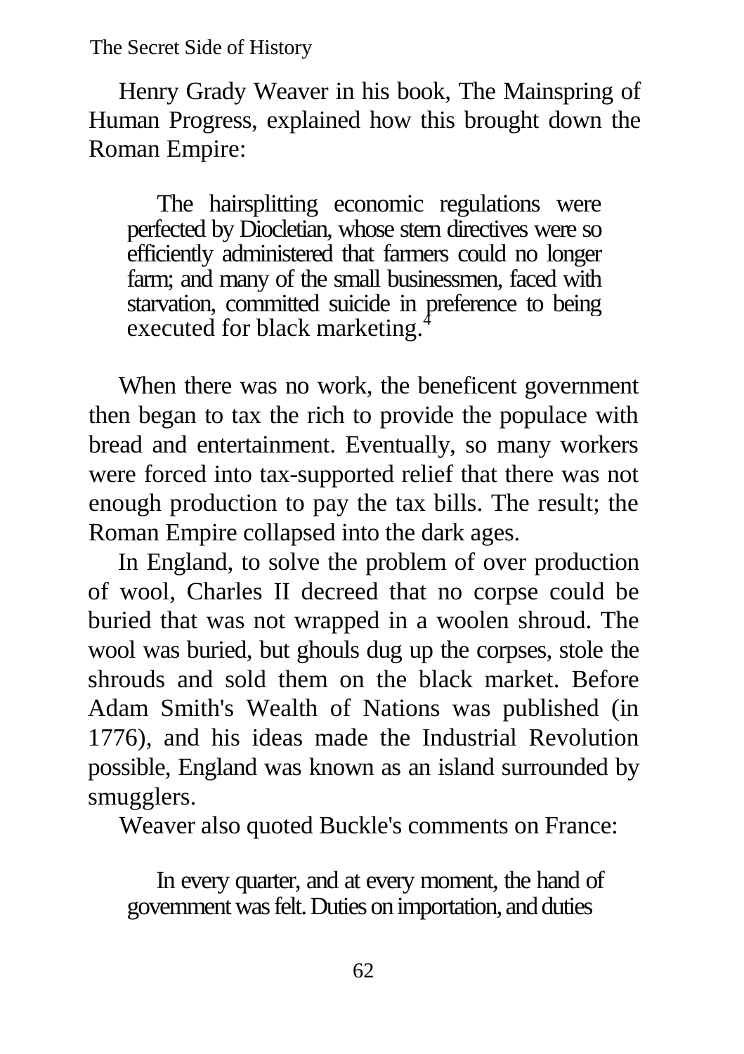Henry Grady Weaver in his book, The Mainspring of Human Progress, explained how this brought down the Roman Empire:

> The hairsplitting economic regulations were perfected by Diocletian, whose stern directives were so efficiently administered that farmers could no longer farm; and many of the small businessmen, faced with starvation, committed suicide in preference to being executed for black marketing.[4]

When there was no work, the beneficent government then began to tax the rich to provide the populace with bread and entertainment. Eventually, so many workers were forced into tax-supported relief that there was not enough production to pay the tax bills. The result; the Roman Empire collapsed into the dark ages.

In England, to solve the problem of over production of wool, Charles II decreed that no corpse could be buried that was not wrapped in a woolen shroud. The wool was buried, but ghouls dug up the corpses, stole the shrouds and sold them on the black market. Before Adam Smith's Wealth of Nations was published (in 1776), and his ideas made the Industrial Revolution possible, England was known as an island surrounded by smugglers.

Weaver also quoted Buckle's comments on France:

> In every quarter, and at every moment, the hand of government was felt. Duties on importation, and duties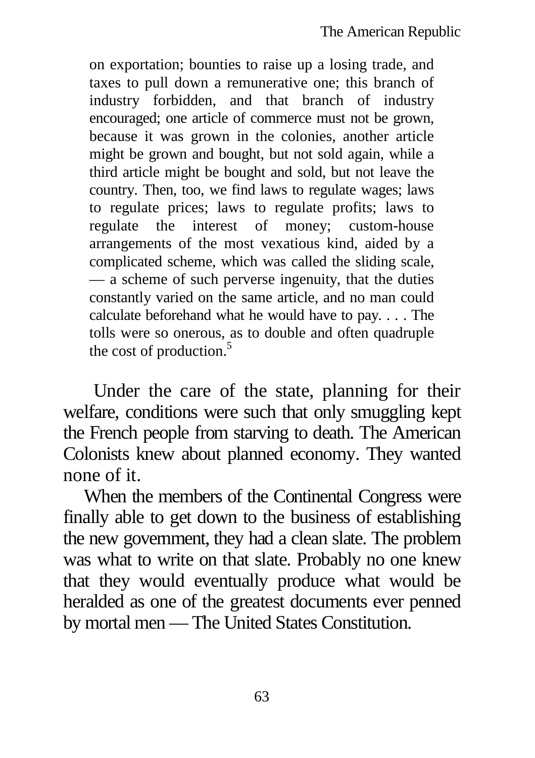> on exportation; bounties to raise up a losing trade, and taxes to pull down a remunerative one; this branch of industry forbidden, and that branch of industry encouraged; one article of commerce must not be grown, because it was grown in the colonies, another article might be grown and bought, but not sold again, while a third article might be bought and sold, but not leave the country. Then, too, we find laws to regulate wages; laws to regulate prices; laws to regulate profits; laws to regulate the interest of money; custom-house arrangements of the most vexatious kind, aided by a complicated scheme, which was called the sliding scale, — a scheme of such perverse ingenuity, that the duties constantly varied on the same article, and no man could calculate beforehand what he would have to pay. . . . The tolls were so onerous, as to double and often quadruple the cost of production.[5]

Under the care of the state, planning for their welfare, conditions were such that only smuggling kept the French people from starving to death. The American Colonists knew about planned economy. They wanted none of it.

When the members of the Continental Congress were finally able to get down to the business of establishing the new government, they had a clean slate. The problem was what to write on that slate. Probably no one knew that they would eventually produce what would be heralded as one of the greatest documents ever penned by mortal men — The United States Constitution.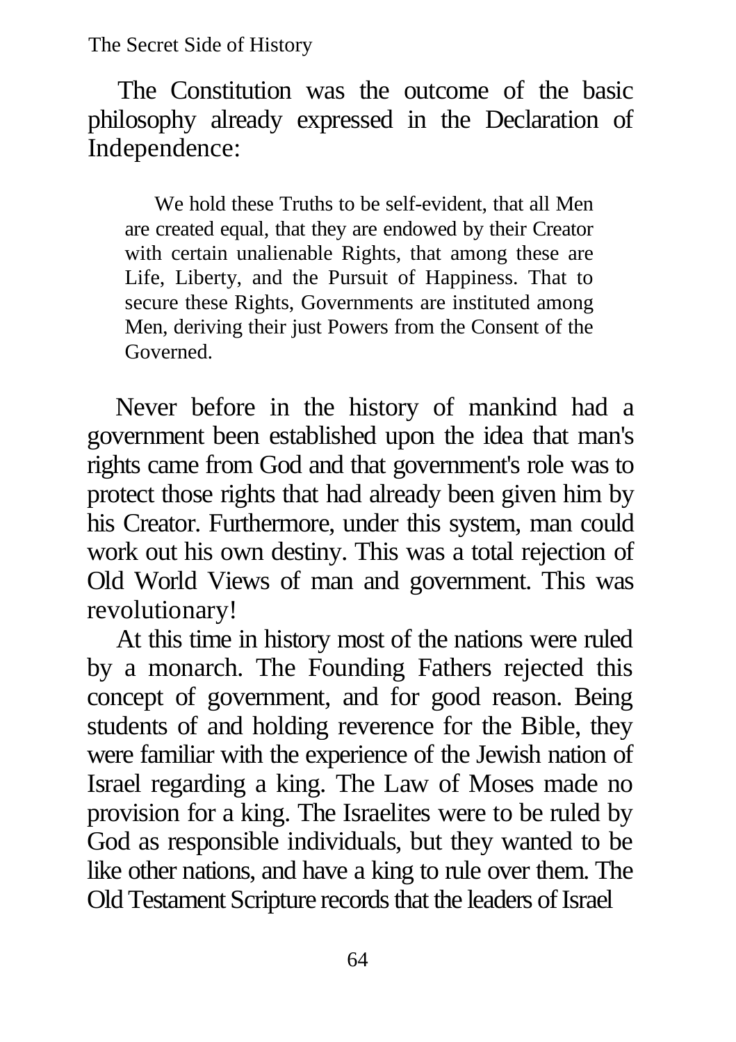The Constitution was the outcome of the basic philosophy already expressed in the Declaration of Independence:

> We hold these Truths to be self-evident, that all Men are created equal, that they are endowed by their Creator with certain unalienable Rights, that among these are Life, Liberty, and the Pursuit of Happiness. That to secure these Rights, Governments are instituted among Men, deriving their just Powers from the Consent of the Governed.

Never before in the history of mankind had a government been established upon the idea that man's rights came from God and that government's role was to protect those rights that had already been given him by his Creator. Furthermore, under this system, man could work out his own destiny. This was a total rejection of Old World Views of man and government. This was revolutionary!

At this time in history most of the nations were ruled by a monarch. The Founding Fathers rejected this concept of government, and for good reason. Being students of and holding reverence for the Bible, they were familiar with the experience of the Jewish nation of Israel regarding a king. The Law of Moses made no provision for a king. The Israelites were to be ruled by God as responsible individuals, but they wanted to be like other nations, and have a king to rule over them. The Old Testament Scripture records that the leaders of Israel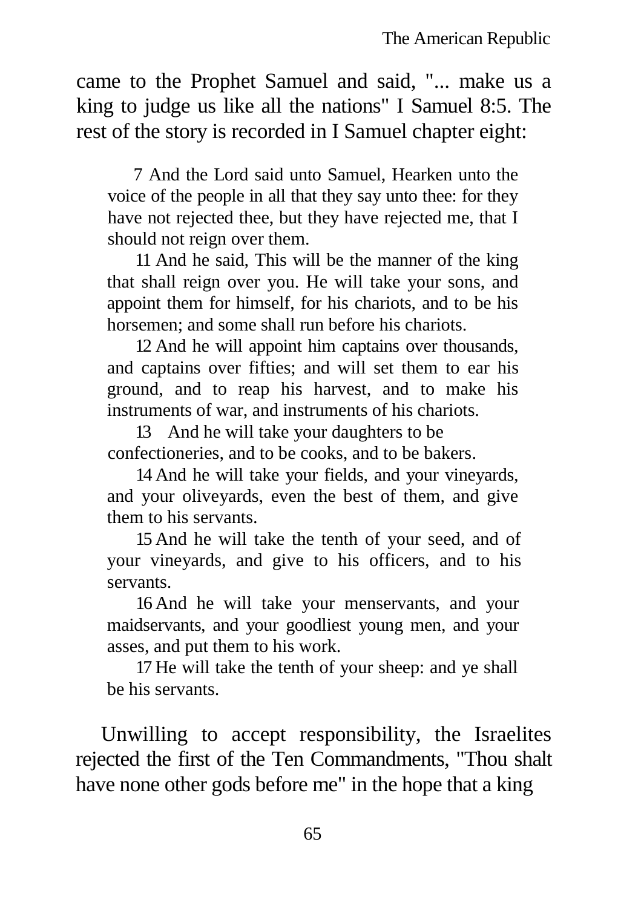came to the Prophet Samuel and said, "... make us a king to judge us like all the nations" I Samuel 8:5. The rest of the story is recorded in I Samuel chapter eight:

> 7 And the Lord said unto Samuel, Hearken unto the voice of the people in all that they say unto thee: for they have not rejected thee, but they have rejected me, that I should not reign over them.
>
> 11 And he said, This will be the manner of the king that shall reign over you. He will take your sons, and appoint them for himself, for his chariots, and to be his horsemen; and some shall run before his chariots.
>
> 12 And he will appoint him captains over thousands, and captains over fifties; and will set them to ear his ground, and to reap his harvest, and to make his instruments of war, and instruments of his chariots.
>
> 13 And he will take your daughters to be confectioneries, and to be cooks, and to be bakers.
>
> 14 And he will take your fields, and your vineyards, and your oliveyards, even the best of them, and give them to his servants.
>
> 15 And he will take the tenth of your seed, and of your vineyards, and give to his officers, and to his servants.
>
> 16 And he will take your menservants, and your maidservants, and your goodliest young men, and your asses, and put them to his work.
>
> 17 He will take the tenth of your sheep: and ye shall be his servants.

Unwilling to accept responsibility, the Israelites rejected the first of the Ten Commandments, "Thou shalt have none other gods before me" in the hope that a king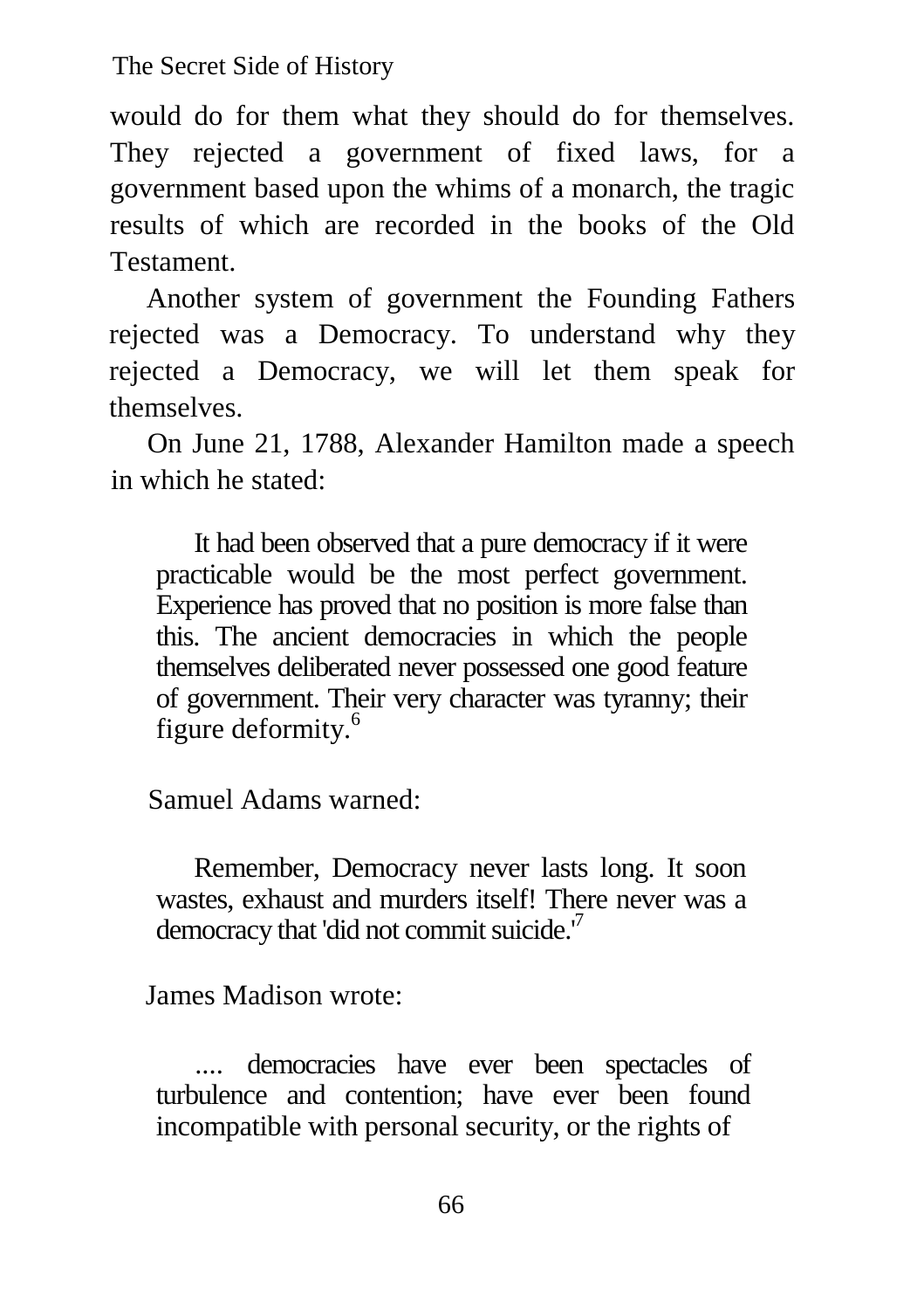would do for them what they should do for themselves. They rejected a government of fixed laws, for a government based upon the whims of a monarch, the tragic results of which are recorded in the books of the Old Testament.

Another system of government the Founding Fathers rejected was a Democracy. To understand why they rejected a Democracy, we will let them speak for themselves.

On June 21, 1788, Alexander Hamilton made a speech in which he stated:

> It had been observed that a pure democracy if it were practicable would be the most perfect government. Experience has proved that no position is more false than this. The ancient democracies in which the people themselves deliberated never possessed one good feature of government. Their very character was tyranny; their figure deformity.[6]

Samuel Adams warned:

> Remember, Democracy never lasts long. It soon wastes, exhaust and murders itself! There never was a democracy that 'did not commit suicide.'[7]

James Madison wrote:

> .... democracies have ever been spectacles of turbulence and contention; have ever been found incompatible with personal security, or the rights of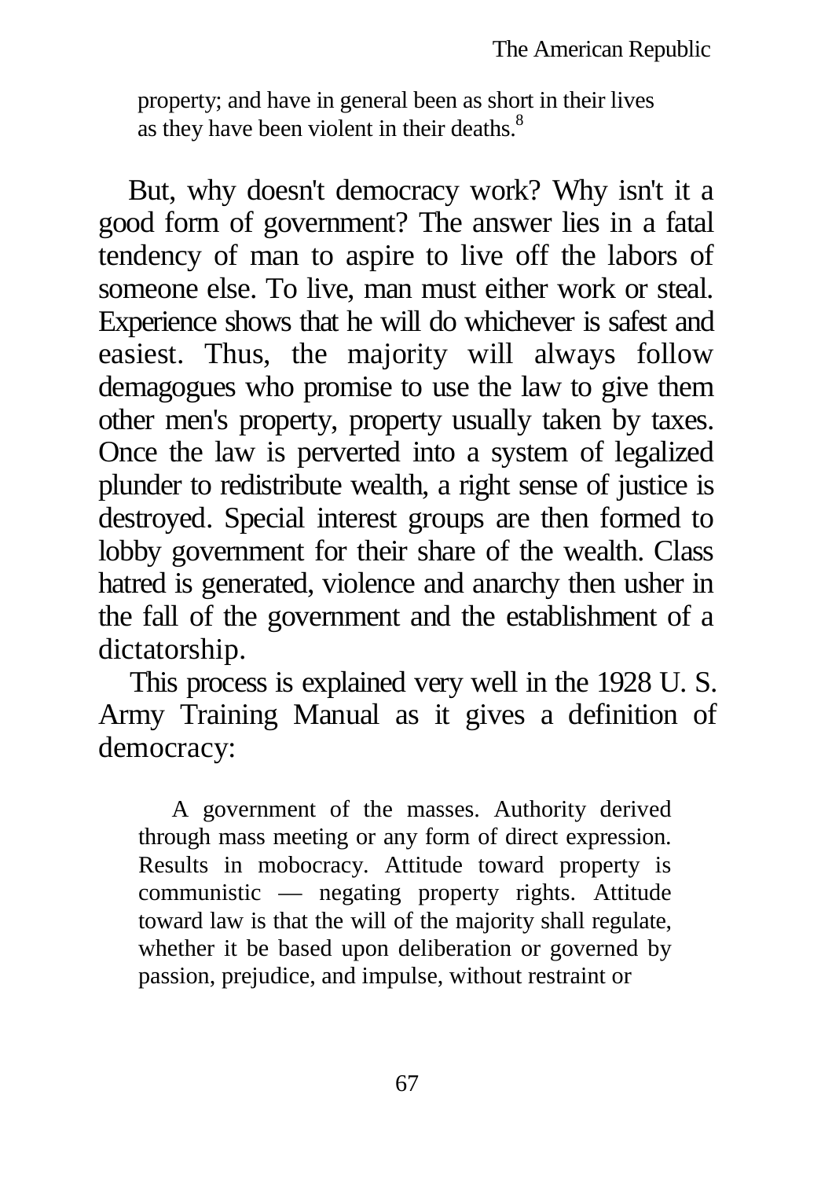> property; and have in general been as short in their lives as they have been violent in their deaths.[8]

But, why doesn't democracy work? Why isn't it a good form of government? The answer lies in a fatal tendency of man to aspire to live off the labors of someone else. To live, man must either work or steal. Experience shows that he will do whichever is safest and easiest. Thus, the majority will always follow demagogues who promise to use the law to give them other men's property, property usually taken by taxes. Once the law is perverted into a system of legalized plunder to redistribute wealth, a right sense of justice is destroyed. Special interest groups are then formed to lobby government for their share of the wealth. Class hatred is generated, violence and anarchy then usher in the fall of the government and the establishment of a dictatorship.

This process is explained very well in the 1928 U. S. Army Training Manual as it gives a definition of democracy:

> A government of the masses. Authority derived through mass meeting or any form of direct expression. Results in mobocracy. Attitude toward property is communistic — negating property rights. Attitude toward law is that the will of the majority shall regulate, whether it be based upon deliberation or governed by passion, prejudice, and impulse, without restraint or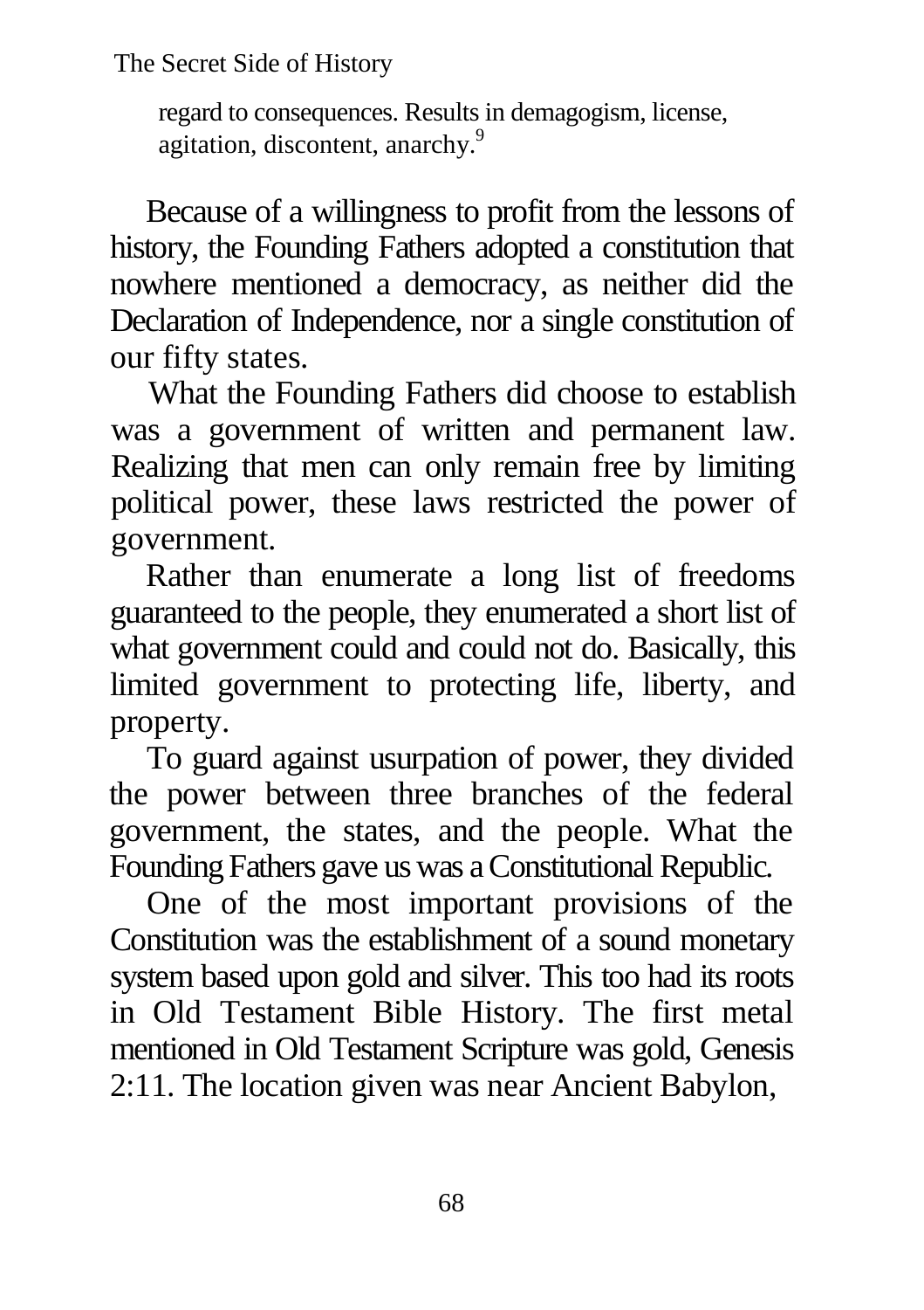> regard to consequences. Results in demagogism, license, agitation, discontent, anarchy.[9]

Because of a willingness to profit from the lessons of history, the Founding Fathers adopted a constitution that nowhere mentioned a democracy, as neither did the Declaration of Independence, nor a single constitution of our fifty states.

What the Founding Fathers did choose to establish was a government of written and permanent law. Realizing that men can only remain free by limiting political power, these laws restricted the power of government.

Rather than enumerate a long list of freedoms guaranteed to the people, they enumerated a short list of what government could and could not do. Basically, this limited government to protecting life, liberty, and property.

To guard against usurpation of power, they divided the power between three branches of the federal government, the states, and the people. What the Founding Fathers gave us was a Constitutional Republic.

One of the most important provisions of the Constitution was the establishment of a sound monetary system based upon gold and silver. This too had its roots in Old Testament Bible History. The first metal mentioned in Old Testament Scripture was gold, Genesis 2:11. The location given was near Ancient Babylon,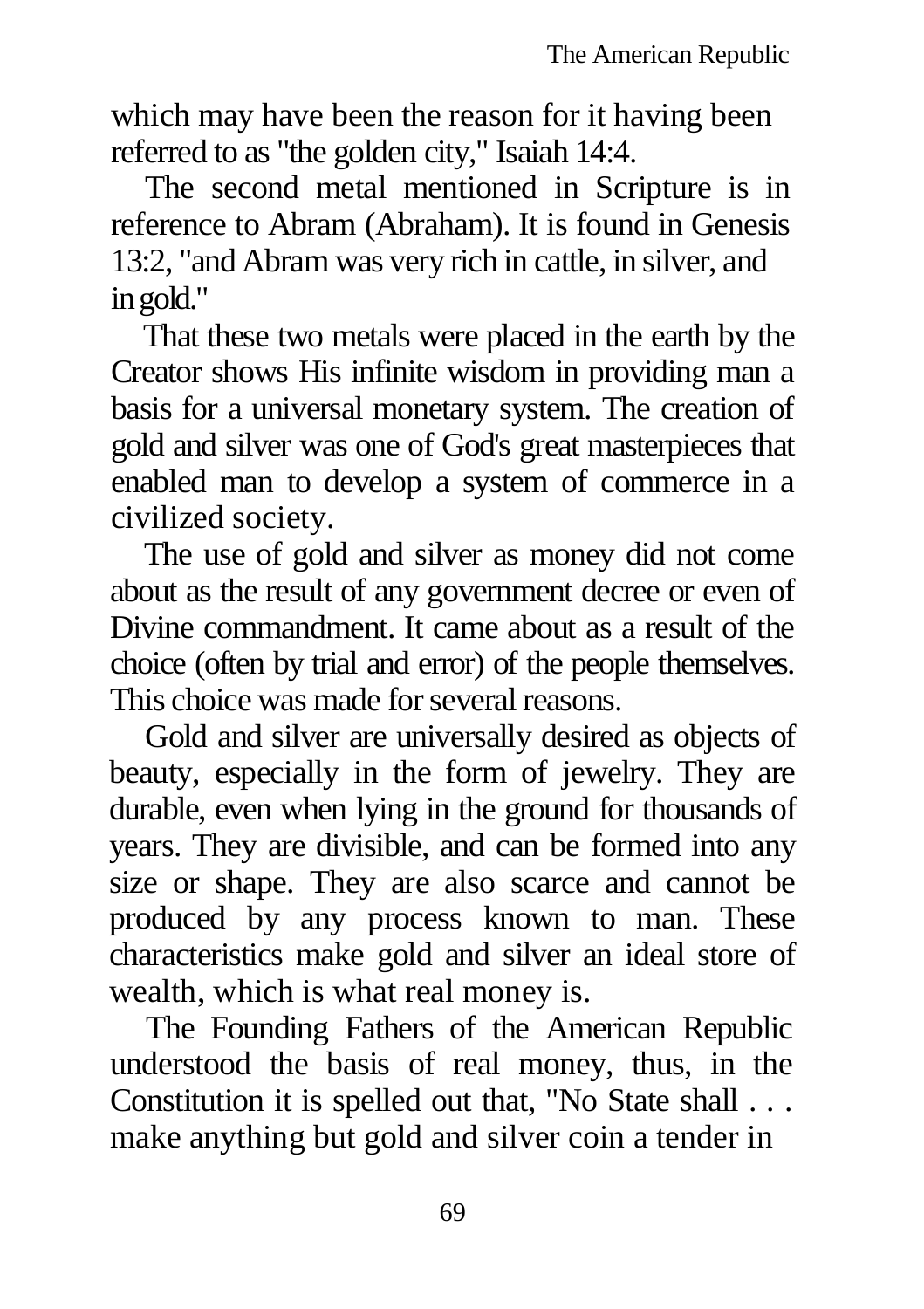which may have been the reason for it having been referred to as "the golden city," Isaiah 14:4.

The second metal mentioned in Scripture is in reference to Abram (Abraham). It is found in Genesis 13:2, "and Abram was very rich in cattle, in silver, and in gold."

That these two metals were placed in the earth by the Creator shows His infinite wisdom in providing man a basis for a universal monetary system. The creation of gold and silver was one of God's great masterpieces that enabled man to develop a system of commerce in a civilized society.

The use of gold and silver as money did not come about as the result of any government decree or even of Divine commandment. It came about as a result of the choice (often by trial and error) of the people themselves. This choice was made for several reasons.

Gold and silver are universally desired as objects of beauty, especially in the form of jewelry. They are durable, even when lying in the ground for thousands of years. They are divisible, and can be formed into any size or shape. They are also scarce and cannot be produced by any process known to man. These characteristics make gold and silver an ideal store of wealth, which is what real money is.

The Founding Fathers of the American Republic understood the basis of real money, thus, in the Constitution it is spelled out that, "No State shall . . . make anything but gold and silver coin a tender in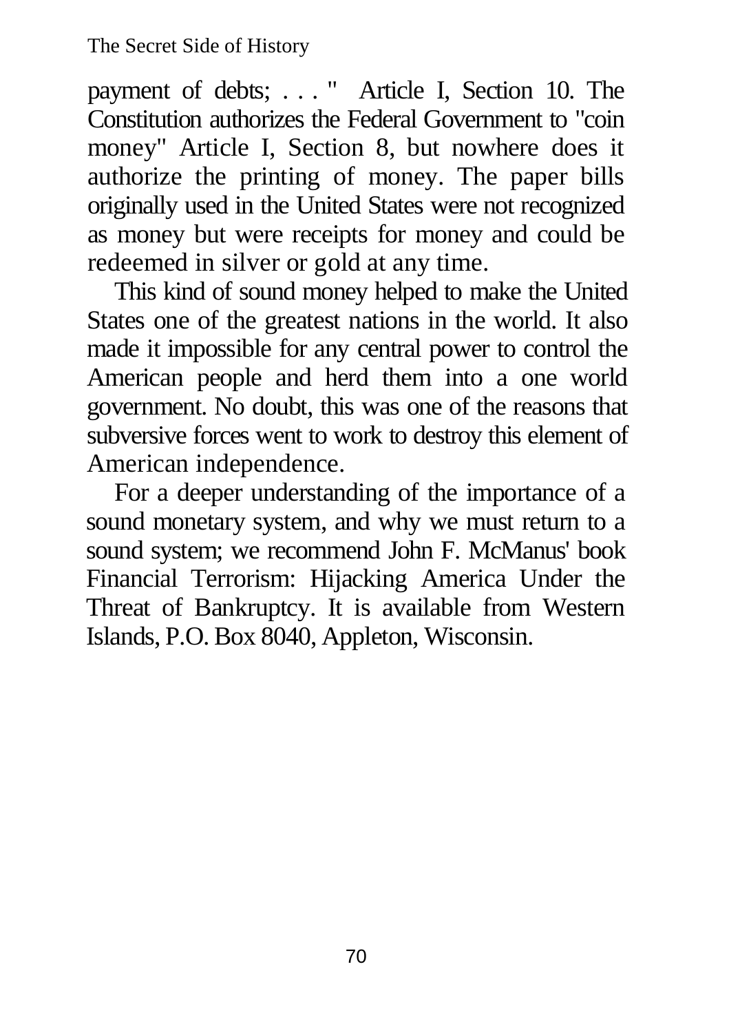payment of debts; . . . " Article I, Section 10. The Constitution authorizes the Federal Government to "coin money" Article I, Section 8, but nowhere does it authorize the printing of money. The paper bills originally used in the United States were not recognized as money but were receipts for money and could be redeemed in silver or gold at any time.

This kind of sound money helped to make the United States one of the greatest nations in the world. It also made it impossible for any central power to control the American people and herd them into a one world government. No doubt, this was one of the reasons that subversive forces went to work to destroy this element of American independence.

For a deeper understanding of the importance of a sound monetary system, and why we must return to a sound system; we recommend John F. McManus' book Financial Terrorism: Hijacking America Under the Threat of Bankruptcy. It is available from Western Islands, P.O. Box 8040, Appleton, Wisconsin.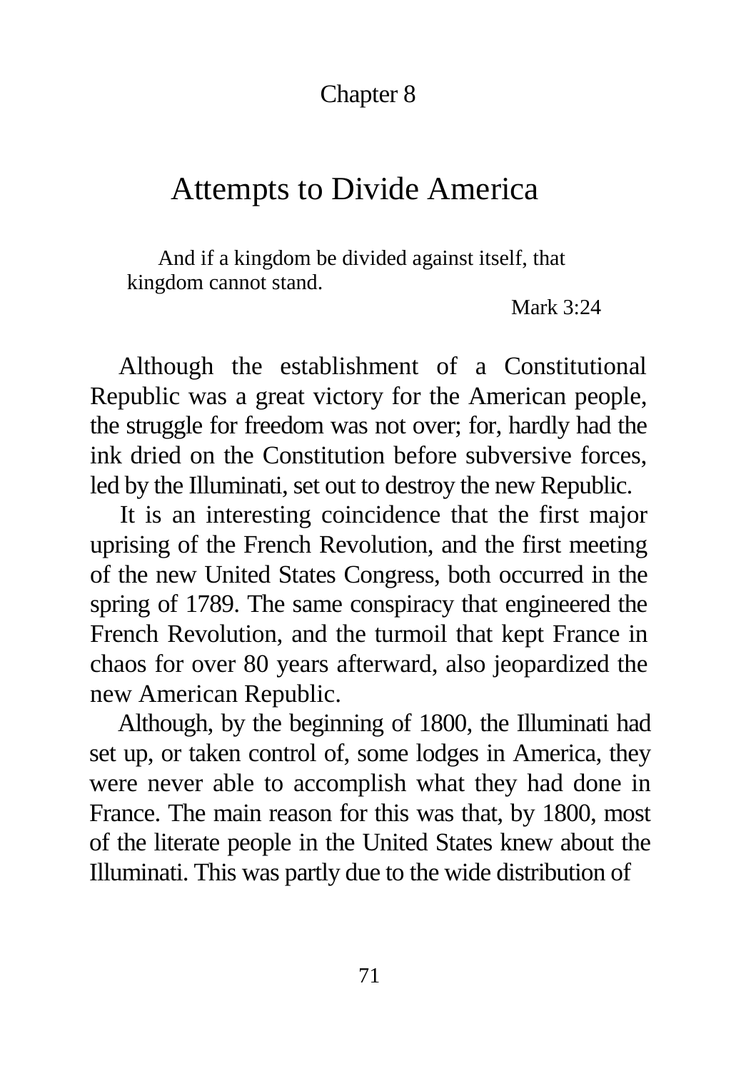Chapter 8

# Attempts to Divide America

> And if a kingdom be divided against itself, that kingdom cannot stand.
>
> Mark 3:24

Although the establishment of a Constitutional Republic was a great victory for the American people, the struggle for freedom was not over; for, hardly had the ink dried on the Constitution before subversive forces, led by the Illuminati, set out to destroy the new Republic.

It is an interesting coincidence that the first major uprising of the French Revolution, and the first meeting of the new United States Congress, both occurred in the spring of 1789. The same conspiracy that engineered the French Revolution, and the turmoil that kept France in chaos for over 80 years afterward, also jeopardized the new American Republic.

Although, by the beginning of 1800, the Illuminati had set up, or taken control of, some lodges in America, they were never able to accomplish what they had done in France. The main reason for this was that, by 1800, most of the literate people in the United States knew about the Illuminati. This was partly due to the wide distribution of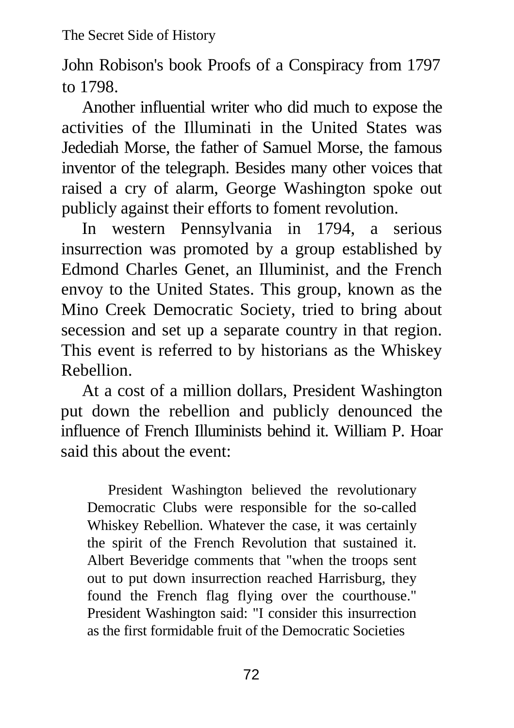John Robison's book Proofs of a Conspiracy from 1797 to 1798.

Another influential writer who did much to expose the activities of the Illuminati in the United States was Jedediah Morse, the father of Samuel Morse, the famous inventor of the telegraph. Besides many other voices that raised a cry of alarm, George Washington spoke out publicly against their efforts to foment revolution.

In western Pennsylvania in 1794, a serious insurrection was promoted by a group established by Edmond Charles Genet, an Illuminist, and the French envoy to the United States. This group, known as the Mino Creek Democratic Society, tried to bring about secession and set up a separate country in that region. This event is referred to by historians as the Whiskey Rebellion.

At a cost of a million dollars, President Washington put down the rebellion and publicly denounced the influence of French Illuminists behind it. William P. Hoar said this about the event:

> President Washington believed the revolutionary Democratic Clubs were responsible for the so-called Whiskey Rebellion. Whatever the case, it was certainly the spirit of the French Revolution that sustained it. Albert Beveridge comments that "when the troops sent out to put down insurrection reached Harrisburg, they found the French flag flying over the courthouse." President Washington said: "I consider this insurrection as the first formidable fruit of the Democratic Societies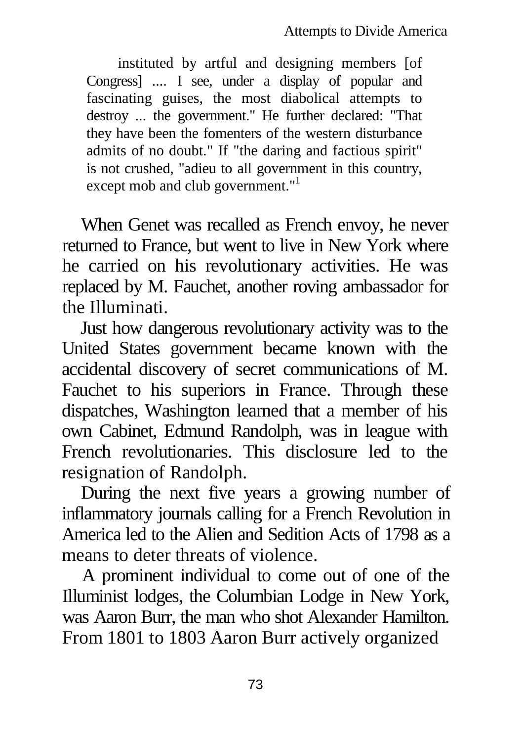> instituted by artful and designing members [of Congress] .... I see, under a display of popular and fascinating guises, the most diabolical attempts to destroy ... the government." He further declared: "That they have been the fomenters of the western disturbance admits of no doubt." If "the daring and factious spirit" is not crushed, "adieu to all government in this country, except mob and club government."[1]

When Genet was recalled as French envoy, he never returned to France, but went to live in New York where he carried on his revolutionary activities. He was replaced by M. Fauchet, another roving ambassador for the Illuminati.

Just how dangerous revolutionary activity was to the United States government became known with the accidental discovery of secret communications of M. Fauchet to his superiors in France. Through these dispatches, Washington learned that a member of his own Cabinet, Edmund Randolph, was in league with French revolutionaries. This disclosure led to the resignation of Randolph.

During the next five years a growing number of inflammatory journals calling for a French Revolution in America led to the Alien and Sedition Acts of 1798 as a means to deter threats of violence.

A prominent individual to come out of one of the Illuminist lodges, the Columbian Lodge in New York, was Aaron Burr, the man who shot Alexander Hamilton. From 1801 to 1803 Aaron Burr actively organized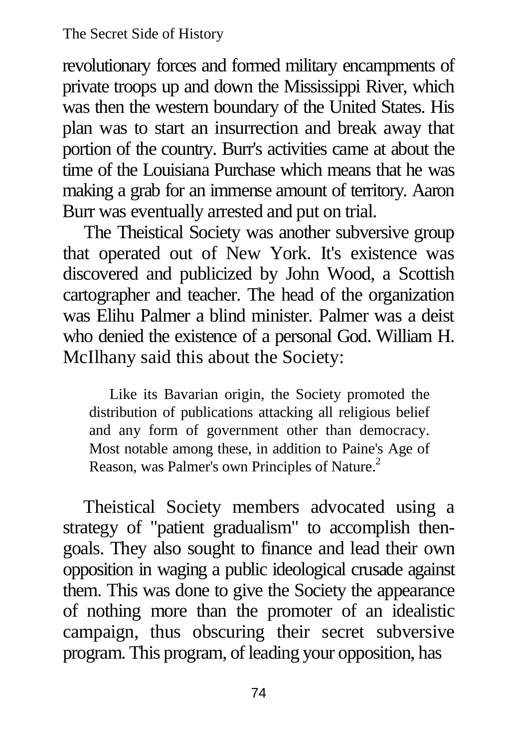revolutionary forces and formed military encampments of private troops up and down the Mississippi River, which was then the western boundary of the United States. His plan was to start an insurrection and break away that portion of the country. Burr's activities came at about the time of the Louisiana Purchase which means that he was making a grab for an immense amount of territory. Aaron Burr was eventually arrested and put on trial.

The Theistical Society was another subversive group that operated out of New York. It's existence was discovered and publicized by John Wood, a Scottish cartographer and teacher. The head of the organization was Elihu Palmer a blind minister. Palmer was a deist who denied the existence of a personal God. William H. McIlhany said this about the Society:

> Like its Bavarian origin, the Society promoted the distribution of publications attacking all religious belief and any form of government other than democracy. Most notable among these, in addition to Paine's Age of Reason, was Palmer's own Principles of Nature.[2]

Theistical Society members advocated using a strategy of "patient gradualism" to accomplish then-goals. They also sought to finance and lead their own opposition in waging a public ideological crusade against them. This was done to give the Society the appearance of nothing more than the promoter of an idealistic campaign, thus obscuring their secret subversive program. This program, of leading your opposition, has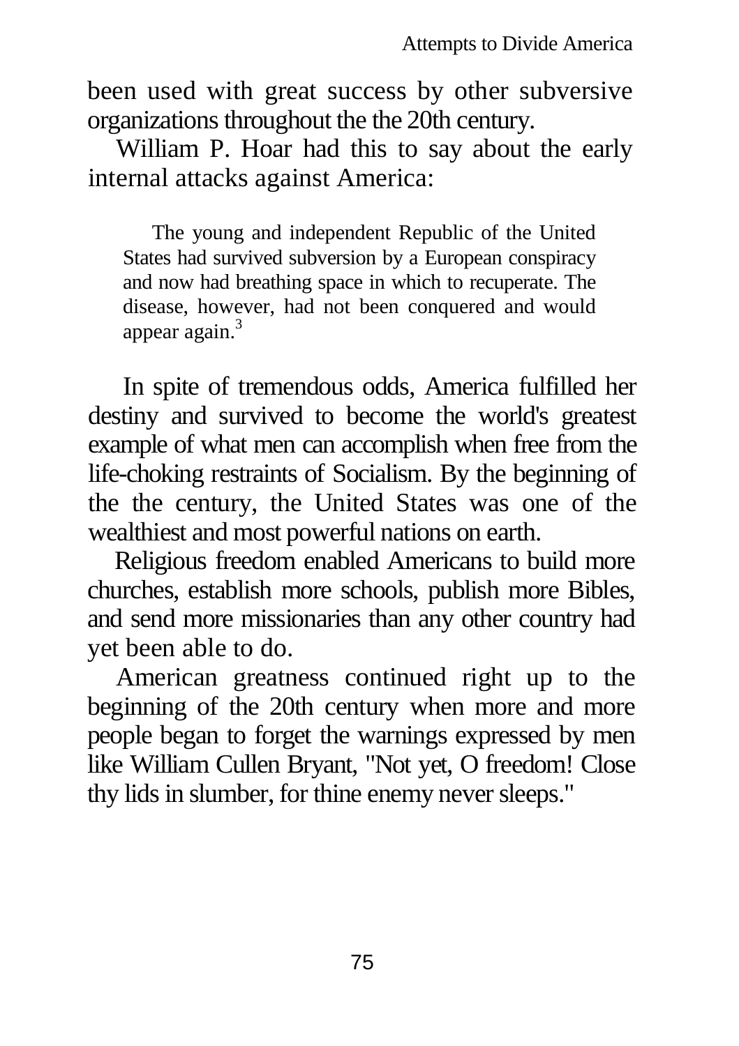been used with great success by other subversive organizations throughout the the 20th century.

William P. Hoar had this to say about the early internal attacks against America:

> The young and independent Republic of the United States had survived subversion by a European conspiracy and now had breathing space in which to recuperate. The disease, however, had not been conquered and would appear again.[3]

In spite of tremendous odds, America fulfilled her destiny and survived to become the world's greatest example of what men can accomplish when free from the life-choking restraints of Socialism. By the beginning of the the century, the United States was one of the wealthiest and most powerful nations on earth.

Religious freedom enabled Americans to build more churches, establish more schools, publish more Bibles, and send more missionaries than any other country had yet been able to do.

American greatness continued right up to the beginning of the 20th century when more and more people began to forget the warnings expressed by men like William Cullen Bryant, "Not yet, O freedom! Close thy lids in slumber, for thine enemy never sleeps."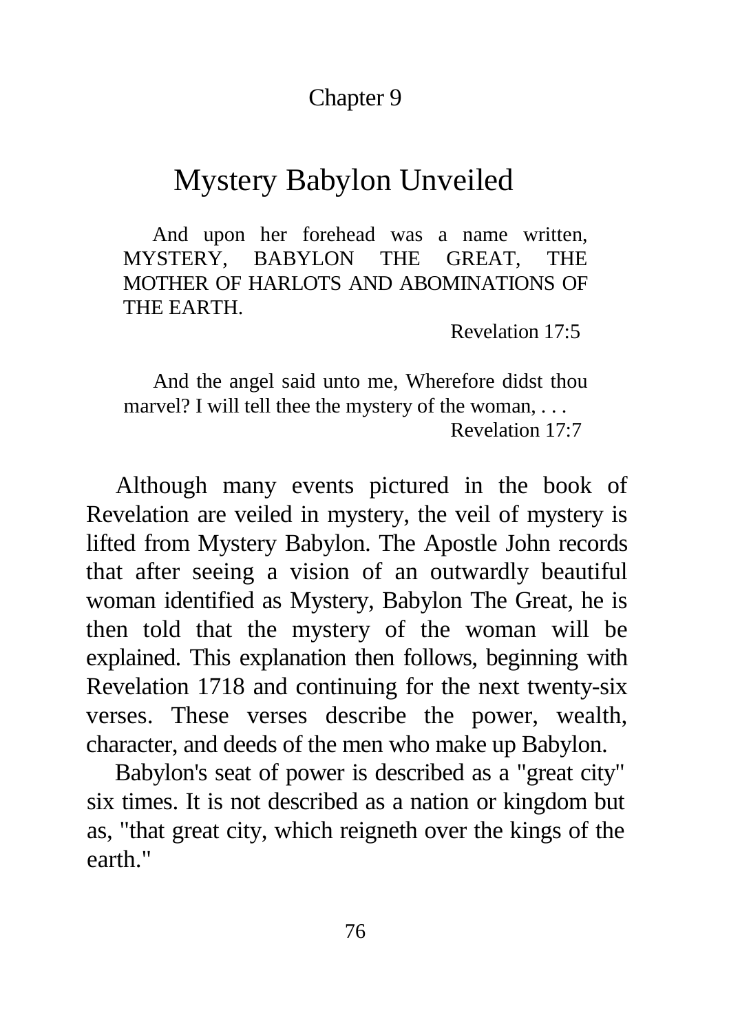Chapter 9

# Mystery Babylon Unveiled

> And upon her forehead was a name written, MYSTERY, BABYLON THE GREAT, THE MOTHER OF HARLOTS AND ABOMINATIONS OF THE EARTH.
>
> Revelation 17:5

> And the angel said unto me, Wherefore didst thou marvel? I will tell thee the mystery of the woman, . . .
>
> Revelation 17:7

Although many events pictured in the book of Revelation are veiled in mystery, the veil of mystery is lifted from Mystery Babylon. The Apostle John records that after seeing a vision of an outwardly beautiful woman identified as Mystery, Babylon The Great, he is then told that the mystery of the woman will be explained. This explanation then follows, beginning with Revelation 1718 and continuing for the next twenty-six verses. These verses describe the power, wealth, character, and deeds of the men who make up Babylon.

Babylon's seat of power is described as a "great city" six times. It is not described as a nation or kingdom but as, "that great city, which reigneth over the kings of the earth."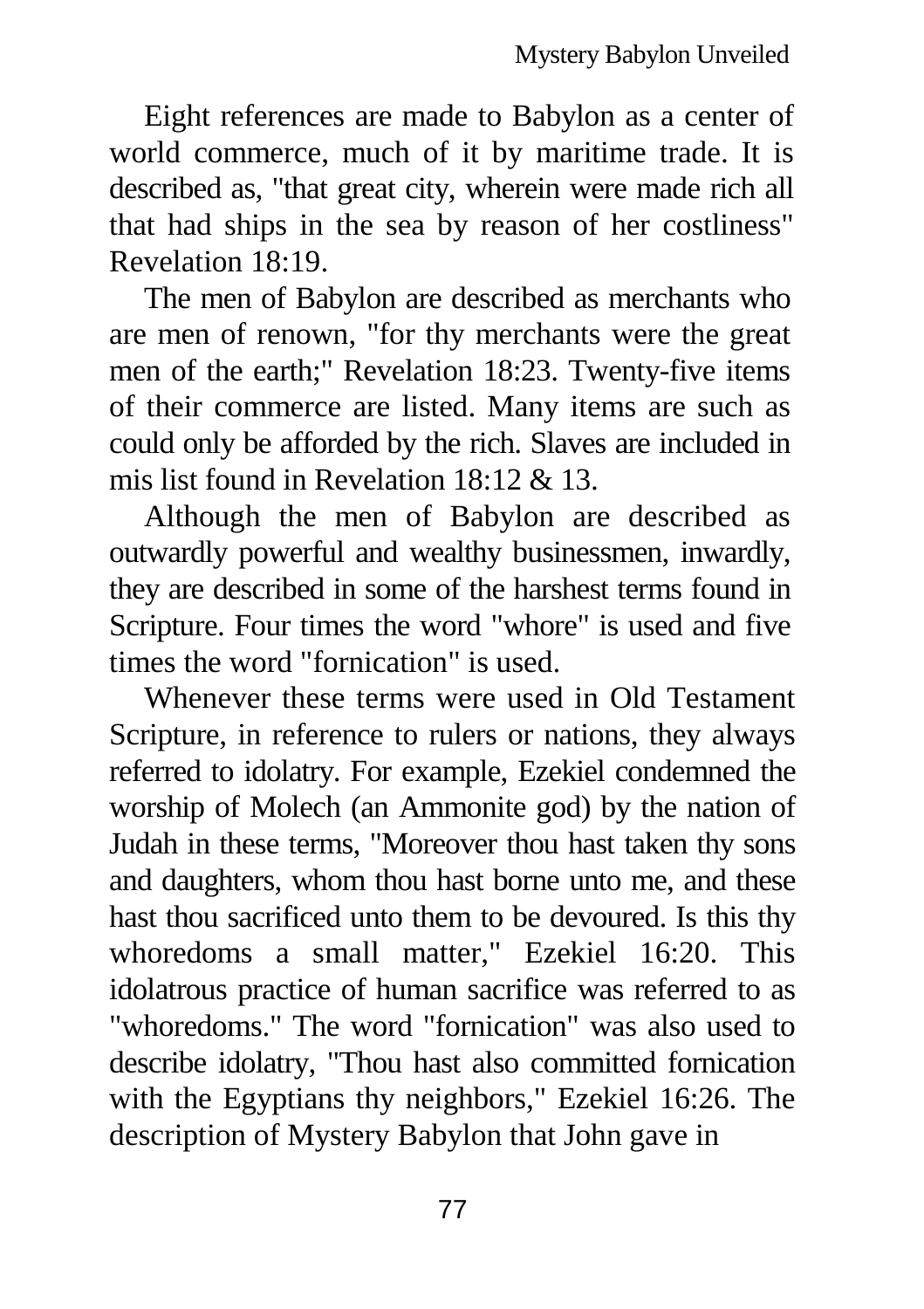Eight references are made to Babylon as a center of world commerce, much of it by maritime trade. It is described as, "that great city, wherein were made rich all that had ships in the sea by reason of her costliness" Revelation 18:19.

The men of Babylon are described as merchants who are men of renown, "for thy merchants were the great men of the earth;" Revelation 18:23. Twenty-five items of their commerce are listed. Many items are such as could only be afforded by the rich. Slaves are included in mis list found in Revelation 18:12 & 13.

Although the men of Babylon are described as outwardly powerful and wealthy businessmen, inwardly, they are described in some of the harshest terms found in Scripture. Four times the word "whore" is used and five times the word "fornication" is used.

Whenever these terms were used in Old Testament Scripture, in reference to rulers or nations, they always referred to idolatry. For example, Ezekiel condemned the worship of Molech (an Ammonite god) by the nation of Judah in these terms, "Moreover thou hast taken thy sons and daughters, whom thou hast borne unto me, and these hast thou sacrificed unto them to be devoured. Is this thy whoredoms a small matter," Ezekiel 16:20. This idolatrous practice of human sacrifice was referred to as "whoredoms." The word "fornication" was also used to describe idolatry, "Thou hast also committed fornication with the Egyptians thy neighbors," Ezekiel 16:26. The description of Mystery Babylon that John gave in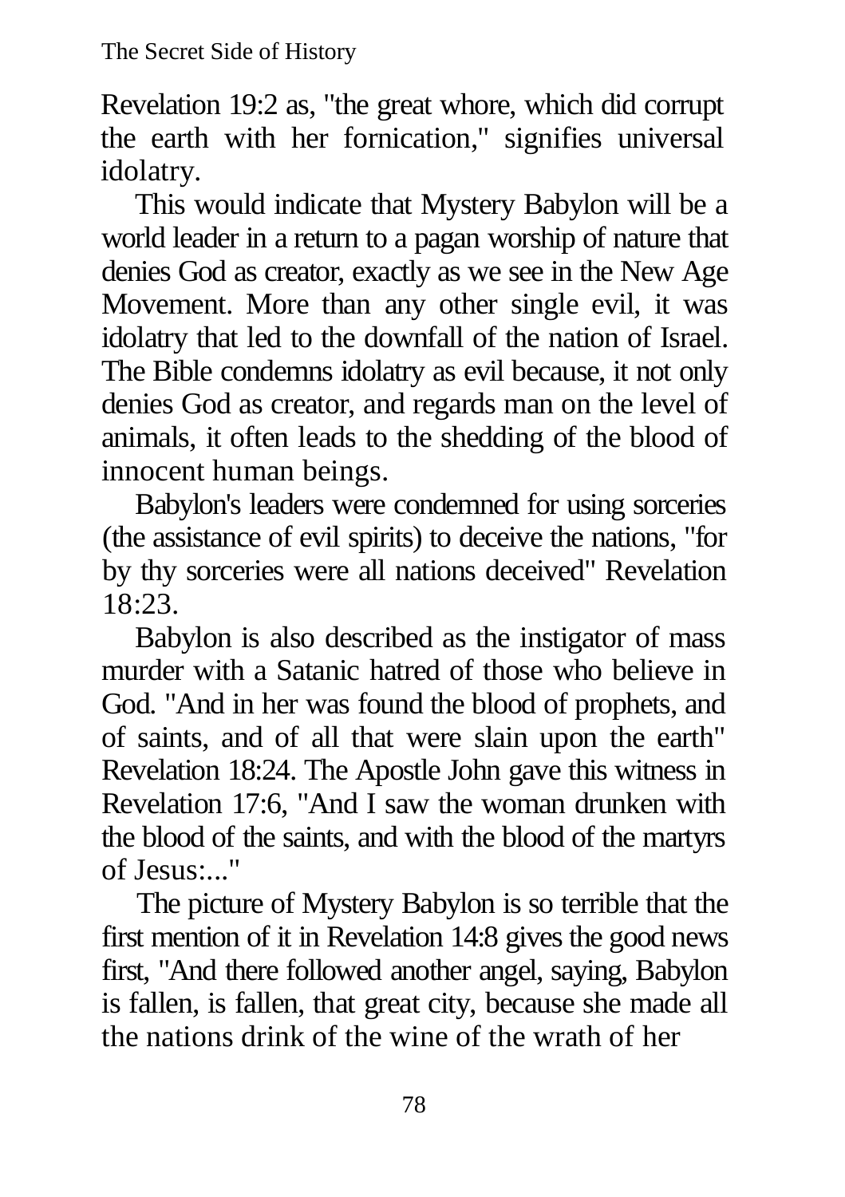Revelation 19:2 as, "the great whore, which did corrupt the earth with her fornication," signifies universal idolatry.

This would indicate that Mystery Babylon will be a world leader in a return to a pagan worship of nature that denies God as creator, exactly as we see in the New Age Movement. More than any other single evil, it was idolatry that led to the downfall of the nation of Israel. The Bible condemns idolatry as evil because, it not only denies God as creator, and regards man on the level of animals, it often leads to the shedding of the blood of innocent human beings.

Babylon's leaders were condemned for using sorceries (the assistance of evil spirits) to deceive the nations, "for by thy sorceries were all nations deceived" Revelation 18:23.

Babylon is also described as the instigator of mass murder with a Satanic hatred of those who believe in God. "And in her was found the blood of prophets, and of saints, and of all that were slain upon the earth" Revelation 18:24. The Apostle John gave this witness in Revelation 17:6, "And I saw the woman drunken with the blood of the saints, and with the blood of the martyrs of Jesus:..."

The picture of Mystery Babylon is so terrible that the first mention of it in Revelation 14:8 gives the good news first, "And there followed another angel, saying, Babylon is fallen, is fallen, that great city, because she made all the nations drink of the wine of the wrath of her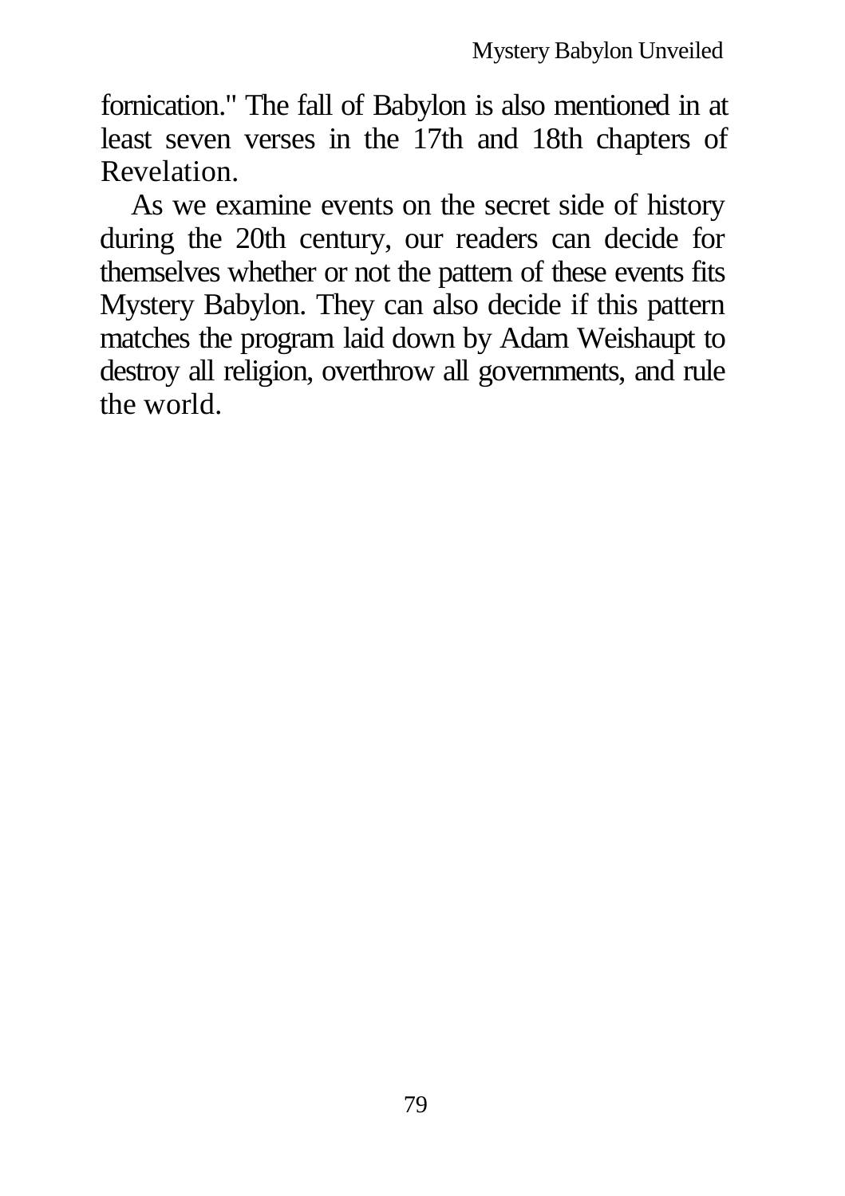fornication." The fall of Babylon is also mentioned in at least seven verses in the 17th and 18th chapters of Revelation.

As we examine events on the secret side of history during the 20th century, our readers can decide for themselves whether or not the pattern of these events fits Mystery Babylon. They can also decide if this pattern matches the program laid down by Adam Weishaupt to destroy all religion, overthrow all governments, and rule the world.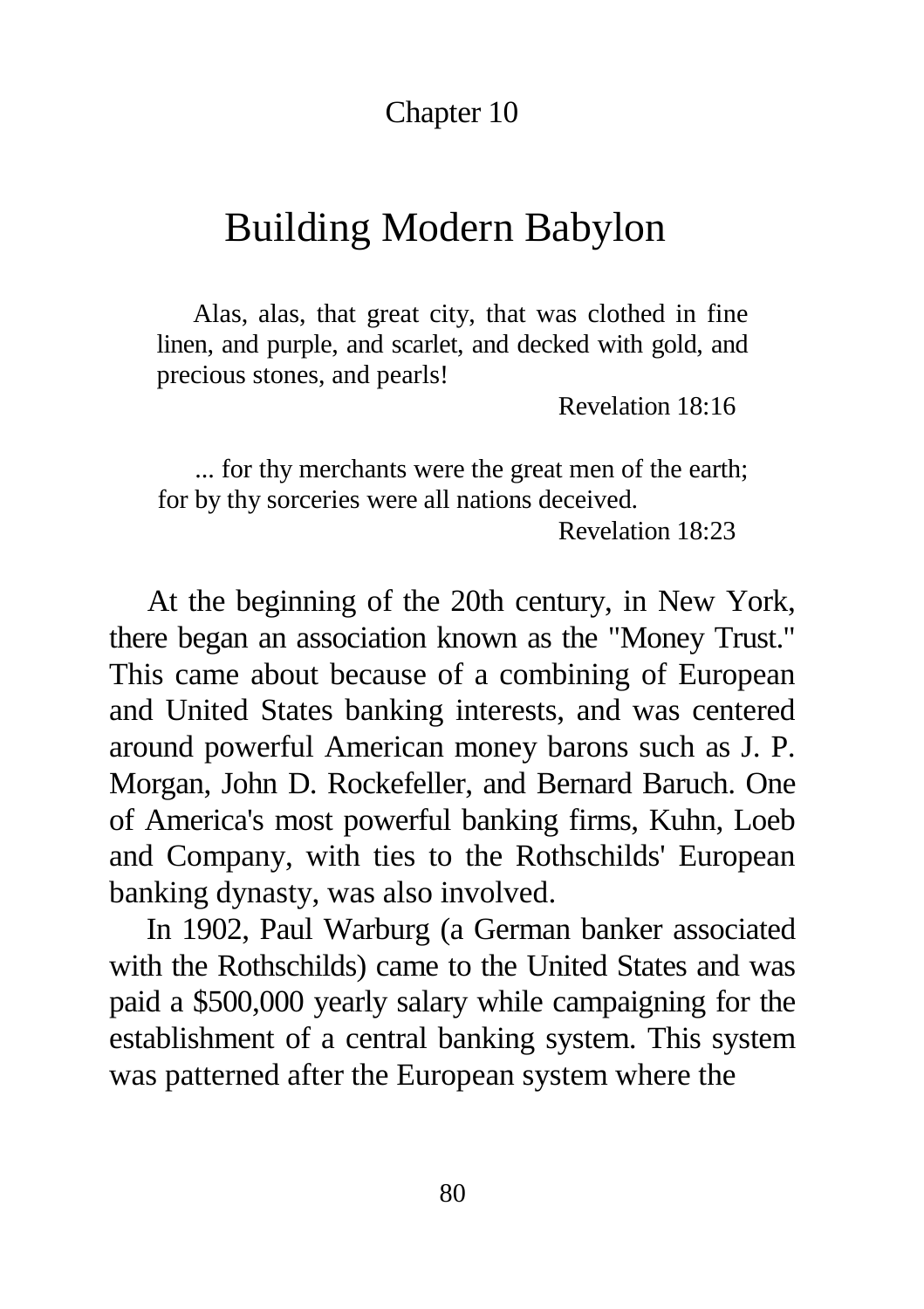Chapter 10

# Building Modern Babylon

> Alas, alas, that great city, that was clothed in fine linen, and purple, and scarlet, and decked with gold, and precious stones, and pearls!
>
> Revelation 18:16

> ... for thy merchants were the great men of the earth; for by thy sorceries were all nations deceived.
>
> Revelation 18:23

At the beginning of the 20th century, in New York, there began an association known as the "Money Trust." This came about because of a combining of European and United States banking interests, and was centered around powerful American money barons such as J. P. Morgan, John D. Rockefeller, and Bernard Baruch. One of America's most powerful banking firms, Kuhn, Loeb and Company, with ties to the Rothschilds' European banking dynasty, was also involved.

In 1902, Paul Warburg (a German banker associated with the Rothschilds) came to the United States and was paid a $500,000 yearly salary while campaigning for the establishment of a central banking system. This system was patterned after the European system where the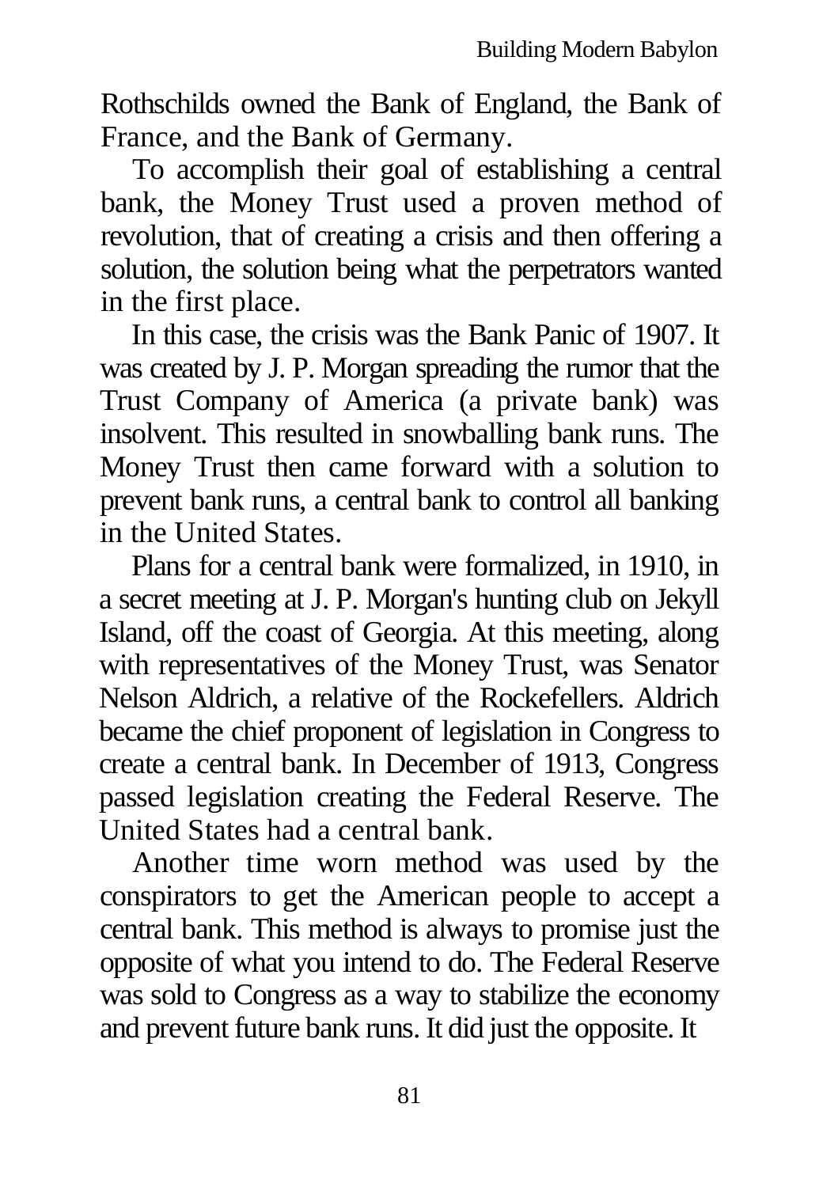Rothschilds owned the Bank of England, the Bank of France, and the Bank of Germany.

To accomplish their goal of establishing a central bank, the Money Trust used a proven method of revolution, that of creating a crisis and then offering a solution, the solution being what the perpetrators wanted in the first place.

In this case, the crisis was the Bank Panic of 1907. It was created by J. P. Morgan spreading the rumor that the Trust Company of America (a private bank) was insolvent. This resulted in snowballing bank runs. The Money Trust then came forward with a solution to prevent bank runs, a central bank to control all banking in the United States.

Plans for a central bank were formalized, in 1910, in a secret meeting at J. P. Morgan's hunting club on Jekyll Island, off the coast of Georgia. At this meeting, along with representatives of the Money Trust, was Senator Nelson Aldrich, a relative of the Rockefellers. Aldrich became the chief proponent of legislation in Congress to create a central bank. In December of 1913, Congress passed legislation creating the Federal Reserve. The United States had a central bank.

Another time worn method was used by the conspirators to get the American people to accept a central bank. This method is always to promise just the opposite of what you intend to do. The Federal Reserve was sold to Congress as a way to stabilize the economy and prevent future bank runs. It did just the opposite. It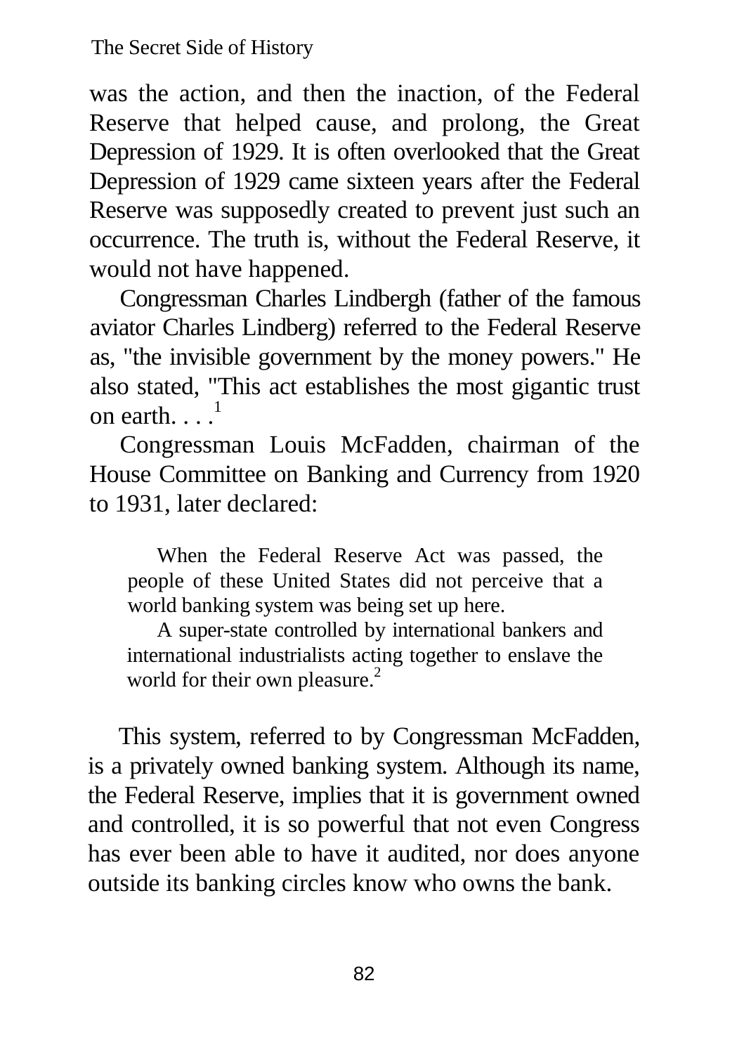was the action, and then the inaction, of the Federal Reserve that helped cause, and prolong, the Great Depression of 1929. It is often overlooked that the Great Depression of 1929 came sixteen years after the Federal Reserve was supposedly created to prevent just such an occurrence. The truth is, without the Federal Reserve, it would not have happened.

Congressman Charles Lindbergh (father of the famous aviator Charles Lindberg) referred to the Federal Reserve as, "the invisible government by the money powers." He also stated, "This act establishes the most gigantic trust on earth. . . .[1]

Congressman Louis McFadden, chairman of the House Committee on Banking and Currency from 1920 to 1931, later declared:

> When the Federal Reserve Act was passed, the people of these United States did not perceive that a world banking system was being set up here.
>
> A super-state controlled by international bankers and international industrialists acting together to enslave the world for their own pleasure.[2]

This system, referred to by Congressman McFadden, is a privately owned banking system. Although its name, the Federal Reserve, implies that it is government owned and controlled, it is so powerful that not even Congress has ever been able to have it audited, nor does anyone outside its banking circles know who owns the bank.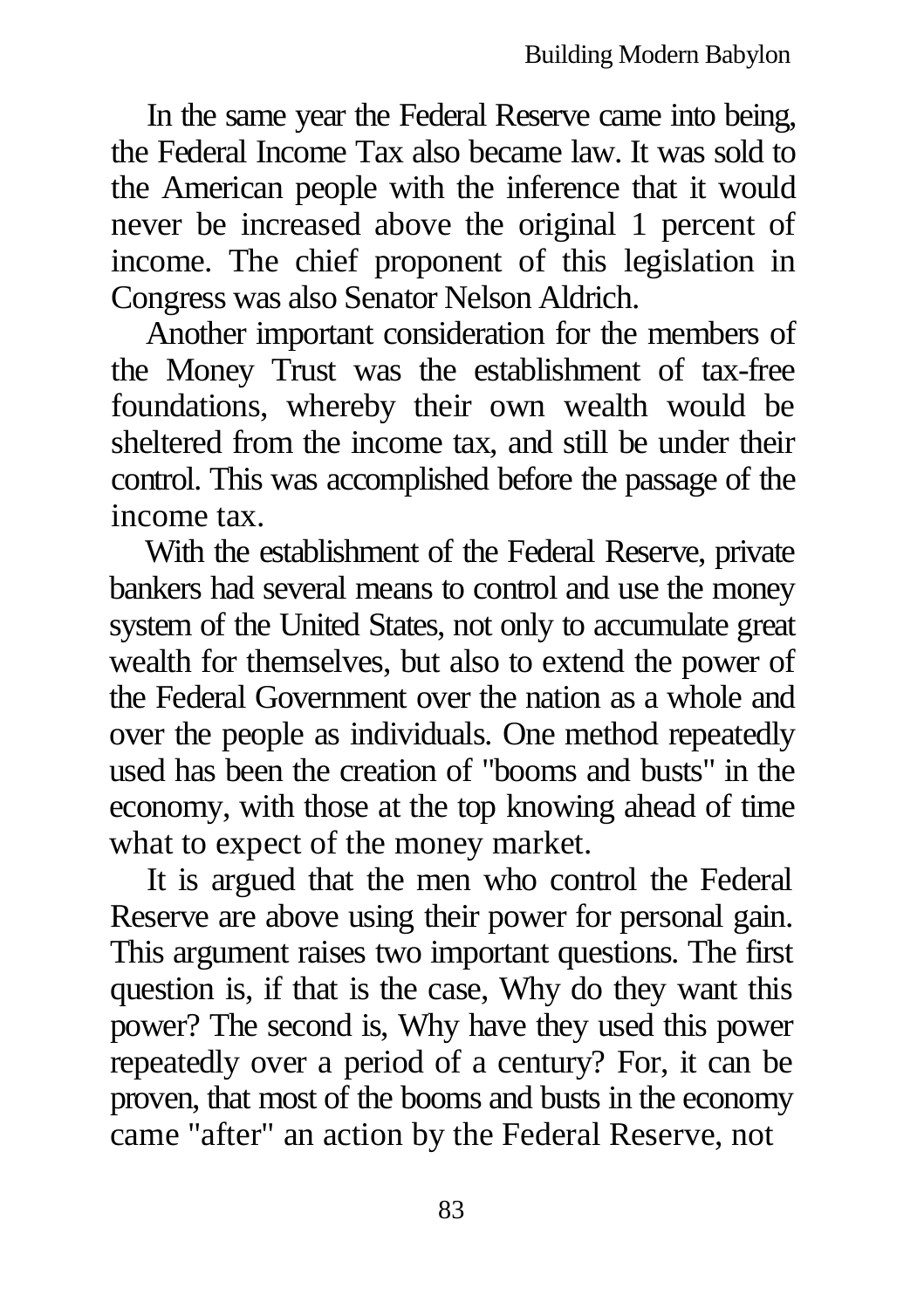In the same year the Federal Reserve came into being, the Federal Income Tax also became law. It was sold to the American people with the inference that it would never be increased above the original 1 percent of income. The chief proponent of this legislation in Congress was also Senator Nelson Aldrich.

Another important consideration for the members of the Money Trust was the establishment of tax-free foundations, whereby their own wealth would be sheltered from the income tax, and still be under their control. This was accomplished before the passage of the income tax.

With the establishment of the Federal Reserve, private bankers had several means to control and use the money system of the United States, not only to accumulate great wealth for themselves, but also to extend the power of the Federal Government over the nation as a whole and over the people as individuals. One method repeatedly used has been the creation of "booms and busts" in the economy, with those at the top knowing ahead of time what to expect of the money market.

It is argued that the men who control the Federal Reserve are above using their power for personal gain. This argument raises two important questions. The first question is, if that is the case, Why do they want this power? The second is, Why have they used this power repeatedly over a period of a century? For, it can be proven, that most of the booms and busts in the economy came "after" an action by the Federal Reserve, not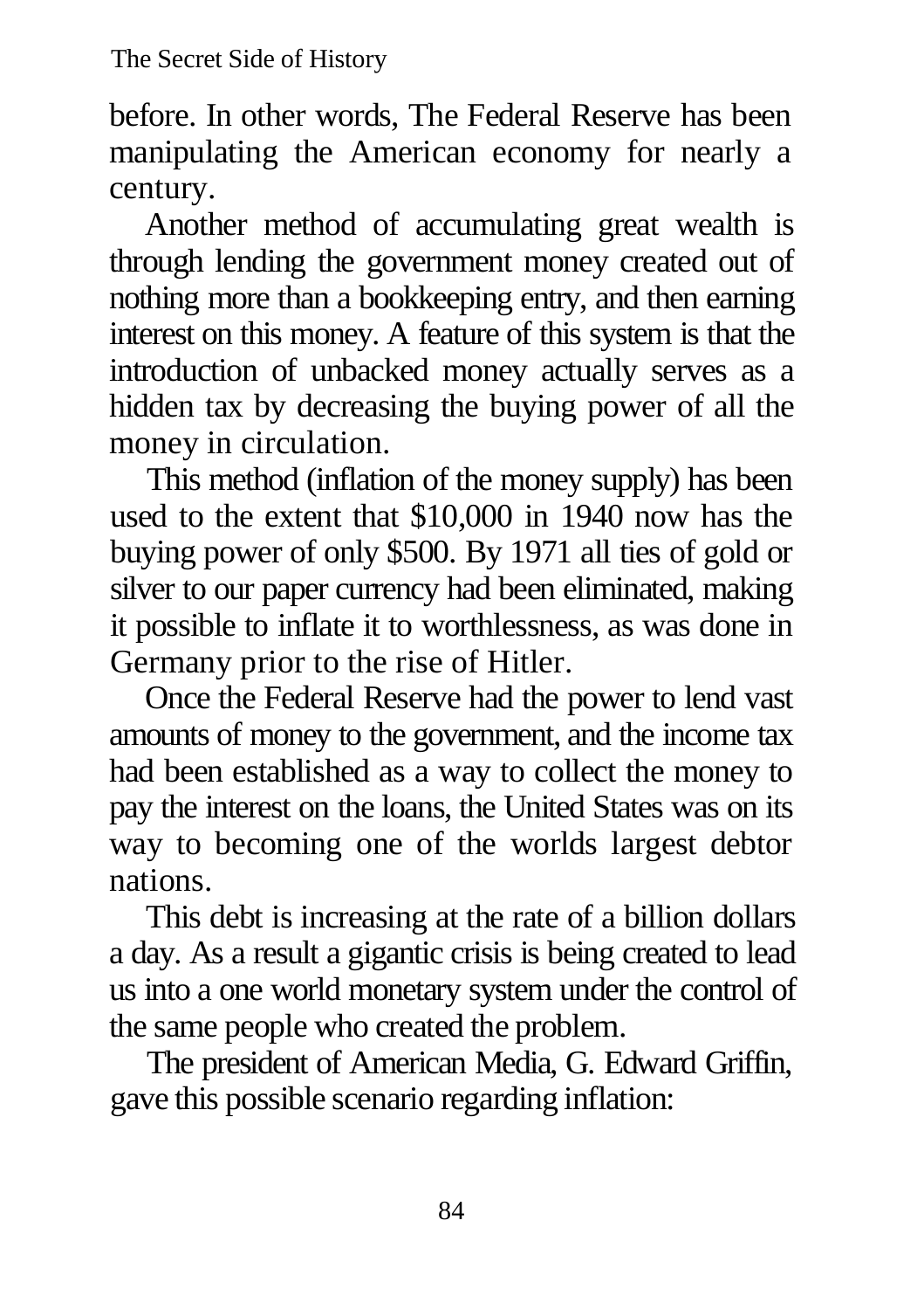before. In other words, The Federal Reserve has been manipulating the American economy for nearly a century.

Another method of accumulating great wealth is through lending the government money created out of nothing more than a bookkeeping entry, and then earning interest on this money. A feature of this system is that the introduction of unbacked money actually serves as a hidden tax by decreasing the buying power of all the money in circulation.

This method (inflation of the money supply) has been used to the extent that $10,000 in 1940 now has the buying power of only $500. By 1971 all ties of gold or silver to our paper currency had been eliminated, making it possible to inflate it to worthlessness, as was done in Germany prior to the rise of Hitler.

Once the Federal Reserve had the power to lend vast amounts of money to the government, and the income tax had been established as a way to collect the money to pay the interest on the loans, the United States was on its way to becoming one of the worlds largest debtor nations.

This debt is increasing at the rate of a billion dollars a day. As a result a gigantic crisis is being created to lead us into a one world monetary system under the control of the same people who created the problem.

The president of American Media, G. Edward Griffin, gave this possible scenario regarding inflation: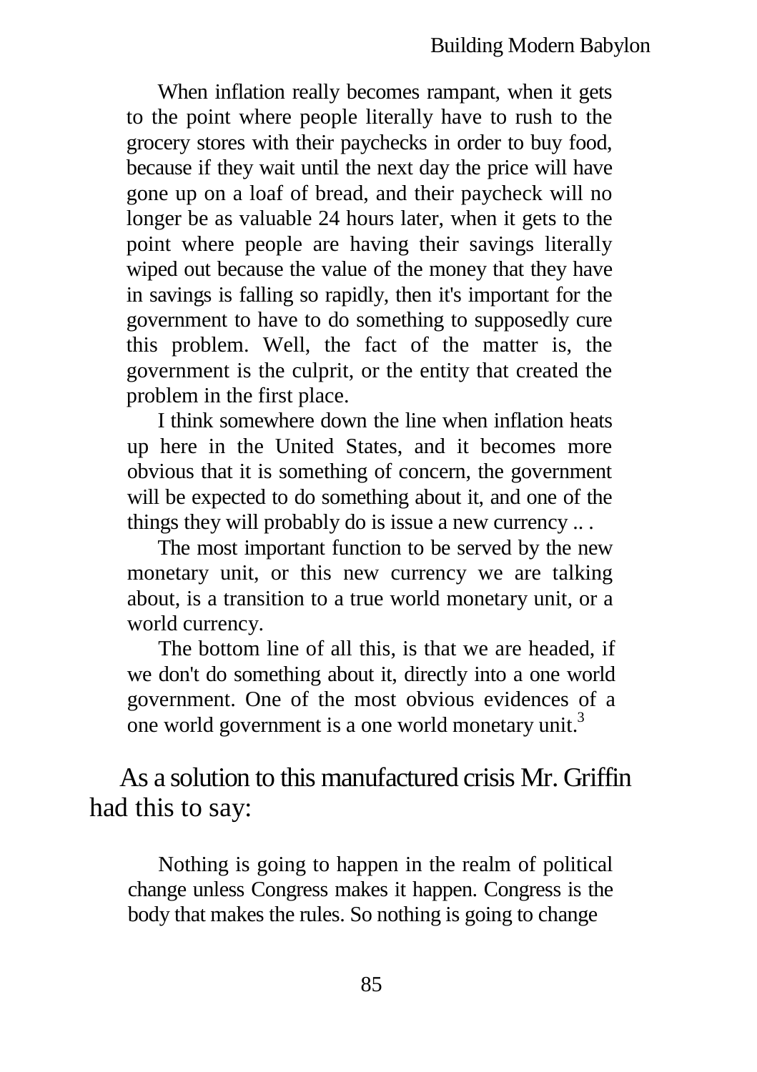> When inflation really becomes rampant, when it gets to the point where people literally have to rush to the grocery stores with their paychecks in order to buy food, because if they wait until the next day the price will have gone up on a loaf of bread, and their paycheck will no longer be as valuable 24 hours later, when it gets to the point where people are having their savings literally wiped out because the value of the money that they have in savings is falling so rapidly, then it's important for the government to have to do something to supposedly cure this problem. Well, the fact of the matter is, the government is the culprit, or the entity that created the problem in the first place.
>
> I think somewhere down the line when inflation heats up here in the United States, and it becomes more obvious that it is something of concern, the government will be expected to do something about it, and one of the things they will probably do is issue a new currency .. .
>
> The most important function to be served by the new monetary unit, or this new currency we are talking about, is a transition to a true world monetary unit, or a world currency.
>
> The bottom line of all this, is that we are headed, if we don't do something about it, directly into a one world government. One of the most obvious evidences of a one world government is a one world monetary unit.[3]

As a solution to this manufactured crisis Mr. Griffin had this to say:

> Nothing is going to happen in the realm of political change unless Congress makes it happen. Congress is the body that makes the rules. So nothing is going to change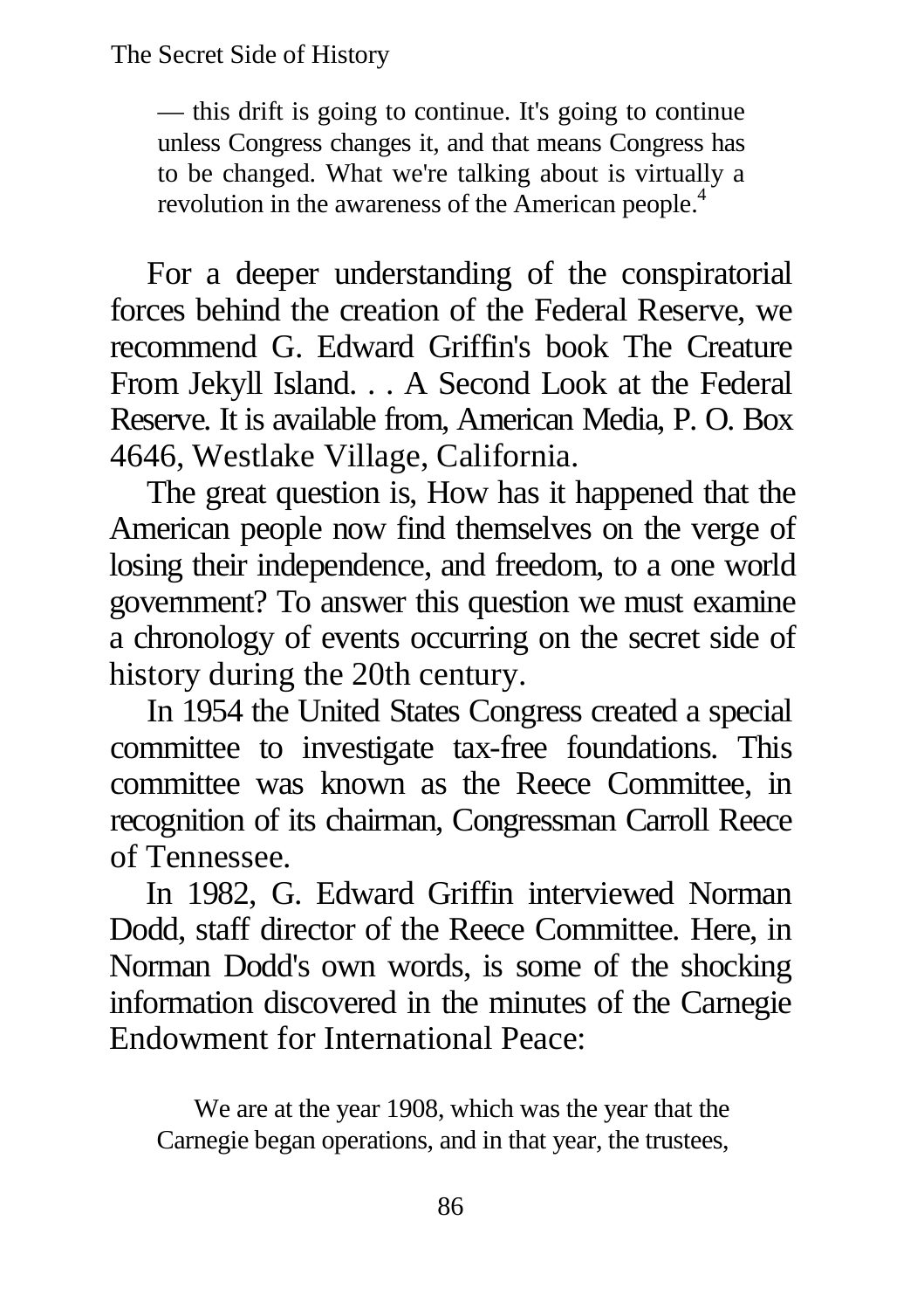> — this drift is going to continue. It's going to continue unless Congress changes it, and that means Congress has to be changed. What we're talking about is virtually a revolution in the awareness of the American people.[4]

For a deeper understanding of the conspiratorial forces behind the creation of the Federal Reserve, we recommend G. Edward Griffin's book The Creature From Jekyll Island. . . A Second Look at the Federal Reserve. It is available from, American Media, P. O. Box 4646, Westlake Village, California.

The great question is, How has it happened that the American people now find themselves on the verge of losing their independence, and freedom, to a one world government? To answer this question we must examine a chronology of events occurring on the secret side of history during the 20th century.

In 1954 the United States Congress created a special committee to investigate tax-free foundations. This committee was known as the Reece Committee, in recognition of its chairman, Congressman Carroll Reece of Tennessee.

In 1982, G. Edward Griffin interviewed Norman Dodd, staff director of the Reece Committee. Here, in Norman Dodd's own words, is some of the shocking information discovered in the minutes of the Carnegie Endowment for International Peace:

> We are at the year 1908, which was the year that the Carnegie began operations, and in that year, the trustees,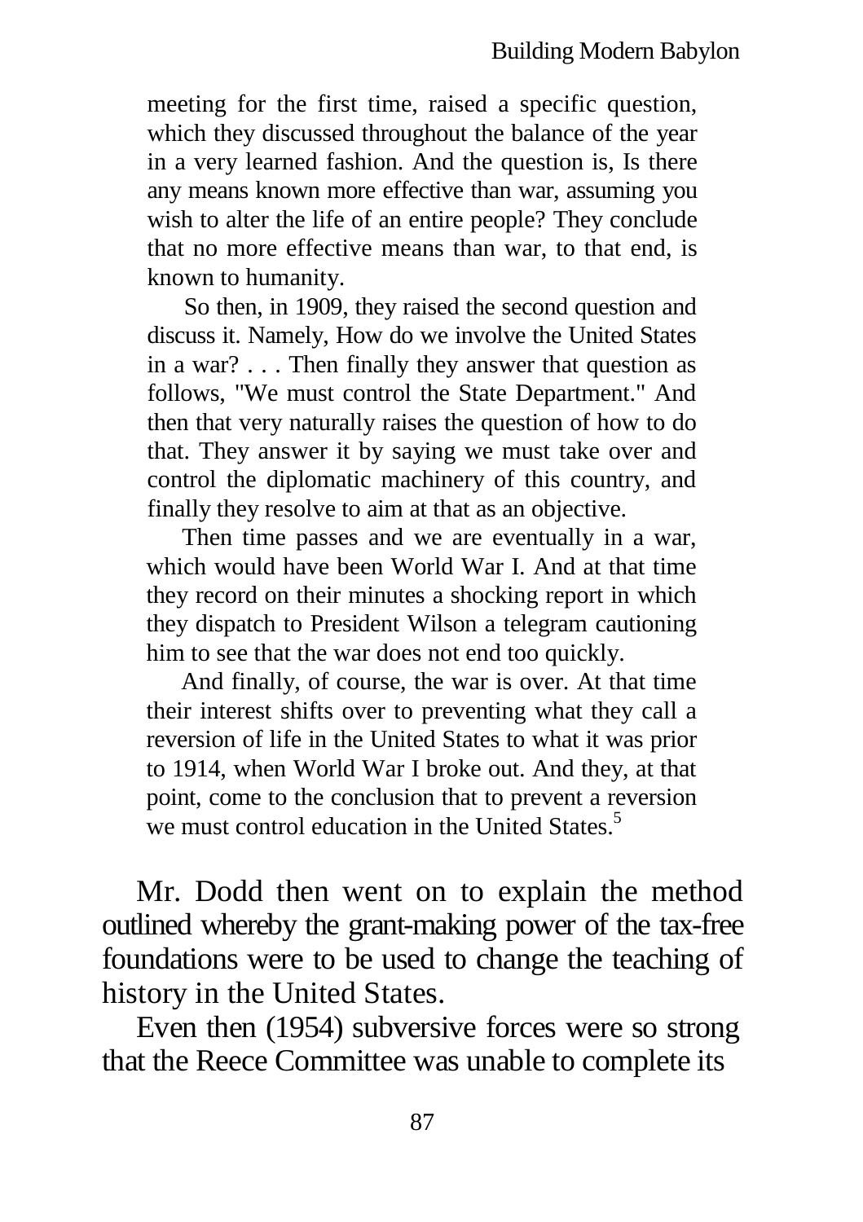> meeting for the first time, raised a specific question, which they discussed throughout the balance of the year in a very learned fashion. And the question is, Is there any means known more effective than war, assuming you wish to alter the life of an entire people? They conclude that no more effective means than war, to that end, is known to humanity.
>
> So then, in 1909, they raised the second question and discuss it. Namely, How do we involve the United States in a war? . . . Then finally they answer that question as follows, "We must control the State Department." And then that very naturally raises the question of how to do that. They answer it by saying we must take over and control the diplomatic machinery of this country, and finally they resolve to aim at that as an objective.
>
> Then time passes and we are eventually in a war, which would have been World War I. And at that time they record on their minutes a shocking report in which they dispatch to President Wilson a telegram cautioning him to see that the war does not end too quickly.
>
> And finally, of course, the war is over. At that time their interest shifts over to preventing what they call a reversion of life in the United States to what it was prior to 1914, when World War I broke out. And they, at that point, come to the conclusion that to prevent a reversion we must control education in the United States.[5]

Mr. Dodd then went on to explain the method outlined whereby the grant-making power of the tax-free foundations were to be used to change the teaching of history in the United States.

Even then (1954) subversive forces were so strong that the Reece Committee was unable to complete its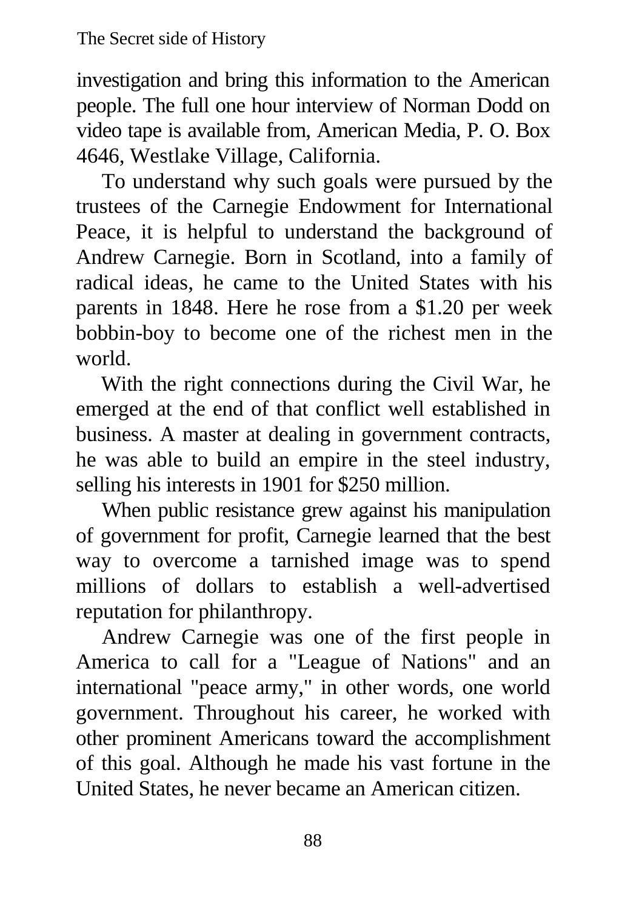investigation and bring this information to the American people. The full one hour interview of Norman Dodd on video tape is available from, American Media, P. O. Box 4646, Westlake Village, California.

To understand why such goals were pursued by the trustees of the Carnegie Endowment for International Peace, it is helpful to understand the background of Andrew Carnegie. Born in Scotland, into a family of radical ideas, he came to the United States with his parents in 1848. Here he rose from a $1.20 per week bobbin-boy to become one of the richest men in the world.

With the right connections during the Civil War, he emerged at the end of that conflict well established in business. A master at dealing in government contracts, he was able to build an empire in the steel industry, selling his interests in 1901 for $250 million.

When public resistance grew against his manipulation of government for profit, Carnegie learned that the best way to overcome a tarnished image was to spend millions of dollars to establish a well-advertised reputation for philanthropy.

Andrew Carnegie was one of the first people in America to call for a "League of Nations" and an international "peace army," in other words, one world government. Throughout his career, he worked with other prominent Americans toward the accomplishment of this goal. Although he made his vast fortune in the United States, he never became an American citizen.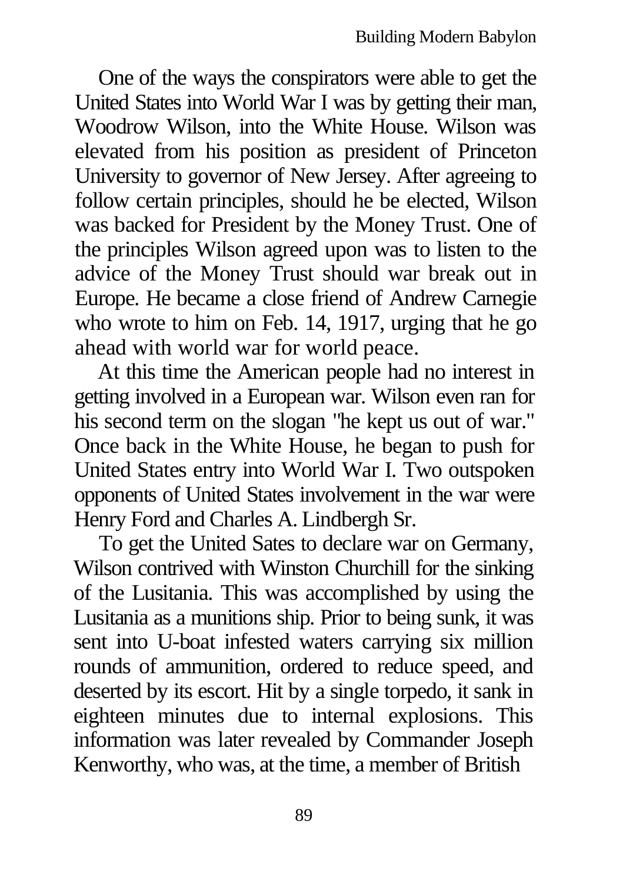One of the ways the conspirators were able to get the United States into World War I was by getting their man, Woodrow Wilson, into the White House. Wilson was elevated from his position as president of Princeton University to governor of New Jersey. After agreeing to follow certain principles, should he be elected, Wilson was backed for President by the Money Trust. One of the principles Wilson agreed upon was to listen to the advice of the Money Trust should war break out in Europe. He became a close friend of Andrew Carnegie who wrote to him on Feb. 14, 1917, urging that he go ahead with world war for world peace.

At this time the American people had no interest in getting involved in a European war. Wilson even ran for his second term on the slogan "he kept us out of war." Once back in the White House, he began to push for United States entry into World War I. Two outspoken opponents of United States involvement in the war were Henry Ford and Charles A. Lindbergh Sr.

To get the United Sates to declare war on Germany, Wilson contrived with Winston Churchill for the sinking of the Lusitania. This was accomplished by using the Lusitania as a munitions ship. Prior to being sunk, it was sent into U-boat infested waters carrying six million rounds of ammunition, ordered to reduce speed, and deserted by its escort. Hit by a single torpedo, it sank in eighteen minutes due to internal explosions. This information was later revealed by Commander Joseph Kenworthy, who was, at the time, a member of British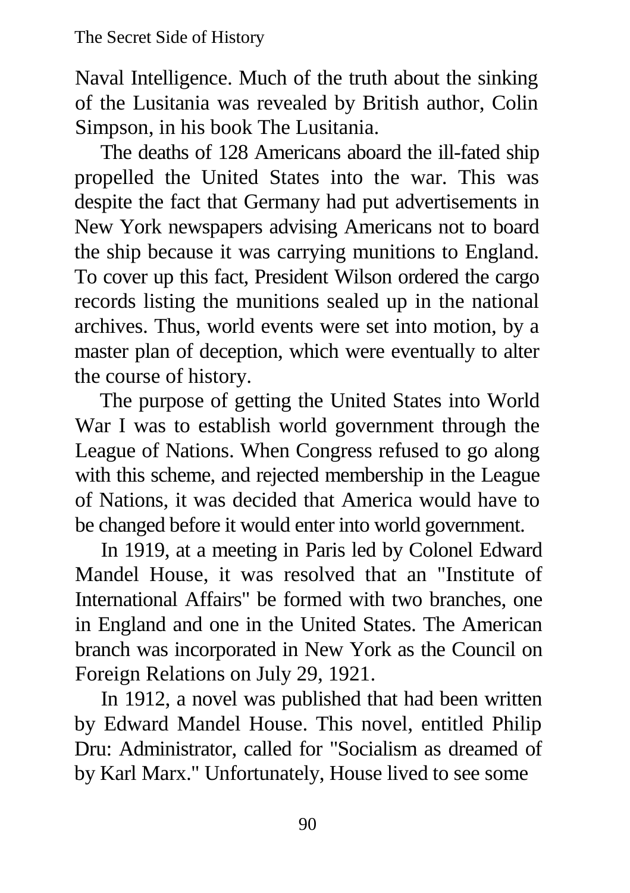Naval Intelligence. Much of the truth about the sinking of the Lusitania was revealed by British author, Colin Simpson, in his book The Lusitania.

The deaths of 128 Americans aboard the ill-fated ship propelled the United States into the war. This was despite the fact that Germany had put advertisements in New York newspapers advising Americans not to board the ship because it was carrying munitions to England. To cover up this fact, President Wilson ordered the cargo records listing the munitions sealed up in the national archives. Thus, world events were set into motion, by a master plan of deception, which were eventually to alter the course of history.

The purpose of getting the United States into World War I was to establish world government through the League of Nations. When Congress refused to go along with this scheme, and rejected membership in the League of Nations, it was decided that America would have to be changed before it would enter into world government.

In 1919, at a meeting in Paris led by Colonel Edward Mandel House, it was resolved that an "Institute of International Affairs" be formed with two branches, one in England and one in the United States. The American branch was incorporated in New York as the Council on Foreign Relations on July 29, 1921.

In 1912, a novel was published that had been written by Edward Mandel House. This novel, entitled Philip Dru: Administrator, called for "Socialism as dreamed of by Karl Marx." Unfortunately, House lived to see some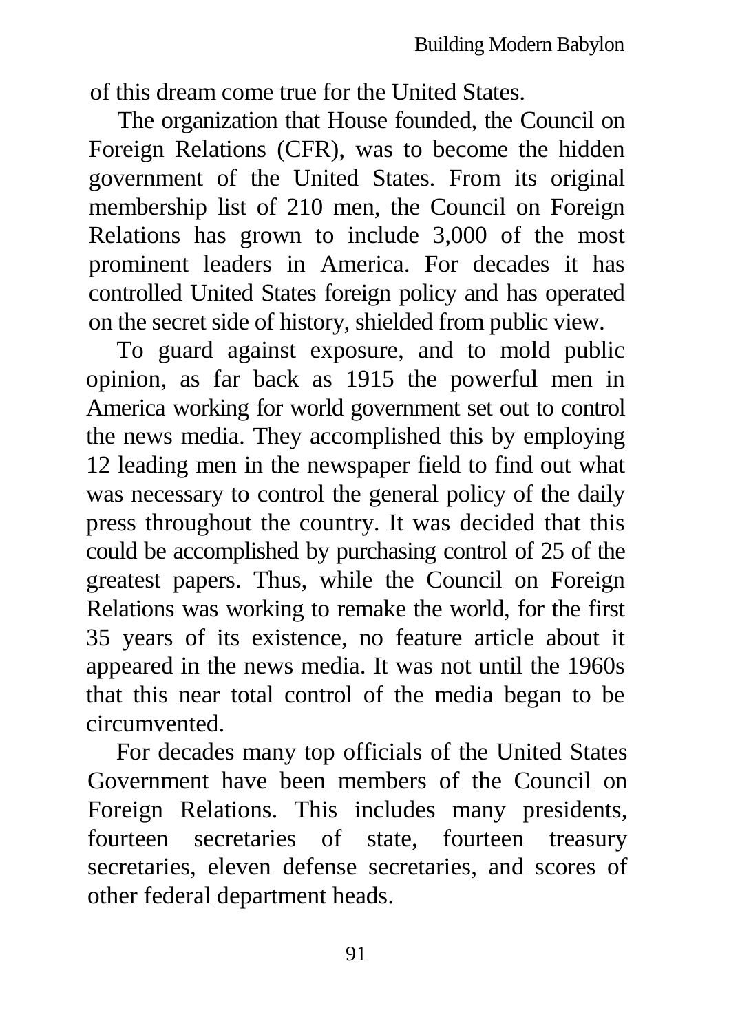of this dream come true for the United States.

The organization that House founded, the Council on Foreign Relations (CFR), was to become the hidden government of the United States. From its original membership list of 210 men, the Council on Foreign Relations has grown to include 3,000 of the most prominent leaders in America. For decades it has controlled United States foreign policy and has operated on the secret side of history, shielded from public view.

To guard against exposure, and to mold public opinion, as far back as 1915 the powerful men in America working for world government set out to control the news media. They accomplished this by employing 12 leading men in the newspaper field to find out what was necessary to control the general policy of the daily press throughout the country. It was decided that this could be accomplished by purchasing control of 25 of the greatest papers. Thus, while the Council on Foreign Relations was working to remake the world, for the first 35 years of its existence, no feature article about it appeared in the news media. It was not until the 1960s that this near total control of the media began to be circumvented.

For decades many top officials of the United States Government have been members of the Council on Foreign Relations. This includes many presidents, fourteen secretaries of state, fourteen treasury secretaries, eleven defense secretaries, and scores of other federal department heads.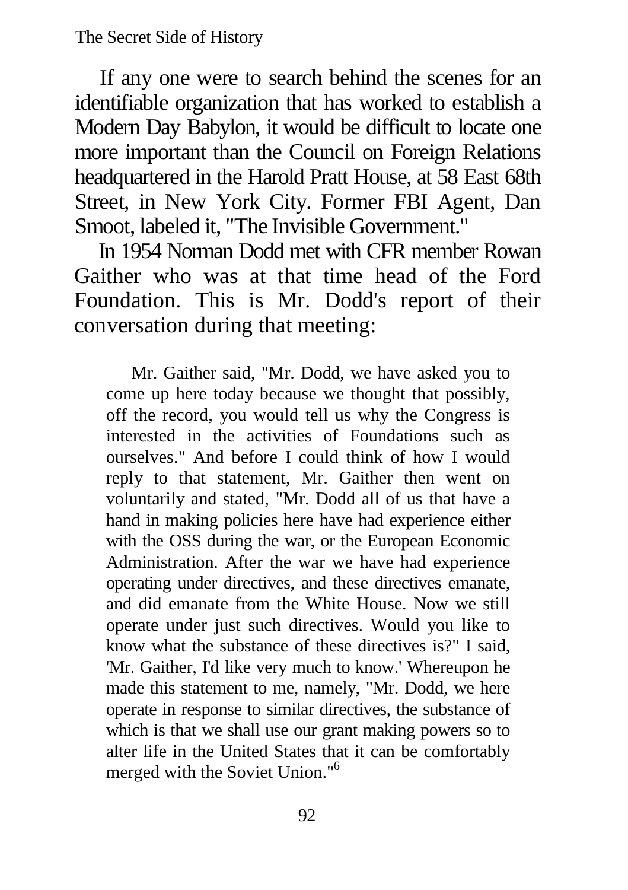If any one were to search behind the scenes for an identifiable organization that has worked to establish a Modern Day Babylon, it would be difficult to locate one more important than the Council on Foreign Relations headquartered in the Harold Pratt House, at 58 East 68th Street, in New York City. Former FBI Agent, Dan Smoot, labeled it, "The Invisible Government."

In 1954 Norman Dodd met with CFR member Rowan Gaither who was at that time head of the Ford Foundation. This is Mr. Dodd's report of their conversation during that meeting:

> Mr. Gaither said, "Mr. Dodd, we have asked you to come up here today because we thought that possibly, off the record, you would tell us why the Congress is interested in the activities of Foundations such as ourselves." And before I could think of how I would reply to that statement, Mr. Gaither then went on voluntarily and stated, "Mr. Dodd all of us that have a hand in making policies here have had experience either with the OSS during the war, or the European Economic Administration. After the war we have had experience operating under directives, and these directives emanate, and did emanate from the White House. Now we still operate under just such directives. Would you like to know what the substance of these directives is?" I said, 'Mr. Gaither, I'd like very much to know.' Whereupon he made this statement to me, namely, "Mr. Dodd, we here operate in response to similar directives, the substance of which is that we shall use our grant making powers so to alter life in the United States that it can be comfortably merged with the Soviet Union."[6]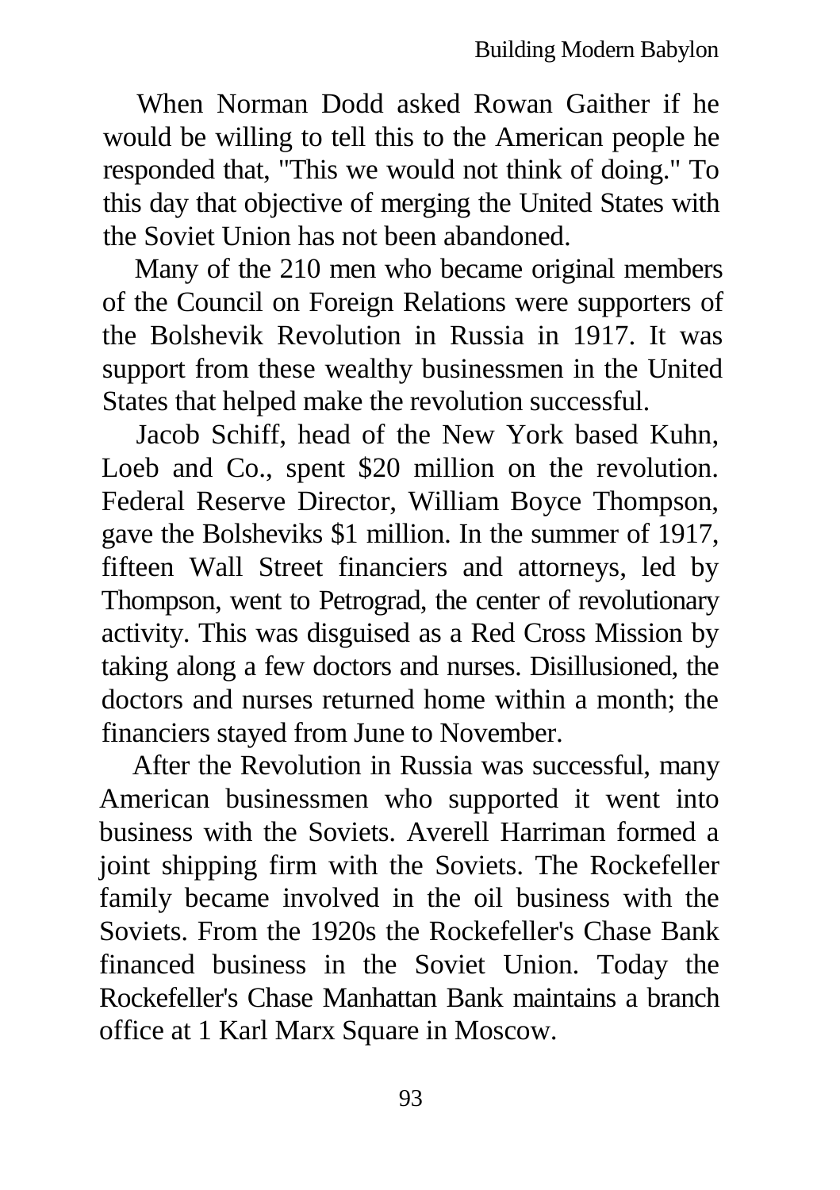When Norman Dodd asked Rowan Gaither if he would be willing to tell this to the American people he responded that, "This we would not think of doing." To this day that objective of merging the United States with the Soviet Union has not been abandoned.

Many of the 210 men who became original members of the Council on Foreign Relations were supporters of the Bolshevik Revolution in Russia in 1917. It was support from these wealthy businessmen in the United States that helped make the revolution successful.

Jacob Schiff, head of the New York based Kuhn, Loeb and Co., spent $20 million on the revolution. Federal Reserve Director, William Boyce Thompson, gave the Bolsheviks $1 million. In the summer of 1917, fifteen Wall Street financiers and attorneys, led by Thompson, went to Petrograd, the center of revolutionary activity. This was disguised as a Red Cross Mission by taking along a few doctors and nurses. Disillusioned, the doctors and nurses returned home within a month; the financiers stayed from June to November.

After the Revolution in Russia was successful, many American businessmen who supported it went into business with the Soviets. Averell Harriman formed a joint shipping firm with the Soviets. The Rockefeller family became involved in the oil business with the Soviets. From the 1920s the Rockefeller's Chase Bank financed business in the Soviet Union. Today the Rockefeller's Chase Manhattan Bank maintains a branch office at 1 Karl Marx Square in Moscow.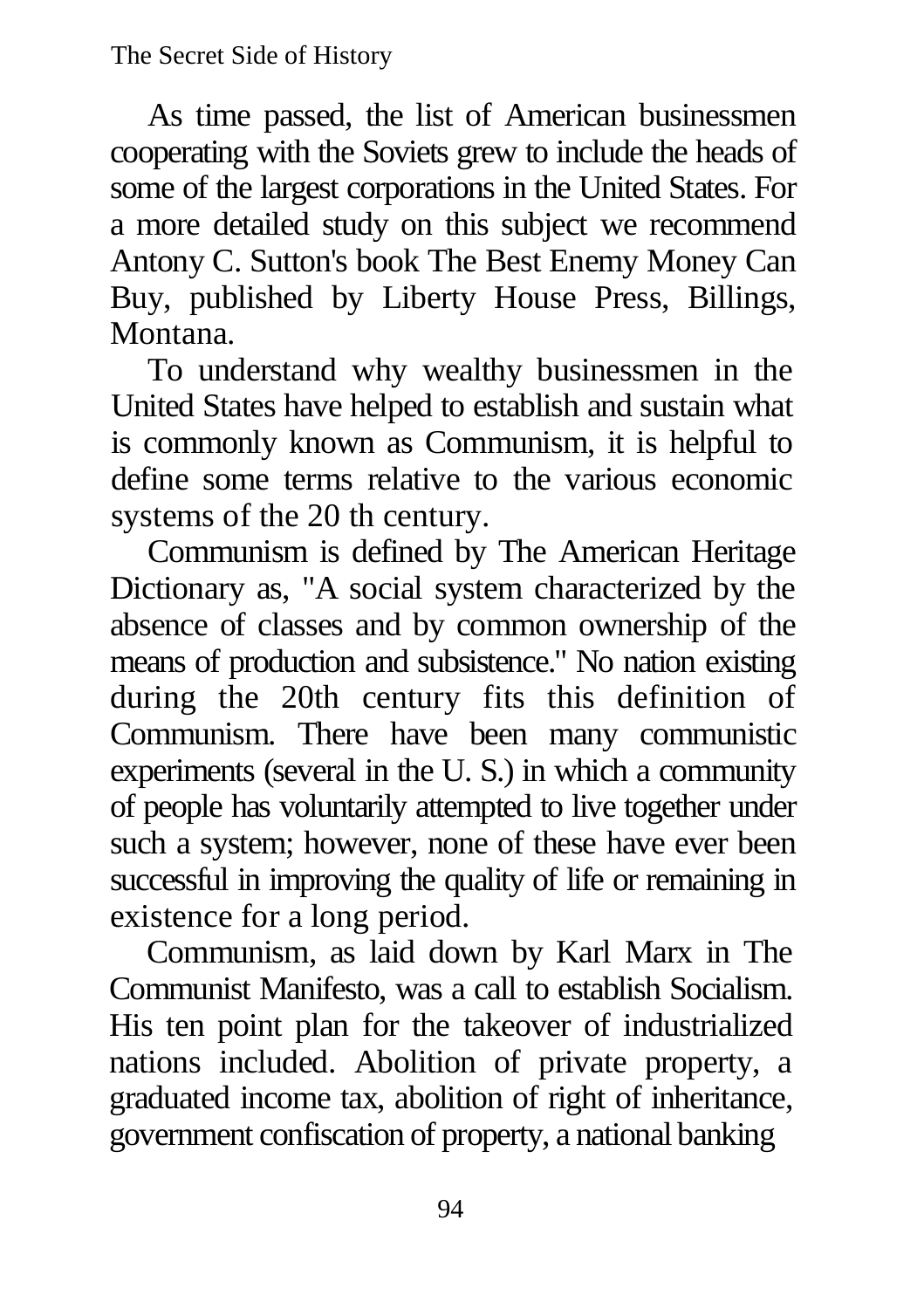As time passed, the list of American businessmen cooperating with the Soviets grew to include the heads of some of the largest corporations in the United States. For a more detailed study on this subject we recommend Antony C. Sutton's book The Best Enemy Money Can Buy, published by Liberty House Press, Billings, Montana.

To understand why wealthy businessmen in the United States have helped to establish and sustain what is commonly known as Communism, it is helpful to define some terms relative to the various economic systems of the 20 th century.

Communism is defined by The American Heritage Dictionary as, "A social system characterized by the absence of classes and by common ownership of the means of production and subsistence." No nation existing during the 20th century fits this definition of Communism. There have been many communistic experiments (several in the U. S.) in which a community of people has voluntarily attempted to live together under such a system; however, none of these have ever been successful in improving the quality of life or remaining in existence for a long period.

Communism, as laid down by Karl Marx in The Communist Manifesto, was a call to establish Socialism. His ten point plan for the takeover of industrialized nations included. Abolition of private property, a graduated income tax, abolition of right of inheritance, government confiscation of property, a national banking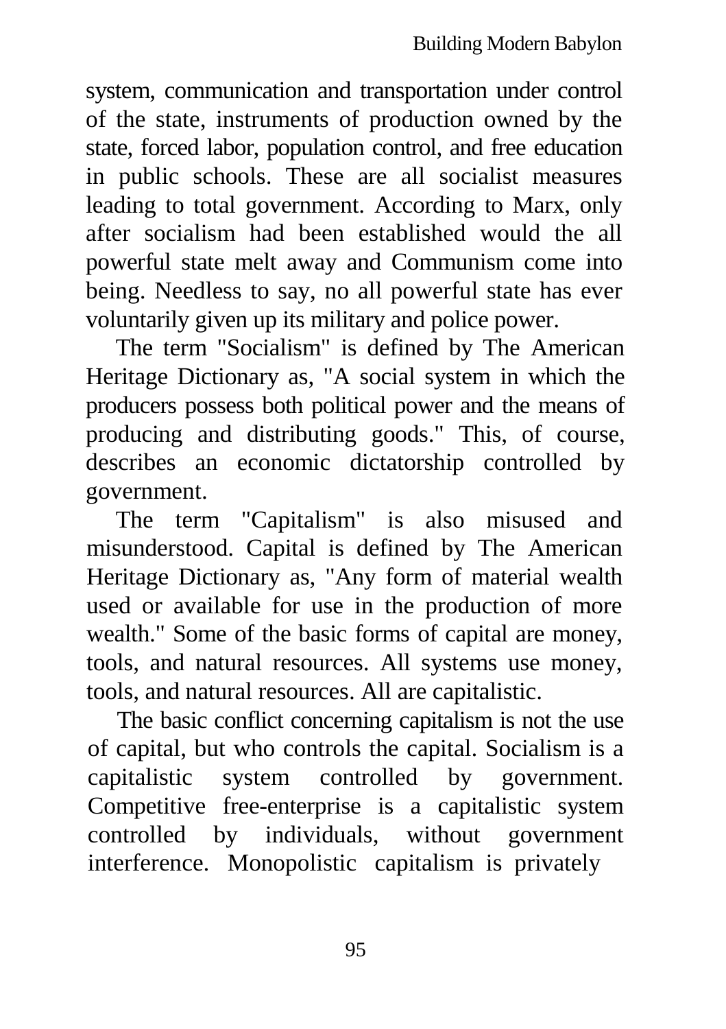system, communication and transportation under control of the state, instruments of production owned by the state, forced labor, population control, and free education in public schools. These are all socialist measures leading to total government. According to Marx, only after socialism had been established would the all powerful state melt away and Communism come into being. Needless to say, no all powerful state has ever voluntarily given up its military and police power.

The term "Socialism" is defined by The American Heritage Dictionary as, "A social system in which the producers possess both political power and the means of producing and distributing goods." This, of course, describes an economic dictatorship controlled by government.

The term "Capitalism" is also misused and misunderstood. Capital is defined by The American Heritage Dictionary as, "Any form of material wealth used or available for use in the production of more wealth." Some of the basic forms of capital are money, tools, and natural resources. All systems use money, tools, and natural resources. All are capitalistic.

The basic conflict concerning capitalism is not the use of capital, but who controls the capital. Socialism is a capitalistic system controlled by government. Competitive free-enterprise is a capitalistic system controlled by individuals, without government interference. Monopolistic capitalism is privately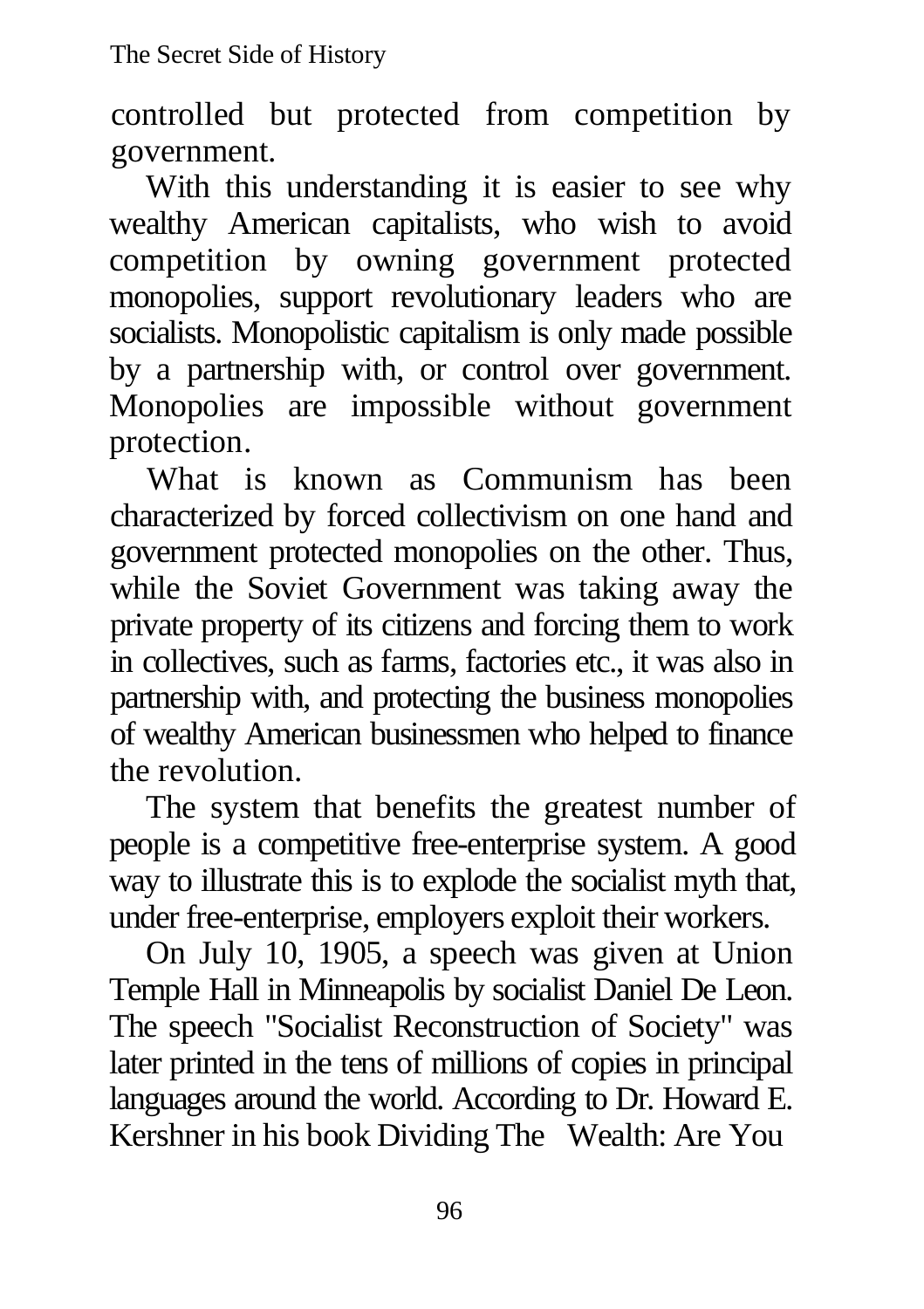controlled but protected from competition by government.

With this understanding it is easier to see why wealthy American capitalists, who wish to avoid competition by owning government protected monopolies, support revolutionary leaders who are socialists. Monopolistic capitalism is only made possible by a partnership with, or control over government. Monopolies are impossible without government protection.

What is known as Communism has been characterized by forced collectivism on one hand and government protected monopolies on the other. Thus, while the Soviet Government was taking away the private property of its citizens and forcing them to work in collectives, such as farms, factories etc., it was also in partnership with, and protecting the business monopolies of wealthy American businessmen who helped to finance the revolution.

The system that benefits the greatest number of people is a competitive free-enterprise system. A good way to illustrate this is to explode the socialist myth that, under free-enterprise, employers exploit their workers.

On July 10, 1905, a speech was given at Union Temple Hall in Minneapolis by socialist Daniel De Leon. The speech "Socialist Reconstruction of Society" was later printed in the tens of millions of copies in principal languages around the world. According to Dr. Howard E. Kershner in his book Dividing The Wealth: Are You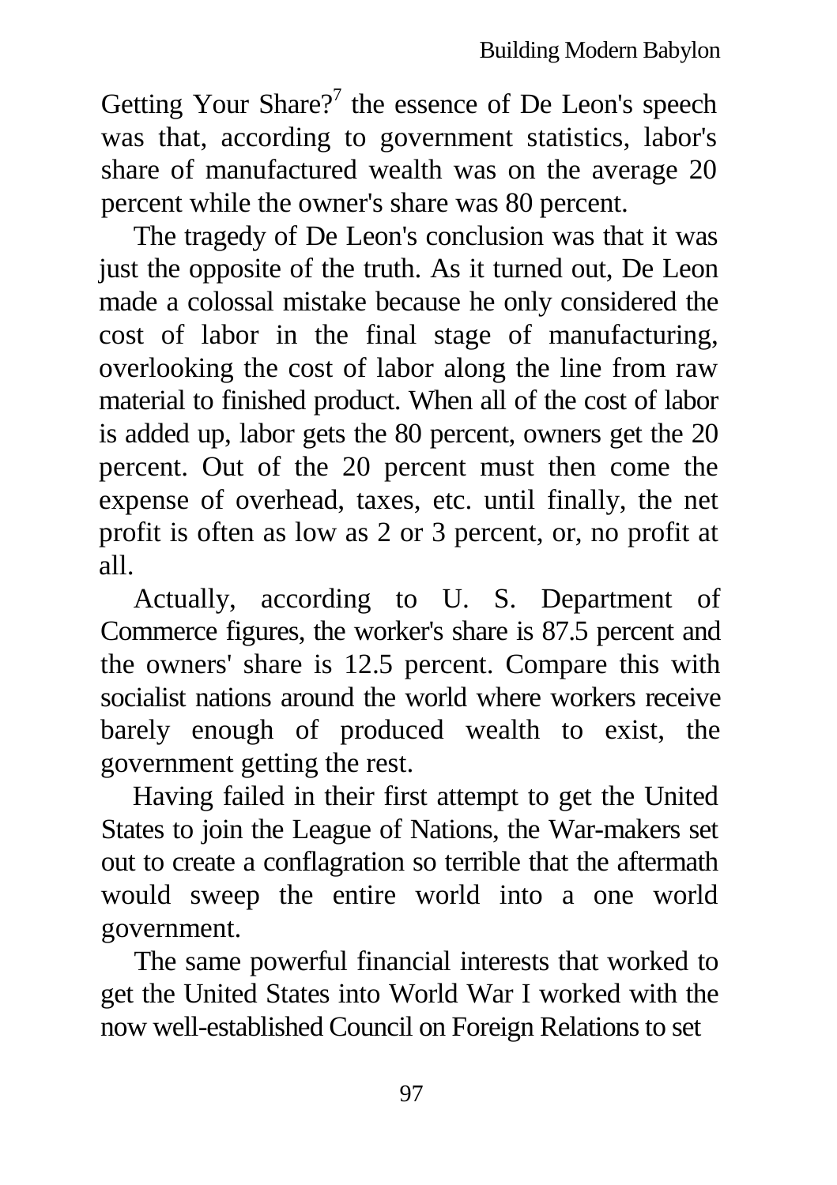Getting Your Share?[7] the essence of De Leon's speech was that, according to government statistics, labor's share of manufactured wealth was on the average 20 percent while the owner's share was 80 percent.

The tragedy of De Leon's conclusion was that it was just the opposite of the truth. As it turned out, De Leon made a colossal mistake because he only considered the cost of labor in the final stage of manufacturing, overlooking the cost of labor along the line from raw material to finished product. When all of the cost of labor is added up, labor gets the 80 percent, owners get the 20 percent. Out of the 20 percent must then come the expense of overhead, taxes, etc. until finally, the net profit is often as low as 2 or 3 percent, or, no profit at all.

Actually, according to U. S. Department of Commerce figures, the worker's share is 87.5 percent and the owners' share is 12.5 percent. Compare this with socialist nations around the world where workers receive barely enough of produced wealth to exist, the government getting the rest.

Having failed in their first attempt to get the United States to join the League of Nations, the War-makers set out to create a conflagration so terrible that the aftermath would sweep the entire world into a one world government.

The same powerful financial interests that worked to get the United States into World War I worked with the now well-established Council on Foreign Relations to set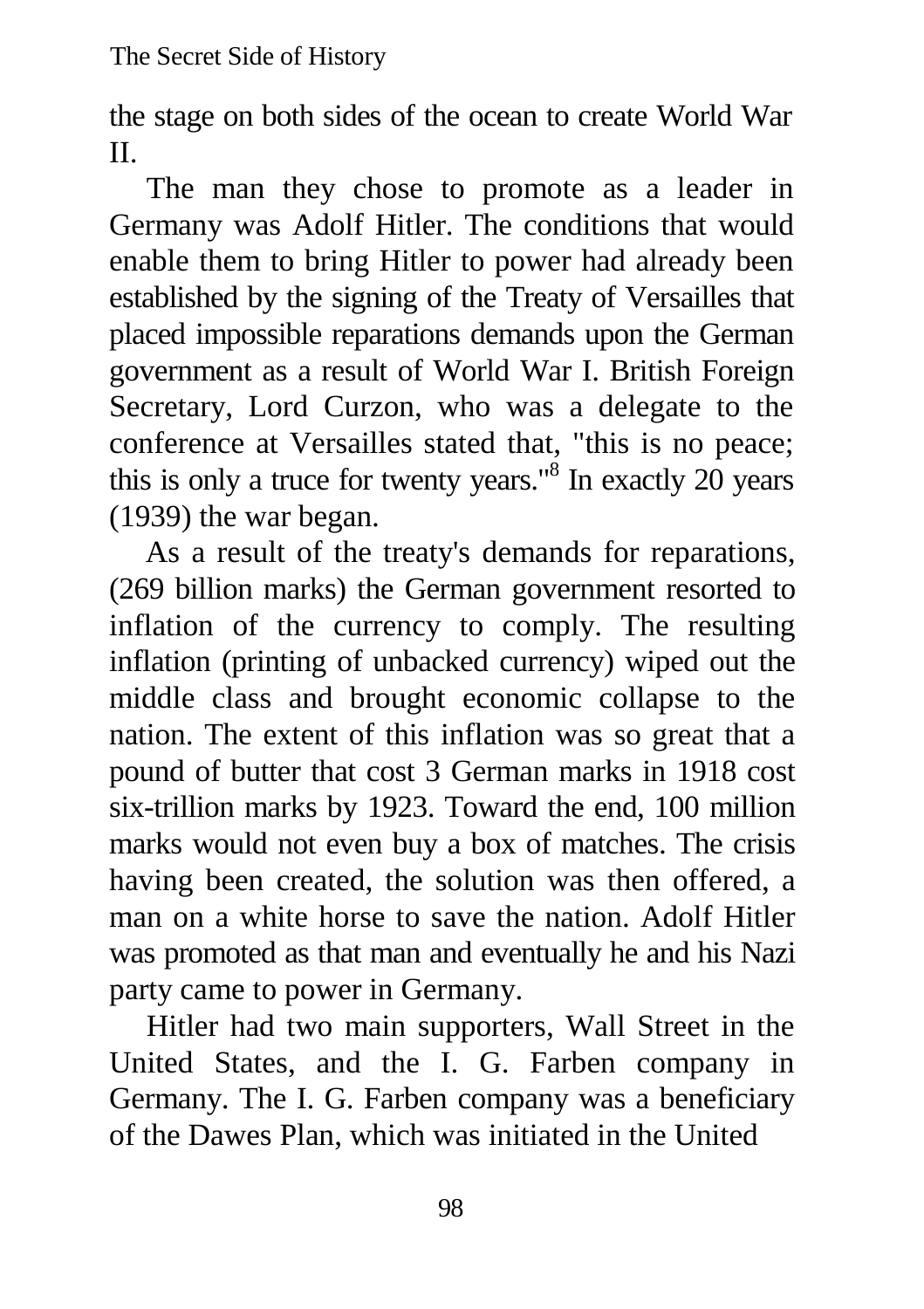the stage on both sides of the ocean to create World War II.

The man they chose to promote as a leader in Germany was Adolf Hitler. The conditions that would enable them to bring Hitler to power had already been established by the signing of the Treaty of Versailles that placed impossible reparations demands upon the German government as a result of World War I. British Foreign Secretary, Lord Curzon, who was a delegate to the conference at Versailles stated that, "this is no peace; this is only a truce for twenty years."[8] In exactly 20 years (1939) the war began.

As a result of the treaty's demands for reparations, (269 billion marks) the German government resorted to inflation of the currency to comply. The resulting inflation (printing of unbacked currency) wiped out the middle class and brought economic collapse to the nation. The extent of this inflation was so great that a pound of butter that cost 3 German marks in 1918 cost six-trillion marks by 1923. Toward the end, 100 million marks would not even buy a box of matches. The crisis having been created, the solution was then offered, a man on a white horse to save the nation. Adolf Hitler was promoted as that man and eventually he and his Nazi party came to power in Germany.

Hitler had two main supporters, Wall Street in the United States, and the I. G. Farben company in Germany. The I. G. Farben company was a beneficiary of the Dawes Plan, which was initiated in the United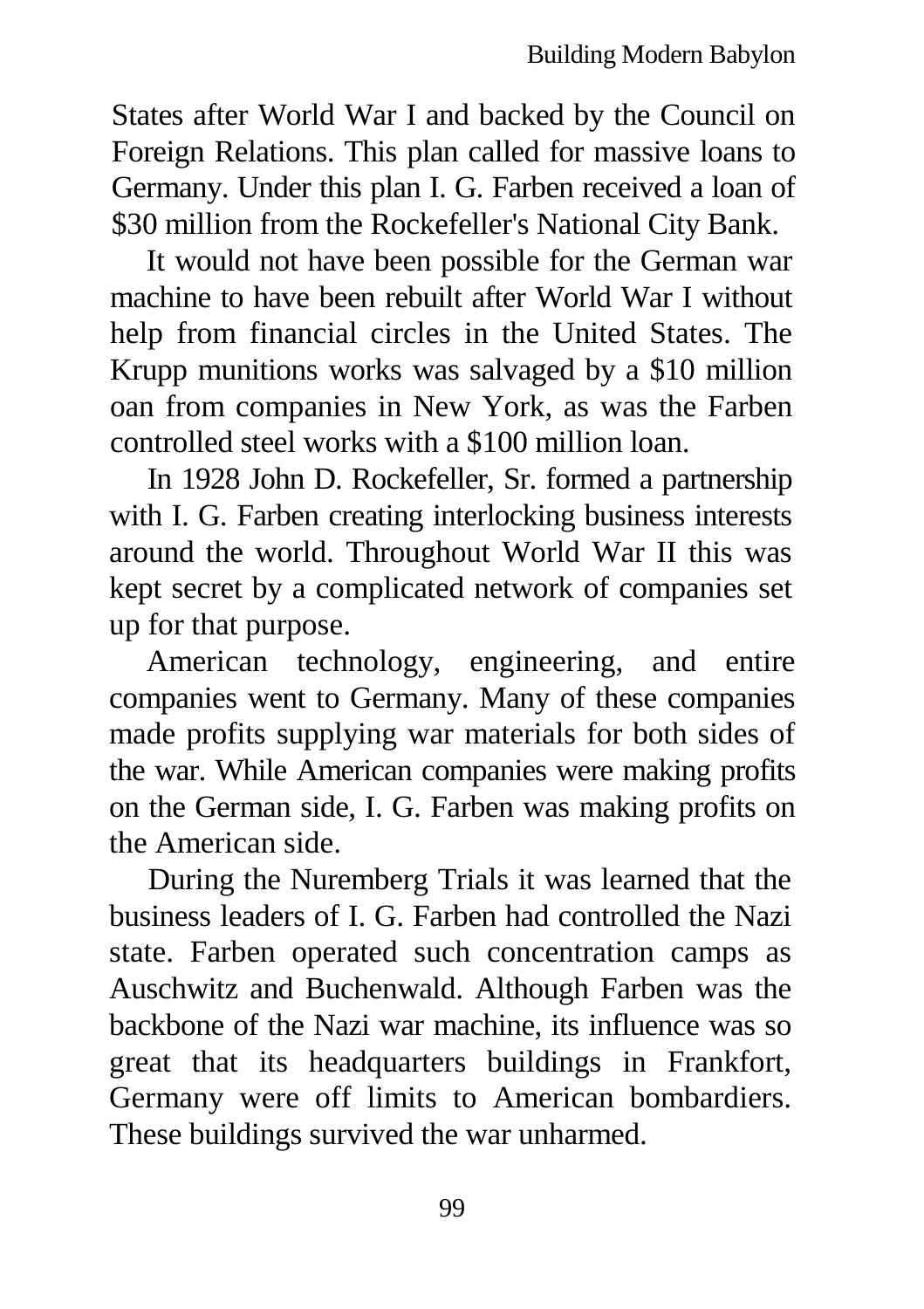States after World War I and backed by the Council on Foreign Relations. This plan called for massive loans to Germany. Under this plan I. G. Farben received a loan of $30 million from the Rockefeller's National City Bank.

It would not have been possible for the German war machine to have been rebuilt after World War I without help from financial circles in the United States. The Krupp munitions works was salvaged by a $10 million oan from companies in New York, as was the Farben controlled steel works with a $100 million loan.

In 1928 John D. Rockefeller, Sr. formed a partnership with I. G. Farben creating interlocking business interests around the world. Throughout World War II this was kept secret by a complicated network of companies set up for that purpose.

American technology, engineering, and entire companies went to Germany. Many of these companies made profits supplying war materials for both sides of the war. While American companies were making profits on the German side, I. G. Farben was making profits on the American side.

During the Nuremberg Trials it was learned that the business leaders of I. G. Farben had controlled the Nazi state. Farben operated such concentration camps as Auschwitz and Buchenwald. Although Farben was the backbone of the Nazi war machine, its influence was so great that its headquarters buildings in Frankfort, Germany were off limits to American bombardiers. These buildings survived the war unharmed.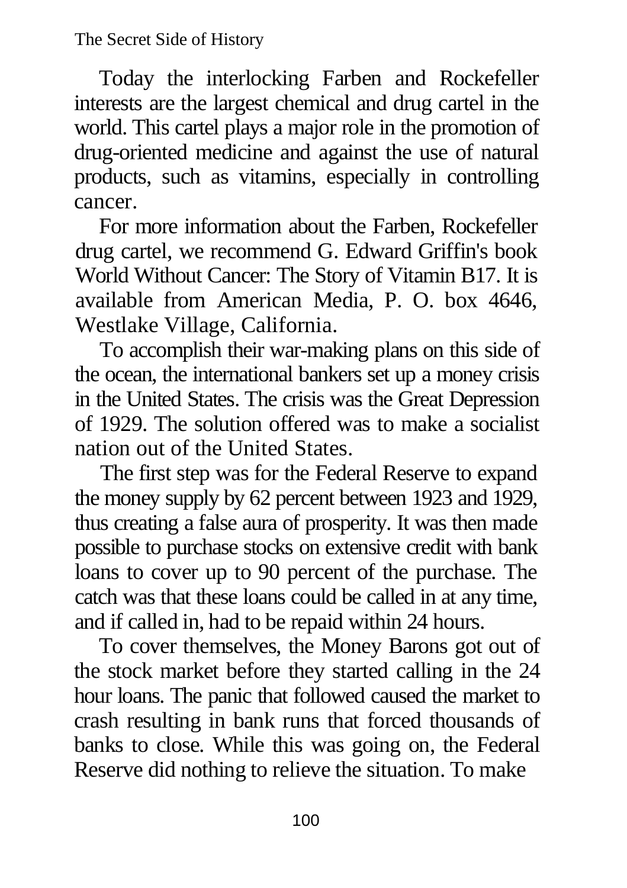Today the interlocking Farben and Rockefeller interests are the largest chemical and drug cartel in the world. This cartel plays a major role in the promotion of drug-oriented medicine and against the use of natural products, such as vitamins, especially in controlling cancer.

For more information about the Farben, Rockefeller drug cartel, we recommend G. Edward Griffin's book World Without Cancer: The Story of Vitamin B17. It is available from American Media, P. O. box 4646, Westlake Village, California.

To accomplish their war-making plans on this side of the ocean, the international bankers set up a money crisis in the United States. The crisis was the Great Depression of 1929. The solution offered was to make a socialist nation out of the United States.

The first step was for the Federal Reserve to expand the money supply by 62 percent between 1923 and 1929, thus creating a false aura of prosperity. It was then made possible to purchase stocks on extensive credit with bank loans to cover up to 90 percent of the purchase. The catch was that these loans could be called in at any time, and if called in, had to be repaid within 24 hours.

To cover themselves, the Money Barons got out of the stock market before they started calling in the 24 hour loans. The panic that followed caused the market to crash resulting in bank runs that forced thousands of banks to close. While this was going on, the Federal Reserve did nothing to relieve the situation. To make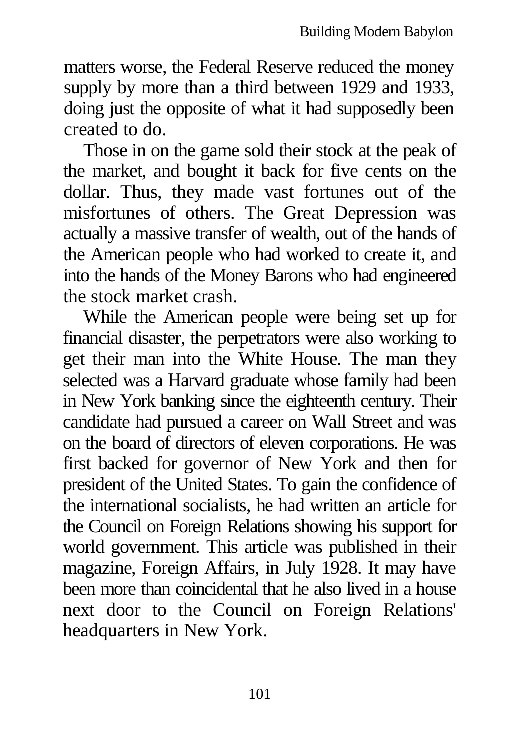matters worse, the Federal Reserve reduced the money supply by more than a third between 1929 and 1933, doing just the opposite of what it had supposedly been created to do.

Those in on the game sold their stock at the peak of the market, and bought it back for five cents on the dollar. Thus, they made vast fortunes out of the misfortunes of others. The Great Depression was actually a massive transfer of wealth, out of the hands of the American people who had worked to create it, and into the hands of the Money Barons who had engineered the stock market crash.

While the American people were being set up for financial disaster, the perpetrators were also working to get their man into the White House. The man they selected was a Harvard graduate whose family had been in New York banking since the eighteenth century. Their candidate had pursued a career on Wall Street and was on the board of directors of eleven corporations. He was first backed for governor of New York and then for president of the United States. To gain the confidence of the international socialists, he had written an article for the Council on Foreign Relations showing his support for world government. This article was published in their magazine, Foreign Affairs, in July 1928. It may have been more than coincidental that he also lived in a house next door to the Council on Foreign Relations' headquarters in New York.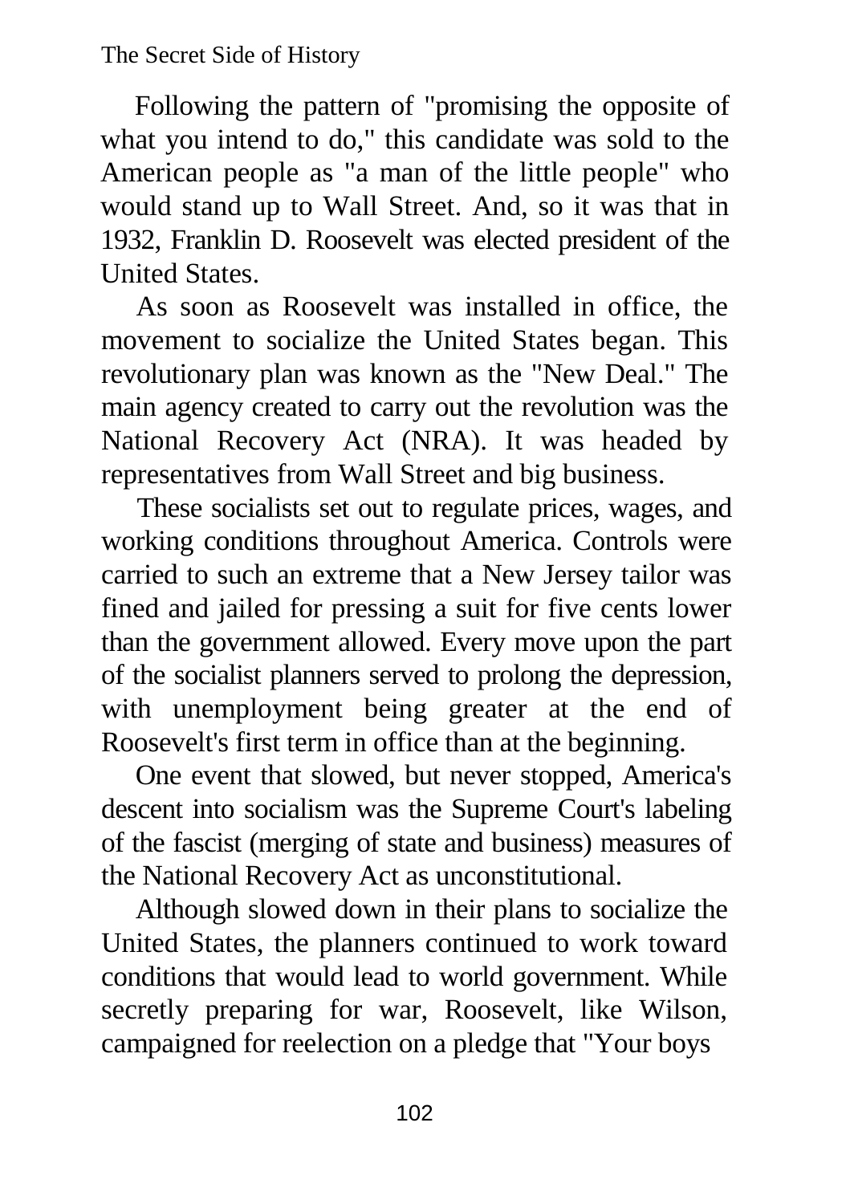Following the pattern of "promising the opposite of what you intend to do," this candidate was sold to the American people as "a man of the little people" who would stand up to Wall Street. And, so it was that in 1932, Franklin D. Roosevelt was elected president of the United States.

As soon as Roosevelt was installed in office, the movement to socialize the United States began. This revolutionary plan was known as the "New Deal." The main agency created to carry out the revolution was the National Recovery Act (NRA). It was headed by representatives from Wall Street and big business.

These socialists set out to regulate prices, wages, and working conditions throughout America. Controls were carried to such an extreme that a New Jersey tailor was fined and jailed for pressing a suit for five cents lower than the government allowed. Every move upon the part of the socialist planners served to prolong the depression, with unemployment being greater at the end of Roosevelt's first term in office than at the beginning.

One event that slowed, but never stopped, America's descent into socialism was the Supreme Court's labeling of the fascist (merging of state and business) measures of the National Recovery Act as unconstitutional.

Although slowed down in their plans to socialize the United States, the planners continued to work toward conditions that would lead to world government. While secretly preparing for war, Roosevelt, like Wilson, campaigned for reelection on a pledge that "Your boys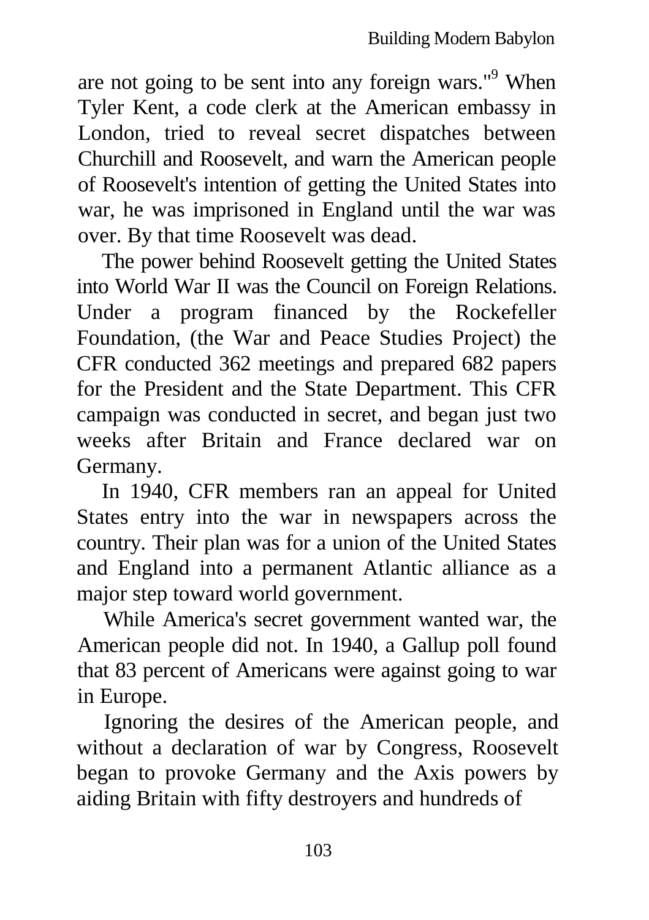are not going to be sent into any foreign wars."[9] When Tyler Kent, a code clerk at the American embassy in London, tried to reveal secret dispatches between Churchill and Roosevelt, and warn the American people of Roosevelt's intention of getting the United States into war, he was imprisoned in England until the war was over. By that time Roosevelt was dead.

The power behind Roosevelt getting the United States into World War II was the Council on Foreign Relations. Under a program financed by the Rockefeller Foundation, (the War and Peace Studies Project) the CFR conducted 362 meetings and prepared 682 papers for the President and the State Department. This CFR campaign was conducted in secret, and began just two weeks after Britain and France declared war on Germany.

In 1940, CFR members ran an appeal for United States entry into the war in newspapers across the country. Their plan was for a union of the United States and England into a permanent Atlantic alliance as a major step toward world government.

While America's secret government wanted war, the American people did not. In 1940, a Gallup poll found that 83 percent of Americans were against going to war in Europe.

Ignoring the desires of the American people, and without a declaration of war by Congress, Roosevelt began to provoke Germany and the Axis powers by aiding Britain with fifty destroyers and hundreds of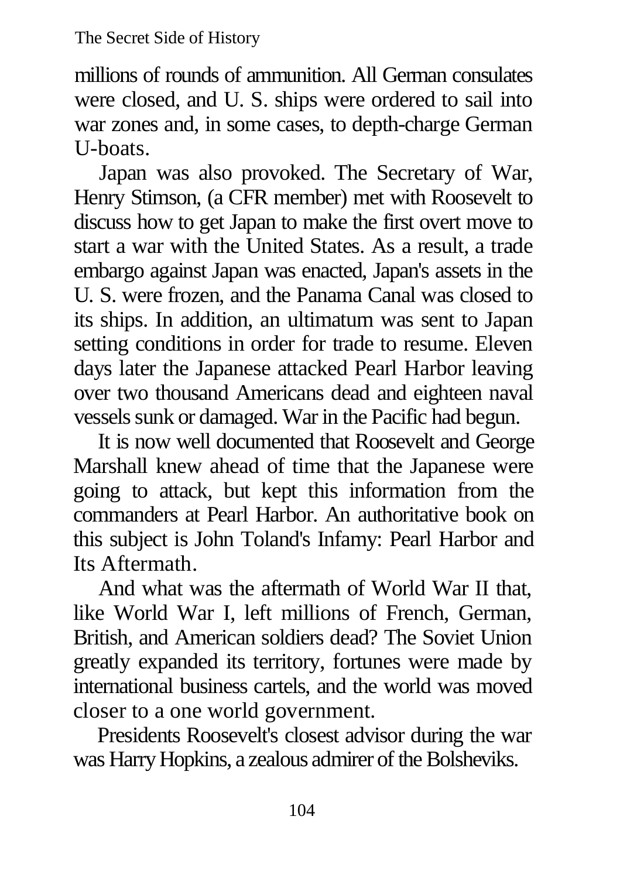millions of rounds of ammunition. All German consulates were closed, and U. S. ships were ordered to sail into war zones and, in some cases, to depth-charge German U-boats.

Japan was also provoked. The Secretary of War, Henry Stimson, (a CFR member) met with Roosevelt to discuss how to get Japan to make the first overt move to start a war with the United States. As a result, a trade embargo against Japan was enacted, Japan's assets in the U. S. were frozen, and the Panama Canal was closed to its ships. In addition, an ultimatum was sent to Japan setting conditions in order for trade to resume. Eleven days later the Japanese attacked Pearl Harbor leaving over two thousand Americans dead and eighteen naval vessels sunk or damaged. War in the Pacific had begun.

It is now well documented that Roosevelt and George Marshall knew ahead of time that the Japanese were going to attack, but kept this information from the commanders at Pearl Harbor. An authoritative book on this subject is John Toland's Infamy: Pearl Harbor and Its Aftermath.

And what was the aftermath of World War II that, like World War I, left millions of French, German, British, and American soldiers dead? The Soviet Union greatly expanded its territory, fortunes were made by international business cartels, and the world was moved closer to a one world government.

Presidents Roosevelt's closest advisor during the war was Harry Hopkins, a zealous admirer of the Bolsheviks.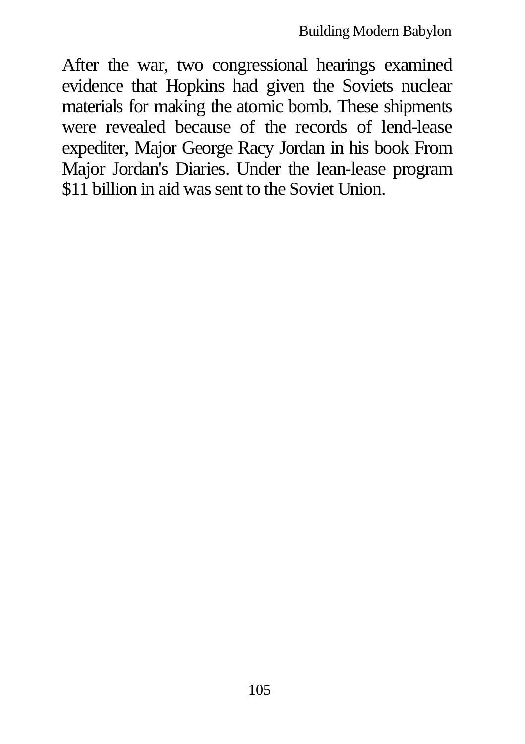After the war, two congressional hearings examined evidence that Hopkins had given the Soviets nuclear materials for making the atomic bomb. These shipments were revealed because of the records of lend-lease expediter, Major George Racy Jordan in his book From Major Jordan's Diaries. Under the lean-lease program $11 billion in aid was sent to the Soviet Union.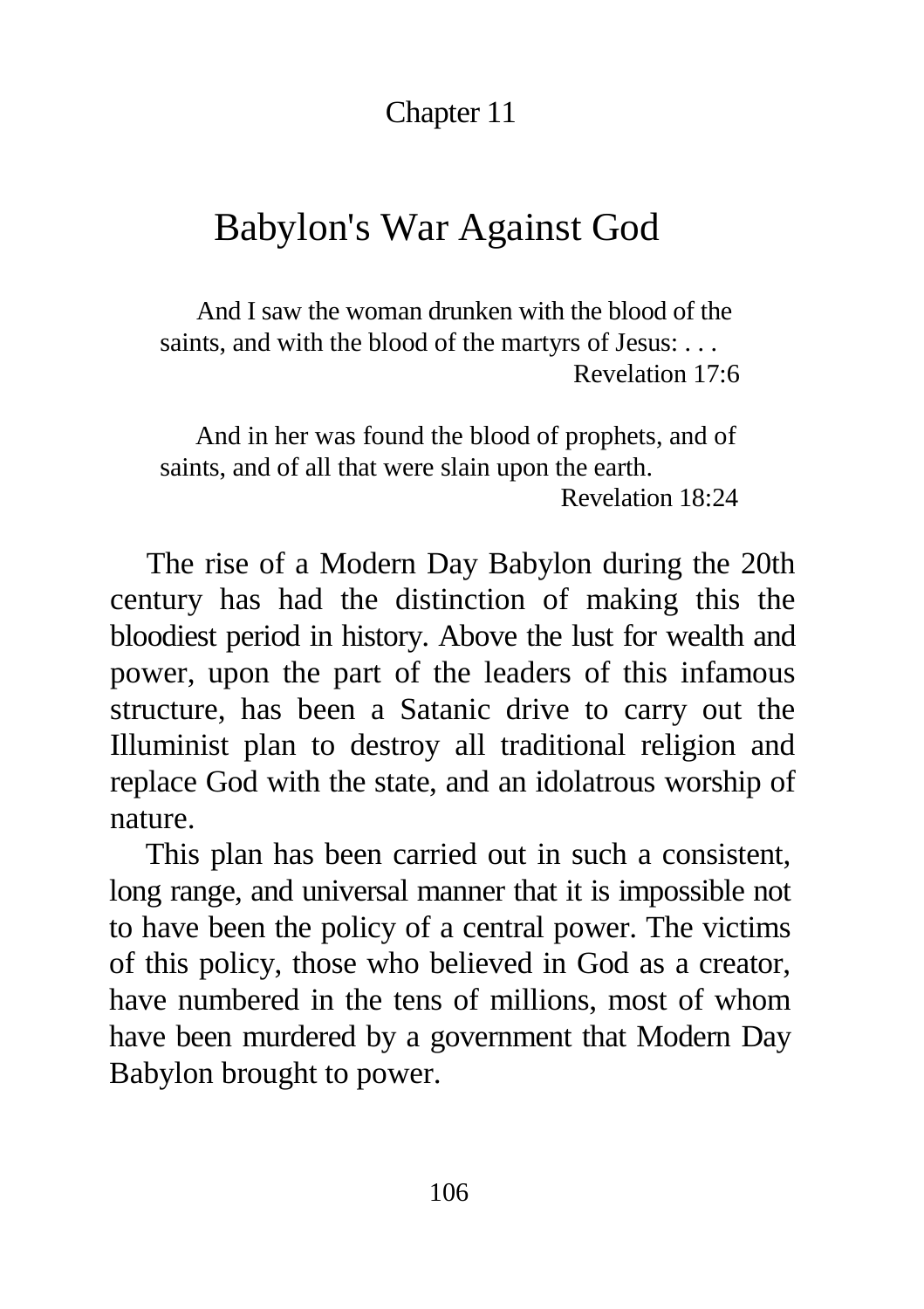Chapter 11

# Babylon's War Against God

> And I saw the woman drunken with the blood of the saints, and with the blood of the martyrs of Jesus: . . .
>
> Revelation 17:6

> And in her was found the blood of prophets, and of saints, and of all that were slain upon the earth.
>
> Revelation 18:24

The rise of a Modern Day Babylon during the 20th century has had the distinction of making this the bloodiest period in history. Above the lust for wealth and power, upon the part of the leaders of this infamous structure, has been a Satanic drive to carry out the Illuminist plan to destroy all traditional religion and replace God with the state, and an idolatrous worship of nature.

This plan has been carried out in such a consistent, long range, and universal manner that it is impossible not to have been the policy of a central power. The victims of this policy, those who believed in God as a creator, have numbered in the tens of millions, most of whom have been murdered by a government that Modern Day Babylon brought to power.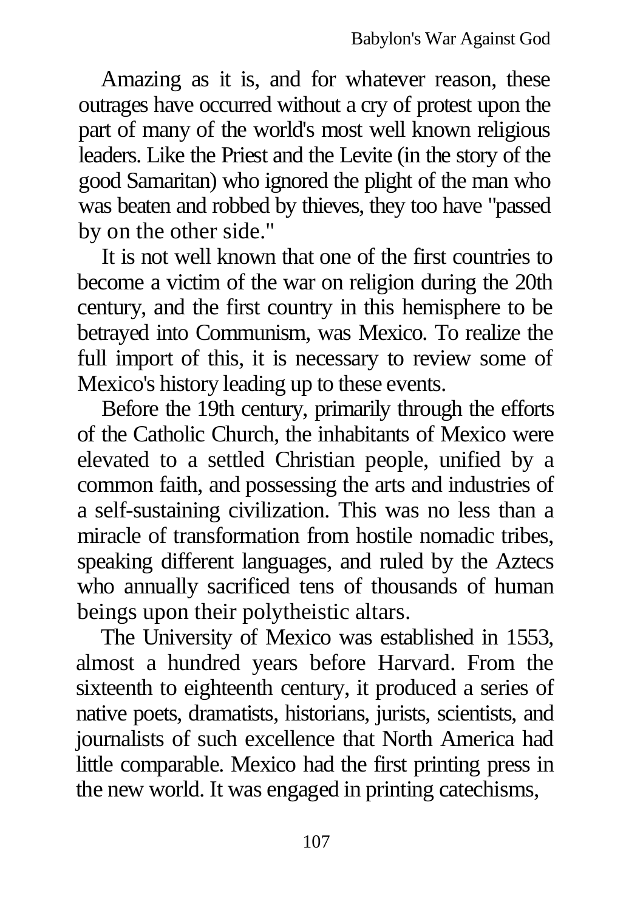Amazing as it is, and for whatever reason, these outrages have occurred without a cry of protest upon the part of many of the world's most well known religious leaders. Like the Priest and the Levite (in the story of the good Samaritan) who ignored the plight of the man who was beaten and robbed by thieves, they too have "passed by on the other side."

It is not well known that one of the first countries to become a victim of the war on religion during the 20th century, and the first country in this hemisphere to be betrayed into Communism, was Mexico. To realize the full import of this, it is necessary to review some of Mexico's history leading up to these events.

Before the 19th century, primarily through the efforts of the Catholic Church, the inhabitants of Mexico were elevated to a settled Christian people, unified by a common faith, and possessing the arts and industries of a self-sustaining civilization. This was no less than a miracle of transformation from hostile nomadic tribes, speaking different languages, and ruled by the Aztecs who annually sacrificed tens of thousands of human beings upon their polytheistic altars.

The University of Mexico was established in 1553, almost a hundred years before Harvard. From the sixteenth to eighteenth century, it produced a series of native poets, dramatists, historians, jurists, scientists, and journalists of such excellence that North America had little comparable. Mexico had the first printing press in the new world. It was engaged in printing catechisms,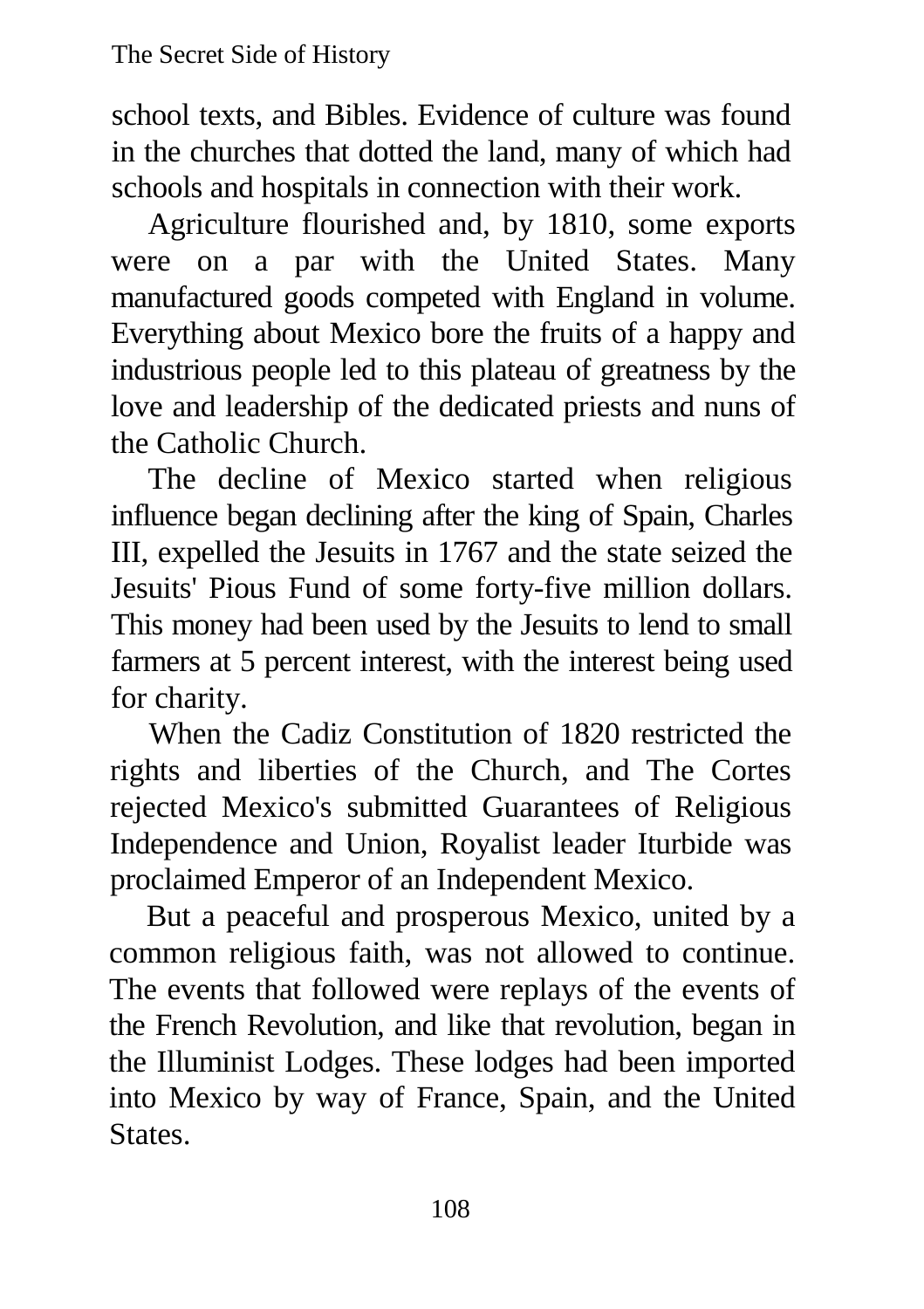school texts, and Bibles. Evidence of culture was found in the churches that dotted the land, many of which had schools and hospitals in connection with their work.

Agriculture flourished and, by 1810, some exports were on a par with the United States. Many manufactured goods competed with England in volume. Everything about Mexico bore the fruits of a happy and industrious people led to this plateau of greatness by the love and leadership of the dedicated priests and nuns of the Catholic Church.

The decline of Mexico started when religious influence began declining after the king of Spain, Charles III, expelled the Jesuits in 1767 and the state seized the Jesuits' Pious Fund of some forty-five million dollars. This money had been used by the Jesuits to lend to small farmers at 5 percent interest, with the interest being used for charity.

When the Cadiz Constitution of 1820 restricted the rights and liberties of the Church, and The Cortes rejected Mexico's submitted Guarantees of Religious Independence and Union, Royalist leader Iturbide was proclaimed Emperor of an Independent Mexico.

But a peaceful and prosperous Mexico, united by a common religious faith, was not allowed to continue. The events that followed were replays of the events of the French Revolution, and like that revolution, began in the Illuminist Lodges. These lodges had been imported into Mexico by way of France, Spain, and the United States.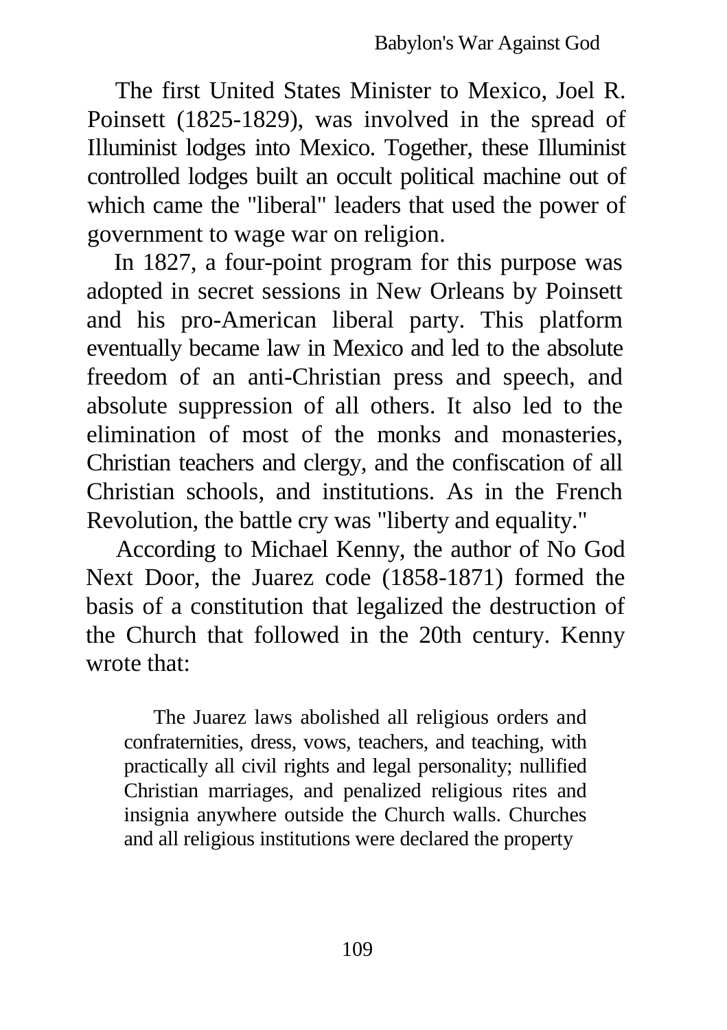The first United States Minister to Mexico, Joel R. Poinsett (1825-1829), was involved in the spread of Illuminist lodges into Mexico. Together, these Illuminist controlled lodges built an occult political machine out of which came the "liberal" leaders that used the power of government to wage war on religion.

In 1827, a four-point program for this purpose was adopted in secret sessions in New Orleans by Poinsett and his pro-American liberal party. This platform eventually became law in Mexico and led to the absolute freedom of an anti-Christian press and speech, and absolute suppression of all others. It also led to the elimination of most of the monks and monasteries, Christian teachers and clergy, and the confiscation of all Christian schools, and institutions. As in the French Revolution, the battle cry was "liberty and equality."

According to Michael Kenny, the author of No God Next Door, the Juarez code (1858-1871) formed the basis of a constitution that legalized the destruction of the Church that followed in the 20th century. Kenny wrote that:

> The Juarez laws abolished all religious orders and confraternities, dress, vows, teachers, and teaching, with practically all civil rights and legal personality; nullified Christian marriages, and penalized religious rites and insignia anywhere outside the Church walls. Churches and all religious institutions were declared the property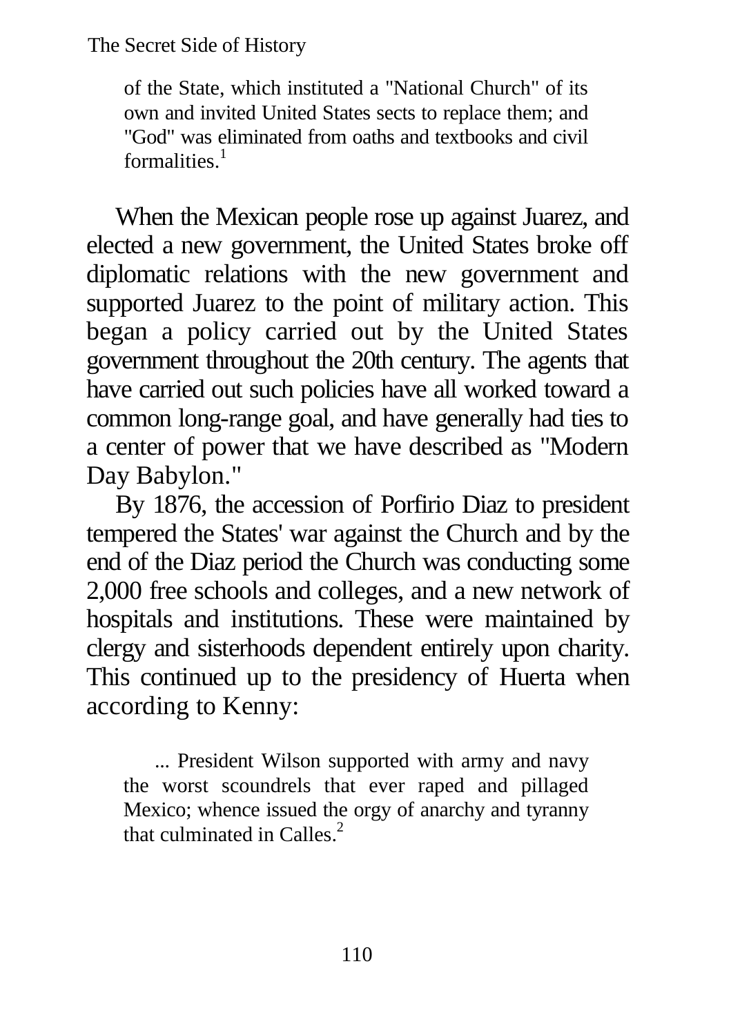> of the State, which instituted a "National Church" of its own and invited United States sects to replace them; and "God" was eliminated from oaths and textbooks and civil formalities.[1]

When the Mexican people rose up against Juarez, and elected a new government, the United States broke off diplomatic relations with the new government and supported Juarez to the point of military action. This began a policy carried out by the United States government throughout the 20th century. The agents that have carried out such policies have all worked toward a common long-range goal, and have generally had ties to a center of power that we have described as "Modern Day Babylon."

By 1876, the accession of Porfirio Diaz to president tempered the States' war against the Church and by the end of the Diaz period the Church was conducting some 2,000 free schools and colleges, and a new network of hospitals and institutions. These were maintained by clergy and sisterhoods dependent entirely upon charity. This continued up to the presidency of Huerta when according to Kenny:

> ... President Wilson supported with army and navy the worst scoundrels that ever raped and pillaged Mexico; whence issued the orgy of anarchy and tyranny that culminated in Calles.[2]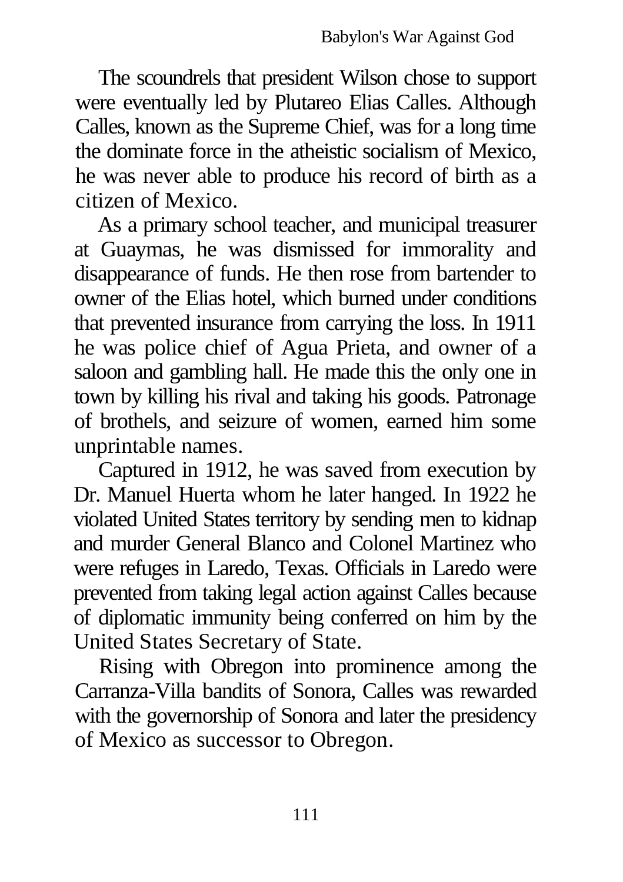The scoundrels that president Wilson chose to support were eventually led by Plutareo Elias Calles. Although Calles, known as the Supreme Chief, was for a long time the dominate force in the atheistic socialism of Mexico, he was never able to produce his record of birth as a citizen of Mexico.

As a primary school teacher, and municipal treasurer at Guaymas, he was dismissed for immorality and disappearance of funds. He then rose from bartender to owner of the Elias hotel, which burned under conditions that prevented insurance from carrying the loss. In 1911 he was police chief of Agua Prieta, and owner of a saloon and gambling hall. He made this the only one in town by killing his rival and taking his goods. Patronage of brothels, and seizure of women, earned him some unprintable names.

Captured in 1912, he was saved from execution by Dr. Manuel Huerta whom he later hanged. In 1922 he violated United States territory by sending men to kidnap and murder General Blanco and Colonel Martinez who were refuges in Laredo, Texas. Officials in Laredo were prevented from taking legal action against Calles because of diplomatic immunity being conferred on him by the United States Secretary of State.

Rising with Obregon into prominence among the Carranza-Villa bandits of Sonora, Calles was rewarded with the governorship of Sonora and later the presidency of Mexico as successor to Obregon.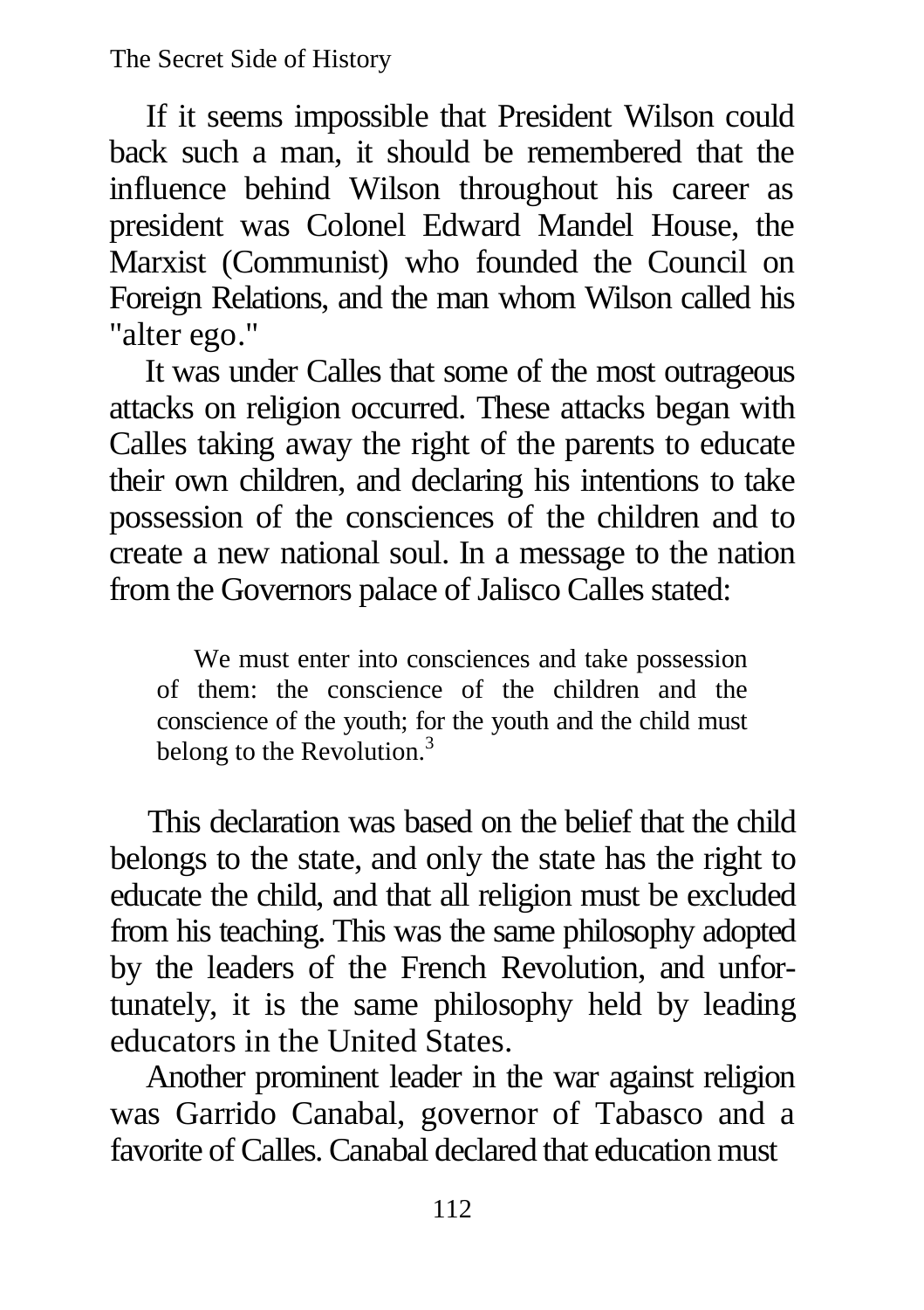If it seems impossible that President Wilson could back such a man, it should be remembered that the influence behind Wilson throughout his career as president was Colonel Edward Mandel House, the Marxist (Communist) who founded the Council on Foreign Relations, and the man whom Wilson called his "alter ego."

It was under Calles that some of the most outrageous attacks on religion occurred. These attacks began with Calles taking away the right of the parents to educate their own children, and declaring his intentions to take possession of the consciences of the children and to create a new national soul. In a message to the nation from the Governors palace of Jalisco Calles stated:

> We must enter into consciences and take possession of them: the conscience of the children and the conscience of the youth; for the youth and the child must belong to the Revolution.[3]

This declaration was based on the belief that the child belongs to the state, and only the state has the right to educate the child, and that all religion must be excluded from his teaching. This was the same philosophy adopted by the leaders of the French Revolution, and unfortunately, it is the same philosophy held by leading educators in the United States.

Another prominent leader in the war against religion was Garrido Canabal, governor of Tabasco and a favorite of Calles. Canabal declared that education must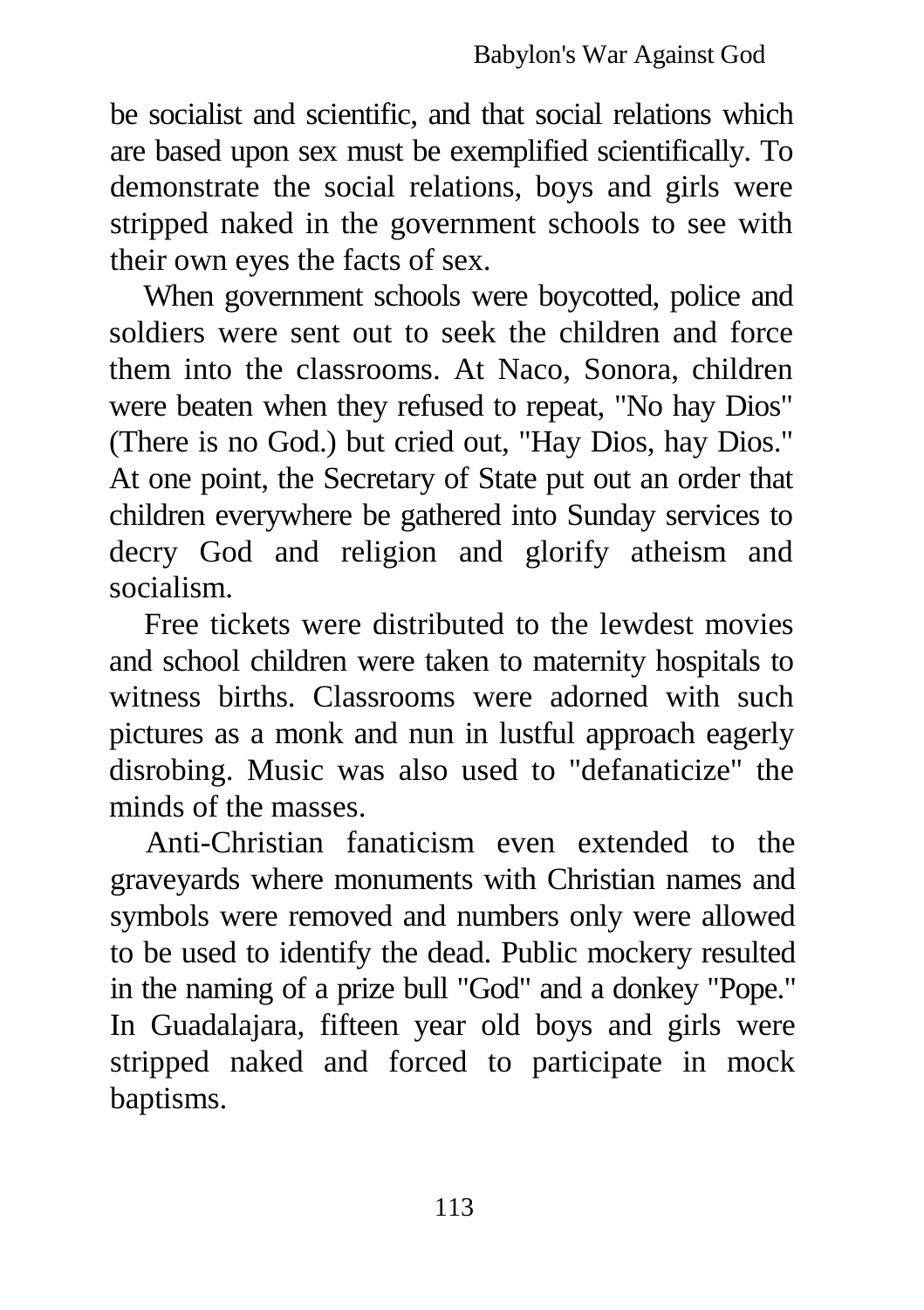be socialist and scientific, and that social relations which are based upon sex must be exemplified scientifically. To demonstrate the social relations, boys and girls were stripped naked in the government schools to see with their own eyes the facts of sex.

When government schools were boycotted, police and soldiers were sent out to seek the children and force them into the classrooms. At Naco, Sonora, children were beaten when they refused to repeat, "No hay Dios" (There is no God.) but cried out, "Hay Dios, hay Dios." At one point, the Secretary of State put out an order that children everywhere be gathered into Sunday services to decry God and religion and glorify atheism and socialism.

Free tickets were distributed to the lewdest movies and school children were taken to maternity hospitals to witness births. Classrooms were adorned with such pictures as a monk and nun in lustful approach eagerly disrobing. Music was also used to "defanaticize" the minds of the masses.

Anti-Christian fanaticism even extended to the graveyards where monuments with Christian names and symbols were removed and numbers only were allowed to be used to identify the dead. Public mockery resulted in the naming of a prize bull "God" and a donkey "Pope." In Guadalajara, fifteen year old boys and girls were stripped naked and forced to participate in mock baptisms.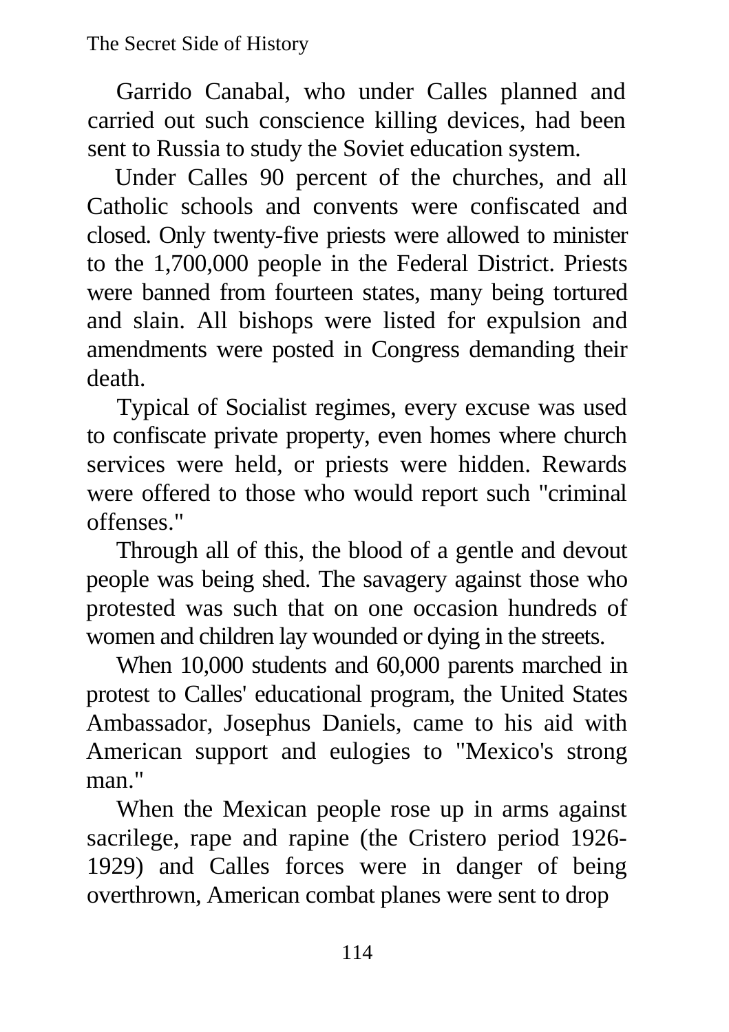Garrido Canabal, who under Calles planned and carried out such conscience killing devices, had been sent to Russia to study the Soviet education system.

Under Calles 90 percent of the churches, and all Catholic schools and convents were confiscated and closed. Only twenty-five priests were allowed to minister to the 1,700,000 people in the Federal District. Priests were banned from fourteen states, many being tortured and slain. All bishops were listed for expulsion and amendments were posted in Congress demanding their death.

Typical of Socialist regimes, every excuse was used to confiscate private property, even homes where church services were held, or priests were hidden. Rewards were offered to those who would report such "criminal offenses."

Through all of this, the blood of a gentle and devout people was being shed. The savagery against those who protested was such that on one occasion hundreds of women and children lay wounded or dying in the streets.

When 10,000 students and 60,000 parents marched in protest to Calles' educational program, the United States Ambassador, Josephus Daniels, came to his aid with American support and eulogies to "Mexico's strong man."

When the Mexican people rose up in arms against sacrilege, rape and rapine (the Cristero period 1926-1929) and Calles forces were in danger of being overthrown, American combat planes were sent to drop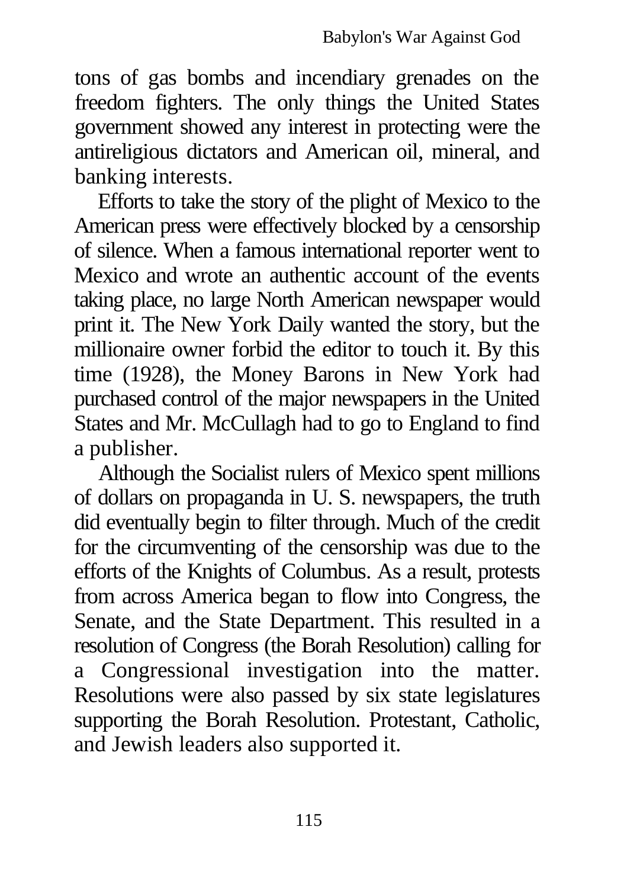tons of gas bombs and incendiary grenades on the freedom fighters. The only things the United States government showed any interest in protecting were the antireligious dictators and American oil, mineral, and banking interests.

Efforts to take the story of the plight of Mexico to the American press were effectively blocked by a censorship of silence. When a famous international reporter went to Mexico and wrote an authentic account of the events taking place, no large North American newspaper would print it. The New York Daily wanted the story, but the millionaire owner forbid the editor to touch it. By this time (1928), the Money Barons in New York had purchased control of the major newspapers in the United States and Mr. McCullagh had to go to England to find a publisher.

Although the Socialist rulers of Mexico spent millions of dollars on propaganda in U. S. newspapers, the truth did eventually begin to filter through. Much of the credit for the circumventing of the censorship was due to the efforts of the Knights of Columbus. As a result, protests from across America began to flow into Congress, the Senate, and the State Department. This resulted in a resolution of Congress (the Borah Resolution) calling for a Congressional investigation into the matter. Resolutions were also passed by six state legislatures supporting the Borah Resolution. Protestant, Catholic, and Jewish leaders also supported it.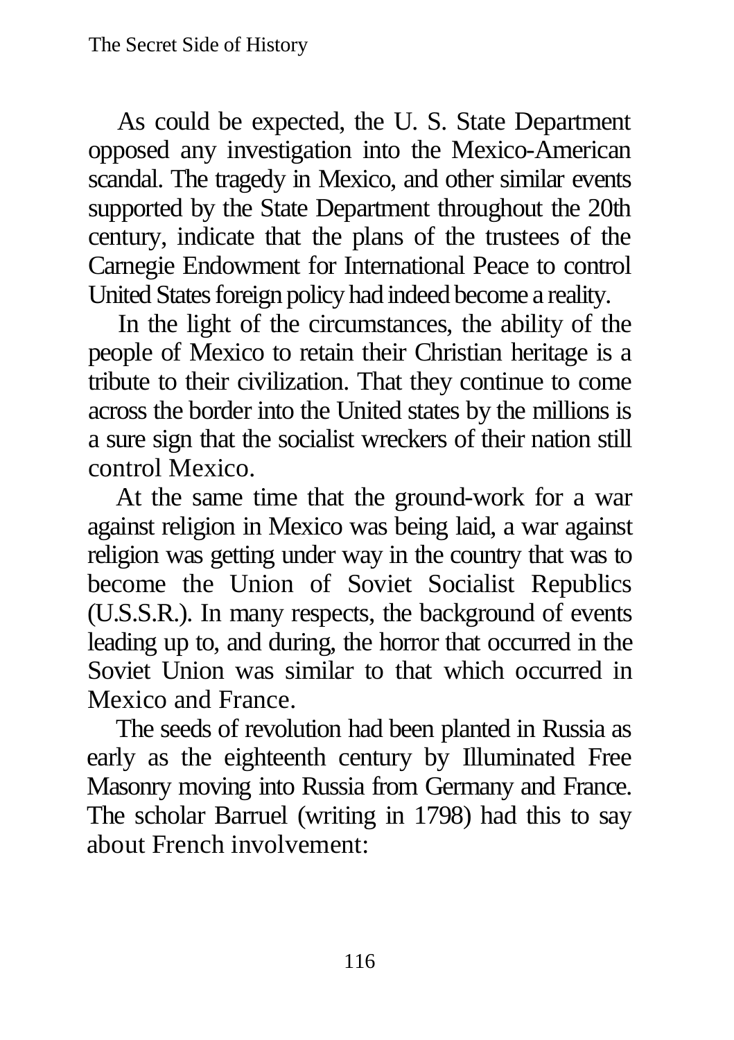As could be expected, the U. S. State Department opposed any investigation into the Mexico-American scandal. The tragedy in Mexico, and other similar events supported by the State Department throughout the 20th century, indicate that the plans of the trustees of the Carnegie Endowment for International Peace to control United States foreign policy had indeed become a reality.

In the light of the circumstances, the ability of the people of Mexico to retain their Christian heritage is a tribute to their civilization. That they continue to come across the border into the United states by the millions is a sure sign that the socialist wreckers of their nation still control Mexico.

At the same time that the ground-work for a war against religion in Mexico was being laid, a war against religion was getting under way in the country that was to become the Union of Soviet Socialist Republics (U.S.S.R.). In many respects, the background of events leading up to, and during, the horror that occurred in the Soviet Union was similar to that which occurred in Mexico and France.

The seeds of revolution had been planted in Russia as early as the eighteenth century by Illuminated Free Masonry moving into Russia from Germany and France. The scholar Barruel (writing in 1798) had this to say about French involvement: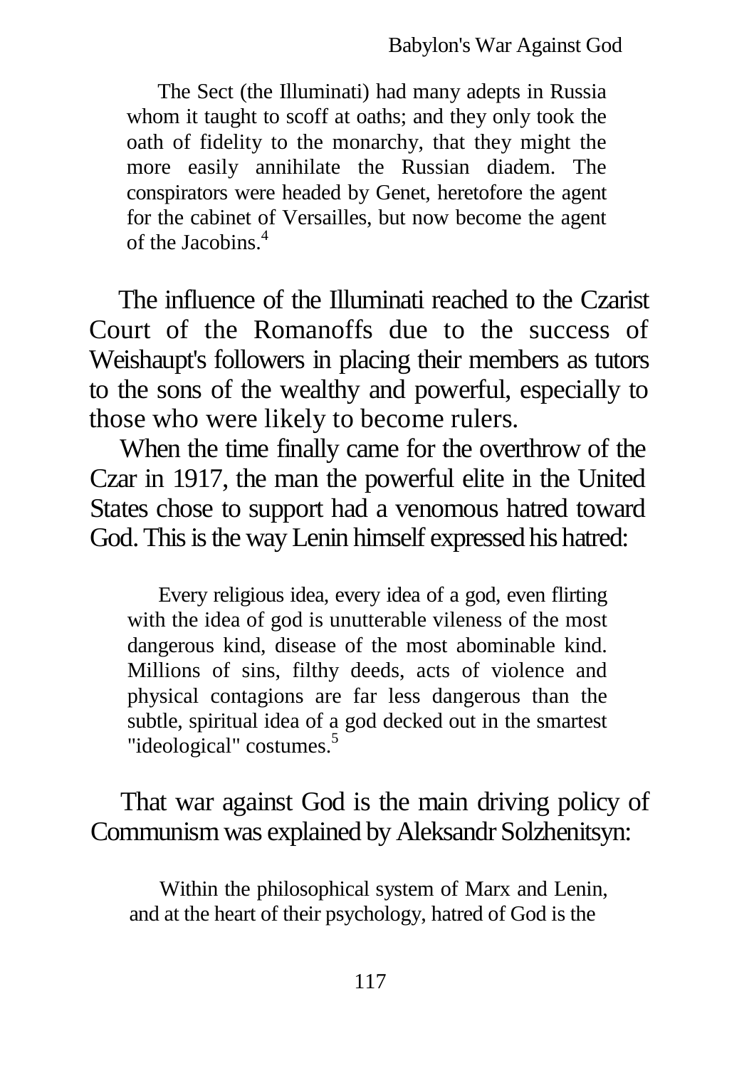> The Sect (the Illuminati) had many adepts in Russia whom it taught to scoff at oaths; and they only took the oath of fidelity to the monarchy, that they might the more easily annihilate the Russian diadem. The conspirators were headed by Genet, heretofore the agent for the cabinet of Versailles, but now become the agent of the Jacobins.[4]

The influence of the Illuminati reached to the Czarist Court of the Romanoffs due to the success of Weishaupt's followers in placing their members as tutors to the sons of the wealthy and powerful, especially to those who were likely to become rulers.

When the time finally came for the overthrow of the Czar in 1917, the man the powerful elite in the United States chose to support had a venomous hatred toward God. This is the way Lenin himself expressed his hatred:

> Every religious idea, every idea of a god, even flirting with the idea of god is unutterable vileness of the most dangerous kind, disease of the most abominable kind. Millions of sins, filthy deeds, acts of violence and physical contagions are far less dangerous than the subtle, spiritual idea of a god decked out in the smartest "ideological" costumes.[5]

That war against God is the main driving policy of Communism was explained by Aleksandr Solzhenitsyn:

> Within the philosophical system of Marx and Lenin, and at the heart of their psychology, hatred of God is the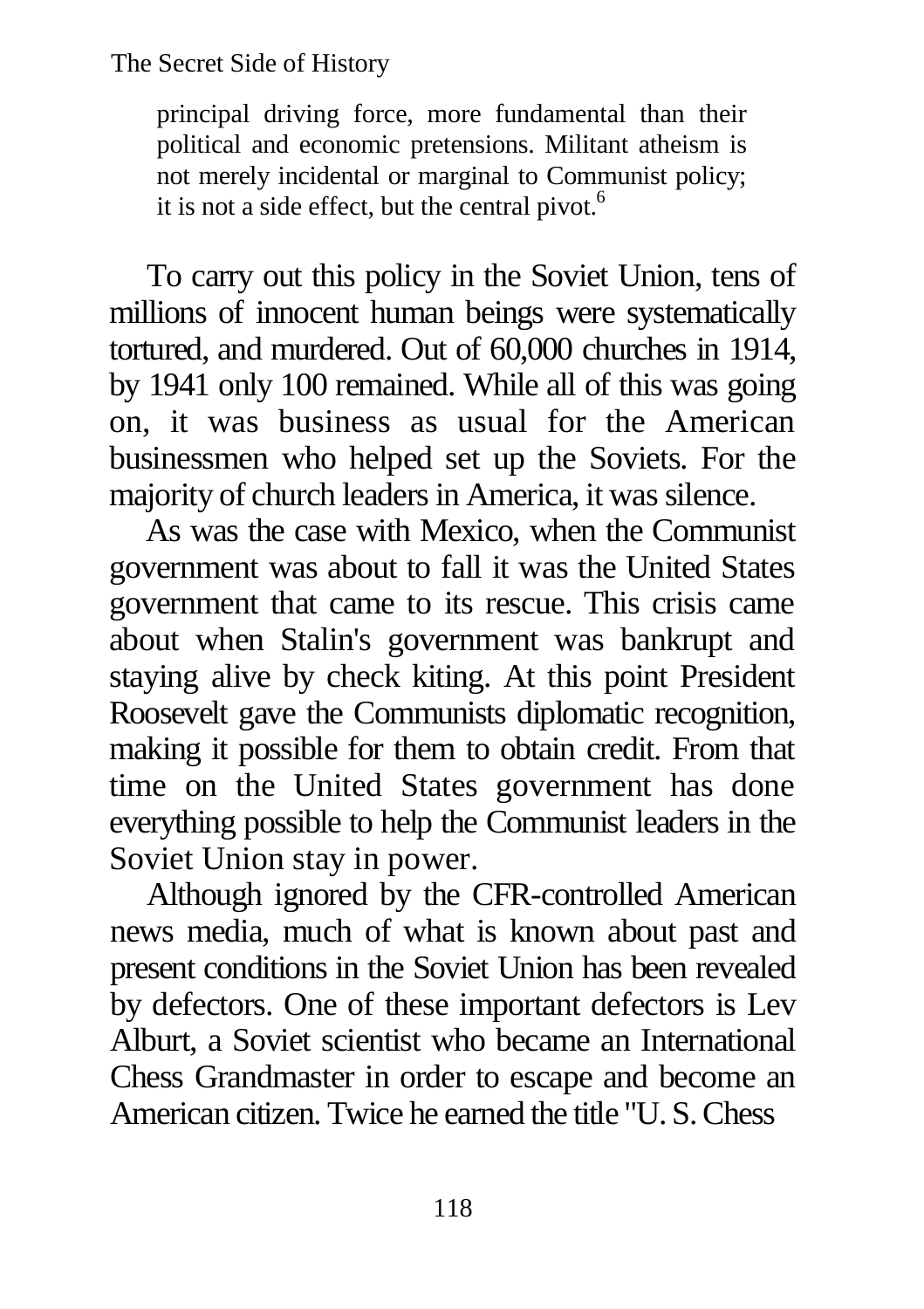> principal driving force, more fundamental than their political and economic pretensions. Militant atheism is not merely incidental or marginal to Communist policy; it is not a side effect, but the central pivot.[6]

To carry out this policy in the Soviet Union, tens of millions of innocent human beings were systematically tortured, and murdered. Out of 60,000 churches in 1914, by 1941 only 100 remained. While all of this was going on, it was business as usual for the American businessmen who helped set up the Soviets. For the majority of church leaders in America, it was silence.

As was the case with Mexico, when the Communist government was about to fall it was the United States government that came to its rescue. This crisis came about when Stalin's government was bankrupt and staying alive by check kiting. At this point President Roosevelt gave the Communists diplomatic recognition, making it possible for them to obtain credit. From that time on the United States government has done everything possible to help the Communist leaders in the Soviet Union stay in power.

Although ignored by the CFR-controlled American news media, much of what is known about past and present conditions in the Soviet Union has been revealed by defectors. One of these important defectors is Lev Alburt, a Soviet scientist who became an International Chess Grandmaster in order to escape and become an American citizen. Twice he earned the title "U. S. Chess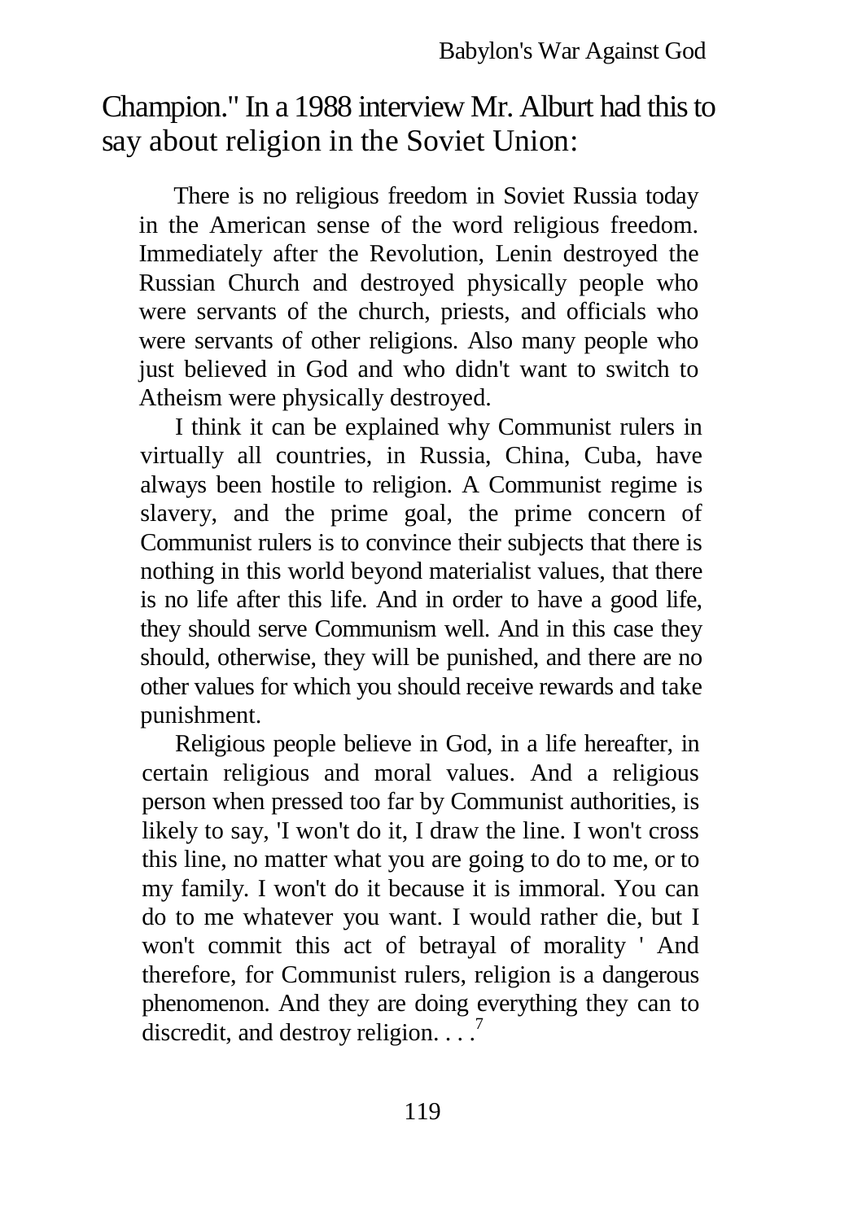Champion." In a 1988 interview Mr. Alburt had this to say about religion in the Soviet Union:

> There is no religious freedom in Soviet Russia today in the American sense of the word religious freedom. Immediately after the Revolution, Lenin destroyed the Russian Church and destroyed physically people who were servants of the church, priests, and officials who were servants of other religions. Also many people who just believed in God and who didn't want to switch to Atheism were physically destroyed.
>
> I think it can be explained why Communist rulers in virtually all countries, in Russia, China, Cuba, have always been hostile to religion. A Communist regime is slavery, and the prime goal, the prime concern of Communist rulers is to convince their subjects that there is nothing in this world beyond materialist values, that there is no life after this life. And in order to have a good life, they should serve Communism well. And in this case they should, otherwise, they will be punished, and there are no other values for which you should receive rewards and take punishment.
>
> Religious people believe in God, in a life hereafter, in certain religious and moral values. And a religious person when pressed too far by Communist authorities, is likely to say, 'I won't do it, I draw the line. I won't cross this line, no matter what you are going to do to me, or to my family. I won't do it because it is immoral. You can do to me whatever you want. I would rather die, but I won't commit this act of betrayal of morality ' And therefore, for Communist rulers, religion is a dangerous phenomenon. And they are doing everything they can to discredit, and destroy religion. . . .[7]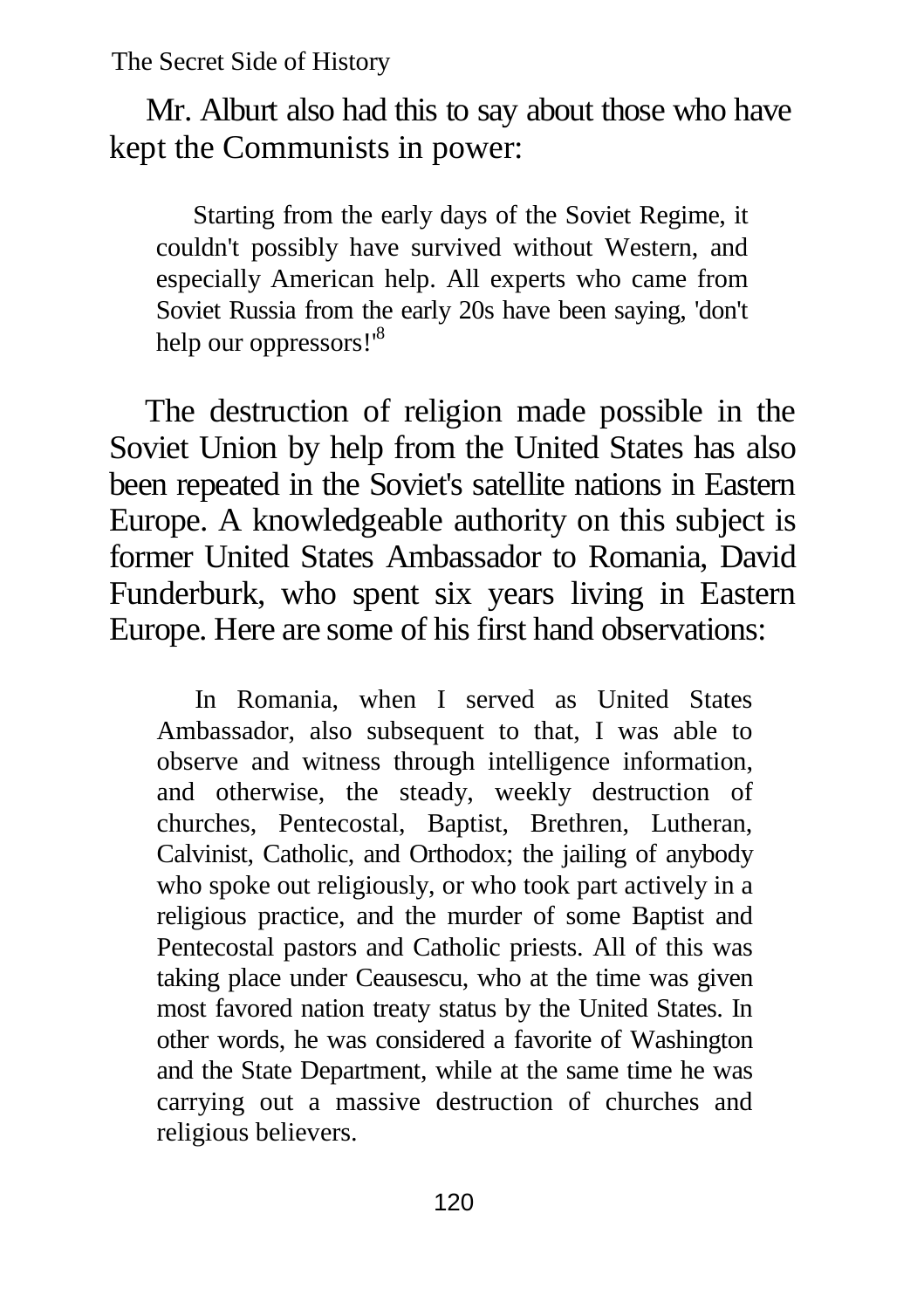Mr. Alburt also had this to say about those who have kept the Communists in power:

> Starting from the early days of the Soviet Regime, it couldn't possibly have survived without Western, and especially American help. All experts who came from Soviet Russia from the early 20s have been saying, 'don't help our oppressors!'[8]

The destruction of religion made possible in the Soviet Union by help from the United States has also been repeated in the Soviet's satellite nations in Eastern Europe. A knowledgeable authority on this subject is former United States Ambassador to Romania, David Funderburk, who spent six years living in Eastern Europe. Here are some of his first hand observations:

> In Romania, when I served as United States Ambassador, also subsequent to that, I was able to observe and witness through intelligence information, and otherwise, the steady, weekly destruction of churches, Pentecostal, Baptist, Brethren, Lutheran, Calvinist, Catholic, and Orthodox; the jailing of anybody who spoke out religiously, or who took part actively in a religious practice, and the murder of some Baptist and Pentecostal pastors and Catholic priests. All of this was taking place under Ceausescu, who at the time was given most favored nation treaty status by the United States. In other words, he was considered a favorite of Washington and the State Department, while at the same time he was carrying out a massive destruction of churches and religious believers.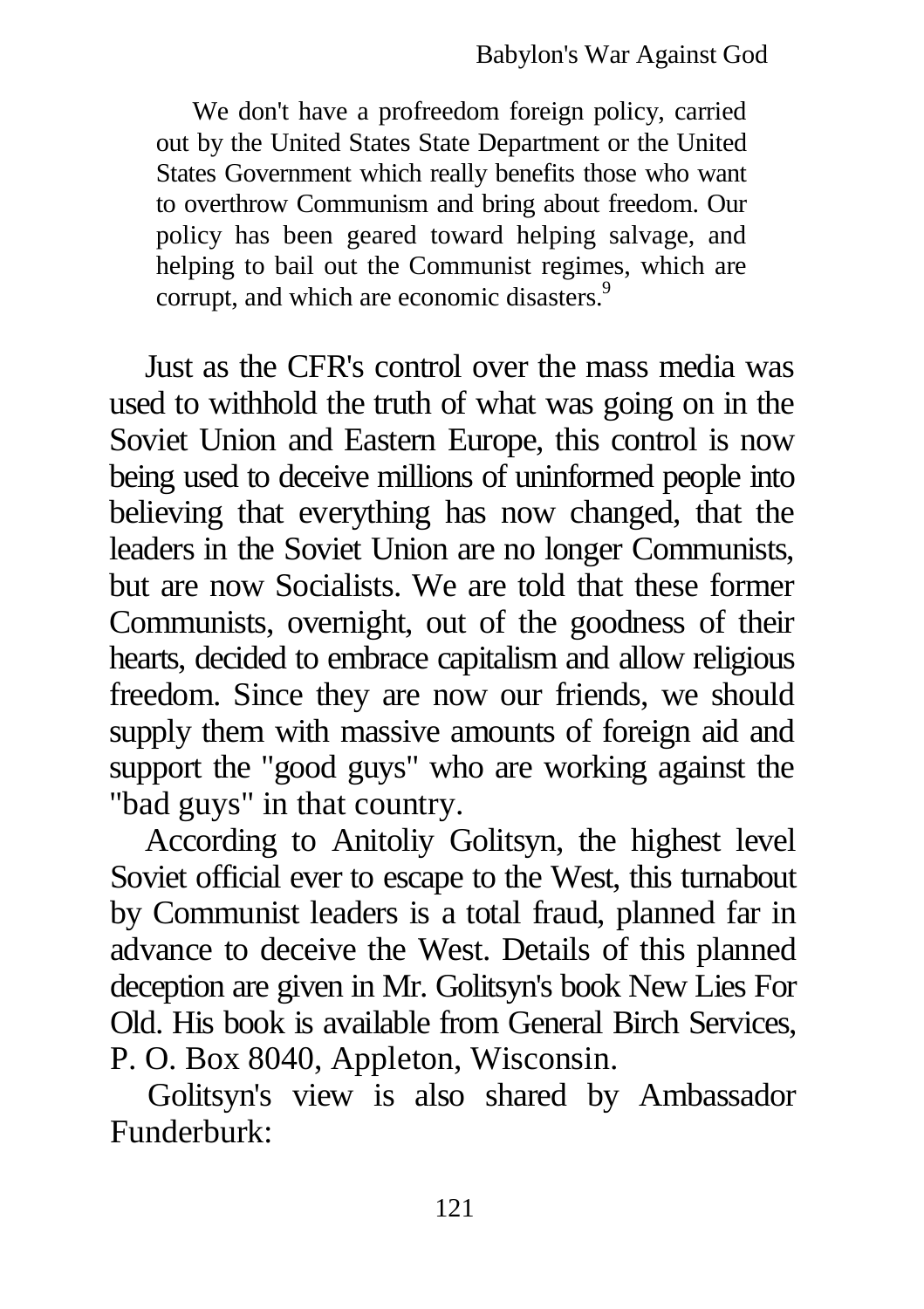> We don't have a profreedom foreign policy, carried out by the United States State Department or the United States Government which really benefits those who want to overthrow Communism and bring about freedom. Our policy has been geared toward helping salvage, and helping to bail out the Communist regimes, which are corrupt, and which are economic disasters.[9]

Just as the CFR's control over the mass media was used to withhold the truth of what was going on in the Soviet Union and Eastern Europe, this control is now being used to deceive millions of uninformed people into believing that everything has now changed, that the leaders in the Soviet Union are no longer Communists, but are now Socialists. We are told that these former Communists, overnight, out of the goodness of their hearts, decided to embrace capitalism and allow religious freedom. Since they are now our friends, we should supply them with massive amounts of foreign aid and support the "good guys" who are working against the "bad guys" in that country.

According to Anitoliy Golitsyn, the highest level Soviet official ever to escape to the West, this turnabout by Communist leaders is a total fraud, planned far in advance to deceive the West. Details of this planned deception are given in Mr. Golitsyn's book New Lies For Old. His book is available from General Birch Services, P. O. Box 8040, Appleton, Wisconsin.

Golitsyn's view is also shared by Ambassador Funderburk: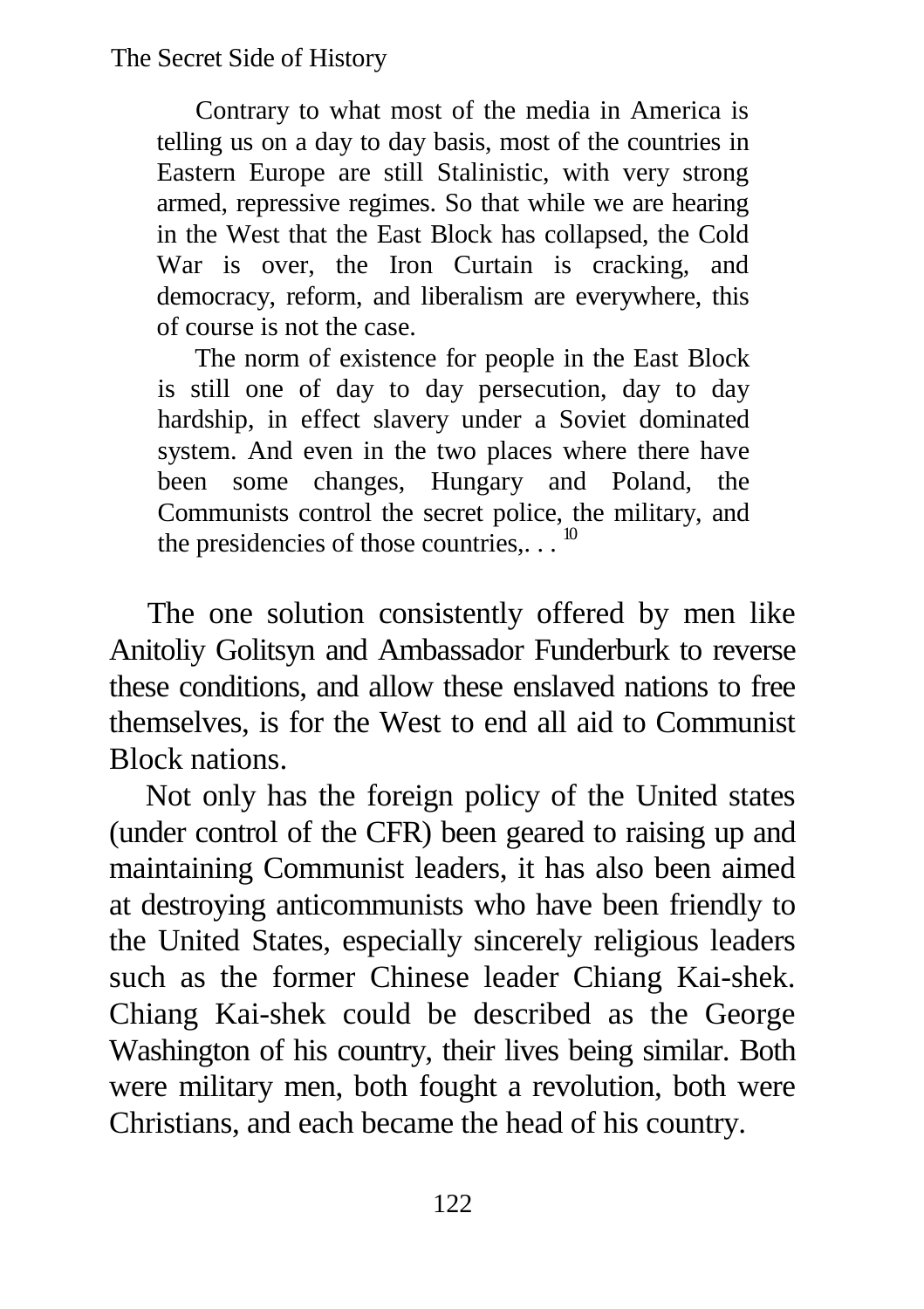> Contrary to what most of the media in America is telling us on a day to day basis, most of the countries in Eastern Europe are still Stalinistic, with very strong armed, repressive regimes. So that while we are hearing in the West that the East Block has collapsed, the Cold War is over, the Iron Curtain is cracking, and democracy, reform, and liberalism are everywhere, this of course is not the case.
>
> The norm of existence for people in the East Block is still one of day to day persecution, day to day hardship, in effect slavery under a Soviet dominated system. And even in the two places where there have been some changes, Hungary and Poland, the Communists control the secret police, the military, and the presidencies of those countries,. . . [10]

The one solution consistently offered by men like Anitoliy Golitsyn and Ambassador Funderburk to reverse these conditions, and allow these enslaved nations to free themselves, is for the West to end all aid to Communist Block nations.

Not only has the foreign policy of the United states (under control of the CFR) been geared to raising up and maintaining Communist leaders, it has also been aimed at destroying anticommunists who have been friendly to the United States, especially sincerely religious leaders such as the former Chinese leader Chiang Kai-shek. Chiang Kai-shek could be described as the George Washington of his country, their lives being similar. Both were military men, both fought a revolution, both were Christians, and each became the head of his country.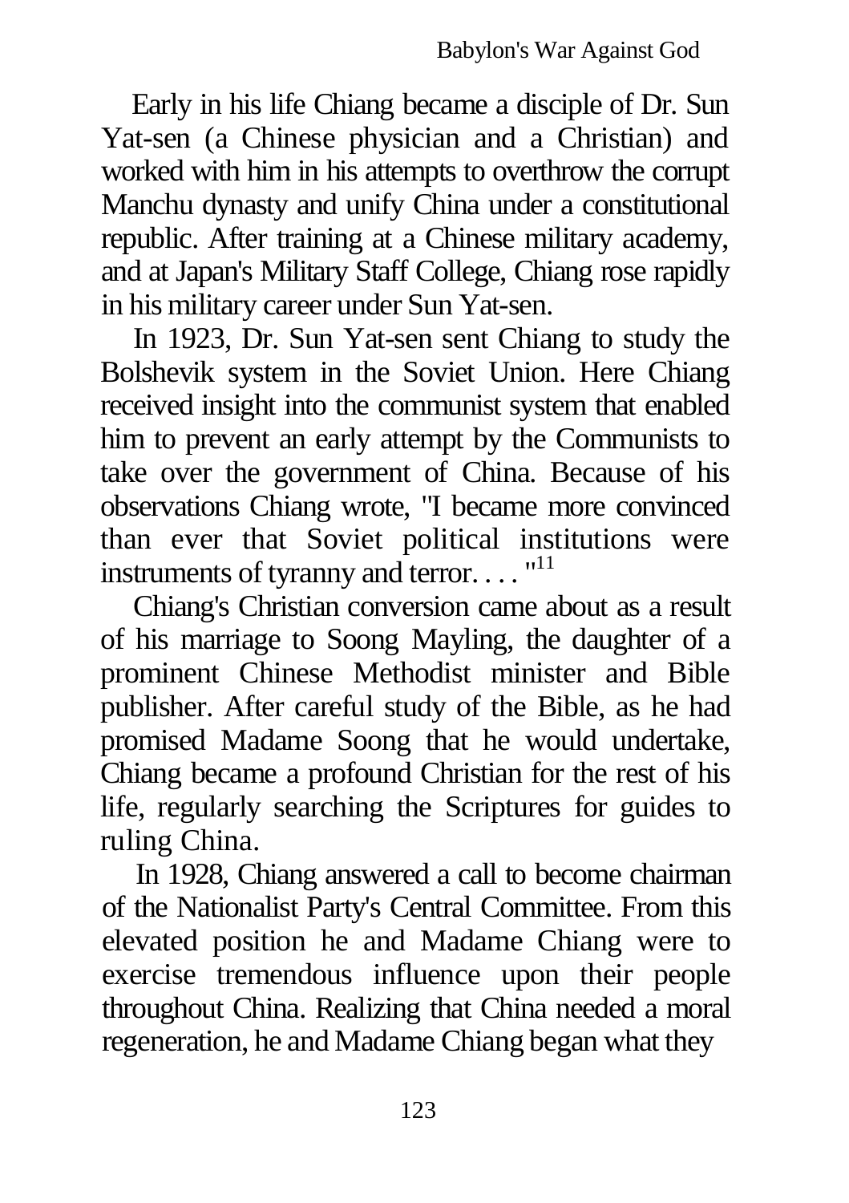Early in his life Chiang became a disciple of Dr. Sun Yat-sen (a Chinese physician and a Christian) and worked with him in his attempts to overthrow the corrupt Manchu dynasty and unify China under a constitutional republic. After training at a Chinese military academy, and at Japan's Military Staff College, Chiang rose rapidly in his military career under Sun Yat-sen.

In 1923, Dr. Sun Yat-sen sent Chiang to study the Bolshevik system in the Soviet Union. Here Chiang received insight into the communist system that enabled him to prevent an early attempt by the Communists to take over the government of China. Because of his observations Chiang wrote, "I became more convinced than ever that Soviet political institutions were instruments of tyranny and terror. . . . "[11]

Chiang's Christian conversion came about as a result of his marriage to Soong Mayling, the daughter of a prominent Chinese Methodist minister and Bible publisher. After careful study of the Bible, as he had promised Madame Soong that he would undertake, Chiang became a profound Christian for the rest of his life, regularly searching the Scriptures for guides to ruling China.

In 1928, Chiang answered a call to become chairman of the Nationalist Party's Central Committee. From this elevated position he and Madame Chiang were to exercise tremendous influence upon their people throughout China. Realizing that China needed a moral regeneration, he and Madame Chiang began what they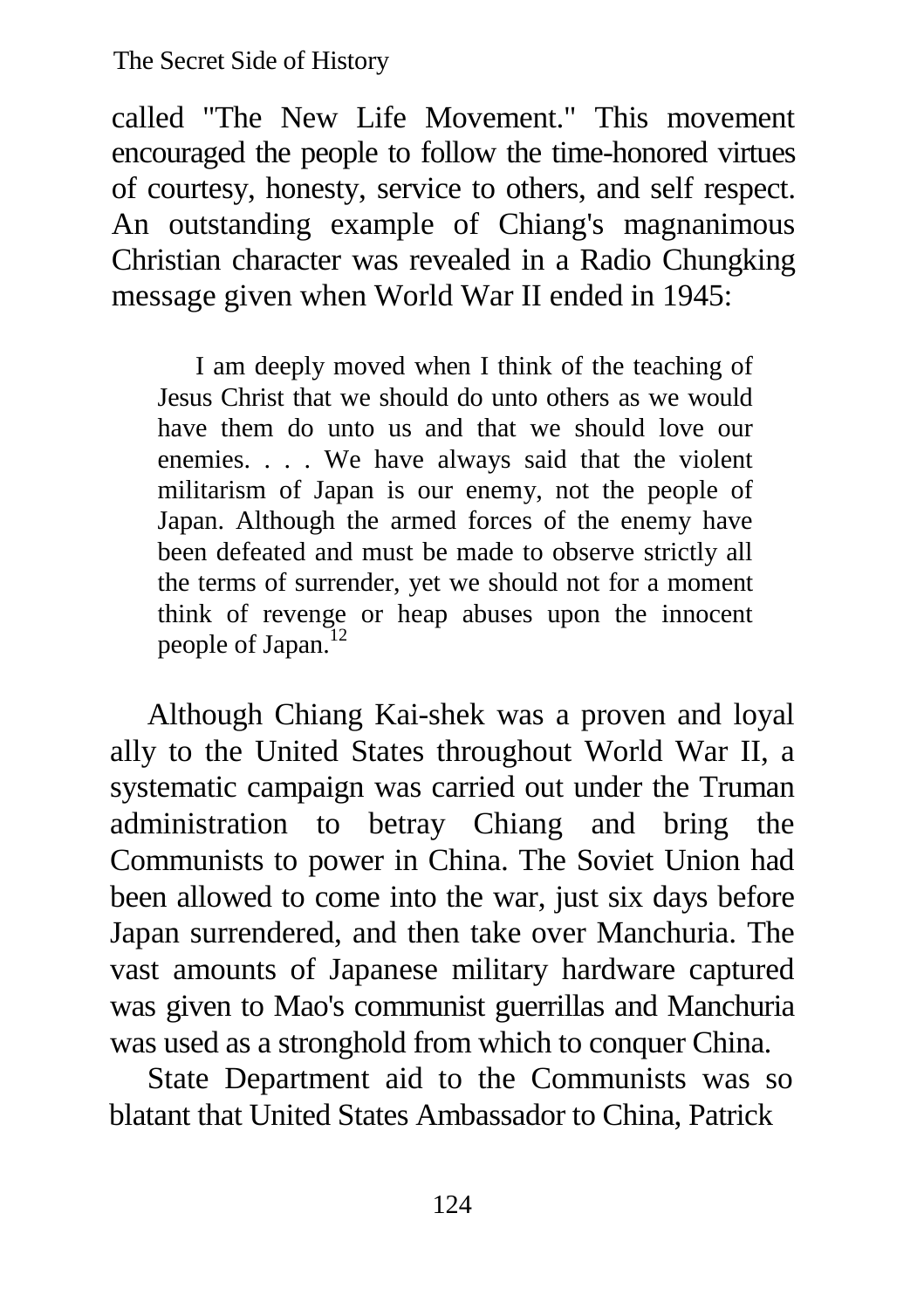called "The New Life Movement." This movement encouraged the people to follow the time-honored virtues of courtesy, honesty, service to others, and self respect. An outstanding example of Chiang's magnanimous Christian character was revealed in a Radio Chungking message given when World War II ended in 1945:

> I am deeply moved when I think of the teaching of Jesus Christ that we should do unto others as we would have them do unto us and that we should love our enemies. . . . We have always said that the violent militarism of Japan is our enemy, not the people of Japan. Although the armed forces of the enemy have been defeated and must be made to observe strictly all the terms of surrender, yet we should not for a moment think of revenge or heap abuses upon the innocent people of Japan.[12]

Although Chiang Kai-shek was a proven and loyal ally to the United States throughout World War II, a systematic campaign was carried out under the Truman administration to betray Chiang and bring the Communists to power in China. The Soviet Union had been allowed to come into the war, just six days before Japan surrendered, and then take over Manchuria. The vast amounts of Japanese military hardware captured was given to Mao's communist guerrillas and Manchuria was used as a stronghold from which to conquer China.

State Department aid to the Communists was so blatant that United States Ambassador to China, Patrick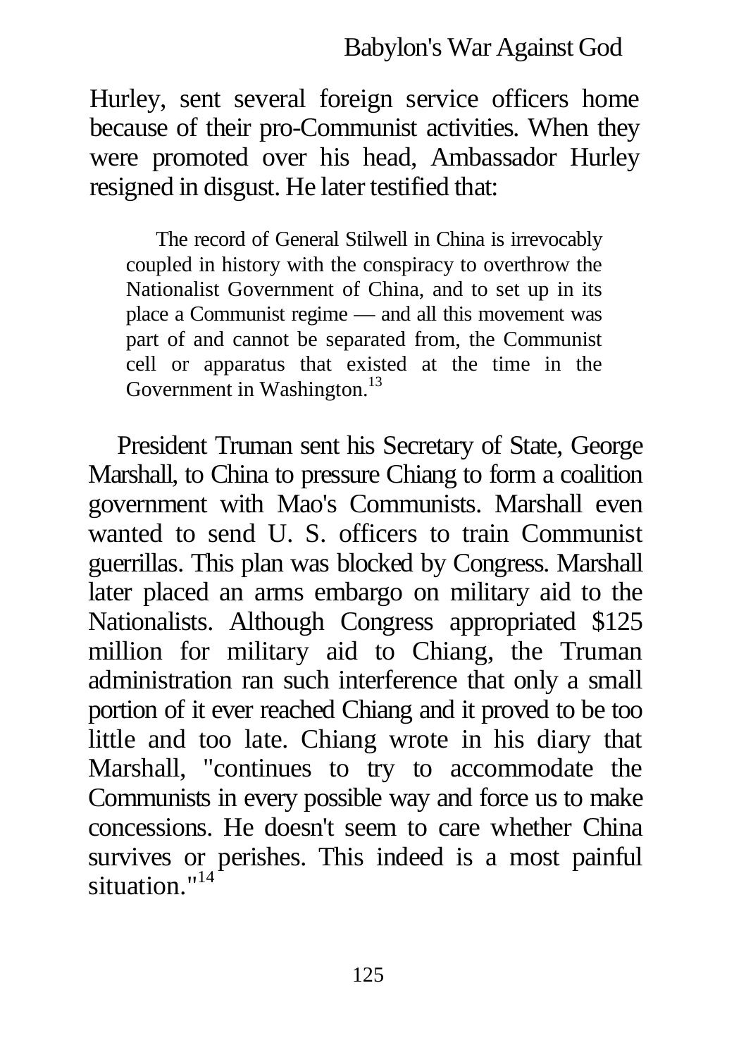Hurley, sent several foreign service officers home because of their pro-Communist activities. When they were promoted over his head, Ambassador Hurley resigned in disgust. He later testified that:

> The record of General Stilwell in China is irrevocably coupled in history with the conspiracy to overthrow the Nationalist Government of China, and to set up in its place a Communist regime — and all this movement was part of and cannot be separated from, the Communist cell or apparatus that existed at the time in the Government in Washington.[13]

President Truman sent his Secretary of State, George Marshall, to China to pressure Chiang to form a coalition government with Mao's Communists. Marshall even wanted to send U. S. officers to train Communist guerrillas. This plan was blocked by Congress. Marshall later placed an arms embargo on military aid to the Nationalists. Although Congress appropriated $125 million for military aid to Chiang, the Truman administration ran such interference that only a small portion of it ever reached Chiang and it proved to be too little and too late. Chiang wrote in his diary that Marshall, "continues to try to accommodate the Communists in every possible way and force us to make concessions. He doesn't seem to care whether China survives or perishes. This indeed is a most painful situation."[14]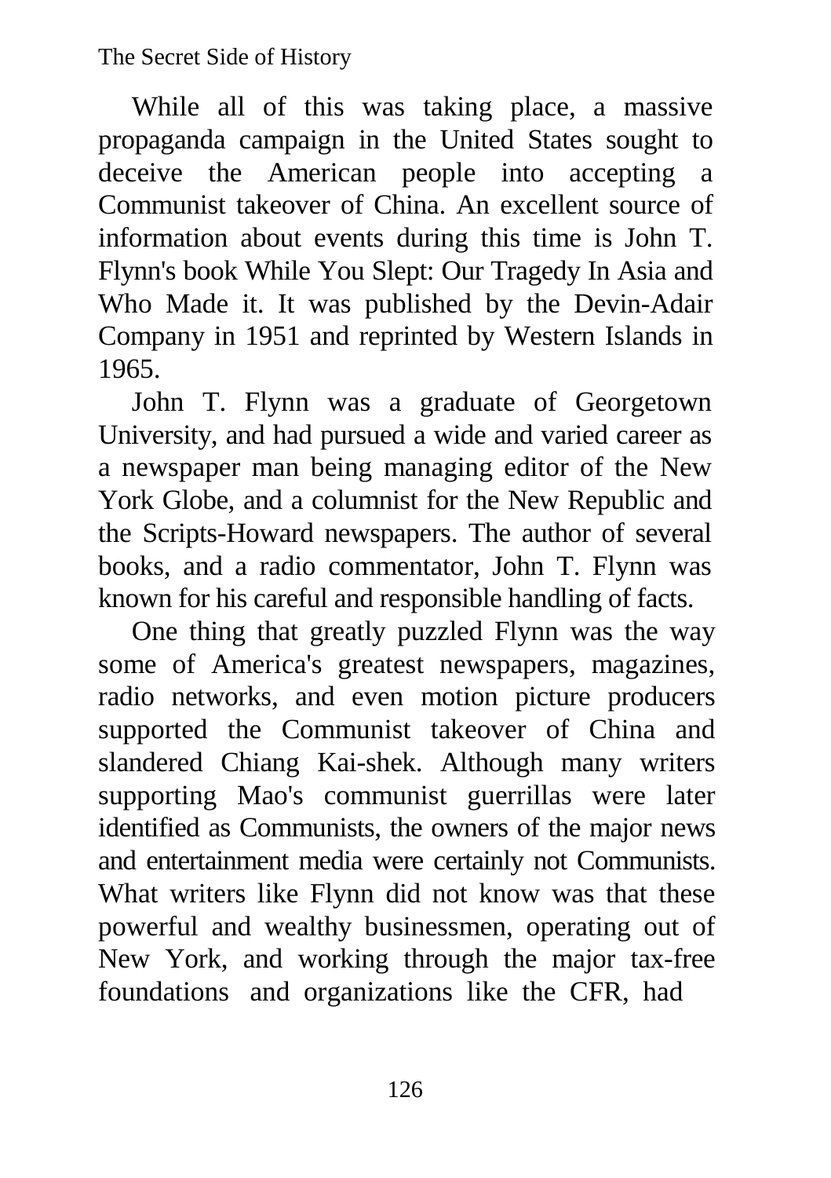While all of this was taking place, a massive propaganda campaign in the United States sought to deceive the American people into accepting a Communist takeover of China. An excellent source of information about events during this time is John T. Flynn's book While You Slept: Our Tragedy In Asia and Who Made it. It was published by the Devin-Adair Company in 1951 and reprinted by Western Islands in 1965.

John T. Flynn was a graduate of Georgetown University, and had pursued a wide and varied career as a newspaper man being managing editor of the New York Globe, and a columnist for the New Republic and the Scripts-Howard newspapers. The author of several books, and a radio commentator, John T. Flynn was known for his careful and responsible handling of facts.

One thing that greatly puzzled Flynn was the way some of America's greatest newspapers, magazines, radio networks, and even motion picture producers supported the Communist takeover of China and slandered Chiang Kai-shek. Although many writers supporting Mao's communist guerrillas were later identified as Communists, the owners of the major news and entertainment media were certainly not Communists. What writers like Flynn did not know was that these powerful and wealthy businessmen, operating out of New York, and working through the major tax-free foundations and organizations like the CFR, had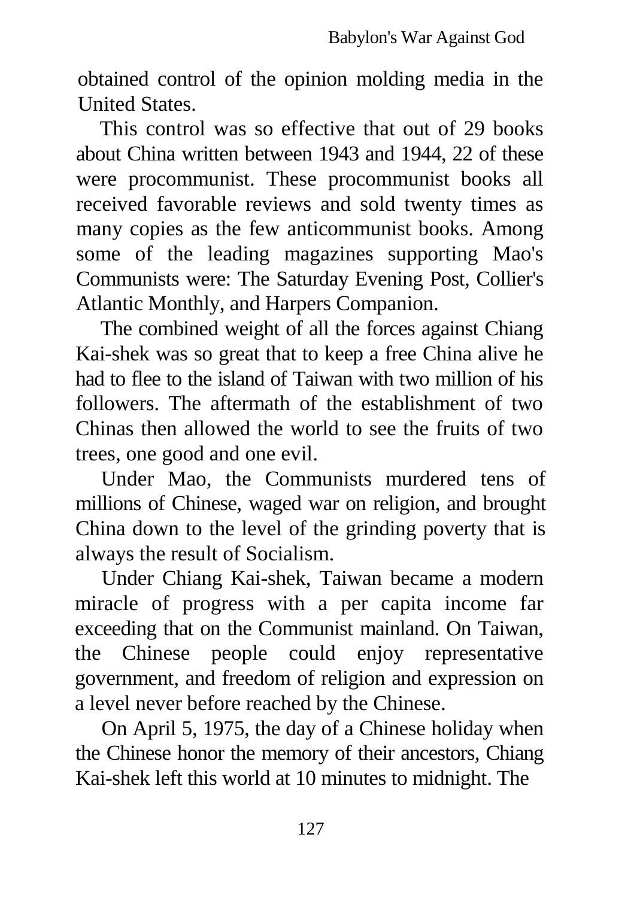obtained control of the opinion molding media in the United States.

This control was so effective that out of 29 books about China written between 1943 and 1944, 22 of these were procommunist. These procommunist books all received favorable reviews and sold twenty times as many copies as the few anticommunist books. Among some of the leading magazines supporting Mao's Communists were: The Saturday Evening Post, Collier's Atlantic Monthly, and Harpers Companion.

The combined weight of all the forces against Chiang Kai-shek was so great that to keep a free China alive he had to flee to the island of Taiwan with two million of his followers. The aftermath of the establishment of two Chinas then allowed the world to see the fruits of two trees, one good and one evil.

Under Mao, the Communists murdered tens of millions of Chinese, waged war on religion, and brought China down to the level of the grinding poverty that is always the result of Socialism.

Under Chiang Kai-shek, Taiwan became a modern miracle of progress with a per capita income far exceeding that on the Communist mainland. On Taiwan, the Chinese people could enjoy representative government, and freedom of religion and expression on a level never before reached by the Chinese.

On April 5, 1975, the day of a Chinese holiday when the Chinese honor the memory of their ancestors, Chiang Kai-shek left this world at 10 minutes to midnight. The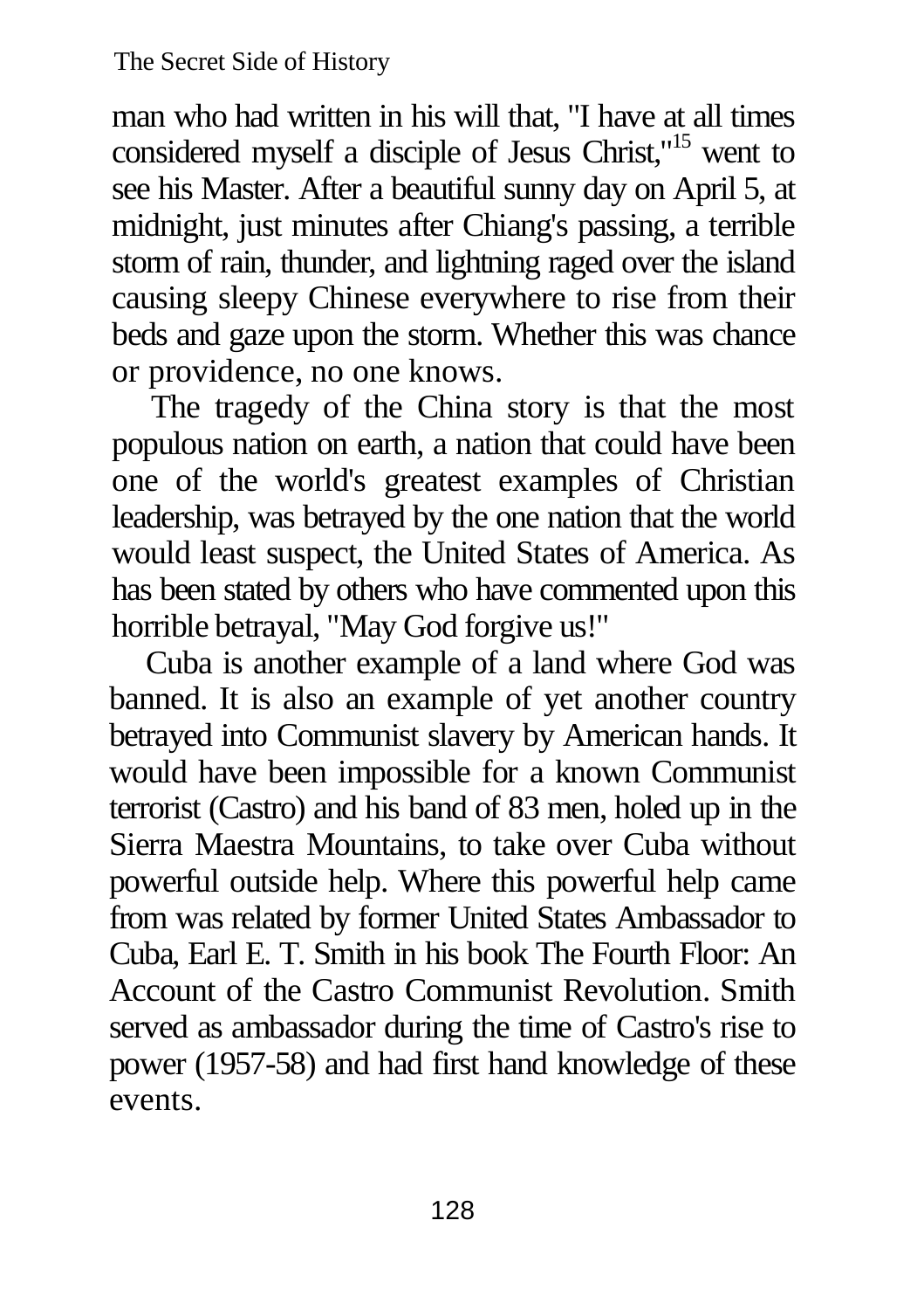man who had written in his will that, "I have at all times considered myself a disciple of Jesus Christ,"[15] went to see his Master. After a beautiful sunny day on April 5, at midnight, just minutes after Chiang's passing, a terrible storm of rain, thunder, and lightning raged over the island causing sleepy Chinese everywhere to rise from their beds and gaze upon the storm. Whether this was chance or providence, no one knows.

The tragedy of the China story is that the most populous nation on earth, a nation that could have been one of the world's greatest examples of Christian leadership, was betrayed by the one nation that the world would least suspect, the United States of America. As has been stated by others who have commented upon this horrible betrayal, "May God forgive us!"

Cuba is another example of a land where God was banned. It is also an example of yet another country betrayed into Communist slavery by American hands. It would have been impossible for a known Communist terrorist (Castro) and his band of 83 men, holed up in the Sierra Maestra Mountains, to take over Cuba without powerful outside help. Where this powerful help came from was related by former United States Ambassador to Cuba, Earl E. T. Smith in his book The Fourth Floor: An Account of the Castro Communist Revolution. Smith served as ambassador during the time of Castro's rise to power (1957-58) and had first hand knowledge of these events.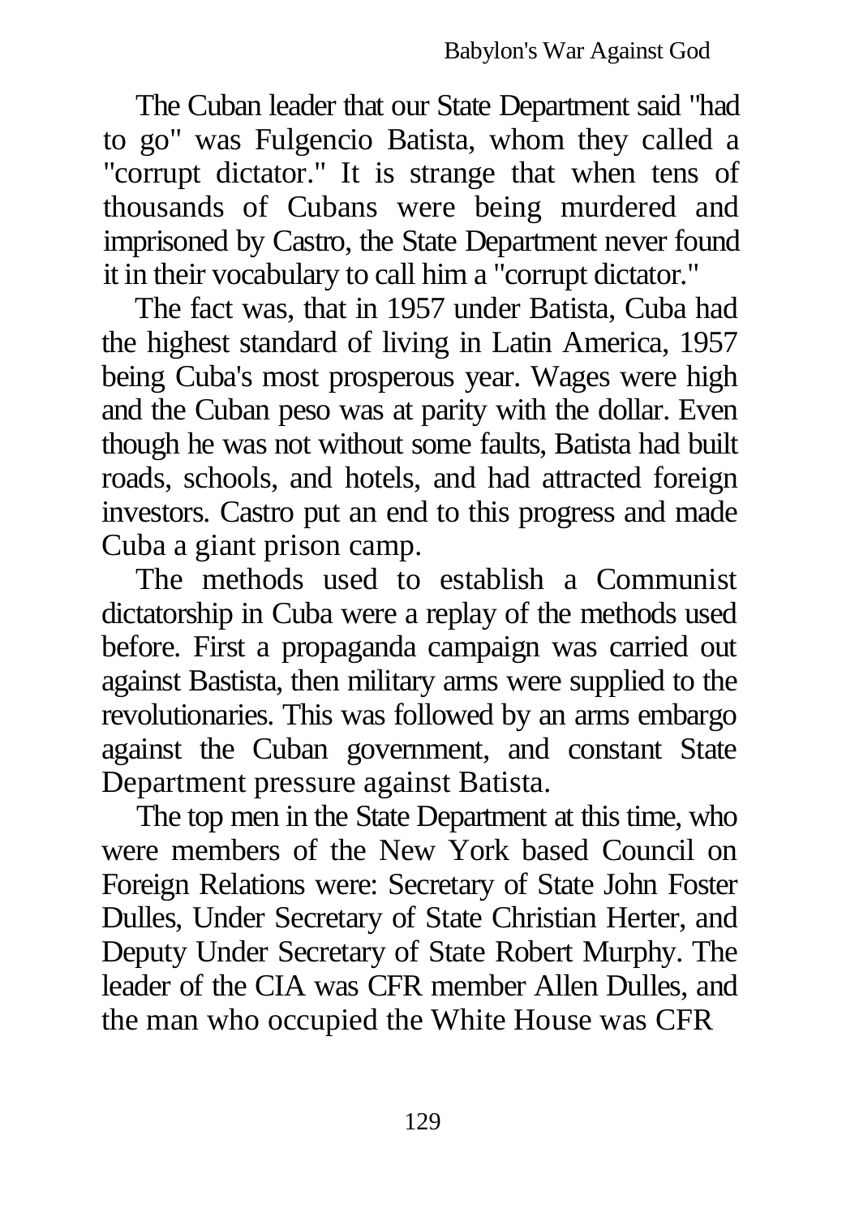The Cuban leader that our State Department said "had to go" was Fulgencio Batista, whom they called a "corrupt dictator." It is strange that when tens of thousands of Cubans were being murdered and imprisoned by Castro, the State Department never found it in their vocabulary to call him a "corrupt dictator."

The fact was, that in 1957 under Batista, Cuba had the highest standard of living in Latin America, 1957 being Cuba's most prosperous year. Wages were high and the Cuban peso was at parity with the dollar. Even though he was not without some faults, Batista had built roads, schools, and hotels, and had attracted foreign investors. Castro put an end to this progress and made Cuba a giant prison camp.

The methods used to establish a Communist dictatorship in Cuba were a replay of the methods used before. First a propaganda campaign was carried out against Bastista, then military arms were supplied to the revolutionaries. This was followed by an arms embargo against the Cuban government, and constant State Department pressure against Batista.

The top men in the State Department at this time, who were members of the New York based Council on Foreign Relations were: Secretary of State John Foster Dulles, Under Secretary of State Christian Herter, and Deputy Under Secretary of State Robert Murphy. The leader of the CIA was CFR member Allen Dulles, and the man who occupied the White House was CFR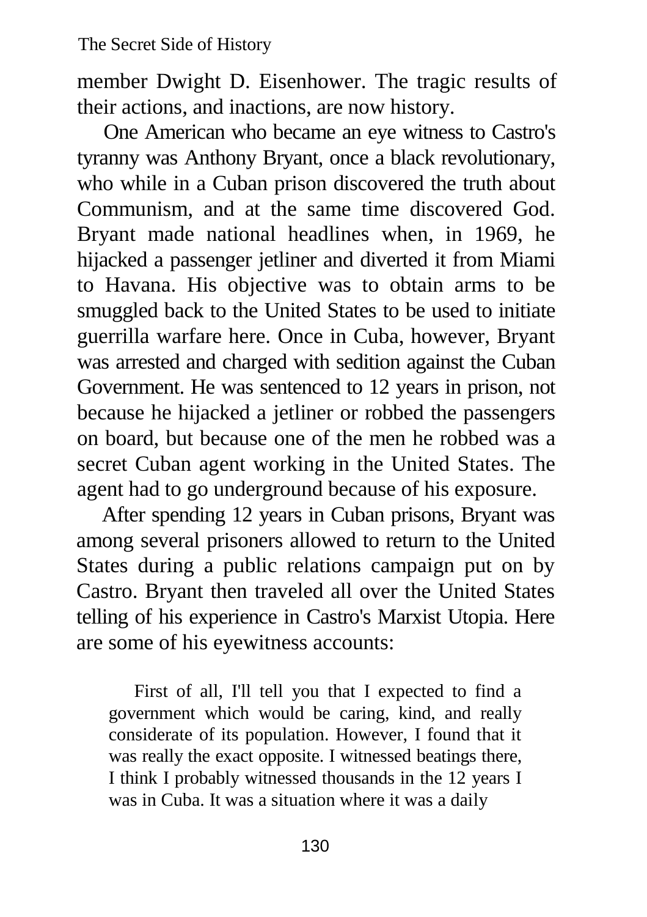member Dwight D. Eisenhower. The tragic results of their actions, and inactions, are now history.

One American who became an eye witness to Castro's tyranny was Anthony Bryant, once a black revolutionary, who while in a Cuban prison discovered the truth about Communism, and at the same time discovered God. Bryant made national headlines when, in 1969, he hijacked a passenger jetliner and diverted it from Miami to Havana. His objective was to obtain arms to be smuggled back to the United States to be used to initiate guerrilla warfare here. Once in Cuba, however, Bryant was arrested and charged with sedition against the Cuban Government. He was sentenced to 12 years in prison, not because he hijacked a jetliner or robbed the passengers on board, but because one of the men he robbed was a secret Cuban agent working in the United States. The agent had to go underground because of his exposure.

After spending 12 years in Cuban prisons, Bryant was among several prisoners allowed to return to the United States during a public relations campaign put on by Castro. Bryant then traveled all over the United States telling of his experience in Castro's Marxist Utopia. Here are some of his eyewitness accounts:

> First of all, I'll tell you that I expected to find a government which would be caring, kind, and really considerate of its population. However, I found that it was really the exact opposite. I witnessed beatings there, I think I probably witnessed thousands in the 12 years I was in Cuba. It was a situation where it was a daily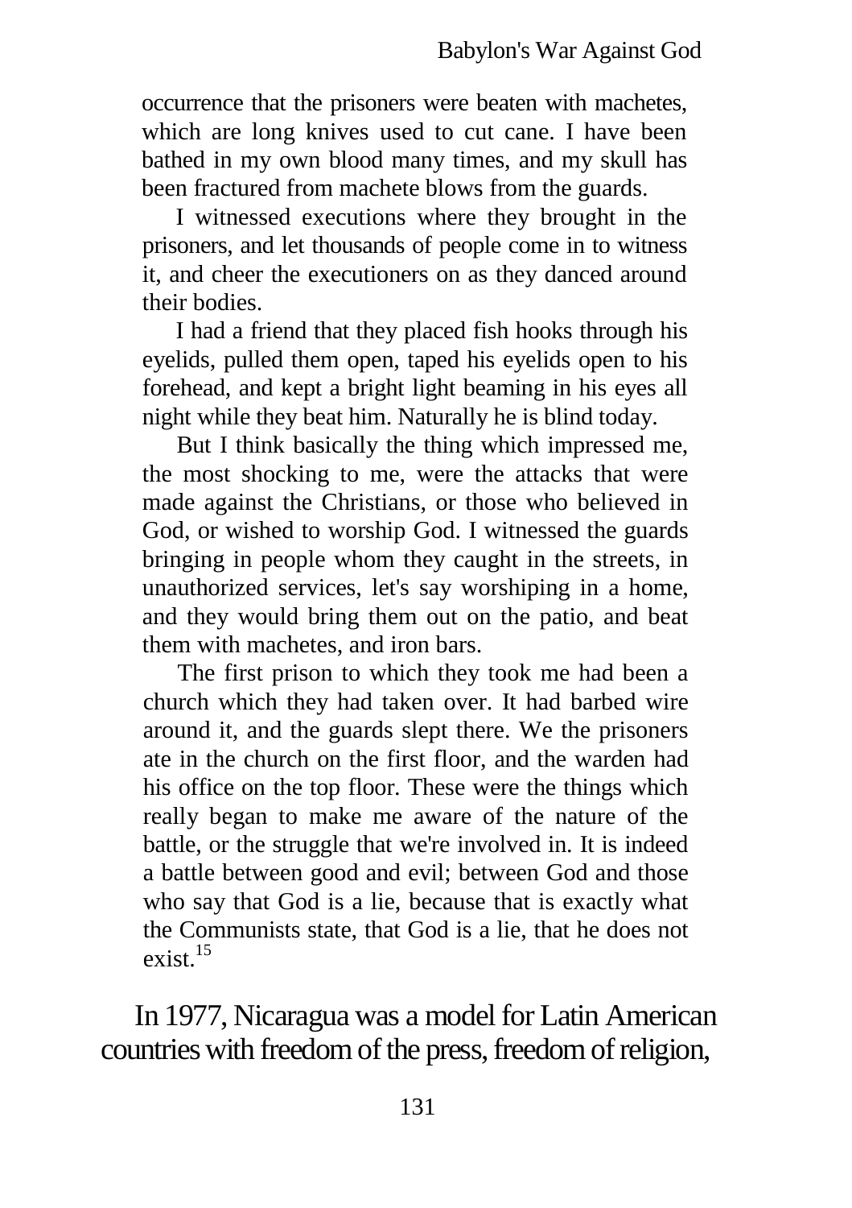occurrence that the prisoners were beaten with machetes, which are long knives used to cut cane. I have been bathed in my own blood many times, and my skull has been fractured from machete blows from the guards.

I witnessed executions where they brought in the prisoners, and let thousands of people come in to witness it, and cheer the executioners on as they danced around their bodies.

I had a friend that they placed fish hooks through his eyelids, pulled them open, taped his eyelids open to his forehead, and kept a bright light beaming in his eyes all night while they beat him. Naturally he is blind today.

But I think basically the thing which impressed me, the most shocking to me, were the attacks that were made against the Christians, or those who believed in God, or wished to worship God. I witnessed the guards bringing in people whom they caught in the streets, in unauthorized services, let's say worshiping in a home, and they would bring them out on the patio, and beat them with machetes, and iron bars.

The first prison to which they took me had been a church which they had taken over. It had barbed wire around it, and the guards slept there. We the prisoners ate in the church on the first floor, and the warden had his office on the top floor. These were the things which really began to make me aware of the nature of the battle, or the struggle that we're involved in. It is indeed a battle between good and evil; between God and those who say that God is a lie, because that is exactly what the Communists state, that God is a lie, that he does not exist.[15]

In 1977, Nicaragua was a model for Latin American countries with freedom of the press, freedom of religion,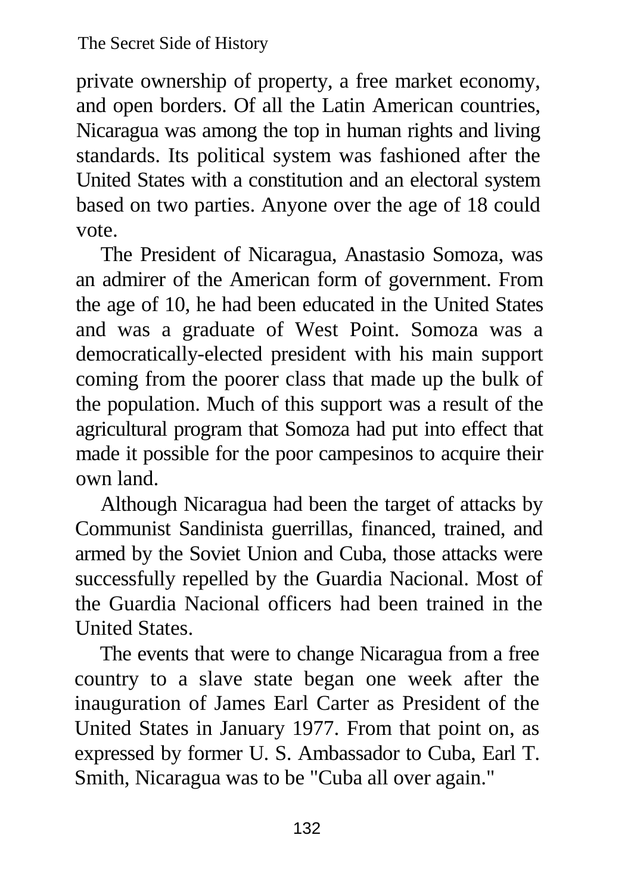private ownership of property, a free market economy, and open borders. Of all the Latin American countries, Nicaragua was among the top in human rights and living standards. Its political system was fashioned after the United States with a constitution and an electoral system based on two parties. Anyone over the age of 18 could vote.

The President of Nicaragua, Anastasio Somoza, was an admirer of the American form of government. From the age of 10, he had been educated in the United States and was a graduate of West Point. Somoza was a democratically-elected president with his main support coming from the poorer class that made up the bulk of the population. Much of this support was a result of the agricultural program that Somoza had put into effect that made it possible for the poor campesinos to acquire their own land.

Although Nicaragua had been the target of attacks by Communist Sandinista guerrillas, financed, trained, and armed by the Soviet Union and Cuba, those attacks were successfully repelled by the Guardia Nacional. Most of the Guardia Nacional officers had been trained in the United States.

The events that were to change Nicaragua from a free country to a slave state began one week after the inauguration of James Earl Carter as President of the United States in January 1977. From that point on, as expressed by former U. S. Ambassador to Cuba, Earl T. Smith, Nicaragua was to be "Cuba all over again."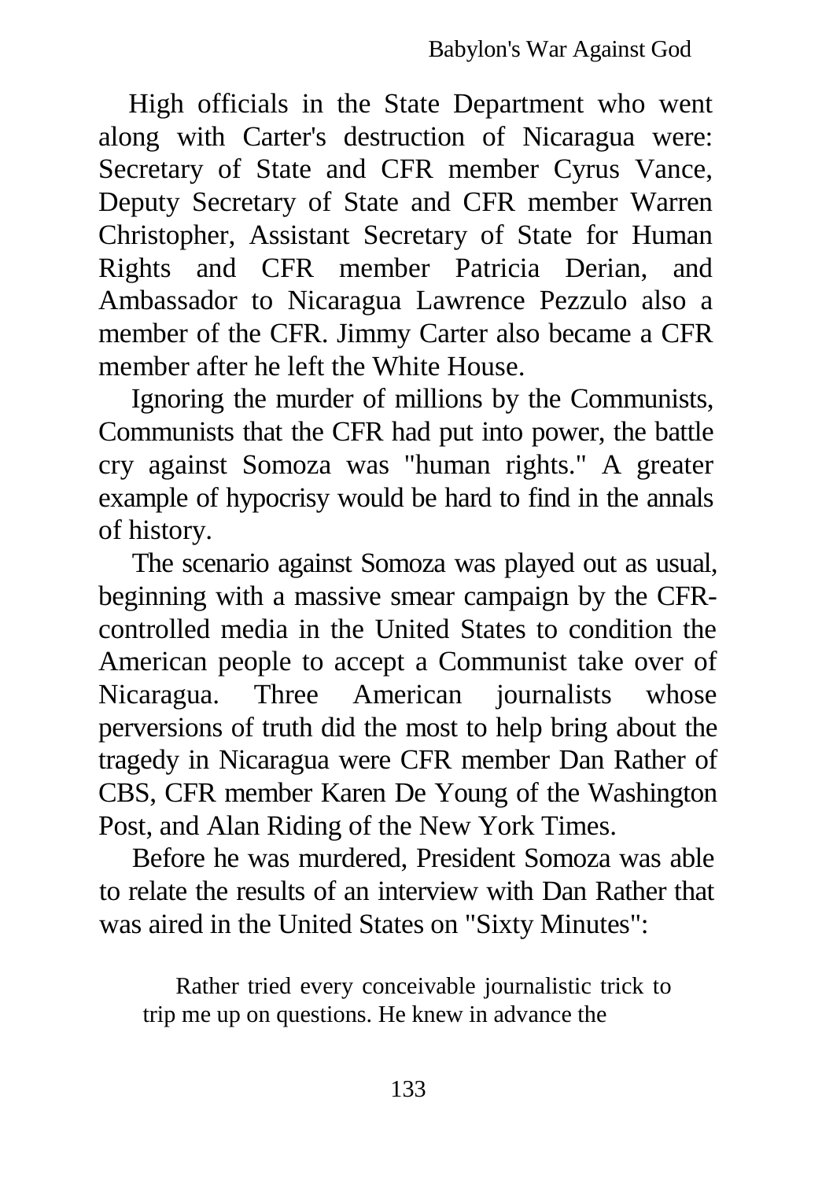High officials in the State Department who went along with Carter's destruction of Nicaragua were: Secretary of State and CFR member Cyrus Vance, Deputy Secretary of State and CFR member Warren Christopher, Assistant Secretary of State for Human Rights and CFR member Patricia Derian, and Ambassador to Nicaragua Lawrence Pezzulo also a member of the CFR. Jimmy Carter also became a CFR member after he left the White House.

Ignoring the murder of millions by the Communists, Communists that the CFR had put into power, the battle cry against Somoza was "human rights." A greater example of hypocrisy would be hard to find in the annals of history.

The scenario against Somoza was played out as usual, beginning with a massive smear campaign by the CFR-controlled media in the United States to condition the American people to accept a Communist take over of Nicaragua. Three American journalists whose perversions of truth did the most to help bring about the tragedy in Nicaragua were CFR member Dan Rather of CBS, CFR member Karen De Young of the Washington Post, and Alan Riding of the New York Times.

Before he was murdered, President Somoza was able to relate the results of an interview with Dan Rather that was aired in the United States on "Sixty Minutes":

> Rather tried every conceivable journalistic trick to trip me up on questions. He knew in advance the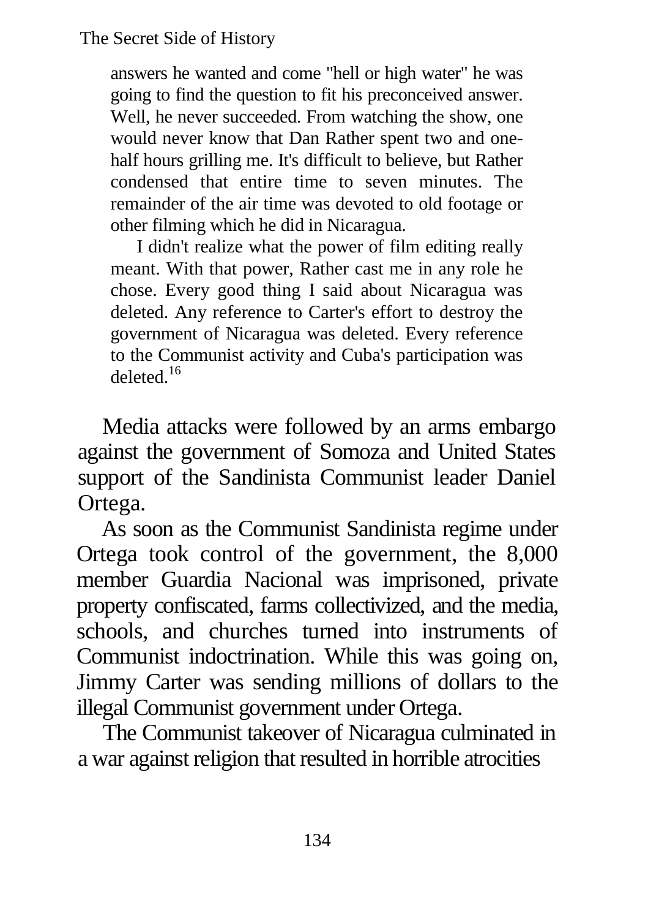> answers he wanted and come "hell or high water" he was going to find the question to fit his preconceived answer. Well, he never succeeded. From watching the show, one would never know that Dan Rather spent two and one-half hours grilling me. It's difficult to believe, but Rather condensed that entire time to seven minutes. The remainder of the air time was devoted to old footage or other filming which he did in Nicaragua.
>
> I didn't realize what the power of film editing really meant. With that power, Rather cast me in any role he chose. Every good thing I said about Nicaragua was deleted. Any reference to Carter's effort to destroy the government of Nicaragua was deleted. Every reference to the Communist activity and Cuba's participation was deleted.[16]

Media attacks were followed by an arms embargo against the government of Somoza and United States support of the Sandinista Communist leader Daniel Ortega.

As soon as the Communist Sandinista regime under Ortega took control of the government, the 8,000 member Guardia Nacional was imprisoned, private property confiscated, farms collectivized, and the media, schools, and churches turned into instruments of Communist indoctrination. While this was going on, Jimmy Carter was sending millions of dollars to the illegal Communist government under Ortega.

The Communist takeover of Nicaragua culminated in a war against religion that resulted in horrible atrocities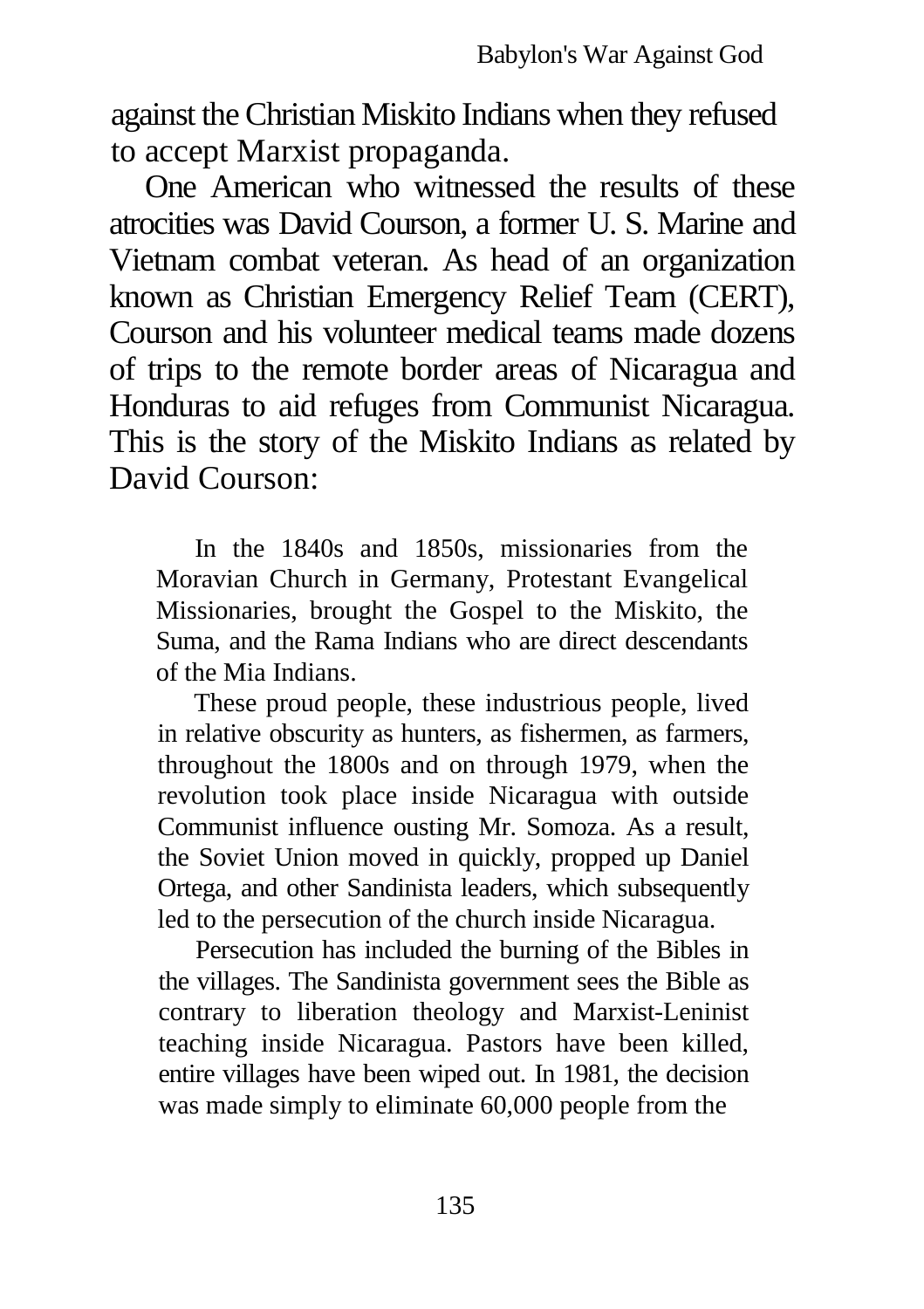against the Christian Miskito Indians when they refused to accept Marxist propaganda.

One American who witnessed the results of these atrocities was David Courson, a former U. S. Marine and Vietnam combat veteran. As head of an organization known as Christian Emergency Relief Team (CERT), Courson and his volunteer medical teams made dozens of trips to the remote border areas of Nicaragua and Honduras to aid refuges from Communist Nicaragua. This is the story of the Miskito Indians as related by David Courson:

> In the 1840s and 1850s, missionaries from the Moravian Church in Germany, Protestant Evangelical Missionaries, brought the Gospel to the Miskito, the Suma, and the Rama Indians who are direct descendants of the Mia Indians.
>
> These proud people, these industrious people, lived in relative obscurity as hunters, as fishermen, as farmers, throughout the 1800s and on through 1979, when the revolution took place inside Nicaragua with outside Communist influence ousting Mr. Somoza. As a result, the Soviet Union moved in quickly, propped up Daniel Ortega, and other Sandinista leaders, which subsequently led to the persecution of the church inside Nicaragua.
>
> Persecution has included the burning of the Bibles in the villages. The Sandinista government sees the Bible as contrary to liberation theology and Marxist-Leninist teaching inside Nicaragua. Pastors have been killed, entire villages have been wiped out. In 1981, the decision was made simply to eliminate 60,000 people from the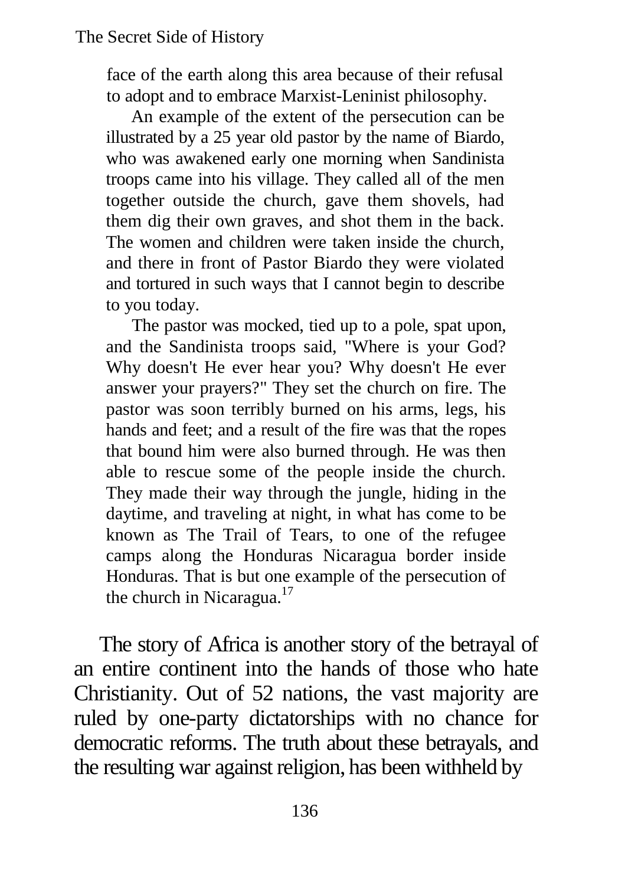> face of the earth along this area because of their refusal to adopt and to embrace Marxist-Leninist philosophy.
>
> An example of the extent of the persecution can be illustrated by a 25 year old pastor by the name of Biardo, who was awakened early one morning when Sandinista troops came into his village. They called all of the men together outside the church, gave them shovels, had them dig their own graves, and shot them in the back. The women and children were taken inside the church, and there in front of Pastor Biardo they were violated and tortured in such ways that I cannot begin to describe to you today.
>
> The pastor was mocked, tied up to a pole, spat upon, and the Sandinista troops said, "Where is your God? Why doesn't He ever hear you? Why doesn't He ever answer your prayers?" They set the church on fire. The pastor was soon terribly burned on his arms, legs, his hands and feet; and a result of the fire was that the ropes that bound him were also burned through. He was then able to rescue some of the people inside the church. They made their way through the jungle, hiding in the daytime, and traveling at night, in what has come to be known as The Trail of Tears, to one of the refugee camps along the Honduras Nicaragua border inside Honduras. That is but one example of the persecution of the church in Nicaragua.[17]

The story of Africa is another story of the betrayal of an entire continent into the hands of those who hate Christianity. Out of 52 nations, the vast majority are ruled by one-party dictatorships with no chance for democratic reforms. The truth about these betrayals, and the resulting war against religion, has been withheld by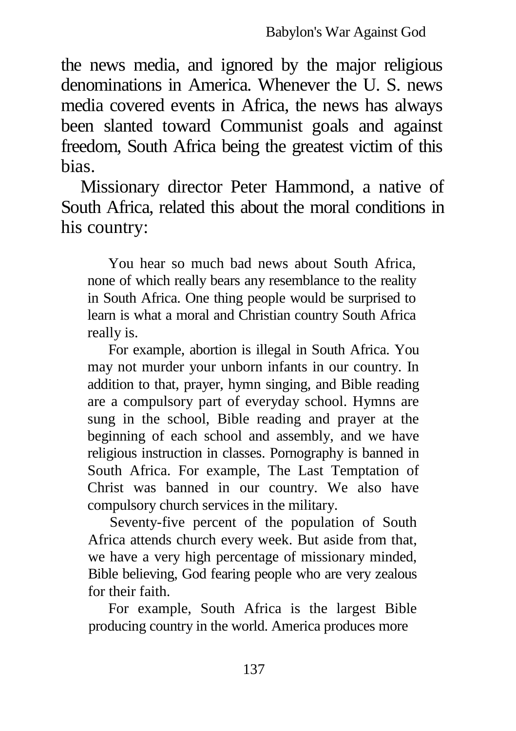the news media, and ignored by the major religious denominations in America. Whenever the U. S. news media covered events in Africa, the news has always been slanted toward Communist goals and against freedom, South Africa being the greatest victim of this bias.

Missionary director Peter Hammond, a native of South Africa, related this about the moral conditions in his country:

> You hear so much bad news about South Africa, none of which really bears any resemblance to the reality in South Africa. One thing people would be surprised to learn is what a moral and Christian country South Africa really is.
>
> For example, abortion is illegal in South Africa. You may not murder your unborn infants in our country. In addition to that, prayer, hymn singing, and Bible reading are a compulsory part of everyday school. Hymns are sung in the school, Bible reading and prayer at the beginning of each school and assembly, and we have religious instruction in classes. Pornography is banned in South Africa. For example, The Last Temptation of Christ was banned in our country. We also have compulsory church services in the military.
>
> Seventy-five percent of the population of South Africa attends church every week. But aside from that, we have a very high percentage of missionary minded, Bible believing, God fearing people who are very zealous for their faith.
>
> For example, South Africa is the largest Bible producing country in the world. America produces more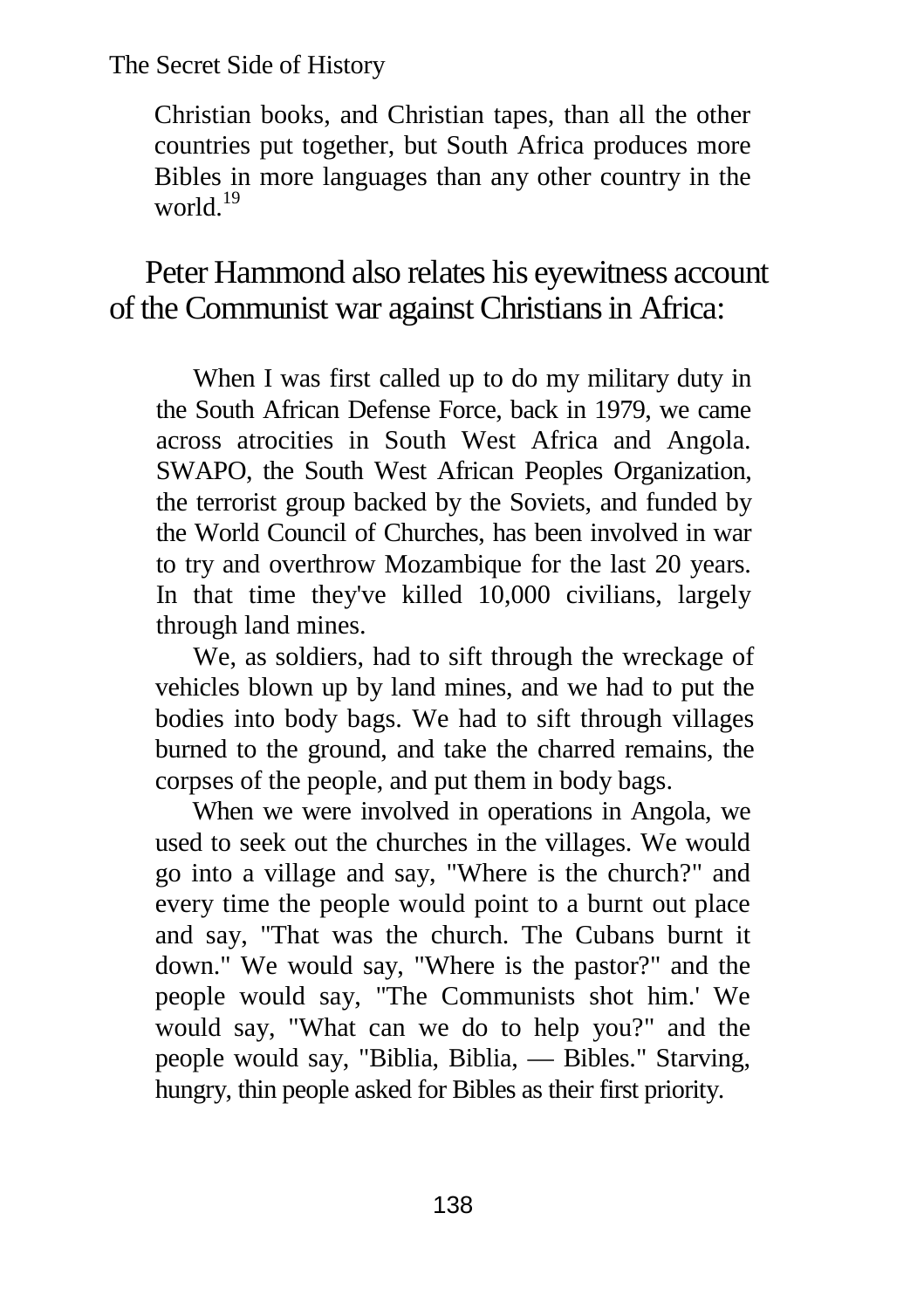> Christian books, and Christian tapes, than all the other countries put together, but South Africa produces more Bibles in more languages than any other country in the world.[19]

Peter Hammond also relates his eyewitness account of the Communist war against Christians in Africa:

> When I was first called up to do my military duty in the South African Defense Force, back in 1979, we came across atrocities in South West Africa and Angola. SWAPO, the South West African Peoples Organization, the terrorist group backed by the Soviets, and funded by the World Council of Churches, has been involved in war to try and overthrow Mozambique for the last 20 years. In that time they've killed 10,000 civilians, largely through land mines.
>
> We, as soldiers, had to sift through the wreckage of vehicles blown up by land mines, and we had to put the bodies into body bags. We had to sift through villages burned to the ground, and take the charred remains, the corpses of the people, and put them in body bags.
>
> When we were involved in operations in Angola, we used to seek out the churches in the villages. We would go into a village and say, "Where is the church?" and every time the people would point to a burnt out place and say, "That was the church. The Cubans burnt it down." We would say, "Where is the pastor?" and the people would say, "The Communists shot him.' We would say, "What can we do to help you?" and the people would say, "Biblia, Biblia, — Bibles." Starving, hungry, thin people asked for Bibles as their first priority.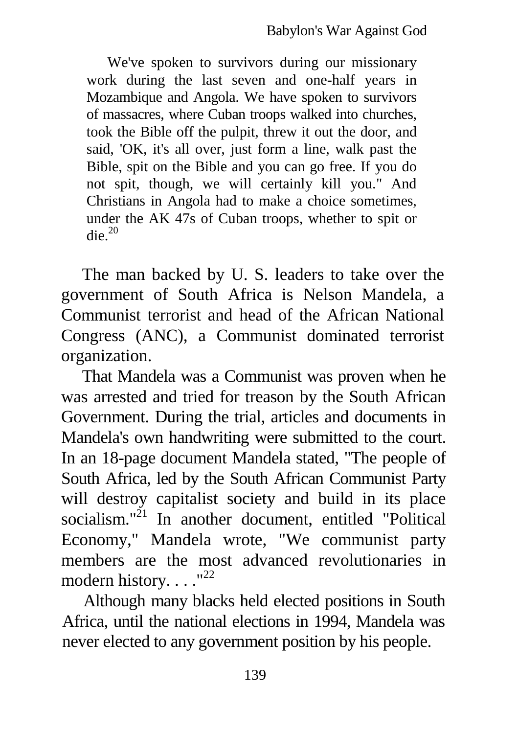> We've spoken to survivors during our missionary work during the last seven and one-half years in Mozambique and Angola. We have spoken to survivors of massacres, where Cuban troops walked into churches, took the Bible off the pulpit, threw it out the door, and said, 'OK, it's all over, just form a line, walk past the Bible, spit on the Bible and you can go free. If you do not spit, though, we will certainly kill you." And Christians in Angola had to make a choice sometimes, under the AK 47s of Cuban troops, whether to spit or die.[20]

The man backed by U. S. leaders to take over the government of South Africa is Nelson Mandela, a Communist terrorist and head of the African National Congress (ANC), a Communist dominated terrorist organization.

That Mandela was a Communist was proven when he was arrested and tried for treason by the South African Government. During the trial, articles and documents in Mandela's own handwriting were submitted to the court. In an 18-page document Mandela stated, "The people of South Africa, led by the South African Communist Party will destroy capitalist society and build in its place socialism."[21] In another document, entitled "Political Economy," Mandela wrote, "We communist party members are the most advanced revolutionaries in modern history. . . ."[22]

Although many blacks held elected positions in South Africa, until the national elections in 1994, Mandela was never elected to any government position by his people.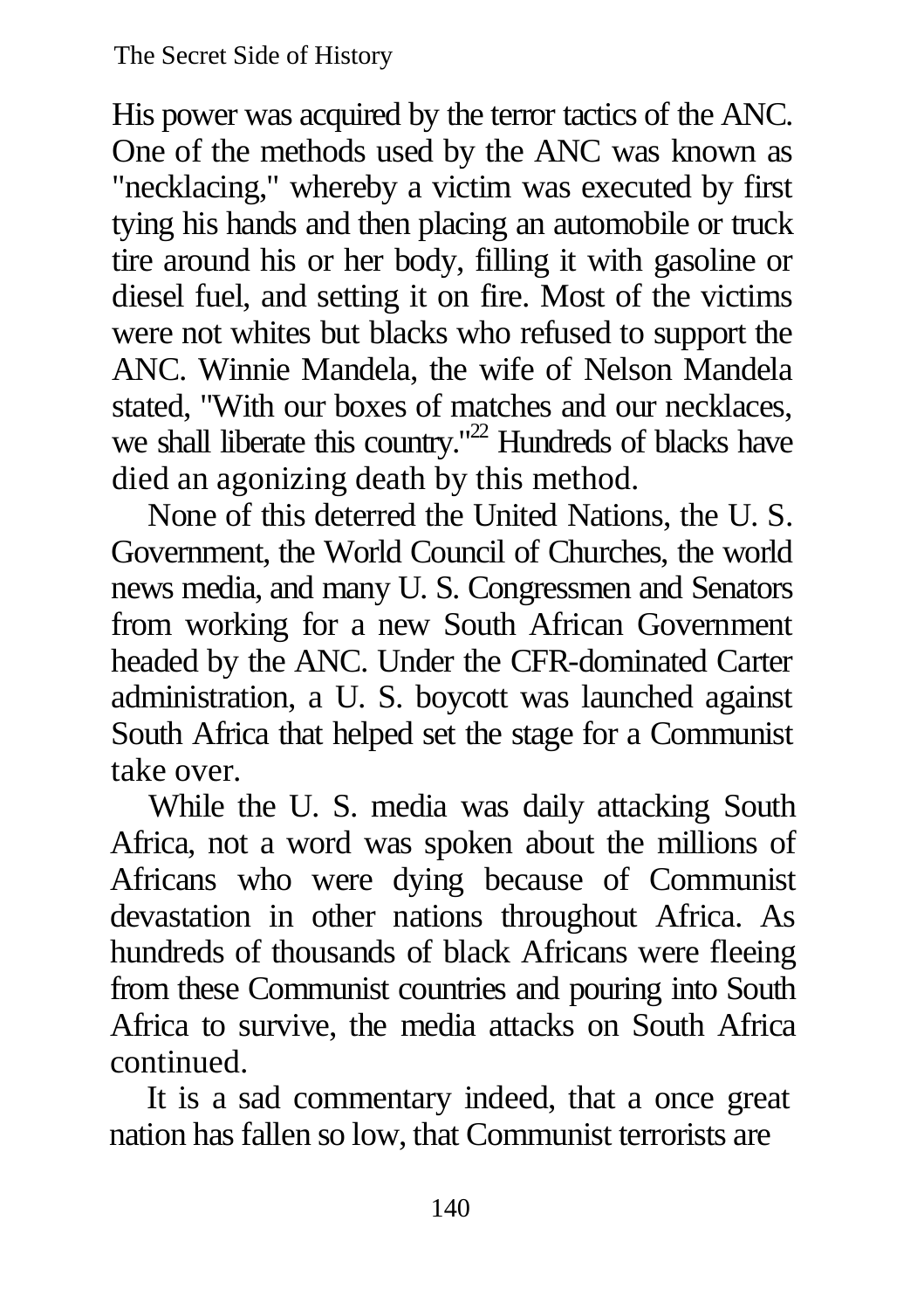His power was acquired by the terror tactics of the ANC. One of the methods used by the ANC was known as "necklacing," whereby a victim was executed by first tying his hands and then placing an automobile or truck tire around his or her body, filling it with gasoline or diesel fuel, and setting it on fire. Most of the victims were not whites but blacks who refused to support the ANC. Winnie Mandela, the wife of Nelson Mandela stated, "With our boxes of matches and our necklaces, we shall liberate this country."[22] Hundreds of blacks have died an agonizing death by this method.

None of this deterred the United Nations, the U. S. Government, the World Council of Churches, the world news media, and many U. S. Congressmen and Senators from working for a new South African Government headed by the ANC. Under the CFR-dominated Carter administration, a U. S. boycott was launched against South Africa that helped set the stage for a Communist take over.

While the U. S. media was daily attacking South Africa, not a word was spoken about the millions of Africans who were dying because of Communist devastation in other nations throughout Africa. As hundreds of thousands of black Africans were fleeing from these Communist countries and pouring into South Africa to survive, the media attacks on South Africa continued.

It is a sad commentary indeed, that a once great nation has fallen so low, that Communist terrorists are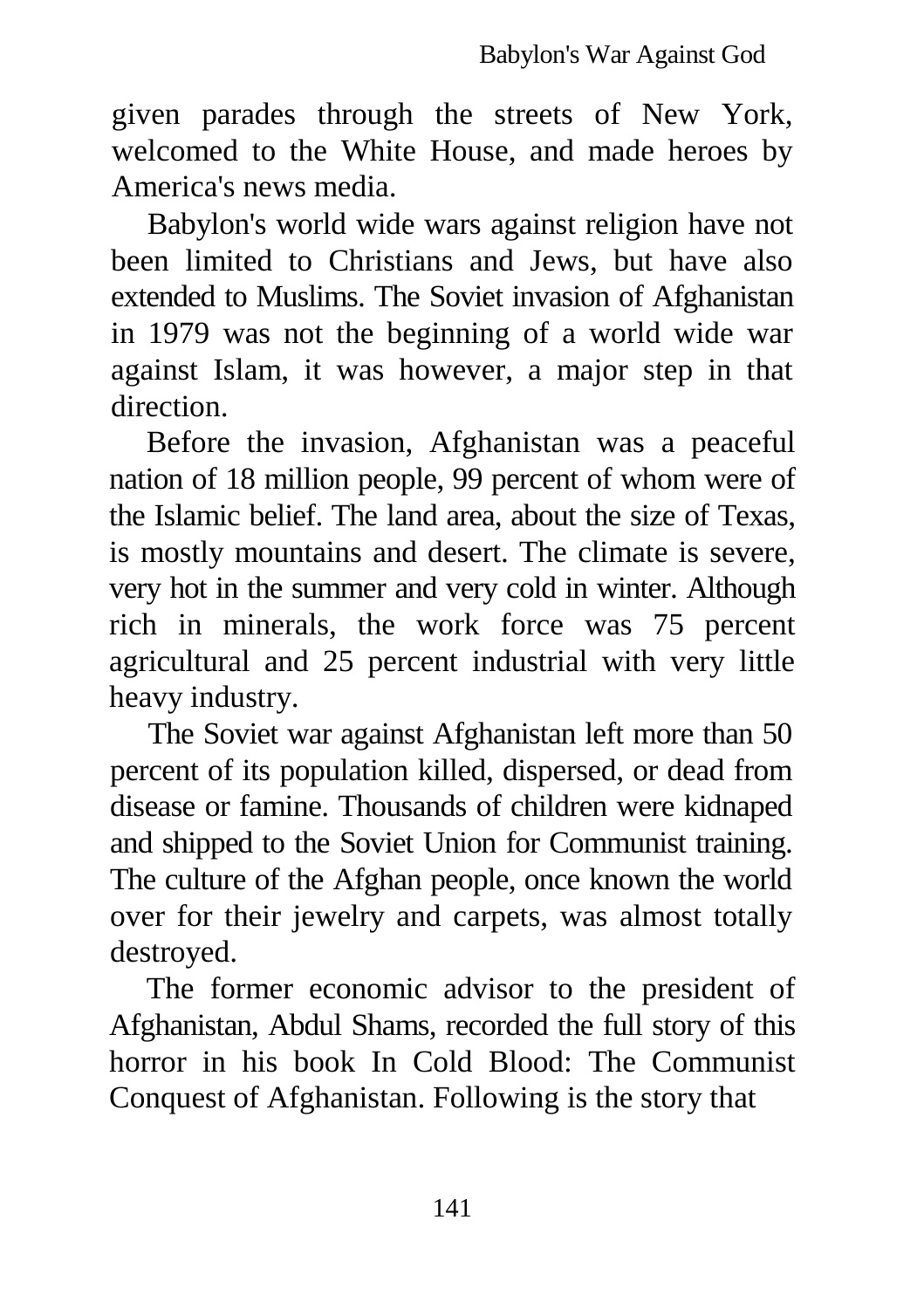given parades through the streets of New York, welcomed to the White House, and made heroes by America's news media.

Babylon's world wide wars against religion have not been limited to Christians and Jews, but have also extended to Muslims. The Soviet invasion of Afghanistan in 1979 was not the beginning of a world wide war against Islam, it was however, a major step in that direction.

Before the invasion, Afghanistan was a peaceful nation of 18 million people, 99 percent of whom were of the Islamic belief. The land area, about the size of Texas, is mostly mountains and desert. The climate is severe, very hot in the summer and very cold in winter. Although rich in minerals, the work force was 75 percent agricultural and 25 percent industrial with very little heavy industry.

The Soviet war against Afghanistan left more than 50 percent of its population killed, dispersed, or dead from disease or famine. Thousands of children were kidnaped and shipped to the Soviet Union for Communist training. The culture of the Afghan people, once known the world over for their jewelry and carpets, was almost totally destroyed.

The former economic advisor to the president of Afghanistan, Abdul Shams, recorded the full story of this horror in his book In Cold Blood: The Communist Conquest of Afghanistan. Following is the story that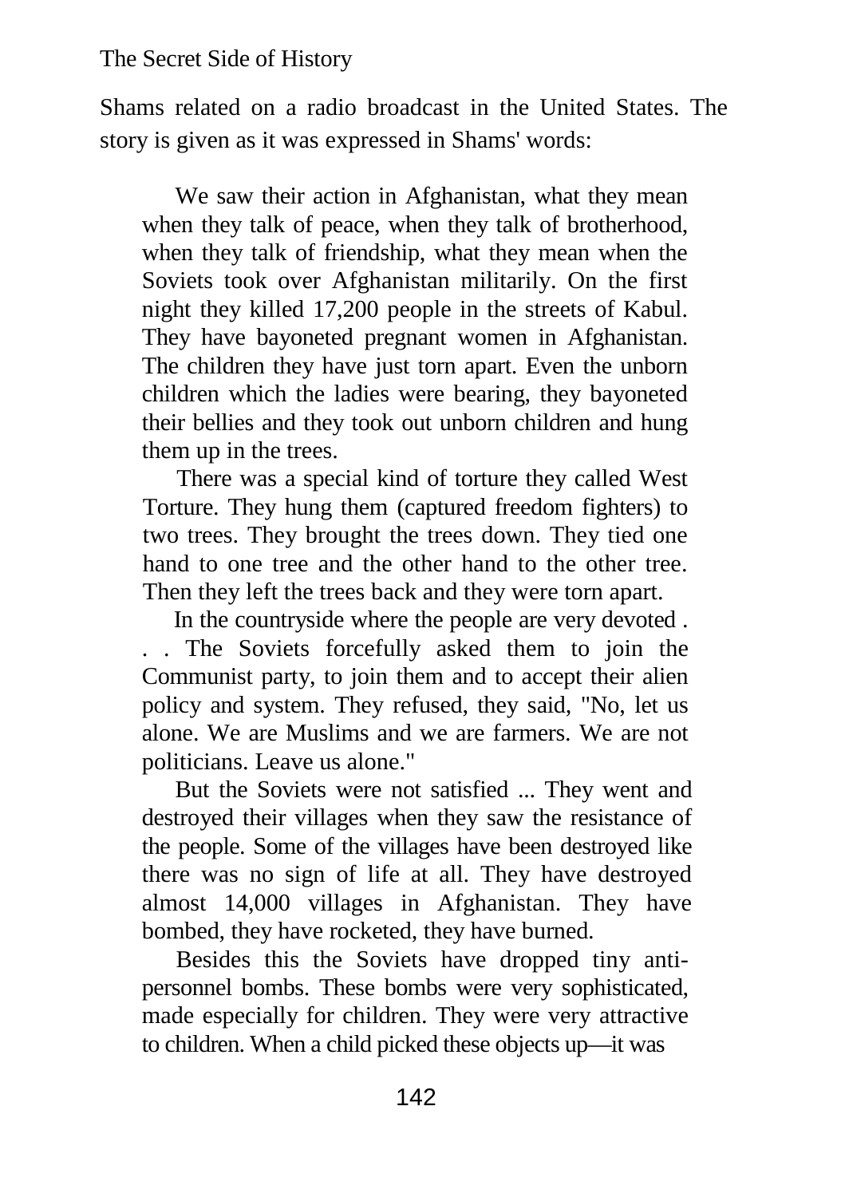Shams related on a radio broadcast in the United States. The story is given as it was expressed in Shams' words:

> We saw their action in Afghanistan, what they mean when they talk of peace, when they talk of brotherhood, when they talk of friendship, what they mean when the Soviets took over Afghanistan militarily. On the first night they killed 17,200 people in the streets of Kabul. They have bayoneted pregnant women in Afghanistan. The children they have just torn apart. Even the unborn children which the ladies were bearing, they bayoneted their bellies and they took out unborn children and hung them up in the trees.
>
> There was a special kind of torture they called West Torture. They hung them (captured freedom fighters) to two trees. They brought the trees down. They tied one hand to one tree and the other hand to the other tree. Then they left the trees back and they were torn apart.
>
> In the countryside where the people are very devoted . . . The Soviets forcefully asked them to join the Communist party, to join them and to accept their alien policy and system. They refused, they said, "No, let us alone. We are Muslims and we are farmers. We are not politicians. Leave us alone."
>
> But the Soviets were not satisfied ... They went and destroyed their villages when they saw the resistance of the people. Some of the villages have been destroyed like there was no sign of life at all. They have destroyed almost 14,000 villages in Afghanistan. They have bombed, they have rocketed, they have burned.
>
> Besides this the Soviets have dropped tiny anti-personnel bombs. These bombs were very sophisticated, made especially for children. They were very attractive to children. When a child picked these objects up—it was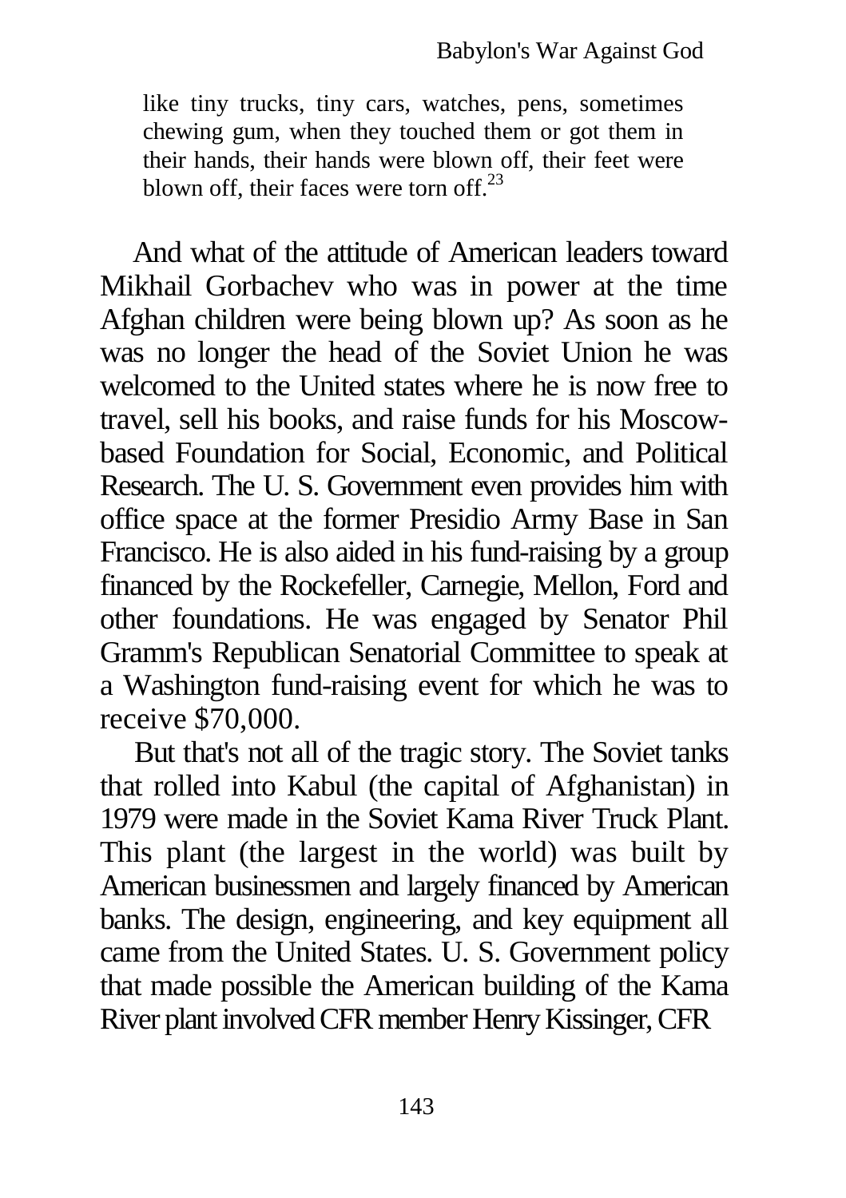> like tiny trucks, tiny cars, watches, pens, sometimes chewing gum, when they touched them or got them in their hands, their hands were blown off, their feet were blown off, their faces were torn off.[23]

And what of the attitude of American leaders toward Mikhail Gorbachev who was in power at the time Afghan children were being blown up? As soon as he was no longer the head of the Soviet Union he was welcomed to the United states where he is now free to travel, sell his books, and raise funds for his Moscow-based Foundation for Social, Economic, and Political Research. The U. S. Government even provides him with office space at the former Presidio Army Base in San Francisco. He is also aided in his fund-raising by a group financed by the Rockefeller, Carnegie, Mellon, Ford and other foundations. He was engaged by Senator Phil Gramm's Republican Senatorial Committee to speak at a Washington fund-raising event for which he was to receive $70,000.

But that's not all of the tragic story. The Soviet tanks that rolled into Kabul (the capital of Afghanistan) in 1979 were made in the Soviet Kama River Truck Plant. This plant (the largest in the world) was built by American businessmen and largely financed by American banks. The design, engineering, and key equipment all came from the United States. U. S. Government policy that made possible the American building of the Kama River plant involved CFR member Henry Kissinger, CFR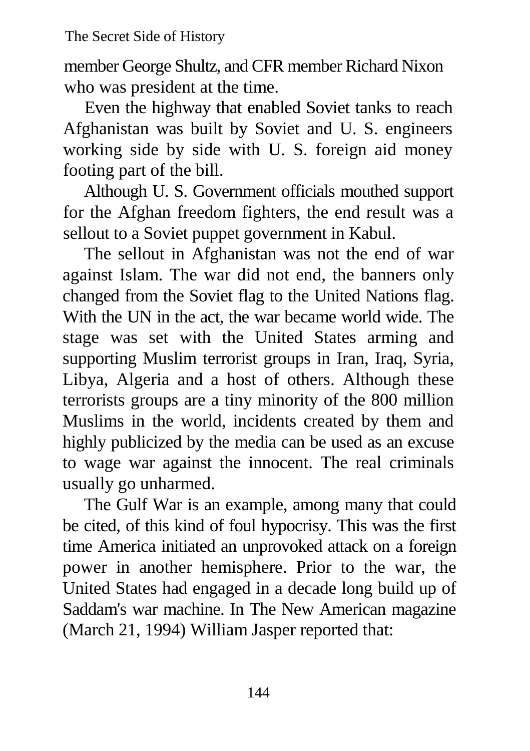member George Shultz, and CFR member Richard Nixon who was president at the time.

Even the highway that enabled Soviet tanks to reach Afghanistan was built by Soviet and U. S. engineers working side by side with U. S. foreign aid money footing part of the bill.

Although U. S. Government officials mouthed support for the Afghan freedom fighters, the end result was a sellout to a Soviet puppet government in Kabul.

The sellout in Afghanistan was not the end of war against Islam. The war did not end, the banners only changed from the Soviet flag to the United Nations flag. With the UN in the act, the war became world wide. The stage was set with the United States arming and supporting Muslim terrorist groups in Iran, Iraq, Syria, Libya, Algeria and a host of others. Although these terrorists groups are a tiny minority of the 800 million Muslims in the world, incidents created by them and highly publicized by the media can be used as an excuse to wage war against the innocent. The real criminals usually go unharmed.

The Gulf War is an example, among many that could be cited, of this kind of foul hypocrisy. This was the first time America initiated an unprovoked attack on a foreign power in another hemisphere. Prior to the war, the United States had engaged in a decade long build up of Saddam's war machine. In The New American magazine (March 21, 1994) William Jasper reported that: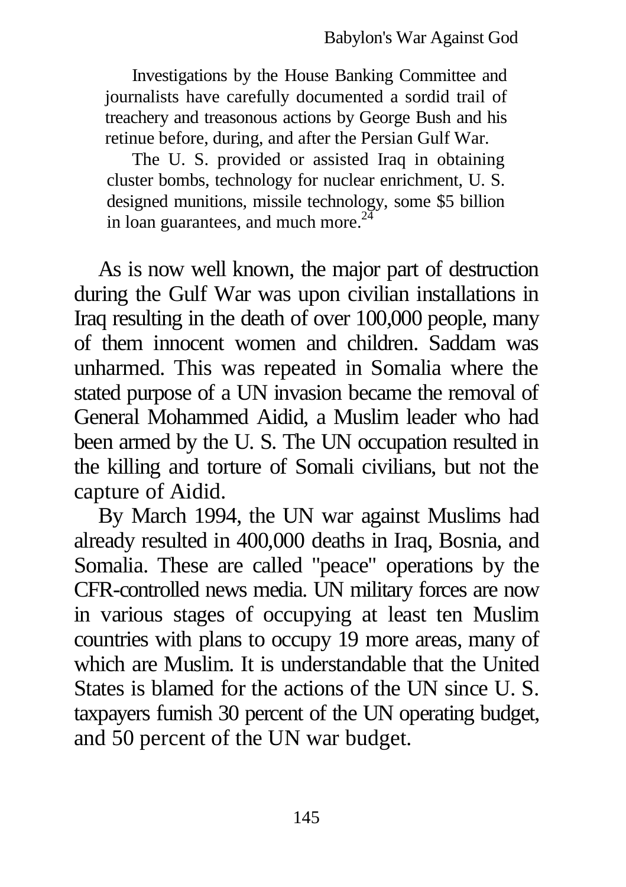> Investigations by the House Banking Committee and journalists have carefully documented a sordid trail of treachery and treasonous actions by George Bush and his retinue before, during, and after the Persian Gulf War.
>
> The U. S. provided or assisted Iraq in obtaining cluster bombs, technology for nuclear enrichment, U. S. designed munitions, missile technology, some $5 billion in loan guarantees, and much more.[24]

As is now well known, the major part of destruction during the Gulf War was upon civilian installations in Iraq resulting in the death of over 100,000 people, many of them innocent women and children. Saddam was unharmed. This was repeated in Somalia where the stated purpose of a UN invasion became the removal of General Mohammed Aidid, a Muslim leader who had been armed by the U. S. The UN occupation resulted in the killing and torture of Somali civilians, but not the capture of Aidid.

By March 1994, the UN war against Muslims had already resulted in 400,000 deaths in Iraq, Bosnia, and Somalia. These are called "peace" operations by the CFR-controlled news media. UN military forces are now in various stages of occupying at least ten Muslim countries with plans to occupy 19 more areas, many of which are Muslim. It is understandable that the United States is blamed for the actions of the UN since U. S. taxpayers furnish 30 percent of the UN operating budget, and 50 percent of the UN war budget.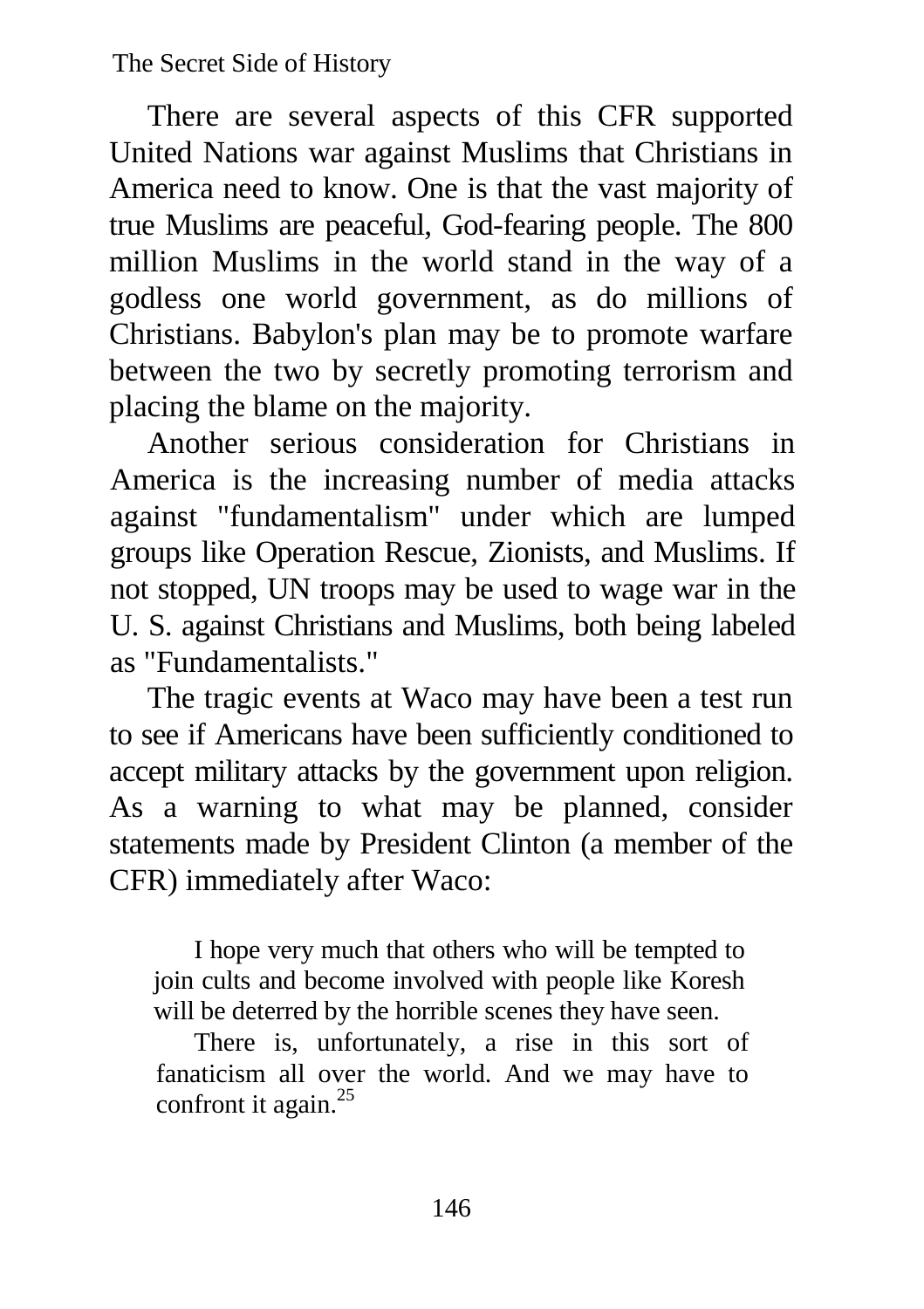There are several aspects of this CFR supported United Nations war against Muslims that Christians in America need to know. One is that the vast majority of true Muslims are peaceful, God-fearing people. The 800 million Muslims in the world stand in the way of a godless one world government, as do millions of Christians. Babylon's plan may be to promote warfare between the two by secretly promoting terrorism and placing the blame on the majority.

Another serious consideration for Christians in America is the increasing number of media attacks against "fundamentalism" under which are lumped groups like Operation Rescue, Zionists, and Muslims. If not stopped, UN troops may be used to wage war in the U. S. against Christians and Muslims, both being labeled as "Fundamentalists."

The tragic events at Waco may have been a test run to see if Americans have been sufficiently conditioned to accept military attacks by the government upon religion. As a warning to what may be planned, consider statements made by President Clinton (a member of the CFR) immediately after Waco:

> I hope very much that others who will be tempted to join cults and become involved with people like Koresh will be deterred by the horrible scenes they have seen.
>
> There is, unfortunately, a rise in this sort of fanaticism all over the world. And we may have to confront it again.[25]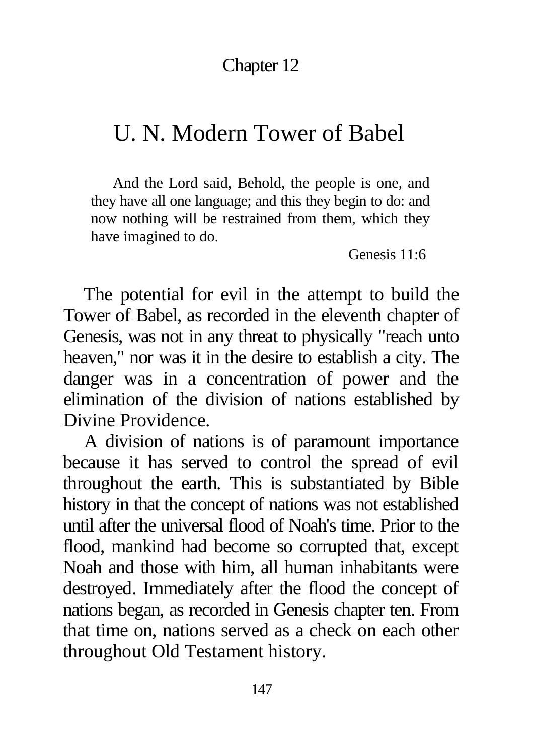Chapter 12

# U. N. Modern Tower of Babel

> And the Lord said, Behold, the people is one, and they have all one language; and this they begin to do: and now nothing will be restrained from them, which they have imagined to do.
>
> Genesis 11:6

The potential for evil in the attempt to build the Tower of Babel, as recorded in the eleventh chapter of Genesis, was not in any threat to physically "reach unto heaven," nor was it in the desire to establish a city. The danger was in a concentration of power and the elimination of the division of nations established by Divine Providence.

A division of nations is of paramount importance because it has served to control the spread of evil throughout the earth. This is substantiated by Bible history in that the concept of nations was not established until after the universal flood of Noah's time. Prior to the flood, mankind had become so corrupted that, except Noah and those with him, all human inhabitants were destroyed. Immediately after the flood the concept of nations began, as recorded in Genesis chapter ten. From that time on, nations served as a check on each other throughout Old Testament history.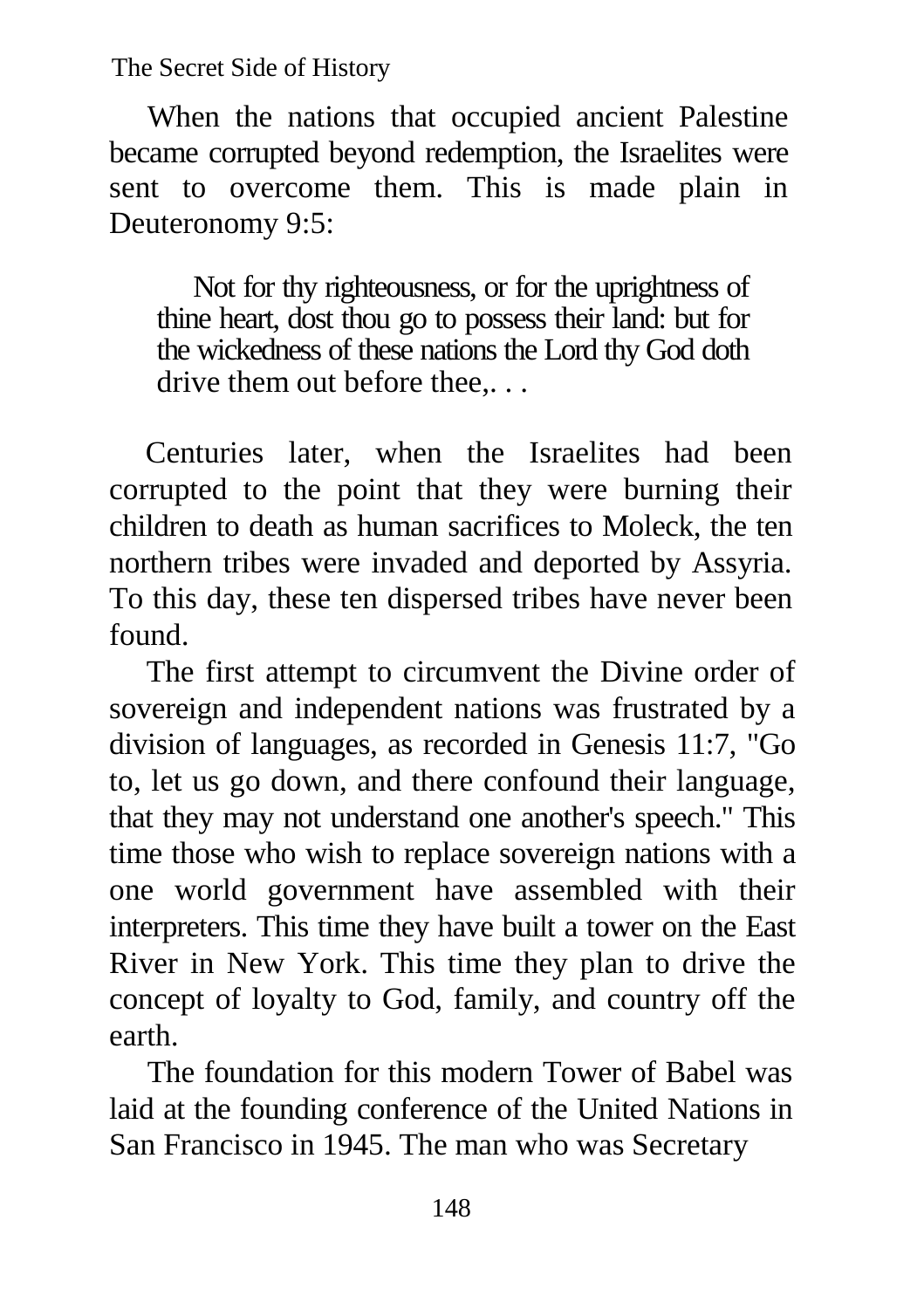When the nations that occupied ancient Palestine became corrupted beyond redemption, the Israelites were sent to overcome them. This is made plain in Deuteronomy 9:5:

> Not for thy righteousness, or for the uprightness of thine heart, dost thou go to possess their land: but for the wickedness of these nations the Lord thy God doth drive them out before thee,. . .

Centuries later, when the Israelites had been corrupted to the point that they were burning their children to death as human sacrifices to Moleck, the ten northern tribes were invaded and deported by Assyria. To this day, these ten dispersed tribes have never been found.

The first attempt to circumvent the Divine order of sovereign and independent nations was frustrated by a division of languages, as recorded in Genesis 11:7, "Go to, let us go down, and there confound their language, that they may not understand one another's speech." This time those who wish to replace sovereign nations with a one world government have assembled with their interpreters. This time they have built a tower on the East River in New York. This time they plan to drive the concept of loyalty to God, family, and country off the earth.

The foundation for this modern Tower of Babel was laid at the founding conference of the United Nations in San Francisco in 1945. The man who was Secretary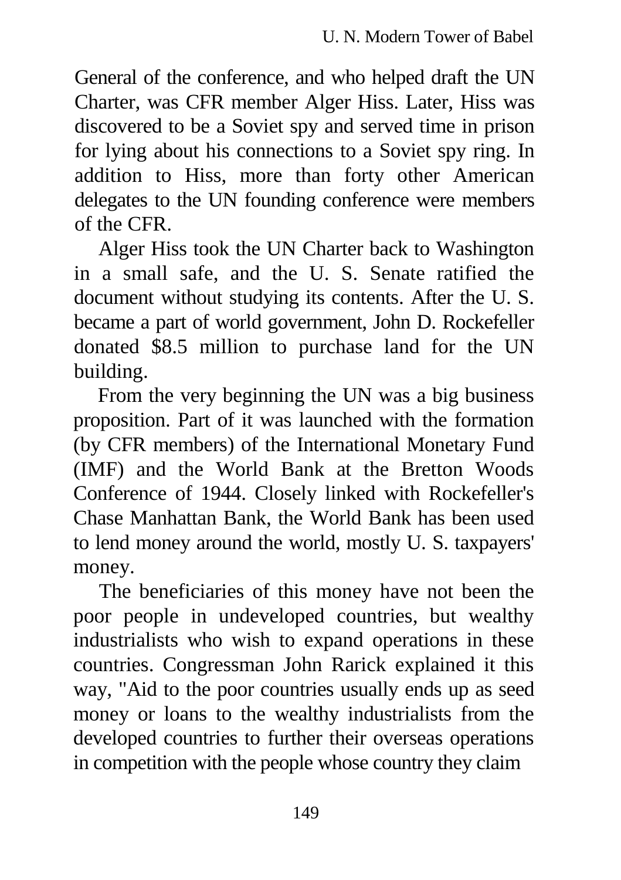General of the conference, and who helped draft the UN Charter, was CFR member Alger Hiss. Later, Hiss was discovered to be a Soviet spy and served time in prison for lying about his connections to a Soviet spy ring. In addition to Hiss, more than forty other American delegates to the UN founding conference were members of the CFR.

Alger Hiss took the UN Charter back to Washington in a small safe, and the U. S. Senate ratified the document without studying its contents. After the U. S. became a part of world government, John D. Rockefeller donated $8.5 million to purchase land for the UN building.

From the very beginning the UN was a big business proposition. Part of it was launched with the formation (by CFR members) of the International Monetary Fund (IMF) and the World Bank at the Bretton Woods Conference of 1944. Closely linked with Rockefeller's Chase Manhattan Bank, the World Bank has been used to lend money around the world, mostly U. S. taxpayers' money.

The beneficiaries of this money have not been the poor people in undeveloped countries, but wealthy industrialists who wish to expand operations in these countries. Congressman John Rarick explained it this way, "Aid to the poor countries usually ends up as seed money or loans to the wealthy industrialists from the developed countries to further their overseas operations in competition with the people whose country they claim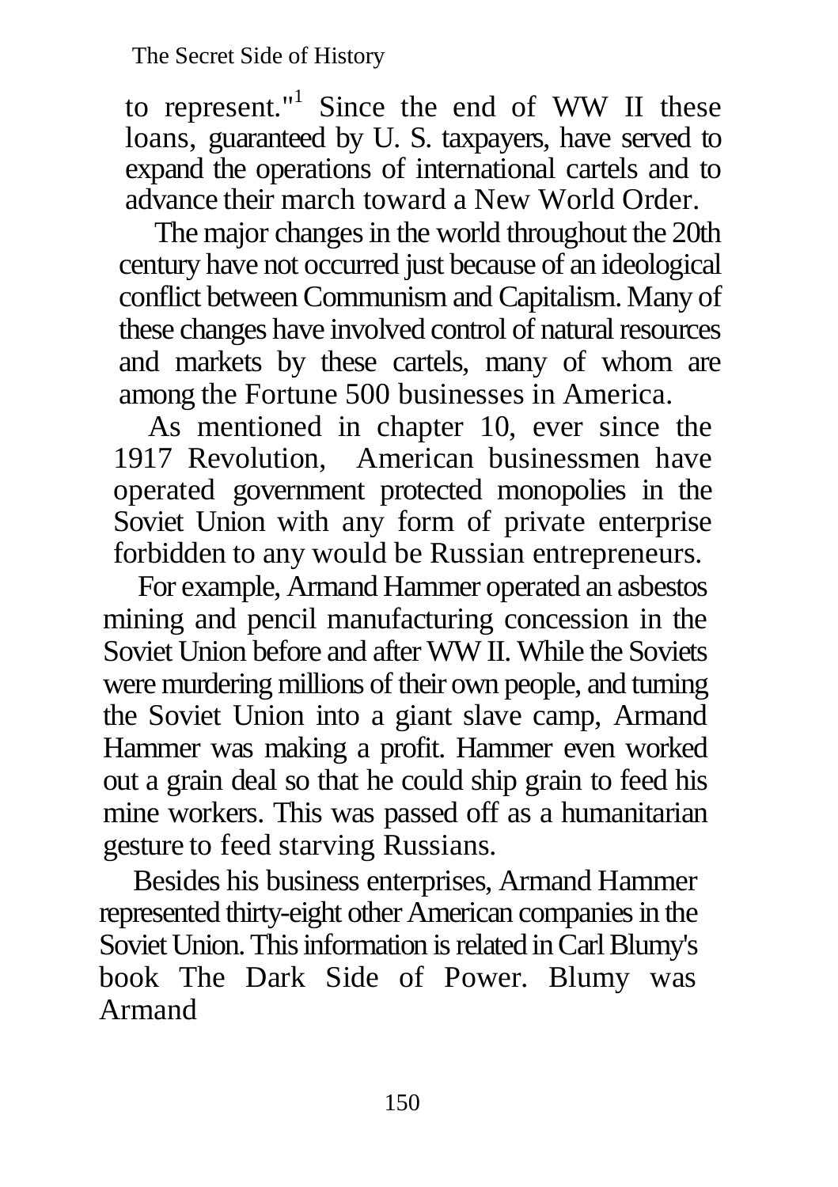to represent."[1] Since the end of WW II these loans, guaranteed by U. S. taxpayers, have served to expand the operations of international cartels and to advance their march toward a New World Order.

The major changes in the world throughout the 20th century have not occurred just because of an ideological conflict between Communism and Capitalism. Many of these changes have involved control of natural resources and markets by these cartels, many of whom are among the Fortune 500 businesses in America.

As mentioned in chapter 10, ever since the 1917 Revolution, American businessmen have operated government protected monopolies in the Soviet Union with any form of private enterprise forbidden to any would be Russian entrepreneurs.

For example, Armand Hammer operated an asbestos mining and pencil manufacturing concession in the Soviet Union before and after WW II. While the Soviets were murdering millions of their own people, and turning the Soviet Union into a giant slave camp, Armand Hammer was making a profit. Hammer even worked out a grain deal so that he could ship grain to feed his mine workers. This was passed off as a humanitarian gesture to feed starving Russians.

Besides his business enterprises, Armand Hammer represented thirty-eight other American companies in the Soviet Union. This information is related in Carl Blumy's book The Dark Side of Power. Blumy was Armand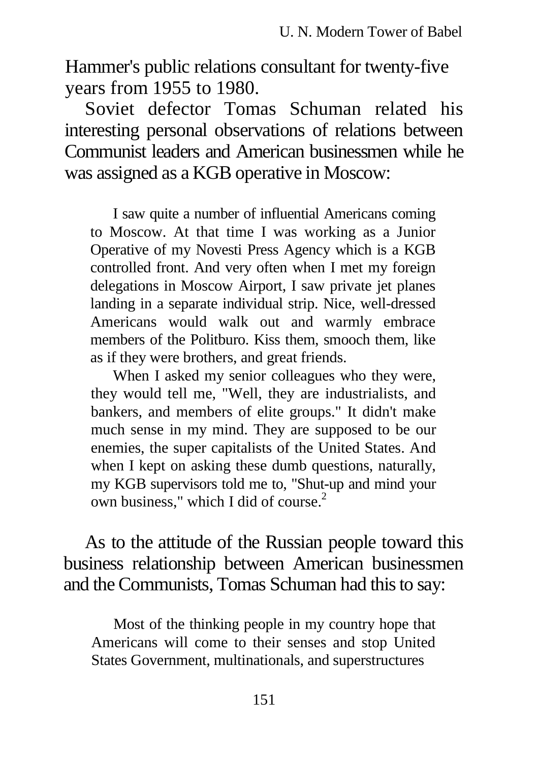Hammer's public relations consultant for twenty-five years from 1955 to 1980.

Soviet defector Tomas Schuman related his interesting personal observations of relations between Communist leaders and American businessmen while he was assigned as a KGB operative in Moscow:

> I saw quite a number of influential Americans coming to Moscow. At that time I was working as a Junior Operative of my Novesti Press Agency which is a KGB controlled front. And very often when I met my foreign delegations in Moscow Airport, I saw private jet planes landing in a separate individual strip. Nice, well-dressed Americans would walk out and warmly embrace members of the Politburo. Kiss them, smooch them, like as if they were brothers, and great friends.
>
> When I asked my senior colleagues who they were, they would tell me, "Well, they are industrialists, and bankers, and members of elite groups." It didn't make much sense in my mind. They are supposed to be our enemies, the super capitalists of the United States. And when I kept on asking these dumb questions, naturally, my KGB supervisors told me to, "Shut-up and mind your own business," which I did of course.[2]

As to the attitude of the Russian people toward this business relationship between American businessmen and the Communists, Tomas Schuman had this to say:

> Most of the thinking people in my country hope that Americans will come to their senses and stop United States Government, multinationals, and superstructures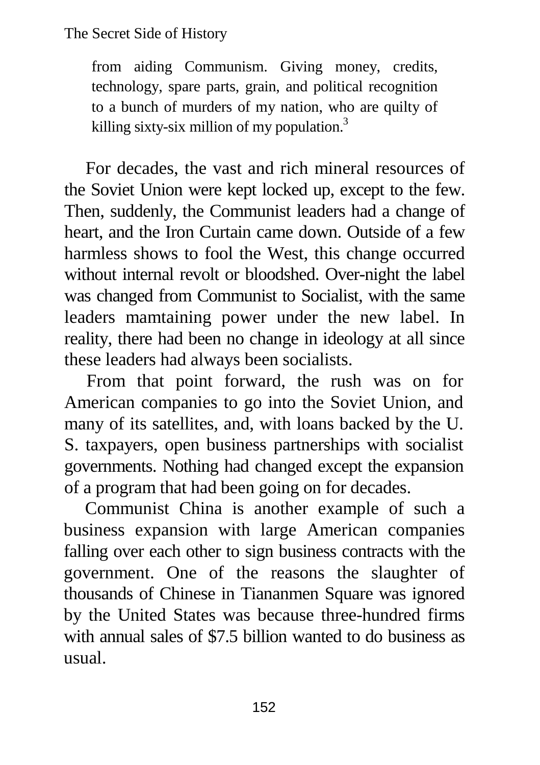> from aiding Communism. Giving money, credits, technology, spare parts, grain, and political recognition to a bunch of murders of my nation, who are quilty of killing sixty-six million of my population.[3]

For decades, the vast and rich mineral resources of the Soviet Union were kept locked up, except to the few. Then, suddenly, the Communist leaders had a change of heart, and the Iron Curtain came down. Outside of a few harmless shows to fool the West, this change occurred without internal revolt or bloodshed. Over-night the label was changed from Communist to Socialist, with the same leaders mamtaining power under the new label. In reality, there had been no change in ideology at all since these leaders had always been socialists.

From that point forward, the rush was on for American companies to go into the Soviet Union, and many of its satellites, and, with loans backed by the U. S. taxpayers, open business partnerships with socialist governments. Nothing had changed except the expansion of a program that had been going on for decades.

Communist China is another example of such a business expansion with large American companies falling over each other to sign business contracts with the government. One of the reasons the slaughter of thousands of Chinese in Tiananmen Square was ignored by the United States was because three-hundred firms with annual sales of $7.5 billion wanted to do business as usual.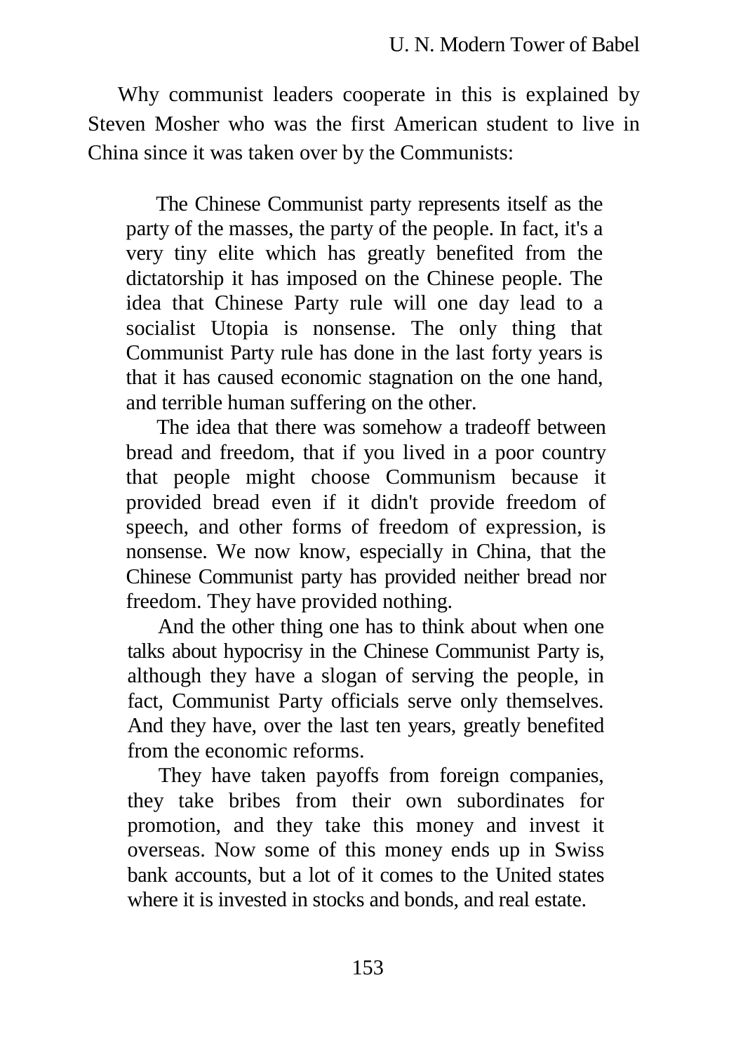Why communist leaders cooperate in this is explained by Steven Mosher who was the first American student to live in China since it was taken over by the Communists:

> The Chinese Communist party represents itself as the party of the masses, the party of the people. In fact, it's a very tiny elite which has greatly benefited from the dictatorship it has imposed on the Chinese people. The idea that Chinese Party rule will one day lead to a socialist Utopia is nonsense. The only thing that Communist Party rule has done in the last forty years is that it has caused economic stagnation on the one hand, and terrible human suffering on the other.
>
> The idea that there was somehow a tradeoff between bread and freedom, that if you lived in a poor country that people might choose Communism because it provided bread even if it didn't provide freedom of speech, and other forms of freedom of expression, is nonsense. We now know, especially in China, that the Chinese Communist party has provided neither bread nor freedom. They have provided nothing.
>
> And the other thing one has to think about when one talks about hypocrisy in the Chinese Communist Party is, although they have a slogan of serving the people, in fact, Communist Party officials serve only themselves. And they have, over the last ten years, greatly benefited from the economic reforms.
>
> They have taken payoffs from foreign companies, they take bribes from their own subordinates for promotion, and they take this money and invest it overseas. Now some of this money ends up in Swiss bank accounts, but a lot of it comes to the United states where it is invested in stocks and bonds, and real estate.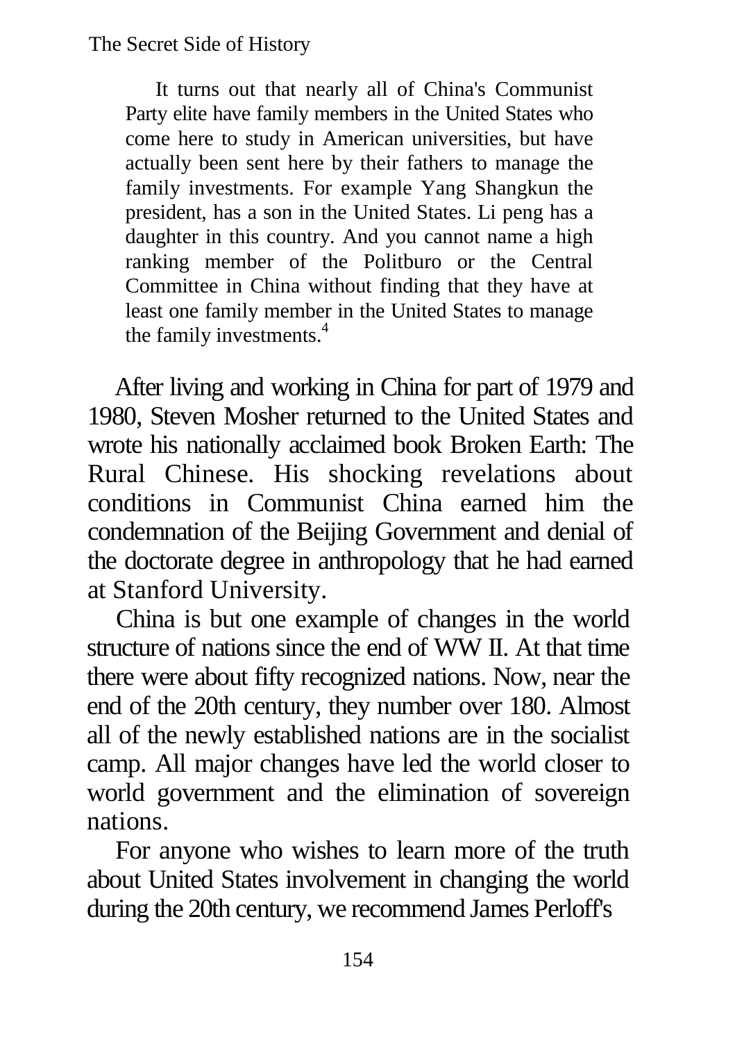> It turns out that nearly all of China's Communist Party elite have family members in the United States who come here to study in American universities, but have actually been sent here by their fathers to manage the family investments. For example Yang Shangkun the president, has a son in the United States. Li peng has a daughter in this country. And you cannot name a high ranking member of the Politburo or the Central Committee in China without finding that they have at least one family member in the United States to manage the family investments.[4]

After living and working in China for part of 1979 and 1980, Steven Mosher returned to the United States and wrote his nationally acclaimed book Broken Earth: The Rural Chinese. His shocking revelations about conditions in Communist China earned him the condemnation of the Beijing Government and denial of the doctorate degree in anthropology that he had earned at Stanford University.

China is but one example of changes in the world structure of nations since the end of WW II. At that time there were about fifty recognized nations. Now, near the end of the 20th century, they number over 180. Almost all of the newly established nations are in the socialist camp. All major changes have led the world closer to world government and the elimination of sovereign nations.

For anyone who wishes to learn more of the truth about United States involvement in changing the world during the 20th century, we recommend James Perloff's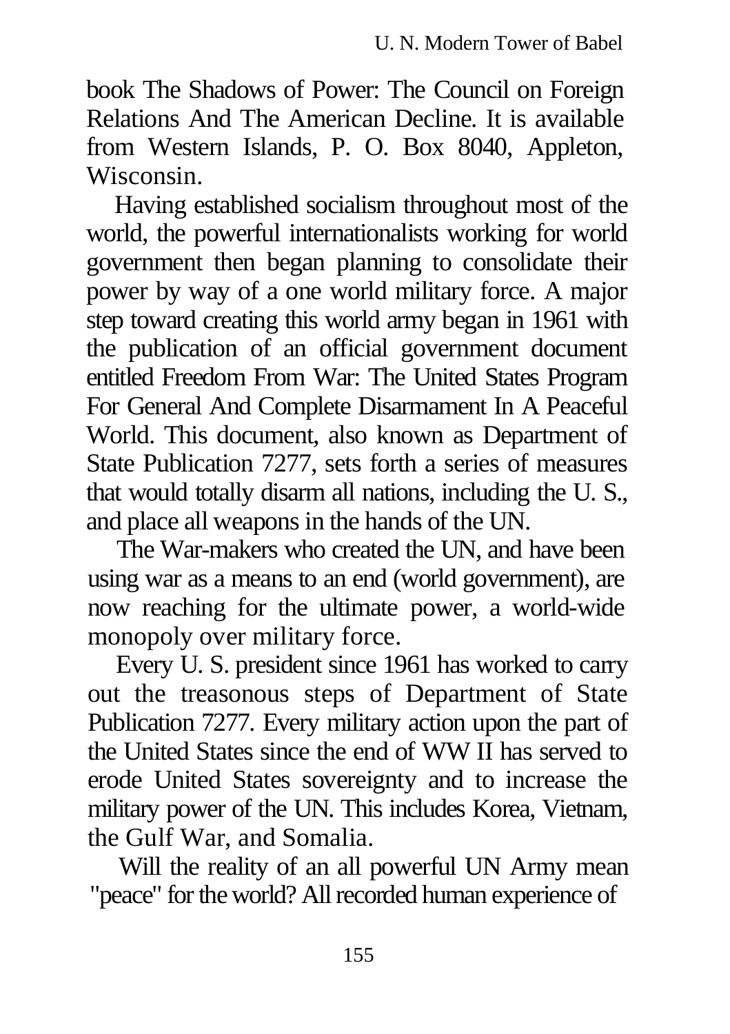book The Shadows of Power: The Council on Foreign Relations And The American Decline. It is available from Western Islands, P. O. Box 8040, Appleton, Wisconsin.

Having established socialism throughout most of the world, the powerful internationalists working for world government then began planning to consolidate their power by way of a one world military force. A major step toward creating this world army began in 1961 with the publication of an official government document entitled Freedom From War: The United States Program For General And Complete Disarmament In A Peaceful World. This document, also known as Department of State Publication 7277, sets forth a series of measures that would totally disarm all nations, including the U. S., and place all weapons in the hands of the UN.

The War-makers who created the UN, and have been using war as a means to an end (world government), are now reaching for the ultimate power, a world-wide monopoly over military force.

Every U. S. president since 1961 has worked to carry out the treasonous steps of Department of State Publication 7277. Every military action upon the part of the United States since the end of WW II has served to erode United States sovereignty and to increase the military power of the UN. This includes Korea, Vietnam, the Gulf War, and Somalia.

Will the reality of an all powerful UN Army mean "peace" for the world? All recorded human experience of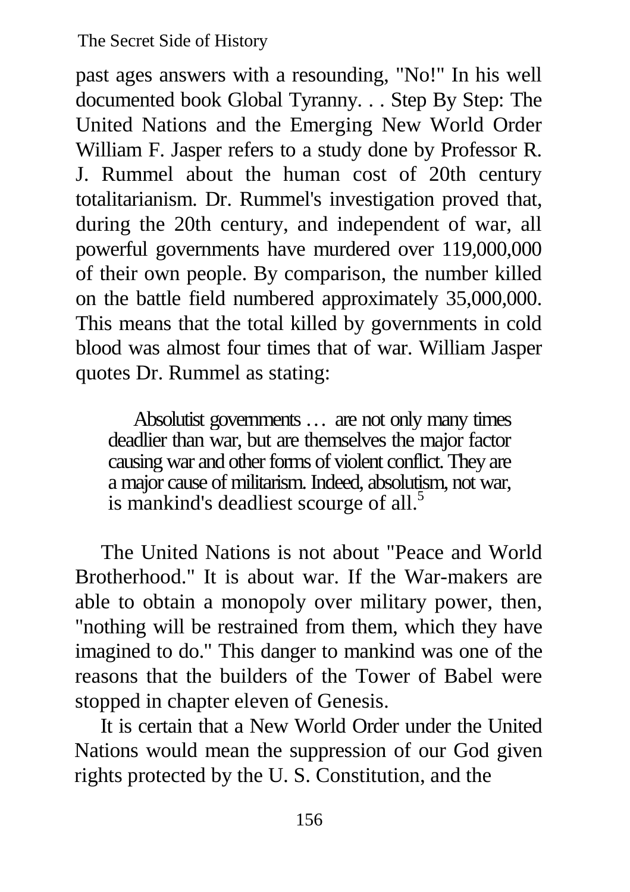past ages answers with a resounding, "No!" In his well documented book Global Tyranny. . . Step By Step: The United Nations and the Emerging New World Order William F. Jasper refers to a study done by Professor R. J. Rummel about the human cost of 20th century totalitarianism. Dr. Rummel's investigation proved that, during the 20th century, and independent of war, all powerful governments have murdered over 119,000,000 of their own people. By comparison, the number killed on the battle field numbered approximately 35,000,000. This means that the total killed by governments in cold blood was almost four times that of war. William Jasper quotes Dr. Rummel as stating:

> Absolutist governments … are not only many times deadlier than war, but are themselves the major factor causing war and other forms of violent conflict. They are a major cause of militarism. Indeed, absolutism, not war, is mankind's deadliest scourge of all.[5]

The United Nations is not about "Peace and World Brotherhood." It is about war. If the War-makers are able to obtain a monopoly over military power, then, "nothing will be restrained from them, which they have imagined to do." This danger to mankind was one of the reasons that the builders of the Tower of Babel were stopped in chapter eleven of Genesis.

It is certain that a New World Order under the United Nations would mean the suppression of our God given rights protected by the U. S. Constitution, and the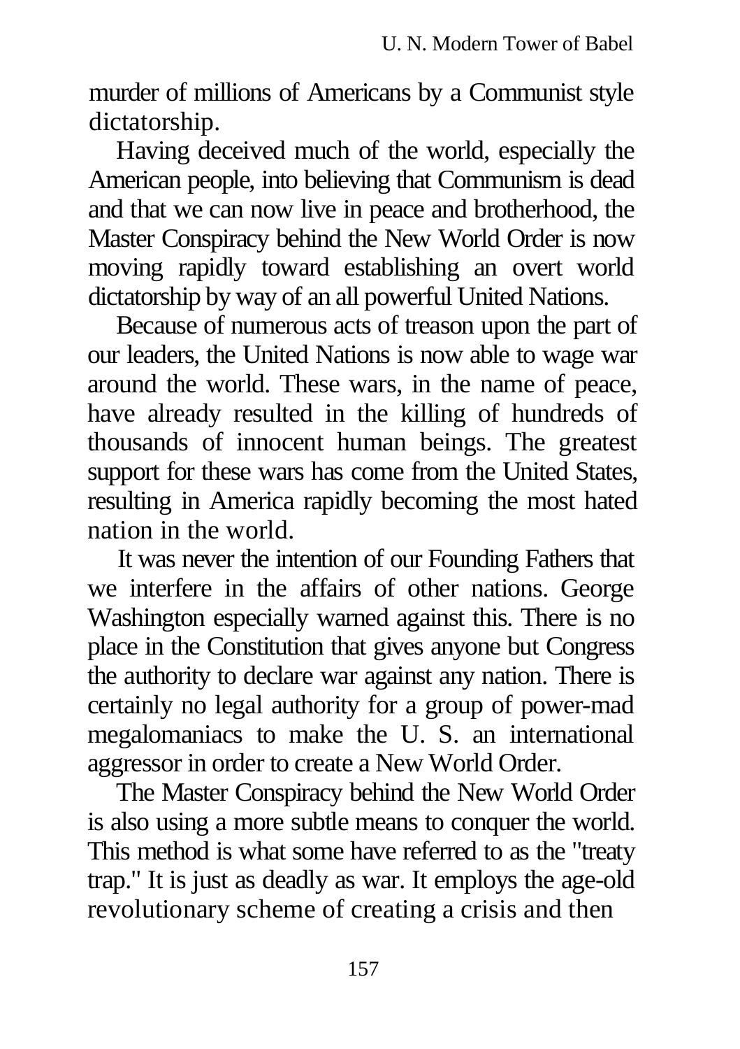murder of millions of Americans by a Communist style dictatorship.

Having deceived much of the world, especially the American people, into believing that Communism is dead and that we can now live in peace and brotherhood, the Master Conspiracy behind the New World Order is now moving rapidly toward establishing an overt world dictatorship by way of an all powerful United Nations.

Because of numerous acts of treason upon the part of our leaders, the United Nations is now able to wage war around the world. These wars, in the name of peace, have already resulted in the killing of hundreds of thousands of innocent human beings. The greatest support for these wars has come from the United States, resulting in America rapidly becoming the most hated nation in the world.

It was never the intention of our Founding Fathers that we interfere in the affairs of other nations. George Washington especially warned against this. There is no place in the Constitution that gives anyone but Congress the authority to declare war against any nation. There is certainly no legal authority for a group of power-mad megalomaniacs to make the U. S. an international aggressor in order to create a New World Order.

The Master Conspiracy behind the New World Order is also using a more subtle means to conquer the world. This method is what some have referred to as the "treaty trap." It is just as deadly as war. It employs the age-old revolutionary scheme of creating a crisis and then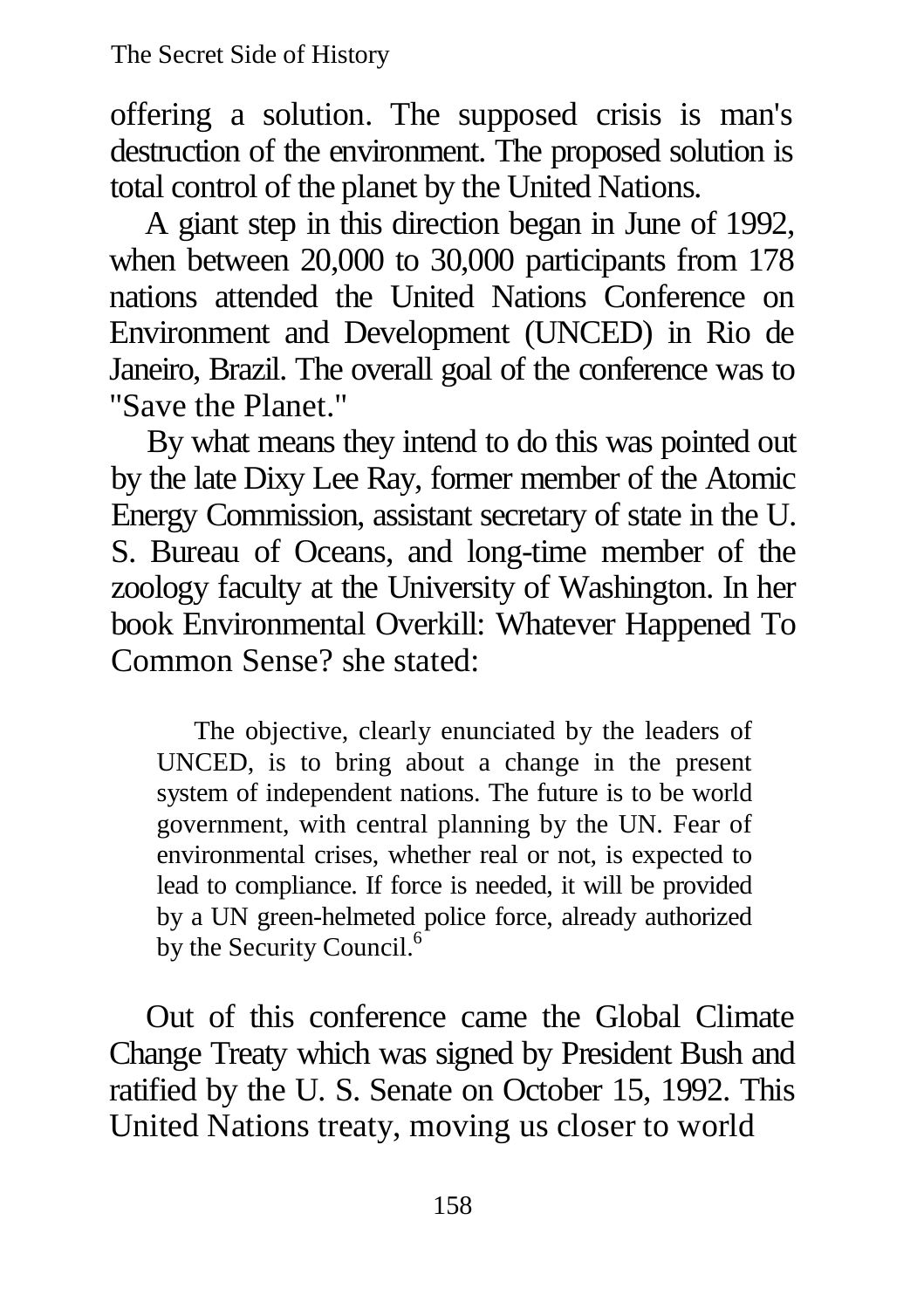offering a solution. The supposed crisis is man's destruction of the environment. The proposed solution is total control of the planet by the United Nations.

A giant step in this direction began in June of 1992, when between 20,000 to 30,000 participants from 178 nations attended the United Nations Conference on Environment and Development (UNCED) in Rio de Janeiro, Brazil. The overall goal of the conference was to "Save the Planet."

By what means they intend to do this was pointed out by the late Dixy Lee Ray, former member of the Atomic Energy Commission, assistant secretary of state in the U. S. Bureau of Oceans, and long-time member of the zoology faculty at the University of Washington. In her book Environmental Overkill: Whatever Happened To Common Sense? she stated:

> The objective, clearly enunciated by the leaders of UNCED, is to bring about a change in the present system of independent nations. The future is to be world government, with central planning by the UN. Fear of environmental crises, whether real or not, is expected to lead to compliance. If force is needed, it will be provided by a UN green-helmeted police force, already authorized by the Security Council.[6]

Out of this conference came the Global Climate Change Treaty which was signed by President Bush and ratified by the U. S. Senate on October 15, 1992. This United Nations treaty, moving us closer to world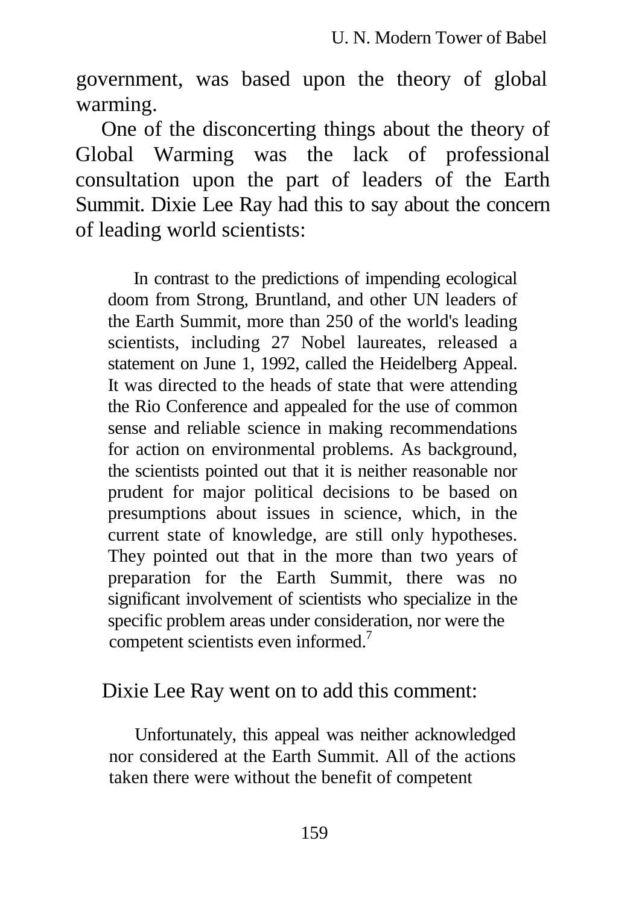government, was based upon the theory of global warming.

One of the disconcerting things about the theory of Global Warming was the lack of professional consultation upon the part of leaders of the Earth Summit. Dixie Lee Ray had this to say about the concern of leading world scientists:

> In contrast to the predictions of impending ecological doom from Strong, Bruntland, and other UN leaders of the Earth Summit, more than 250 of the world's leading scientists, including 27 Nobel laureates, released a statement on June 1, 1992, called the Heidelberg Appeal. It was directed to the heads of state that were attending the Rio Conference and appealed for the use of common sense and reliable science in making recommendations for action on environmental problems. As background, the scientists pointed out that it is neither reasonable nor prudent for major political decisions to be based on presumptions about issues in science, which, in the current state of knowledge, are still only hypotheses. They pointed out that in the more than two years of preparation for the Earth Summit, there was no significant involvement of scientists who specialize in the specific problem areas under consideration, nor were the competent scientists even informed.[7]

Dixie Lee Ray went on to add this comment:

> Unfortunately, this appeal was neither acknowledged nor considered at the Earth Summit. All of the actions taken there were without the benefit of competent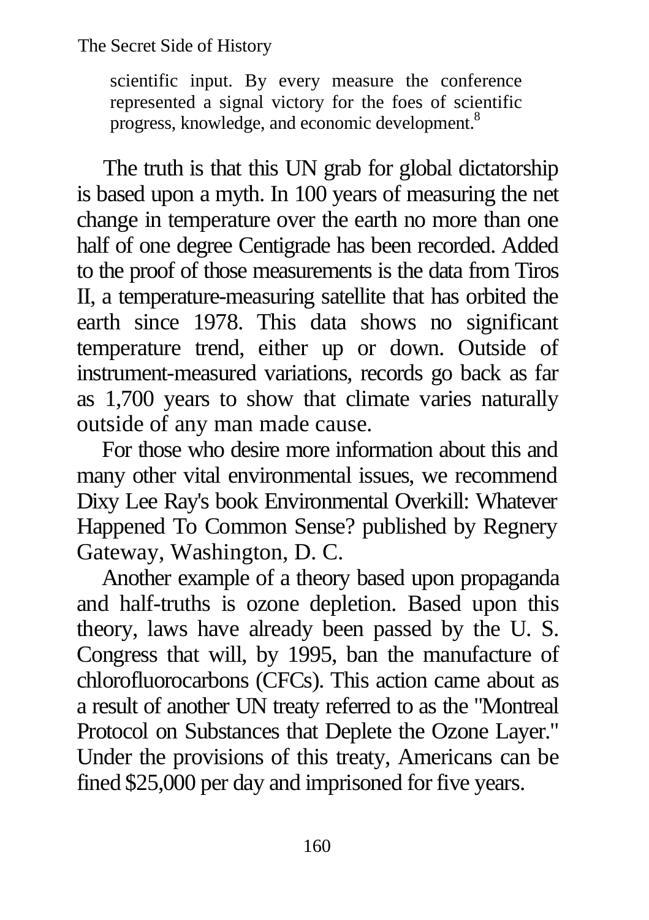> scientific input. By every measure the conference represented a signal victory for the foes of scientific progress, knowledge, and economic development.[8]

The truth is that this UN grab for global dictatorship is based upon a myth. In 100 years of measuring the net change in temperature over the earth no more than one half of one degree Centigrade has been recorded. Added to the proof of those measurements is the data from Tiros II, a temperature-measuring satellite that has orbited the earth since 1978. This data shows no significant temperature trend, either up or down. Outside of instrument-measured variations, records go back as far as 1,700 years to show that climate varies naturally outside of any man made cause.

For those who desire more information about this and many other vital environmental issues, we recommend Dixy Lee Ray's book Environmental Overkill: Whatever Happened To Common Sense? published by Regnery Gateway, Washington, D. C.

Another example of a theory based upon propaganda and half-truths is ozone depletion. Based upon this theory, laws have already been passed by the U. S. Congress that will, by 1995, ban the manufacture of chlorofluorocarbons (CFCs). This action came about as a result of another UN treaty referred to as the "Montreal Protocol on Substances that Deplete the Ozone Layer." Under the provisions of this treaty, Americans can be fined $25,000 per day and imprisoned for five years.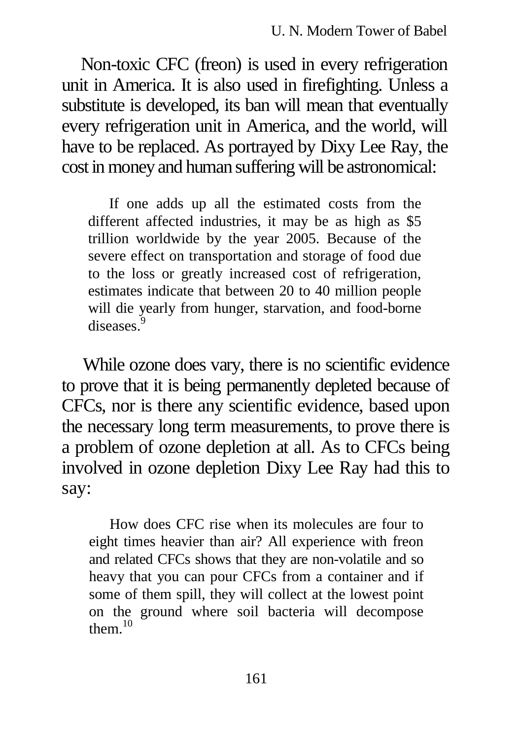Non-toxic CFC (freon) is used in every refrigeration unit in America. It is also used in firefighting. Unless a substitute is developed, its ban will mean that eventually every refrigeration unit in America, and the world, will have to be replaced. As portrayed by Dixy Lee Ray, the cost in money and human suffering will be astronomical:

> If one adds up all the estimated costs from the different affected industries, it may be as high as $5 trillion worldwide by the year 2005. Because of the severe effect on transportation and storage of food due to the loss or greatly increased cost of refrigeration, estimates indicate that between 20 to 40 million people will die yearly from hunger, starvation, and food-borne diseases.[9]

While ozone does vary, there is no scientific evidence to prove that it is being permanently depleted because of CFCs, nor is there any scientific evidence, based upon the necessary long term measurements, to prove there is a problem of ozone depletion at all. As to CFCs being involved in ozone depletion Dixy Lee Ray had this to say:

> How does CFC rise when its molecules are four to eight times heavier than air? All experience with freon and related CFCs shows that they are non-volatile and so heavy that you can pour CFCs from a container and if some of them spill, they will collect at the lowest point on the ground where soil bacteria will decompose them.[10]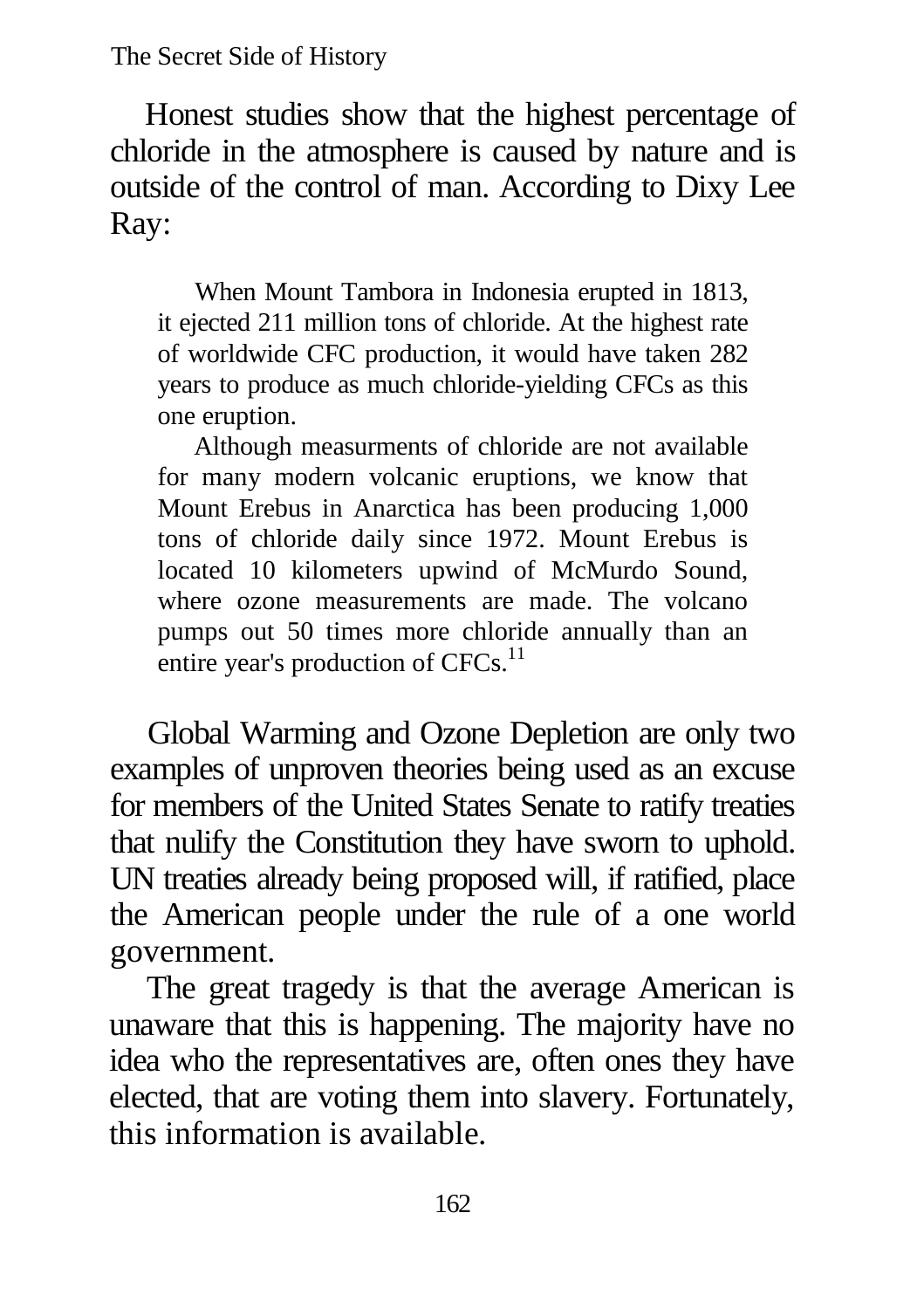Honest studies show that the highest percentage of chloride in the atmosphere is caused by nature and is outside of the control of man. According to Dixy Lee Ray:

> When Mount Tambora in Indonesia erupted in 1813, it ejected 211 million tons of chloride. At the highest rate of worldwide CFC production, it would have taken 282 years to produce as much chloride-yielding CFCs as this one eruption.
>
> Although measurments of chloride are not available for many modern volcanic eruptions, we know that Mount Erebus in Anarctica has been producing 1,000 tons of chloride daily since 1972. Mount Erebus is located 10 kilometers upwind of McMurdo Sound, where ozone measurements are made. The volcano pumps out 50 times more chloride annually than an entire year's production of CFCs.[11]

Global Warming and Ozone Depletion are only two examples of unproven theories being used as an excuse for members of the United States Senate to ratify treaties that nulify the Constitution they have sworn to uphold. UN treaties already being proposed will, if ratified, place the American people under the rule of a one world government.

The great tragedy is that the average American is unaware that this is happening. The majority have no idea who the representatives are, often ones they have elected, that are voting them into slavery. Fortunately, this information is available.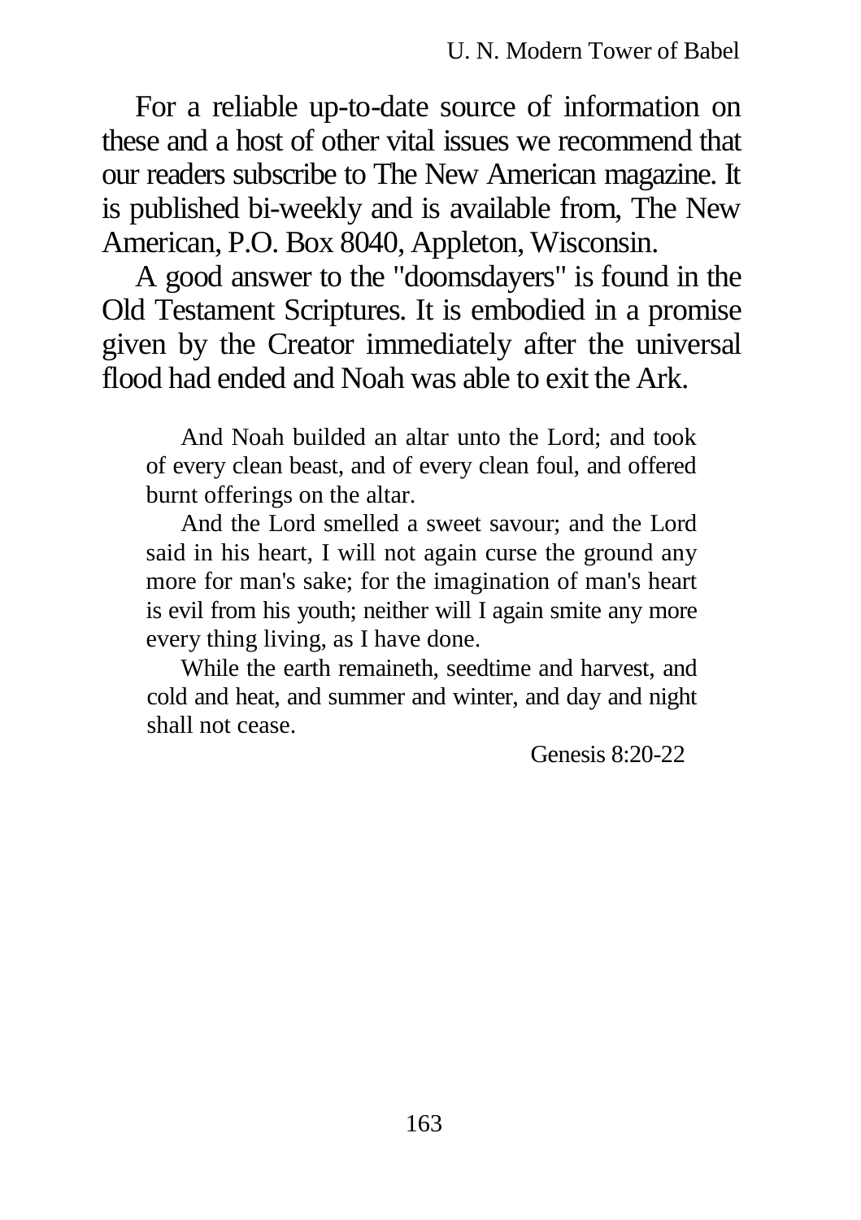For a reliable up-to-date source of information on these and a host of other vital issues we recommend that our readers subscribe to The New American magazine. It is published bi-weekly and is available from, The New American, P.O. Box 8040, Appleton, Wisconsin.

A good answer to the "doomsdayers" is found in the Old Testament Scriptures. It is embodied in a promise given by the Creator immediately after the universal flood had ended and Noah was able to exit the Ark.

> And Noah builded an altar unto the Lord; and took of every clean beast, and of every clean foul, and offered burnt offerings on the altar.
>
> And the Lord smelled a sweet savour; and the Lord said in his heart, I will not again curse the ground any more for man's sake; for the imagination of man's heart is evil from his youth; neither will I again smite any more every thing living, as I have done.
>
> While the earth remaineth, seedtime and harvest, and cold and heat, and summer and winter, and day and night shall not cease.
>
> Genesis 8:20-22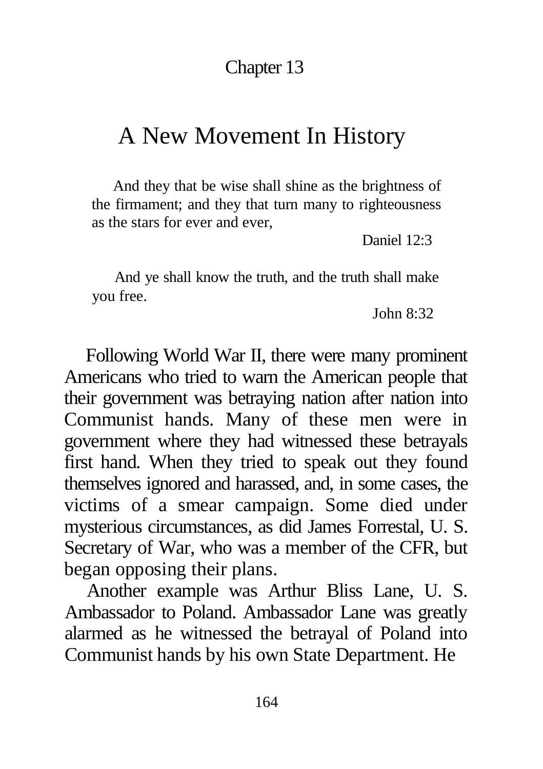Chapter 13

# A New Movement In History

> And they that be wise shall shine as the brightness of the firmament; and they that turn many to righteousness as the stars for ever and ever,
>
> Daniel 12:3

> And ye shall know the truth, and the truth shall make you free.
>
> John 8:32

Following World War II, there were many prominent Americans who tried to warn the American people that their government was betraying nation after nation into Communist hands. Many of these men were in government where they had witnessed these betrayals first hand. When they tried to speak out they found themselves ignored and harassed, and, in some cases, the victims of a smear campaign. Some died under mysterious circumstances, as did James Forrestal, U. S. Secretary of War, who was a member of the CFR, but began opposing their plans.

Another example was Arthur Bliss Lane, U. S. Ambassador to Poland. Ambassador Lane was greatly alarmed as he witnessed the betrayal of Poland into Communist hands by his own State Department. He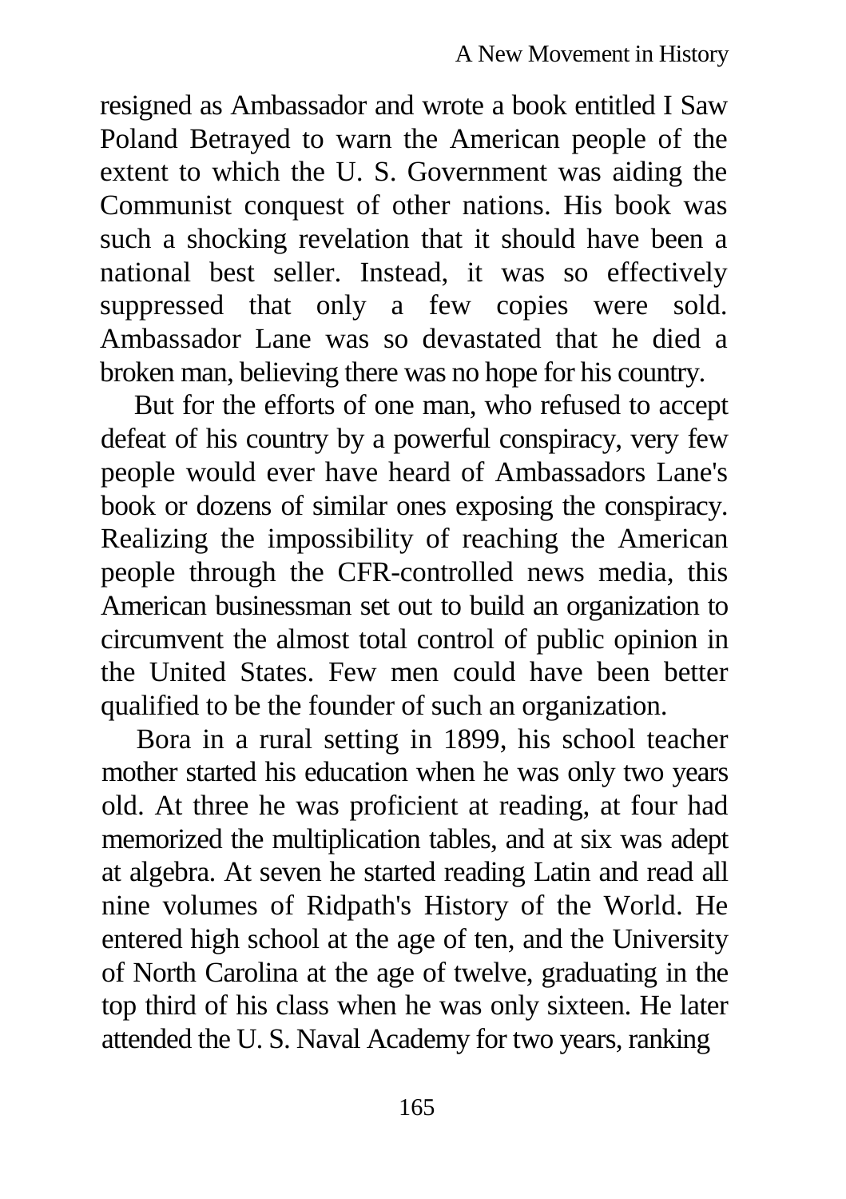resigned as Ambassador and wrote a book entitled I Saw Poland Betrayed to warn the American people of the extent to which the U. S. Government was aiding the Communist conquest of other nations. His book was such a shocking revelation that it should have been a national best seller. Instead, it was so effectively suppressed that only a few copies were sold. Ambassador Lane was so devastated that he died a broken man, believing there was no hope for his country.

But for the efforts of one man, who refused to accept defeat of his country by a powerful conspiracy, very few people would ever have heard of Ambassadors Lane's book or dozens of similar ones exposing the conspiracy. Realizing the impossibility of reaching the American people through the CFR-controlled news media, this American businessman set out to build an organization to circumvent the almost total control of public opinion in the United States. Few men could have been better qualified to be the founder of such an organization.

Bora in a rural setting in 1899, his school teacher mother started his education when he was only two years old. At three he was proficient at reading, at four had memorized the multiplication tables, and at six was adept at algebra. At seven he started reading Latin and read all nine volumes of Ridpath's History of the World. He entered high school at the age of ten, and the University of North Carolina at the age of twelve, graduating in the top third of his class when he was only sixteen. He later attended the U. S. Naval Academy for two years, ranking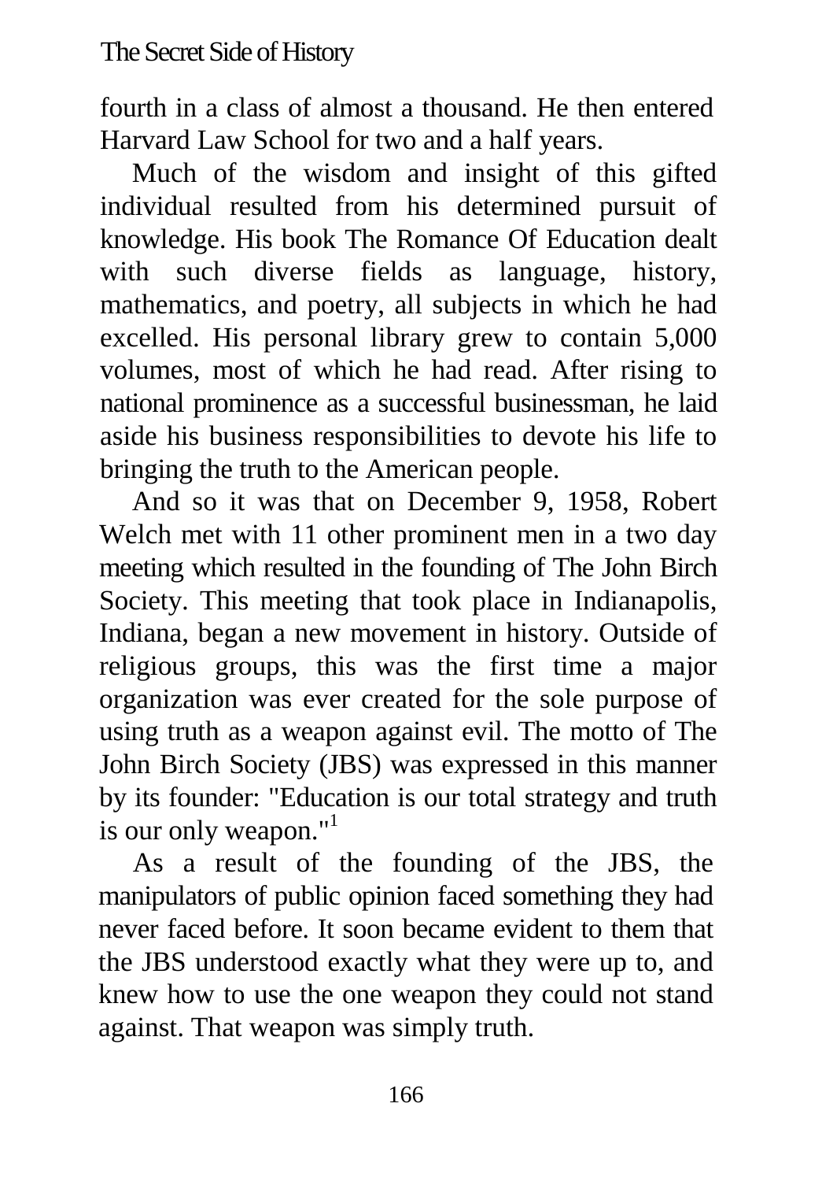fourth in a class of almost a thousand. He then entered Harvard Law School for two and a half years.

Much of the wisdom and insight of this gifted individual resulted from his determined pursuit of knowledge. His book The Romance Of Education dealt with such diverse fields as language, history, mathematics, and poetry, all subjects in which he had excelled. His personal library grew to contain 5,000 volumes, most of which he had read. After rising to national prominence as a successful businessman, he laid aside his business responsibilities to devote his life to bringing the truth to the American people.

And so it was that on December 9, 1958, Robert Welch met with 11 other prominent men in a two day meeting which resulted in the founding of The John Birch Society. This meeting that took place in Indianapolis, Indiana, began a new movement in history. Outside of religious groups, this was the first time a major organization was ever created for the sole purpose of using truth as a weapon against evil. The motto of The John Birch Society (JBS) was expressed in this manner by its founder: "Education is our total strategy and truth is our only weapon."[1]

As a result of the founding of the JBS, the manipulators of public opinion faced something they had never faced before. It soon became evident to them that the JBS understood exactly what they were up to, and knew how to use the one weapon they could not stand against. That weapon was simply truth.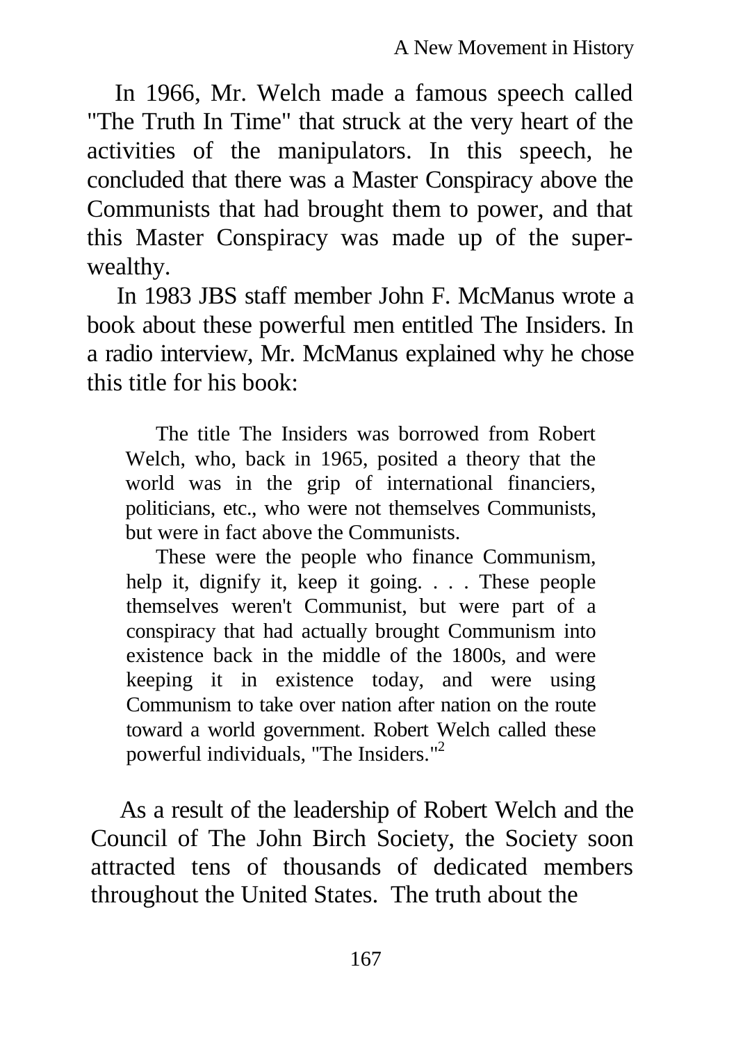In 1966, Mr. Welch made a famous speech called "The Truth In Time" that struck at the very heart of the activities of the manipulators. In this speech, he concluded that there was a Master Conspiracy above the Communists that had brought them to power, and that this Master Conspiracy was made up of the super-wealthy.

In 1983 JBS staff member John F. McManus wrote a book about these powerful men entitled The Insiders. In a radio interview, Mr. McManus explained why he chose this title for his book:

> The title The Insiders was borrowed from Robert Welch, who, back in 1965, posited a theory that the world was in the grip of international financiers, politicians, etc., who were not themselves Communists, but were in fact above the Communists.
>
> These were the people who finance Communism, help it, dignify it, keep it going. . . . These people themselves weren't Communist, but were part of a conspiracy that had actually brought Communism into existence back in the middle of the 1800s, and were keeping it in existence today, and were using Communism to take over nation after nation on the route toward a world government. Robert Welch called these powerful individuals, "The Insiders."[2]

As a result of the leadership of Robert Welch and the Council of The John Birch Society, the Society soon attracted tens of thousands of dedicated members throughout the United States. The truth about the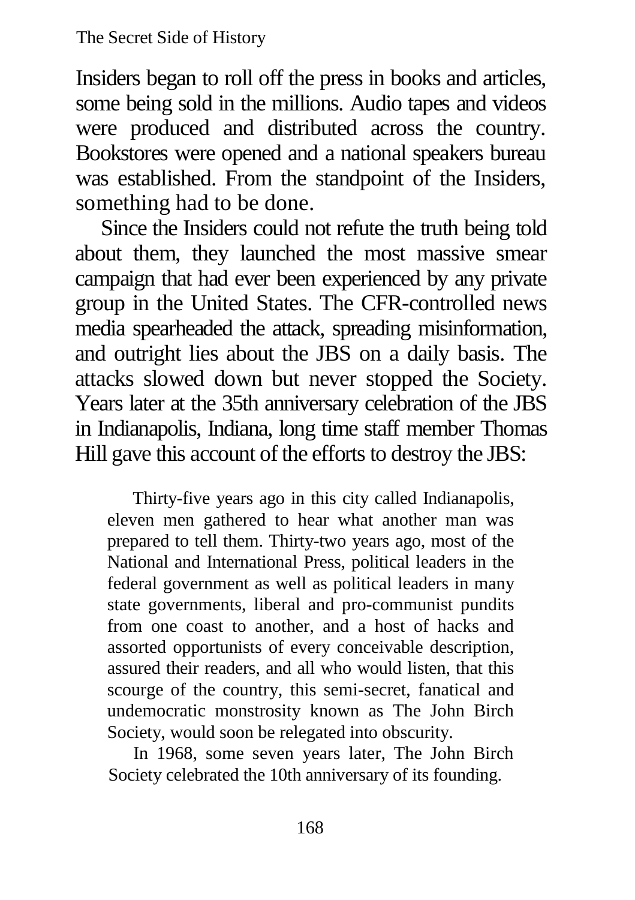Insiders began to roll off the press in books and articles, some being sold in the millions. Audio tapes and videos were produced and distributed across the country. Bookstores were opened and a national speakers bureau was established. From the standpoint of the Insiders, something had to be done.

Since the Insiders could not refute the truth being told about them, they launched the most massive smear campaign that had ever been experienced by any private group in the United States. The CFR-controlled news media spearheaded the attack, spreading misinformation, and outright lies about the JBS on a daily basis. The attacks slowed down but never stopped the Society. Years later at the 35th anniversary celebration of the JBS in Indianapolis, Indiana, long time staff member Thomas Hill gave this account of the efforts to destroy the JBS:

> Thirty-five years ago in this city called Indianapolis, eleven men gathered to hear what another man was prepared to tell them. Thirty-two years ago, most of the National and International Press, political leaders in the federal government as well as political leaders in many state governments, liberal and pro-communist pundits from one coast to another, and a host of hacks and assorted opportunists of every conceivable description, assured their readers, and all who would listen, that this scourge of the country, this semi-secret, fanatical and undemocratic monstrosity known as The John Birch Society, would soon be relegated into obscurity.
>
> In 1968, some seven years later, The John Birch Society celebrated the 10th anniversary of its founding.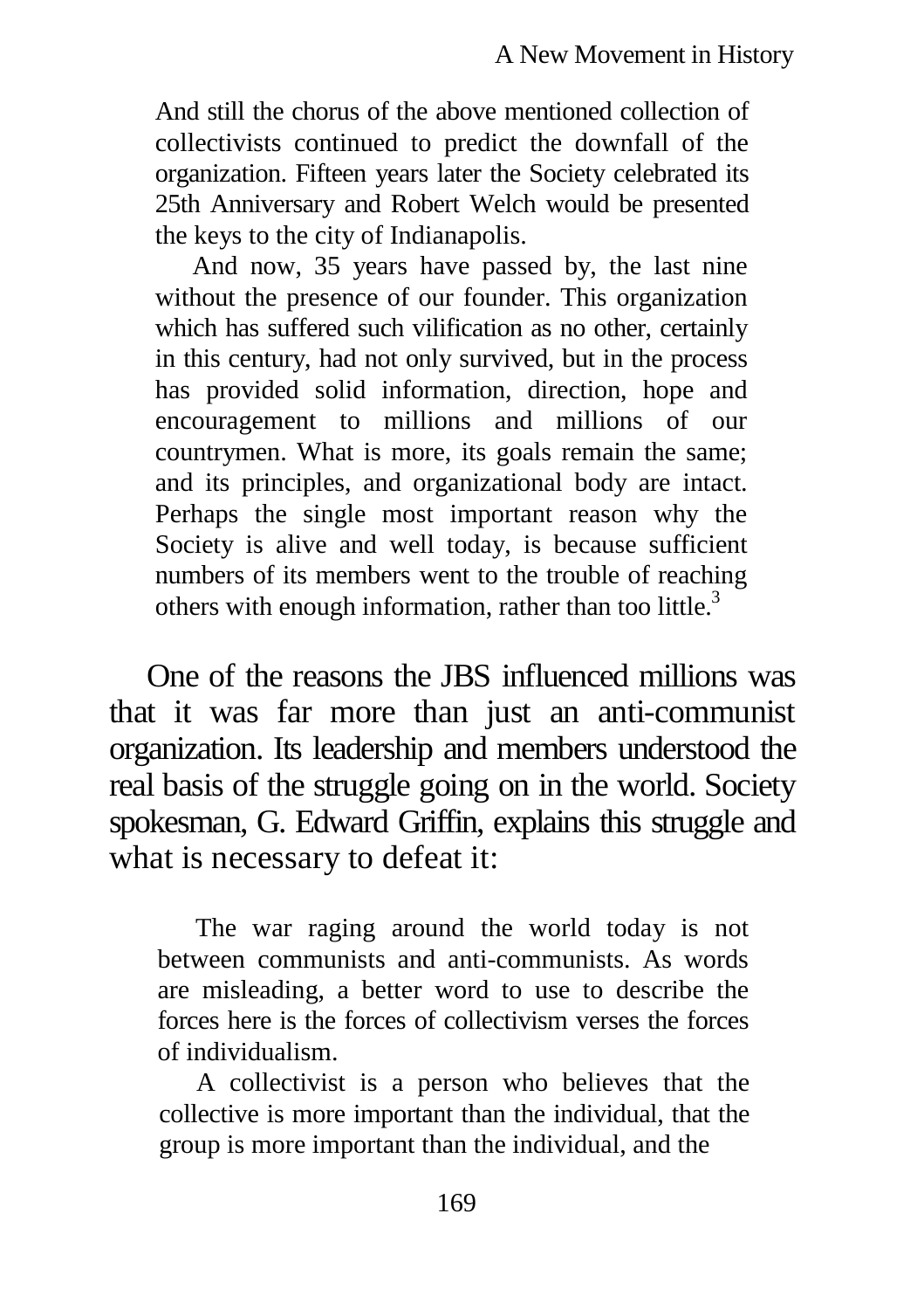> And still the chorus of the above mentioned collection of collectivists continued to predict the downfall of the organization. Fifteen years later the Society celebrated its 25th Anniversary and Robert Welch would be presented the keys to the city of Indianapolis.
>
> And now, 35 years have passed by, the last nine without the presence of our founder. This organization which has suffered such vilification as no other, certainly in this century, had not only survived, but in the process has provided solid information, direction, hope and encouragement to millions and millions of our countrymen. What is more, its goals remain the same; and its principles, and organizational body are intact. Perhaps the single most important reason why the Society is alive and well today, is because sufficient numbers of its members went to the trouble of reaching others with enough information, rather than too little.[3]

One of the reasons the JBS influenced millions was that it was far more than just an anti-communist organization. Its leadership and members understood the real basis of the struggle going on in the world. Society spokesman, G. Edward Griffin, explains this struggle and what is necessary to defeat it:

> The war raging around the world today is not between communists and anti-communists. As words are misleading, a better word to use to describe the forces here is the forces of collectivism verses the forces of individualism.
>
> A collectivist is a person who believes that the collective is more important than the individual, that the group is more important than the individual, and the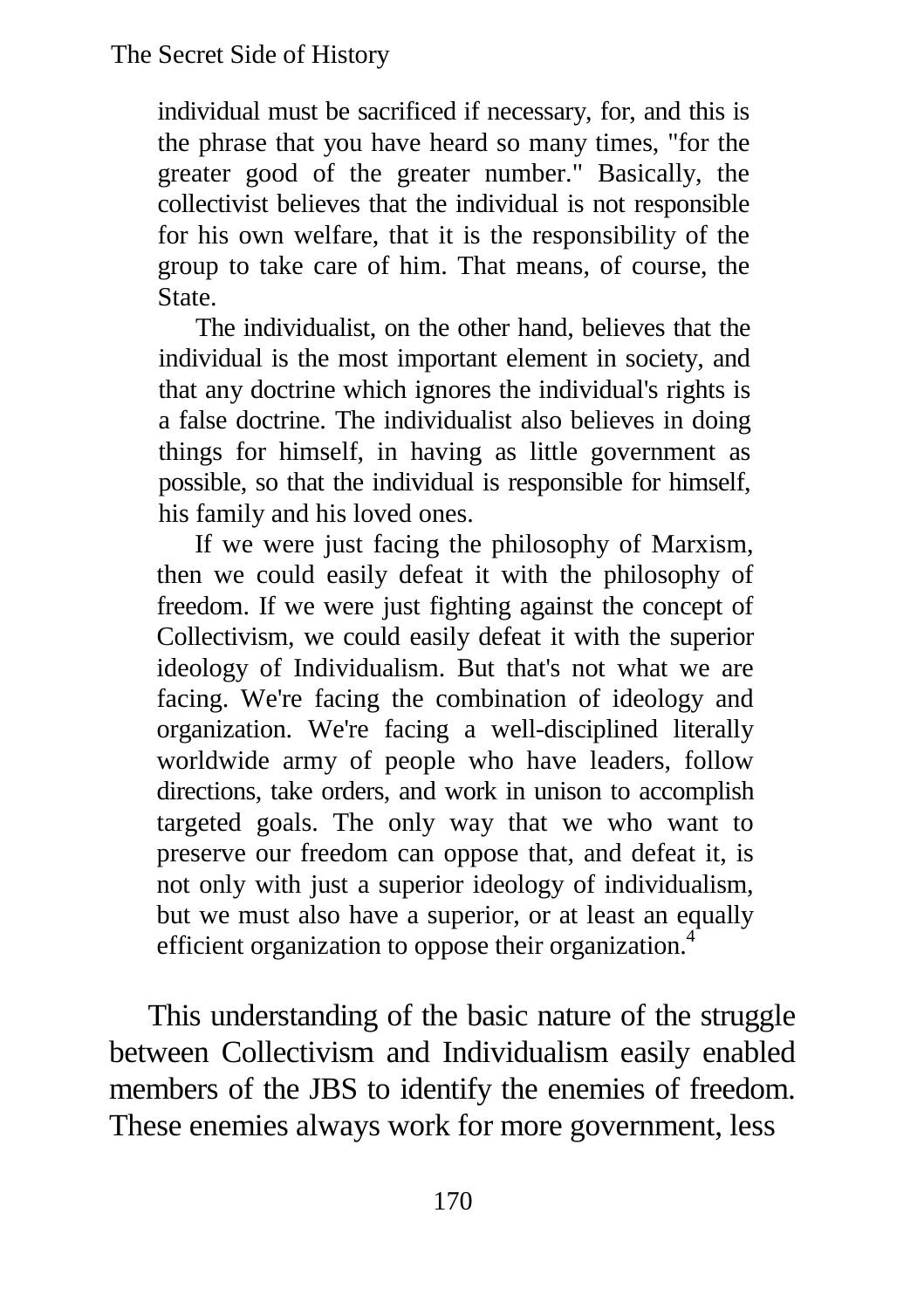> individual must be sacrificed if necessary, for, and this is the phrase that you have heard so many times, "for the greater good of the greater number." Basically, the collectivist believes that the individual is not responsible for his own welfare, that it is the responsibility of the group to take care of him. That means, of course, the State.
>
> The individualist, on the other hand, believes that the individual is the most important element in society, and that any doctrine which ignores the individual's rights is a false doctrine. The individualist also believes in doing things for himself, in having as little government as possible, so that the individual is responsible for himself, his family and his loved ones.
>
> If we were just facing the philosophy of Marxism, then we could easily defeat it with the philosophy of freedom. If we were just fighting against the concept of Collectivism, we could easily defeat it with the superior ideology of Individualism. But that's not what we are facing. We're facing the combination of ideology and organization. We're facing a well-disciplined literally worldwide army of people who have leaders, follow directions, take orders, and work in unison to accomplish targeted goals. The only way that we who want to preserve our freedom can oppose that, and defeat it, is not only with just a superior ideology of individualism, but we must also have a superior, or at least an equally efficient organization to oppose their organization.[4]

This understanding of the basic nature of the struggle between Collectivism and Individualism easily enabled members of the JBS to identify the enemies of freedom. These enemies always work for more government, less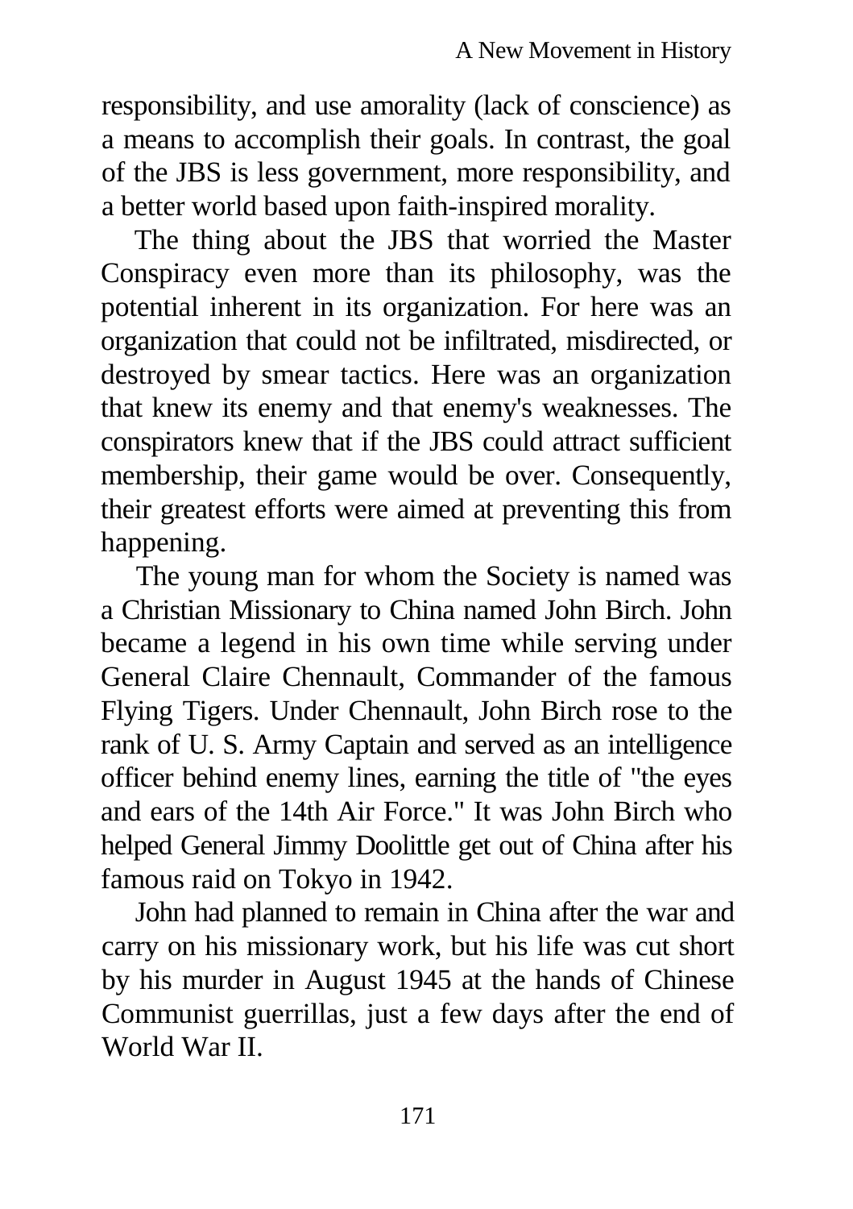responsibility, and use amorality (lack of conscience) as a means to accomplish their goals. In contrast, the goal of the JBS is less government, more responsibility, and a better world based upon faith-inspired morality.

The thing about the JBS that worried the Master Conspiracy even more than its philosophy, was the potential inherent in its organization. For here was an organization that could not be infiltrated, misdirected, or destroyed by smear tactics. Here was an organization that knew its enemy and that enemy's weaknesses. The conspirators knew that if the JBS could attract sufficient membership, their game would be over. Consequently, their greatest efforts were aimed at preventing this from happening.

The young man for whom the Society is named was a Christian Missionary to China named John Birch. John became a legend in his own time while serving under General Claire Chennault, Commander of the famous Flying Tigers. Under Chennault, John Birch rose to the rank of U. S. Army Captain and served as an intelligence officer behind enemy lines, earning the title of "the eyes and ears of the 14th Air Force." It was John Birch who helped General Jimmy Doolittle get out of China after his famous raid on Tokyo in 1942.

John had planned to remain in China after the war and carry on his missionary work, but his life was cut short by his murder in August 1945 at the hands of Chinese Communist guerrillas, just a few days after the end of World War II.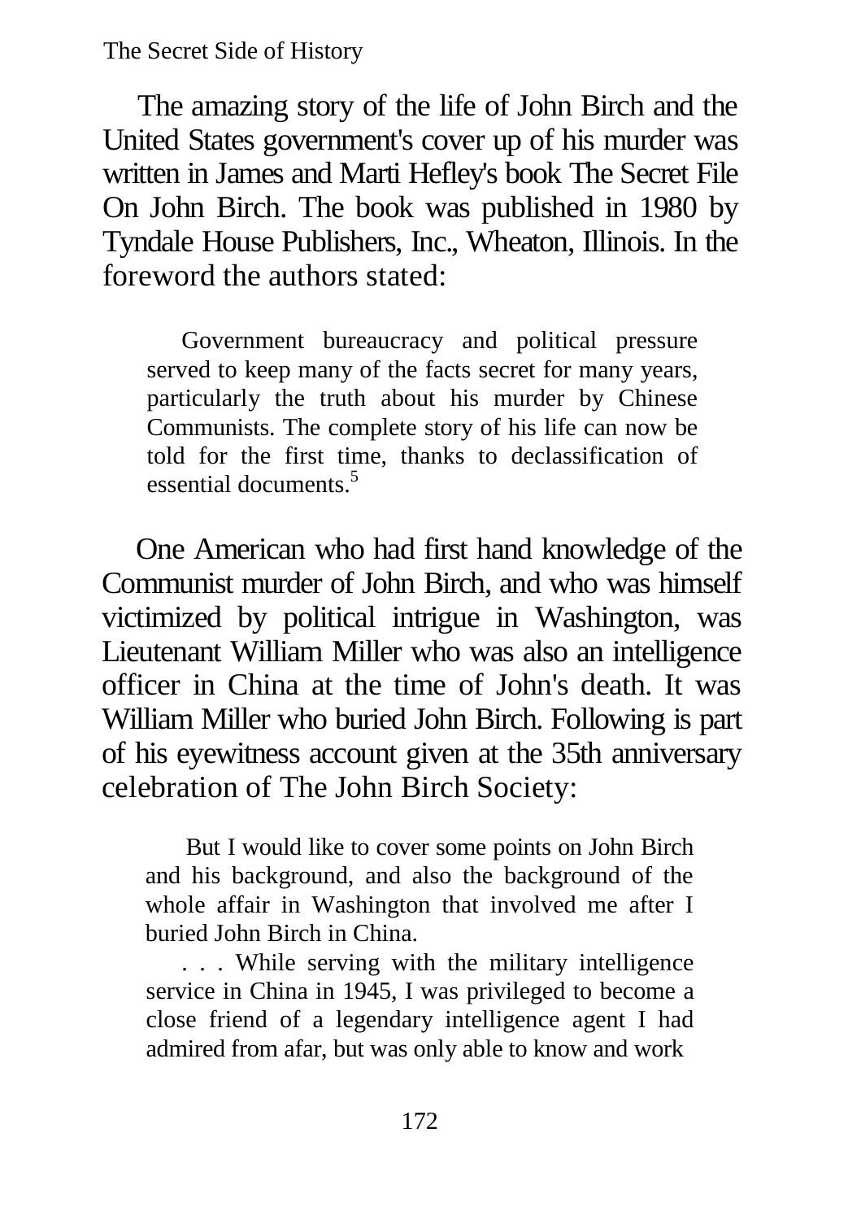The amazing story of the life of John Birch and the United States government's cover up of his murder was written in James and Marti Hefley's book The Secret File On John Birch. The book was published in 1980 by Tyndale House Publishers, Inc., Wheaton, Illinois. In the foreword the authors stated:

> Government bureaucracy and political pressure served to keep many of the facts secret for many years, particularly the truth about his murder by Chinese Communists. The complete story of his life can now be told for the first time, thanks to declassification of essential documents.[5]

One American who had first hand knowledge of the Communist murder of John Birch, and who was himself victimized by political intrigue in Washington, was Lieutenant William Miller who was also an intelligence officer in China at the time of John's death. It was William Miller who buried John Birch. Following is part of his eyewitness account given at the 35th anniversary celebration of The John Birch Society:

> But I would like to cover some points on John Birch and his background, and also the background of the whole affair in Washington that involved me after I buried John Birch in China.
>
> . . . While serving with the military intelligence service in China in 1945, I was privileged to become a close friend of a legendary intelligence agent I had admired from afar, but was only able to know and work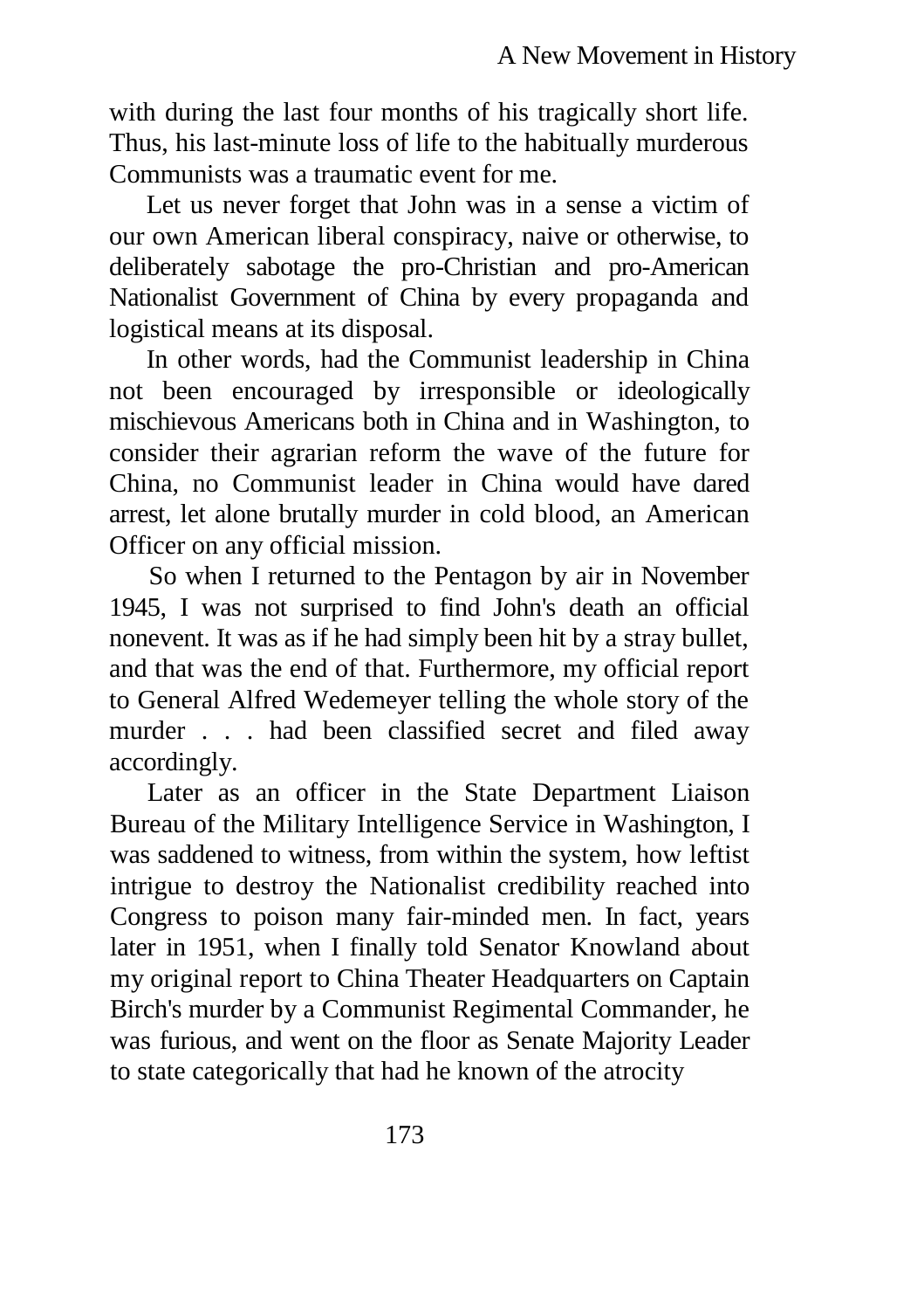with during the last four months of his tragically short life. Thus, his last-minute loss of life to the habitually murderous Communists was a traumatic event for me.

Let us never forget that John was in a sense a victim of our own American liberal conspiracy, naive or otherwise, to deliberately sabotage the pro-Christian and pro-American Nationalist Government of China by every propaganda and logistical means at its disposal.

In other words, had the Communist leadership in China not been encouraged by irresponsible or ideologically mischievous Americans both in China and in Washington, to consider their agrarian reform the wave of the future for China, no Communist leader in China would have dared arrest, let alone brutally murder in cold blood, an American Officer on any official mission.

So when I returned to the Pentagon by air in November 1945, I was not surprised to find John's death an official nonevent. It was as if he had simply been hit by a stray bullet, and that was the end of that. Furthermore, my official report to General Alfred Wedemeyer telling the whole story of the murder . . . had been classified secret and filed away accordingly.

Later as an officer in the State Department Liaison Bureau of the Military Intelligence Service in Washington, I was saddened to witness, from within the system, how leftist intrigue to destroy the Nationalist credibility reached into Congress to poison many fair-minded men. In fact, years later in 1951, when I finally told Senator Knowland about my original report to China Theater Headquarters on Captain Birch's murder by a Communist Regimental Commander, he was furious, and went on the floor as Senate Majority Leader to state categorically that had he known of the atrocity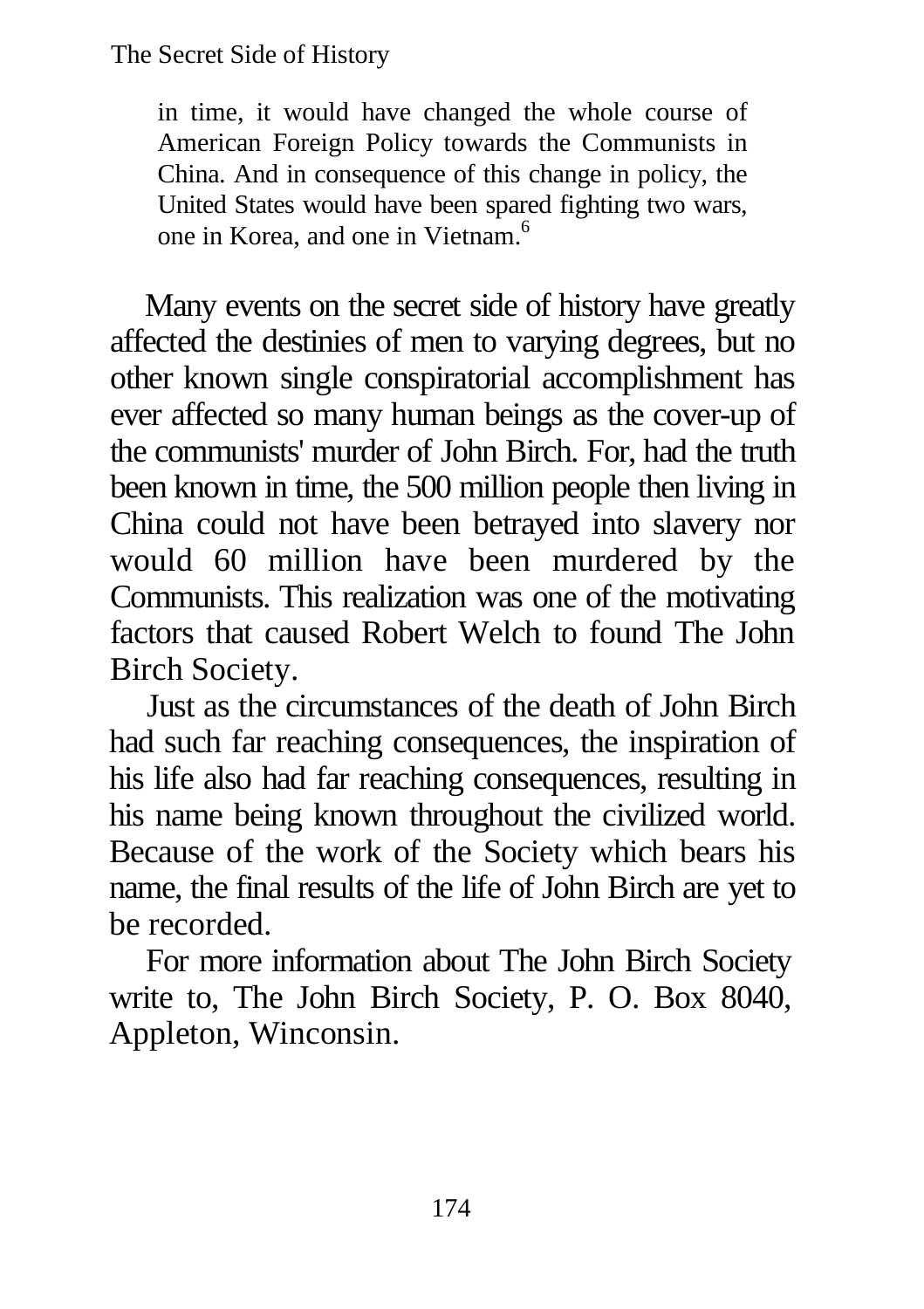> in time, it would have changed the whole course of American Foreign Policy towards the Communists in China. And in consequence of this change in policy, the United States would have been spared fighting two wars, one in Korea, and one in Vietnam.[6]

Many events on the secret side of history have greatly affected the destinies of men to varying degrees, but no other known single conspiratorial accomplishment has ever affected so many human beings as the cover-up of the communists' murder of John Birch. For, had the truth been known in time, the 500 million people then living in China could not have been betrayed into slavery nor would 60 million have been murdered by the Communists. This realization was one of the motivating factors that caused Robert Welch to found The John Birch Society.

Just as the circumstances of the death of John Birch had such far reaching consequences, the inspiration of his life also had far reaching consequences, resulting in his name being known throughout the civilized world. Because of the work of the Society which bears his name, the final results of the life of John Birch are yet to be recorded.

For more information about The John Birch Society write to, The John Birch Society, P. O. Box 8040, Appleton, Winconsin.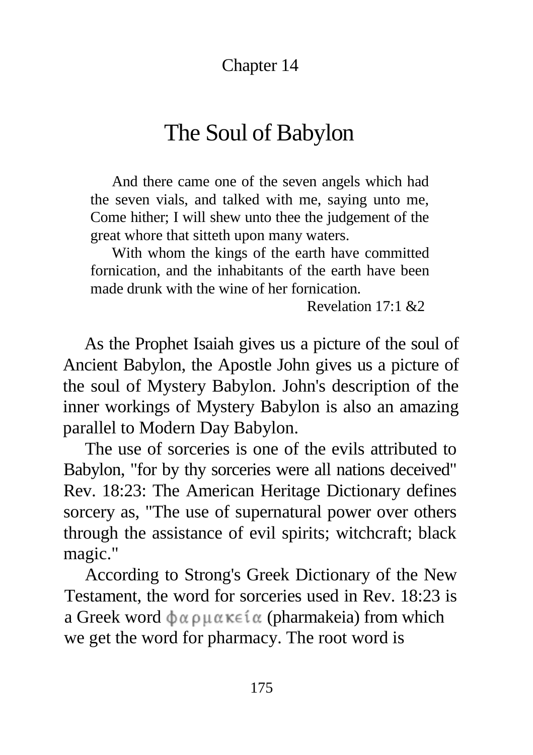Chapter 14

# The Soul of Babylon

> And there came one of the seven angels which had the seven vials, and talked with me, saying unto me, Come hither; I will shew unto thee the judgement of the great whore that sitteth upon many waters.
>
> With whom the kings of the earth have committed fornication, and the inhabitants of the earth have been made drunk with the wine of her fornication.
>
> Revelation 17:1 &2

As the Prophet Isaiah gives us a picture of the soul of Ancient Babylon, the Apostle John gives us a picture of the soul of Mystery Babylon. John's description of the inner workings of Mystery Babylon is also an amazing parallel to Modern Day Babylon.

The use of sorceries is one of the evils attributed to Babylon, "for by thy sorceries were all nations deceived" Rev. 18:23: The American Heritage Dictionary defines sorcery as, "The use of supernatural power over others through the assistance of evil spirits; witchcraft; black magic."

According to Strong's Greek Dictionary of the New Testament, the word for sorceries used in Rev. 18:23 is a Greek word φαρμακεία (pharmakeia) from which we get the word for pharmacy. The root word is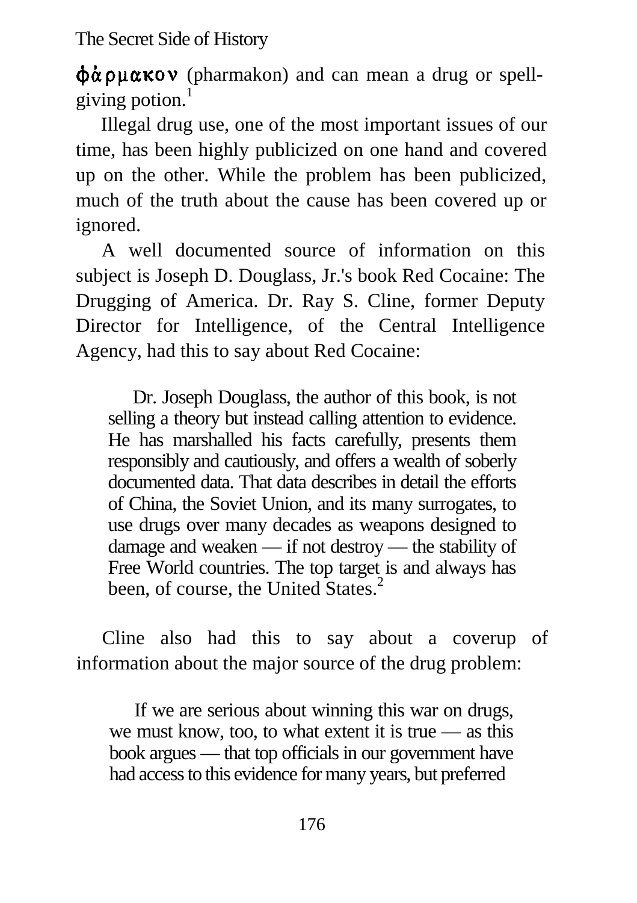φάρμακον (pharmakon) and can mean a drug or spell-giving potion.[1]

Illegal drug use, one of the most important issues of our time, has been highly publicized on one hand and covered up on the other. While the problem has been publicized, much of the truth about the cause has been covered up or ignored.

A well documented source of information on this subject is Joseph D. Douglass, Jr.'s book Red Cocaine: The Drugging of America. Dr. Ray S. Cline, former Deputy Director for Intelligence, of the Central Intelligence Agency, had this to say about Red Cocaine:

> Dr. Joseph Douglass, the author of this book, is not selling a theory but instead calling attention to evidence. He has marshalled his facts carefully, presents them responsibly and cautiously, and offers a wealth of soberly documented data. That data describes in detail the efforts of China, the Soviet Union, and its many surrogates, to use drugs over many decades as weapons designed to damage and weaken — if not destroy — the stability of Free World countries. The top target is and always has been, of course, the United States.[2]

Cline also had this to say about a coverup of information about the major source of the drug problem:

> If we are serious about winning this war on drugs, we must know, too, to what extent it is true — as this book argues — that top officials in our government have had access to this evidence for many years, but preferred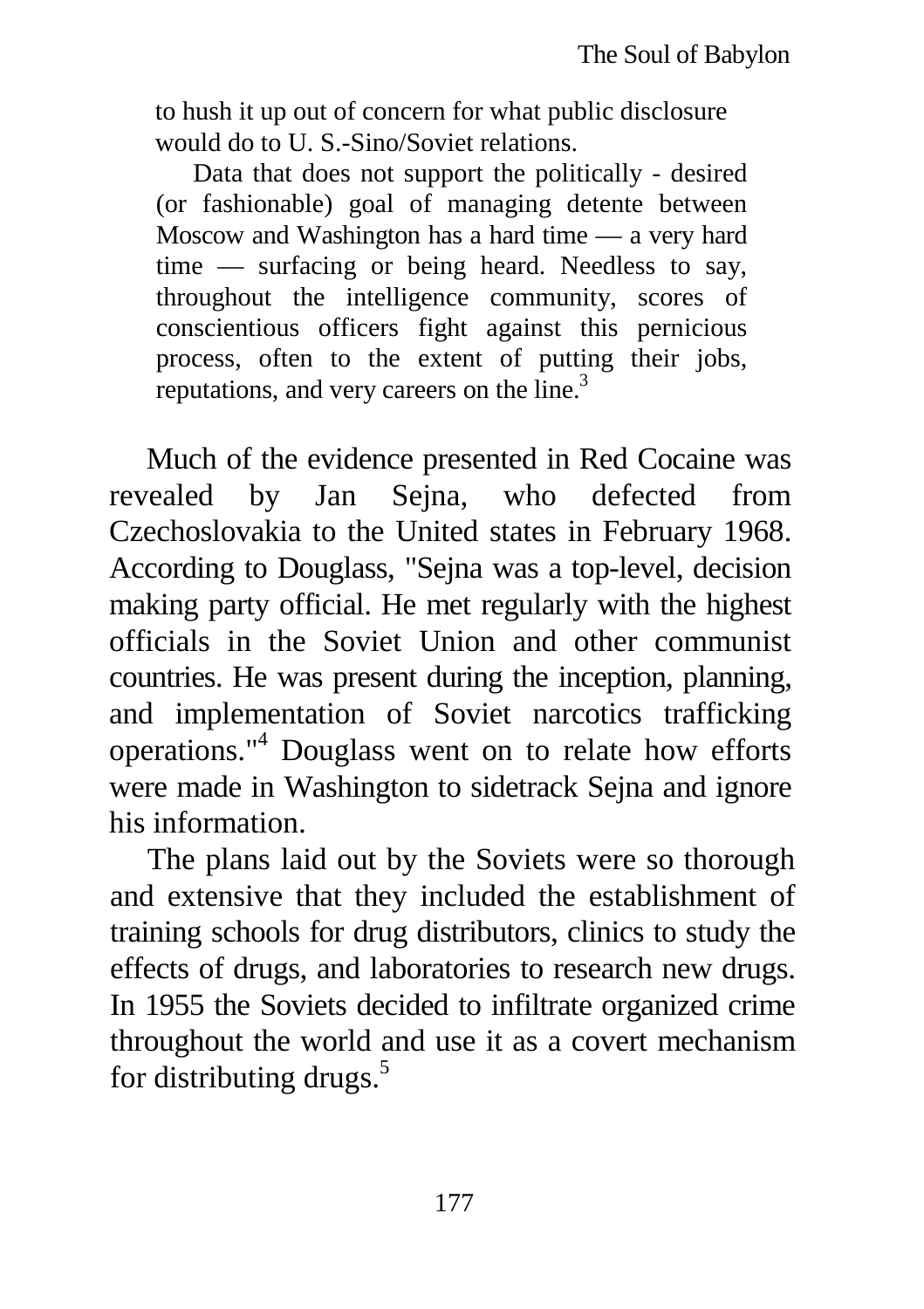> to hush it up out of concern for what public disclosure would do to U. S.-Sino/Soviet relations.
>
> Data that does not support the politically - desired (or fashionable) goal of managing detente between Moscow and Washington has a hard time — a very hard time — surfacing or being heard. Needless to say, throughout the intelligence community, scores of conscientious officers fight against this pernicious process, often to the extent of putting their jobs, reputations, and very careers on the line.[3]

Much of the evidence presented in Red Cocaine was revealed by Jan Sejna, who defected from Czechoslovakia to the United states in February 1968. According to Douglass, "Sejna was a top-level, decision making party official. He met regularly with the highest officials in the Soviet Union and other communist countries. He was present during the inception, planning, and implementation of Soviet narcotics trafficking operations."[4] Douglass went on to relate how efforts were made in Washington to sidetrack Sejna and ignore his information.

The plans laid out by the Soviets were so thorough and extensive that they included the establishment of training schools for drug distributors, clinics to study the effects of drugs, and laboratories to research new drugs. In 1955 the Soviets decided to infiltrate organized crime throughout the world and use it as a covert mechanism for distributing drugs.[5]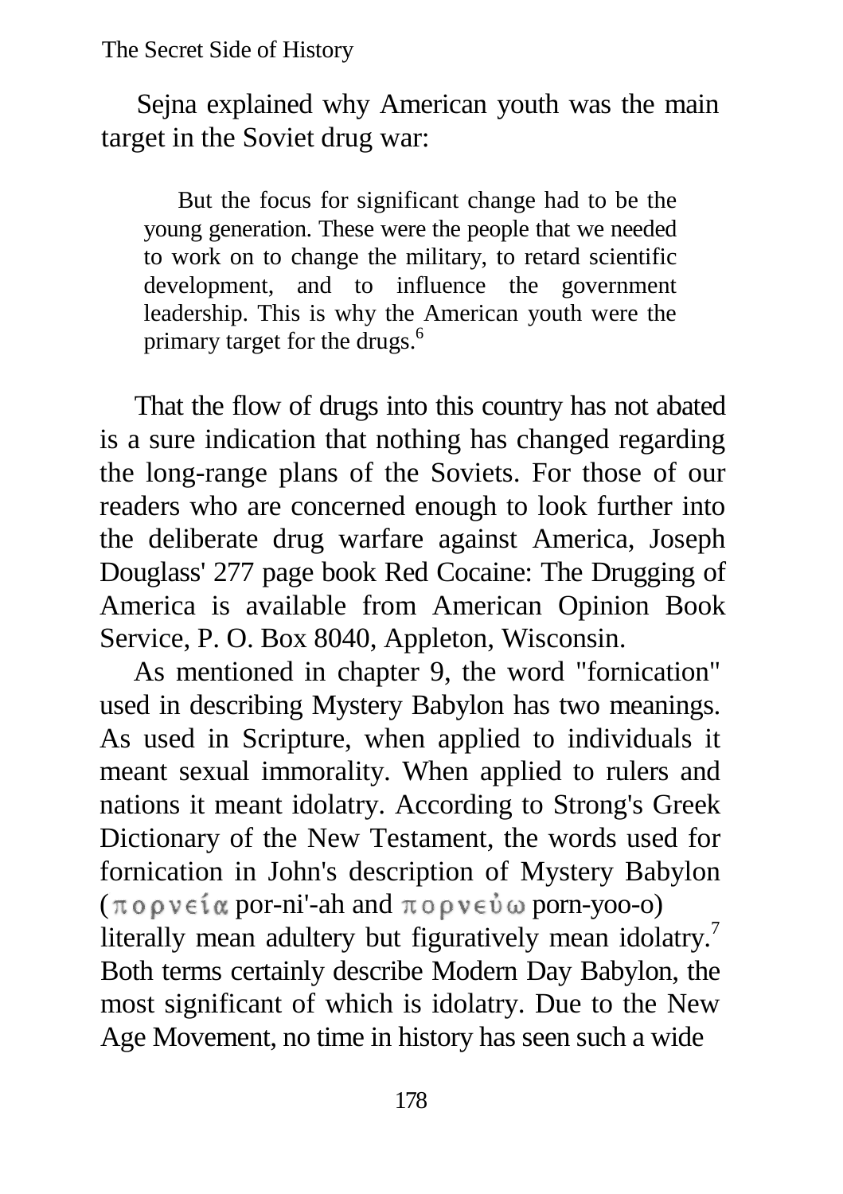Sejna explained why American youth was the main target in the Soviet drug war:

> But the focus for significant change had to be the young generation. These were the people that we needed to work on to change the military, to retard scientific development, and to influence the government leadership. This is why the American youth were the primary target for the drugs.[6]

That the flow of drugs into this country has not abated is a sure indication that nothing has changed regarding the long-range plans of the Soviets. For those of our readers who are concerned enough to look further into the deliberate drug warfare against America, Joseph Douglass' 277 page book Red Cocaine: The Drugging of America is available from American Opinion Book Service, P. O. Box 8040, Appleton, Wisconsin.

As mentioned in chapter 9, the word "fornication" used in describing Mystery Babylon has two meanings. As used in Scripture, when applied to individuals it meant sexual immorality. When applied to rulers and nations it meant idolatry. According to Strong's Greek Dictionary of the New Testament, the words used for fornication in John's description of Mystery Babylon (πορνεία por-ni'-ah and πορνεύω porn-yoo-o) literally mean adultery but figuratively mean idolatry.[7] Both terms certainly describe Modern Day Babylon, the most significant of which is idolatry. Due to the New Age Movement, no time in history has seen such a wide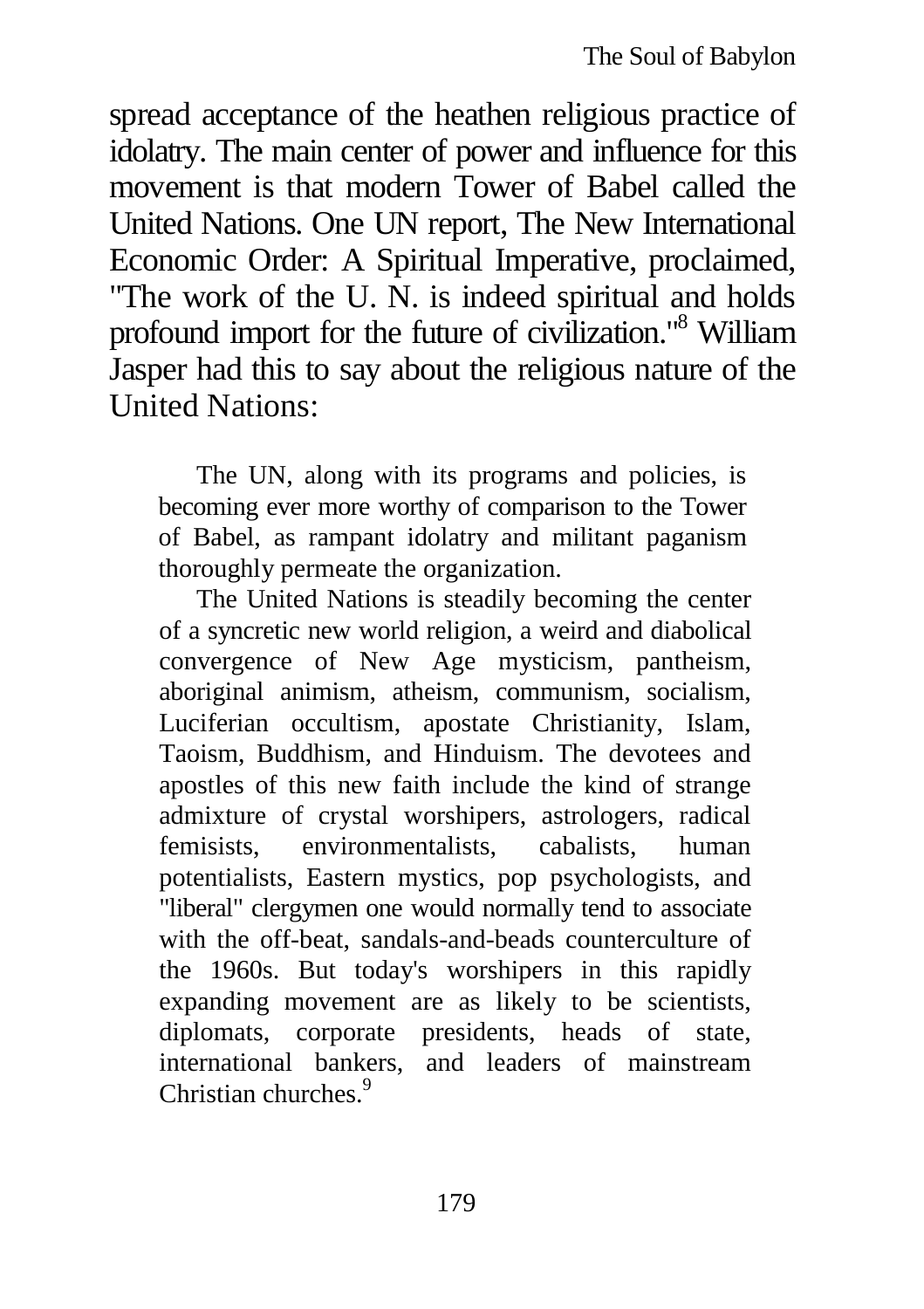spread acceptance of the heathen religious practice of idolatry. The main center of power and influence for this movement is that modern Tower of Babel called the United Nations. One UN report, The New International Economic Order: A Spiritual Imperative, proclaimed, "The work of the U. N. is indeed spiritual and holds profound import for the future of civilization."[8] William Jasper had this to say about the religious nature of the United Nations:

> The UN, along with its programs and policies, is becoming ever more worthy of comparison to the Tower of Babel, as rampant idolatry and militant paganism thoroughly permeate the organization.
>
> The United Nations is steadily becoming the center of a syncretic new world religion, a weird and diabolical convergence of New Age mysticism, pantheism, aboriginal animism, atheism, communism, socialism, Luciferian occultism, apostate Christianity, Islam, Taoism, Buddhism, and Hinduism. The devotees and apostles of this new faith include the kind of strange admixture of crystal worshipers, astrologers, radical femisists, environmentalists, cabalists, human potentialists, Eastern mystics, pop psychologists, and "liberal" clergymen one would normally tend to associate with the off-beat, sandals-and-beads counterculture of the 1960s. But today's worshipers in this rapidly expanding movement are as likely to be scientists, diplomats, corporate presidents, heads of state, international bankers, and leaders of mainstream Christian churches.[9]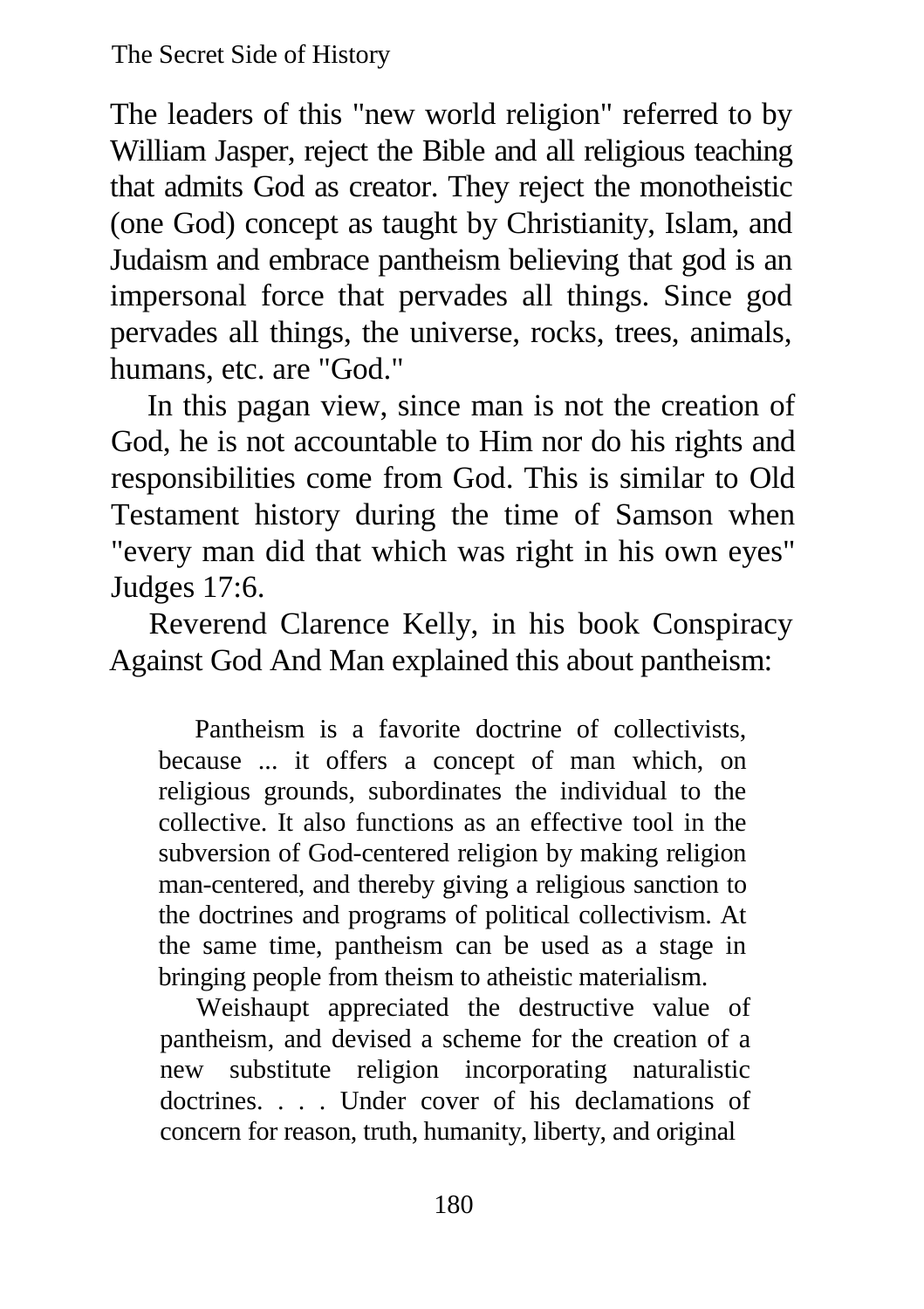The leaders of this "new world religion" referred to by William Jasper, reject the Bible and all religious teaching that admits God as creator. They reject the monotheistic (one God) concept as taught by Christianity, Islam, and Judaism and embrace pantheism believing that god is an impersonal force that pervades all things. Since god pervades all things, the universe, rocks, trees, animals, humans, etc. are "God."

In this pagan view, since man is not the creation of God, he is not accountable to Him nor do his rights and responsibilities come from God. This is similar to Old Testament history during the time of Samson when "every man did that which was right in his own eyes" Judges 17:6.

Reverend Clarence Kelly, in his book Conspiracy Against God And Man explained this about pantheism:

> Pantheism is a favorite doctrine of collectivists, because ... it offers a concept of man which, on religious grounds, subordinates the individual to the collective. It also functions as an effective tool in the subversion of God-centered religion by making religion man-centered, and thereby giving a religious sanction to the doctrines and programs of political collectivism. At the same time, pantheism can be used as a stage in bringing people from theism to atheistic materialism.
>
> Weishaupt appreciated the destructive value of pantheism, and devised a scheme for the creation of a new substitute religion incorporating naturalistic doctrines. . . . Under cover of his declamations of concern for reason, truth, humanity, liberty, and original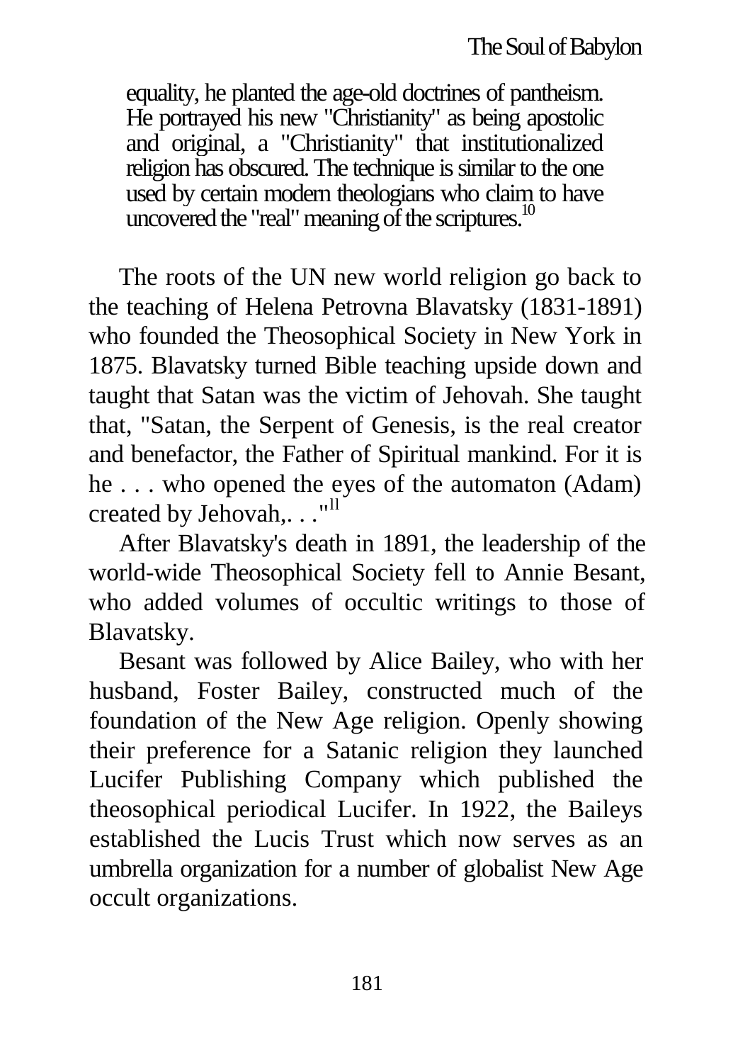> equality, he planted the age-old doctrines of pantheism. He portrayed his new "Christianity" as being apostolic and original, a "Christianity" that institutionalized religion has obscured. The technique is similar to the one used by certain modern theologians who claim to have uncovered the "real" meaning of the scriptures.[10]

The roots of the UN new world religion go back to the teaching of Helena Petrovna Blavatsky (1831-1891) who founded the Theosophical Society in New York in 1875. Blavatsky turned Bible teaching upside down and taught that Satan was the victim of Jehovah. She taught that, "Satan, the Serpent of Genesis, is the real creator and benefactor, the Father of Spiritual mankind. For it is he . . . who opened the eyes of the automaton (Adam) created by Jehovah,. . ."[11]

After Blavatsky's death in 1891, the leadership of the world-wide Theosophical Society fell to Annie Besant, who added volumes of occultic writings to those of Blavatsky.

Besant was followed by Alice Bailey, who with her husband, Foster Bailey, constructed much of the foundation of the New Age religion. Openly showing their preference for a Satanic religion they launched Lucifer Publishing Company which published the theosophical periodical Lucifer. In 1922, the Baileys established the Lucis Trust which now serves as an umbrella organization for a number of globalist New Age occult organizations.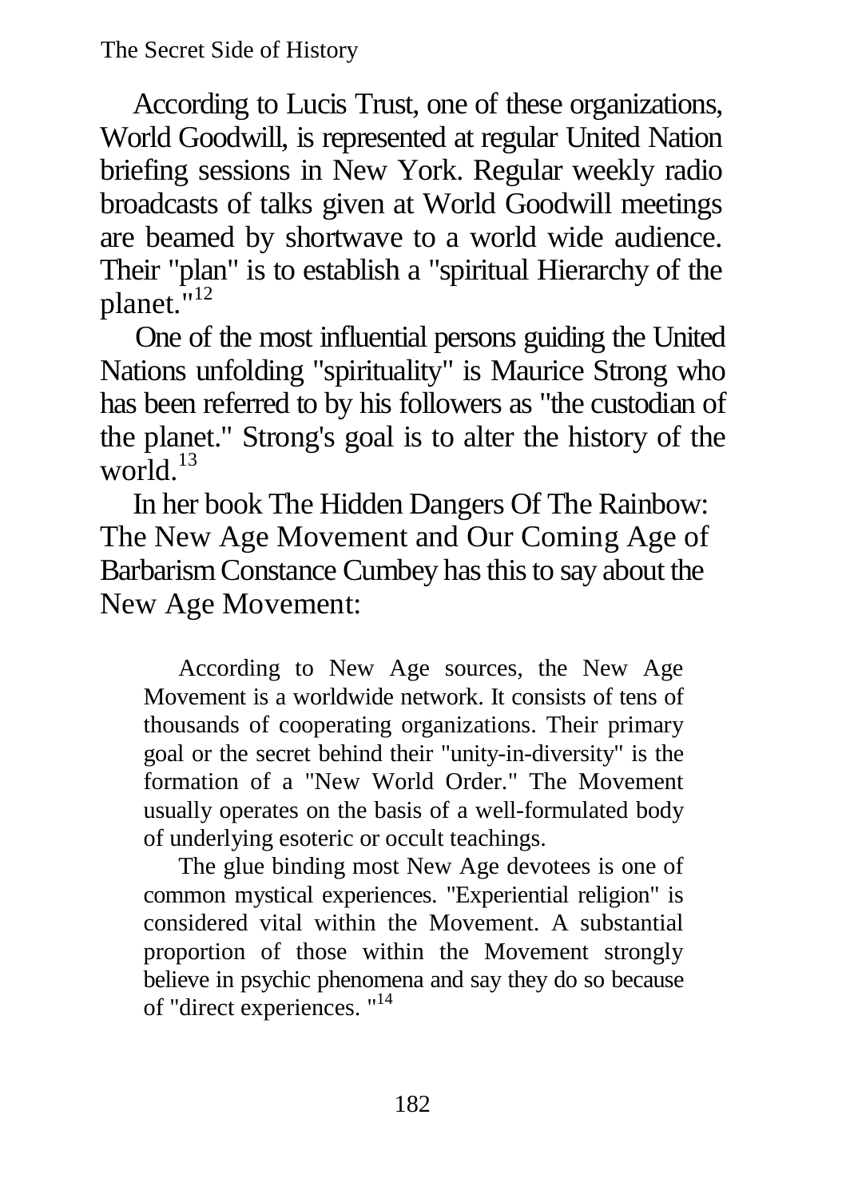According to Lucis Trust, one of these organizations, World Goodwill, is represented at regular United Nation briefing sessions in New York. Regular weekly radio broadcasts of talks given at World Goodwill meetings are beamed by shortwave to a world wide audience. Their "plan" is to establish a "spiritual Hierarchy of the planet."[12]

One of the most influential persons guiding the United Nations unfolding "spirituality" is Maurice Strong who has been referred to by his followers as "the custodian of the planet." Strong's goal is to alter the history of the world.[13]

In her book The Hidden Dangers Of The Rainbow: The New Age Movement and Our Coming Age of Barbarism Constance Cumbey has this to say about the New Age Movement:

> According to New Age sources, the New Age Movement is a worldwide network. It consists of tens of thousands of cooperating organizations. Their primary goal or the secret behind their "unity-in-diversity" is the formation of a "New World Order." The Movement usually operates on the basis of a well-formulated body of underlying esoteric or occult teachings.
>
> The glue binding most New Age devotees is one of common mystical experiences. "Experiential religion" is considered vital within the Movement. A substantial proportion of those within the Movement strongly believe in psychic phenomena and say they do so because of "direct experiences. "[14]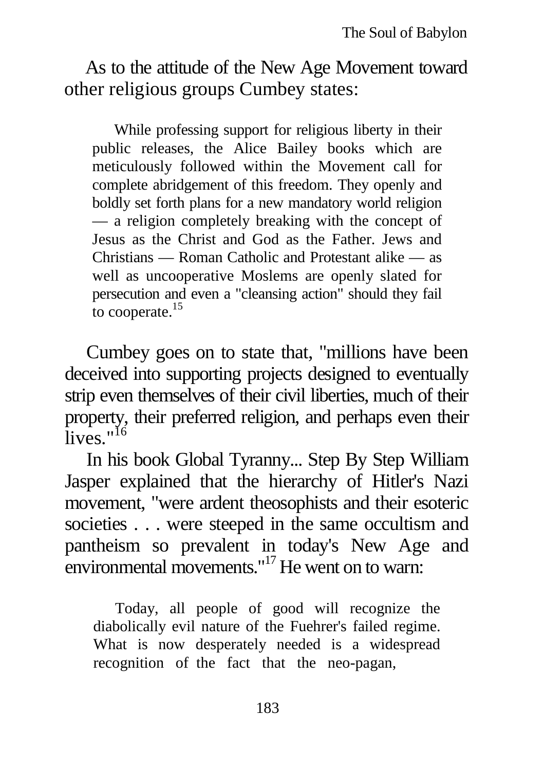As to the attitude of the New Age Movement toward other religious groups Cumbey states:

> While professing support for religious liberty in their public releases, the Alice Bailey books which are meticulously followed within the Movement call for complete abridgement of this freedom. They openly and boldly set forth plans for a new mandatory world religion — a religion completely breaking with the concept of Jesus as the Christ and God as the Father. Jews and Christians — Roman Catholic and Protestant alike — as well as uncooperative Moslems are openly slated for persecution and even a "cleansing action" should they fail to cooperate.[15]

Cumbey goes on to state that, "millions have been deceived into supporting projects designed to eventually strip even themselves of their civil liberties, much of their property, their preferred religion, and perhaps even their lives."[16]

In his book Global Tyranny... Step By Step William Jasper explained that the hierarchy of Hitler's Nazi movement, "were ardent theosophists and their esoteric societies . . . were steeped in the same occultism and pantheism so prevalent in today's New Age and environmental movements."[17] He went on to warn:

> Today, all people of good will recognize the diabolically evil nature of the Fuehrer's failed regime. What is now desperately needed is a widespread recognition of the fact that the neo-pagan,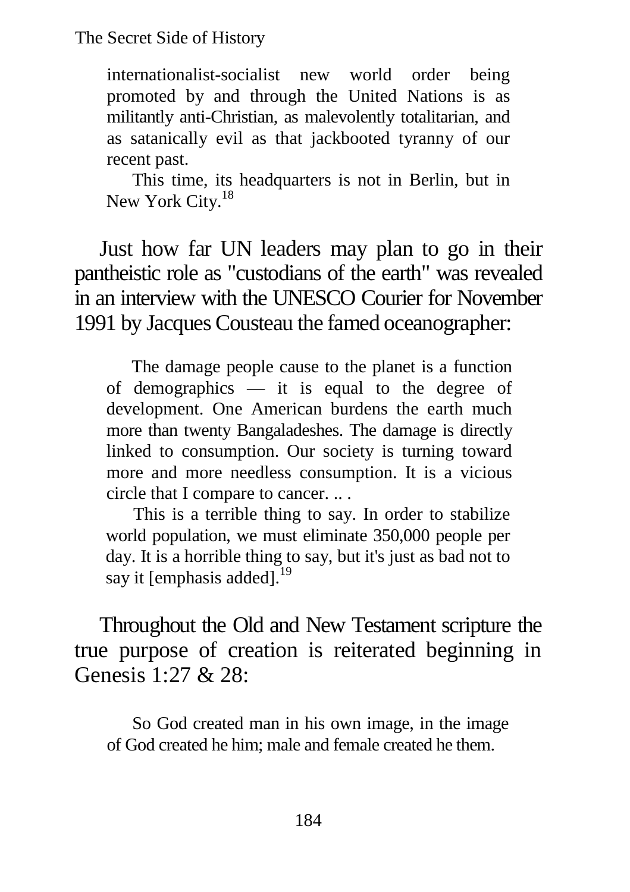> internationalist-socialist new world order being promoted by and through the United Nations is as militantly anti-Christian, as malevolently totalitarian, and as satanically evil as that jackbooted tyranny of our recent past.
>
> This time, its headquarters is not in Berlin, but in New York City.[18]

Just how far UN leaders may plan to go in their pantheistic role as "custodians of the earth" was revealed in an interview with the UNESCO Courier for November 1991 by Jacques Cousteau the famed oceanographer:

> The damage people cause to the planet is a function of demographics — it is equal to the degree of development. One American burdens the earth much more than twenty Bangaladeshes. The damage is directly linked to consumption. Our society is turning toward more and more needless consumption. It is a vicious circle that I compare to cancer. .. .
>
> This is a terrible thing to say. In order to stabilize world population, we must eliminate 350,000 people per day. It is a horrible thing to say, but it's just as bad not to say it [emphasis added].[19]

Throughout the Old and New Testament scripture the true purpose of creation is reiterated beginning in Genesis 1:27 & 28:

> So God created man in his own image, in the image of God created he him; male and female created he them.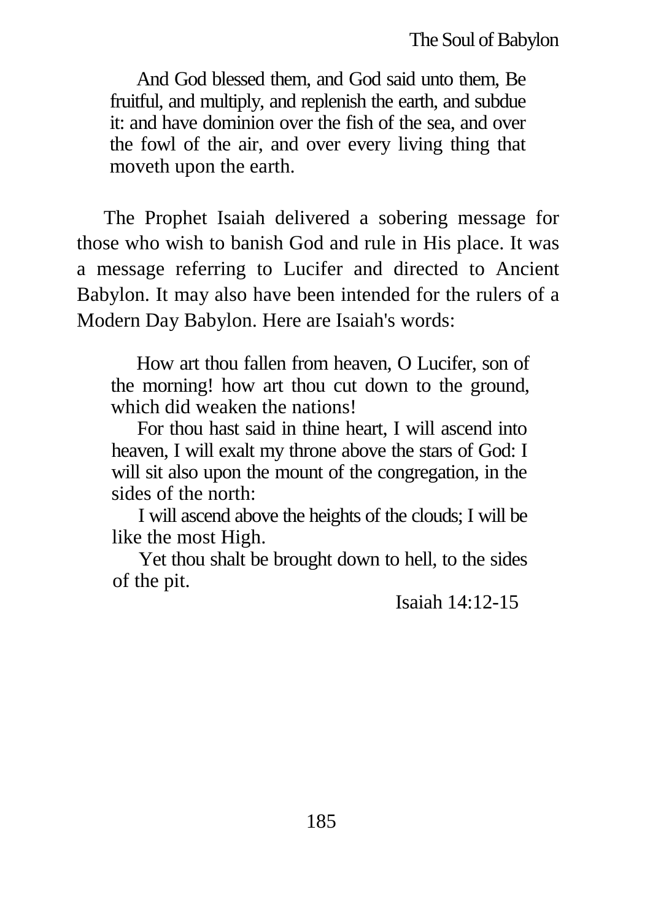> And God blessed them, and God said unto them, Be fruitful, and multiply, and replenish the earth, and subdue it: and have dominion over the fish of the sea, and over the fowl of the air, and over every living thing that moveth upon the earth.

The Prophet Isaiah delivered a sobering message for those who wish to banish God and rule in His place. It was a message referring to Lucifer and directed to Ancient Babylon. It may also have been intended for the rulers of a Modern Day Babylon. Here are Isaiah's words:

> How art thou fallen from heaven, O Lucifer, son of the morning! how art thou cut down to the ground, which did weaken the nations!
>
> For thou hast said in thine heart, I will ascend into heaven, I will exalt my throne above the stars of God: I will sit also upon the mount of the congregation, in the sides of the north:
>
> I will ascend above the heights of the clouds; I will be like the most High.
>
> Yet thou shalt be brought down to hell, to the sides of the pit.
>
> Isaiah 14:12-15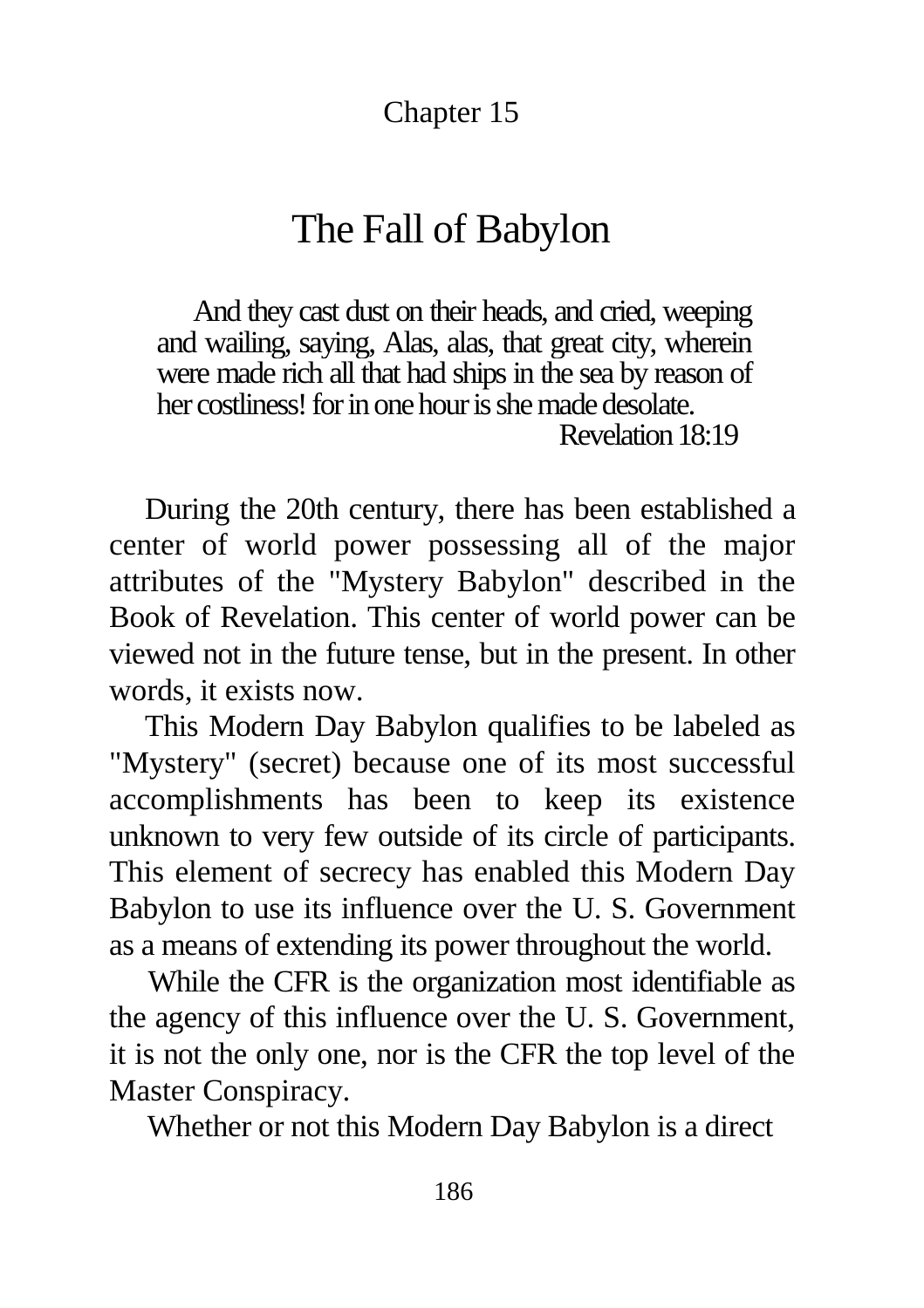Chapter 15

# The Fall of Babylon

> And they cast dust on their heads, and cried, weeping and wailing, saying, Alas, alas, that great city, wherein were made rich all that had ships in the sea by reason of her costliness! for in one hour is she made desolate.
>
> Revelation 18:19

During the 20th century, there has been established a center of world power possessing all of the major attributes of the "Mystery Babylon" described in the Book of Revelation. This center of world power can be viewed not in the future tense, but in the present. In other words, it exists now.

This Modern Day Babylon qualifies to be labeled as "Mystery" (secret) because one of its most successful accomplishments has been to keep its existence unknown to very few outside of its circle of participants. This element of secrecy has enabled this Modern Day Babylon to use its influence over the U. S. Government as a means of extending its power throughout the world.

While the CFR is the organization most identifiable as the agency of this influence over the U. S. Government, it is not the only one, nor is the CFR the top level of the Master Conspiracy.

Whether or not this Modern Day Babylon is a direct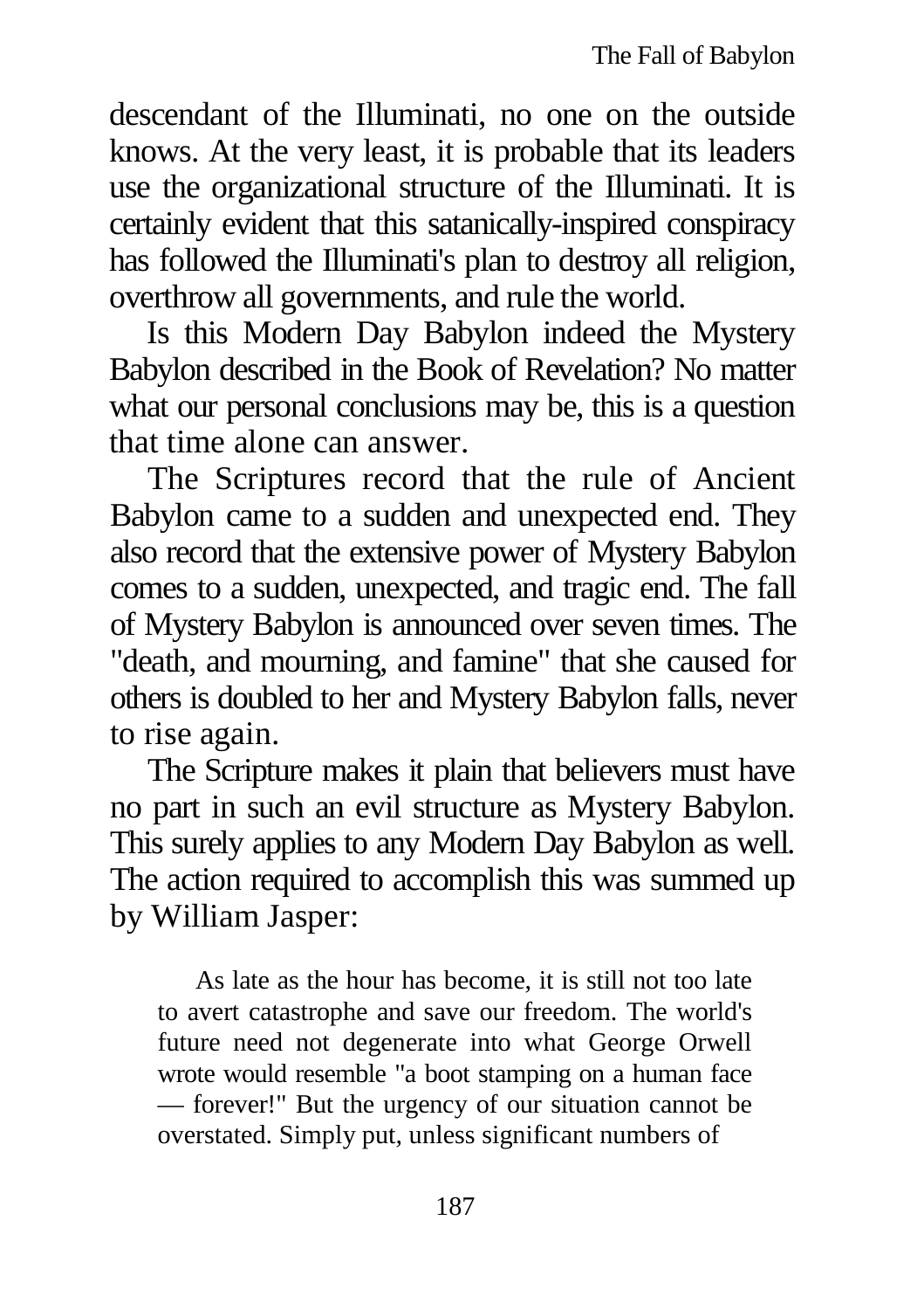descendant of the Illuminati, no one on the outside knows. At the very least, it is probable that its leaders use the organizational structure of the Illuminati. It is certainly evident that this satanically-inspired conspiracy has followed the Illuminati's plan to destroy all religion, overthrow all governments, and rule the world.

Is this Modern Day Babylon indeed the Mystery Babylon described in the Book of Revelation? No matter what our personal conclusions may be, this is a question that time alone can answer.

The Scriptures record that the rule of Ancient Babylon came to a sudden and unexpected end. They also record that the extensive power of Mystery Babylon comes to a sudden, unexpected, and tragic end. The fall of Mystery Babylon is announced over seven times. The "death, and mourning, and famine" that she caused for others is doubled to her and Mystery Babylon falls, never to rise again.

The Scripture makes it plain that believers must have no part in such an evil structure as Mystery Babylon. This surely applies to any Modern Day Babylon as well. The action required to accomplish this was summed up by William Jasper:

> As late as the hour has become, it is still not too late to avert catastrophe and save our freedom. The world's future need not degenerate into what George Orwell wrote would resemble "a boot stamping on a human face — forever!" But the urgency of our situation cannot be overstated. Simply put, unless significant numbers of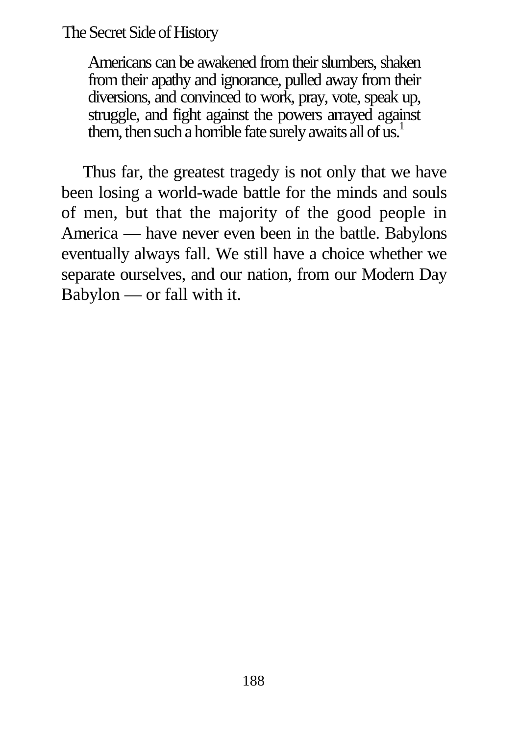> Americans can be awakened from their slumbers, shaken from their apathy and ignorance, pulled away from their diversions, and convinced to work, pray, vote, speak up, struggle, and fight against the powers arrayed against them, then such a horrible fate surely awaits all of us.[1]

Thus far, the greatest tragedy is not only that we have been losing a world-wade battle for the minds and souls of men, but that the majority of the good people in America — have never even been in the battle. Babylons eventually always fall. We still have a choice whether we separate ourselves, and our nation, from our Modern Day Babylon — or fall with it.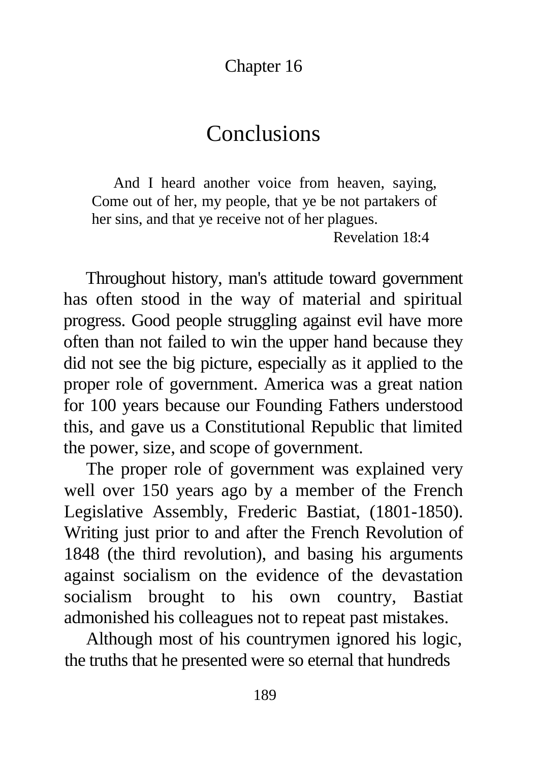Chapter 16

# Conclusions

> And I heard another voice from heaven, saying, Come out of her, my people, that ye be not partakers of her sins, and that ye receive not of her plagues.
>
> Revelation 18:4

Throughout history, man's attitude toward government has often stood in the way of material and spiritual progress. Good people struggling against evil have more often than not failed to win the upper hand because they did not see the big picture, especially as it applied to the proper role of government. America was a great nation for 100 years because our Founding Fathers understood this, and gave us a Constitutional Republic that limited the power, size, and scope of government.

The proper role of government was explained very well over 150 years ago by a member of the French Legislative Assembly, Frederic Bastiat, (1801-1850). Writing just prior to and after the French Revolution of 1848 (the third revolution), and basing his arguments against socialism on the evidence of the devastation socialism brought to his own country, Bastiat admonished his colleagues not to repeat past mistakes.

Although most of his countrymen ignored his logic, the truths that he presented were so eternal that hundreds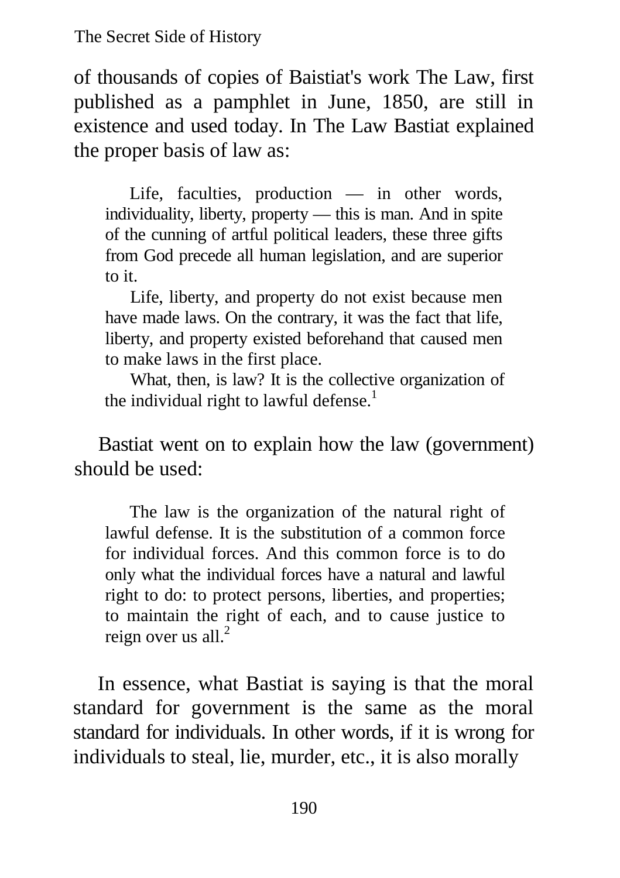of thousands of copies of Baistiat's work The Law, first published as a pamphlet in June, 1850, are still in existence and used today. In The Law Bastiat explained the proper basis of law as:

> Life, faculties, production — in other words, individuality, liberty, property — this is man. And in spite of the cunning of artful political leaders, these three gifts from God precede all human legislation, and are superior to it.
>
> Life, liberty, and property do not exist because men have made laws. On the contrary, it was the fact that life, liberty, and property existed beforehand that caused men to make laws in the first place.
>
> What, then, is law? It is the collective organization of the individual right to lawful defense.[1]

Bastiat went on to explain how the law (government) should be used:

> The law is the organization of the natural right of lawful defense. It is the substitution of a common force for individual forces. And this common force is to do only what the individual forces have a natural and lawful right to do: to protect persons, liberties, and properties; to maintain the right of each, and to cause justice to reign over us all.[2]

In essence, what Bastiat is saying is that the moral standard for government is the same as the moral standard for individuals. In other words, if it is wrong for individuals to steal, lie, murder, etc., it is also morally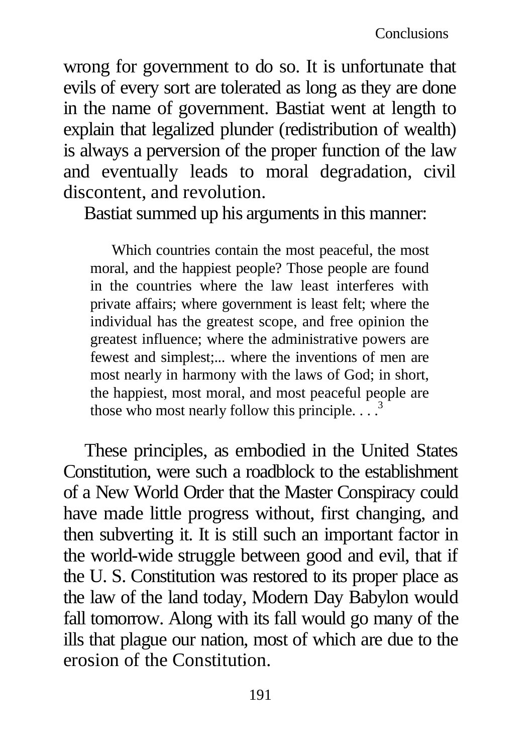wrong for government to do so. It is unfortunate that evils of every sort are tolerated as long as they are done in the name of government. Bastiat went at length to explain that legalized plunder (redistribution of wealth) is always a perversion of the proper function of the law and eventually leads to moral degradation, civil discontent, and revolution.

Bastiat summed up his arguments in this manner:

> Which countries contain the most peaceful, the most moral, and the happiest people? Those people are found in the countries where the law least interferes with private affairs; where government is least felt; where the individual has the greatest scope, and free opinion the greatest influence; where the administrative powers are fewest and simplest;... where the inventions of men are most nearly in harmony with the laws of God; in short, the happiest, most moral, and most peaceful people are those who most nearly follow this principle. . . .[3]

These principles, as embodied in the United States Constitution, were such a roadblock to the establishment of a New World Order that the Master Conspiracy could have made little progress without, first changing, and then subverting it. It is still such an important factor in the world-wide struggle between good and evil, that if the U. S. Constitution was restored to its proper place as the law of the land today, Modern Day Babylon would fall tomorrow. Along with its fall would go many of the ills that plague our nation, most of which are due to the erosion of the Constitution.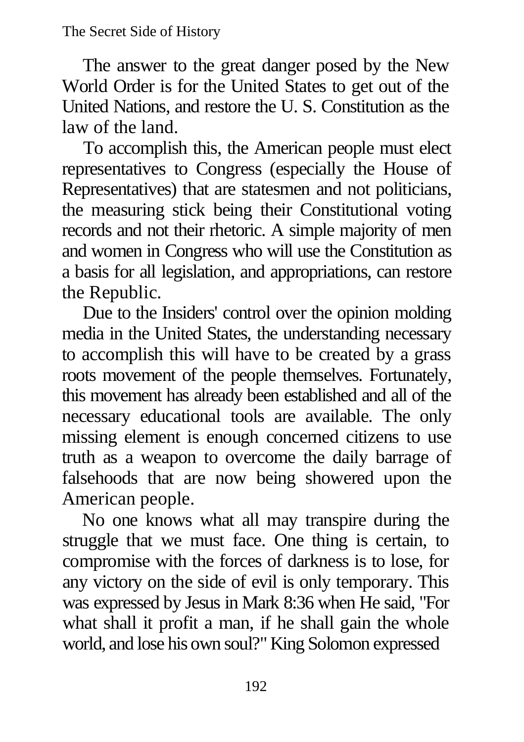The answer to the great danger posed by the New World Order is for the United States to get out of the United Nations, and restore the U. S. Constitution as the law of the land.

To accomplish this, the American people must elect representatives to Congress (especially the House of Representatives) that are statesmen and not politicians, the measuring stick being their Constitutional voting records and not their rhetoric. A simple majority of men and women in Congress who will use the Constitution as a basis for all legislation, and appropriations, can restore the Republic.

Due to the Insiders' control over the opinion molding media in the United States, the understanding necessary to accomplish this will have to be created by a grass roots movement of the people themselves. Fortunately, this movement has already been established and all of the necessary educational tools are available. The only missing element is enough concerned citizens to use truth as a weapon to overcome the daily barrage of falsehoods that are now being showered upon the American people.

No one knows what all may transpire during the struggle that we must face. One thing is certain, to compromise with the forces of darkness is to lose, for any victory on the side of evil is only temporary. This was expressed by Jesus in Mark 8:36 when He said, "For what shall it profit a man, if he shall gain the whole world, and lose his own soul?" King Solomon expressed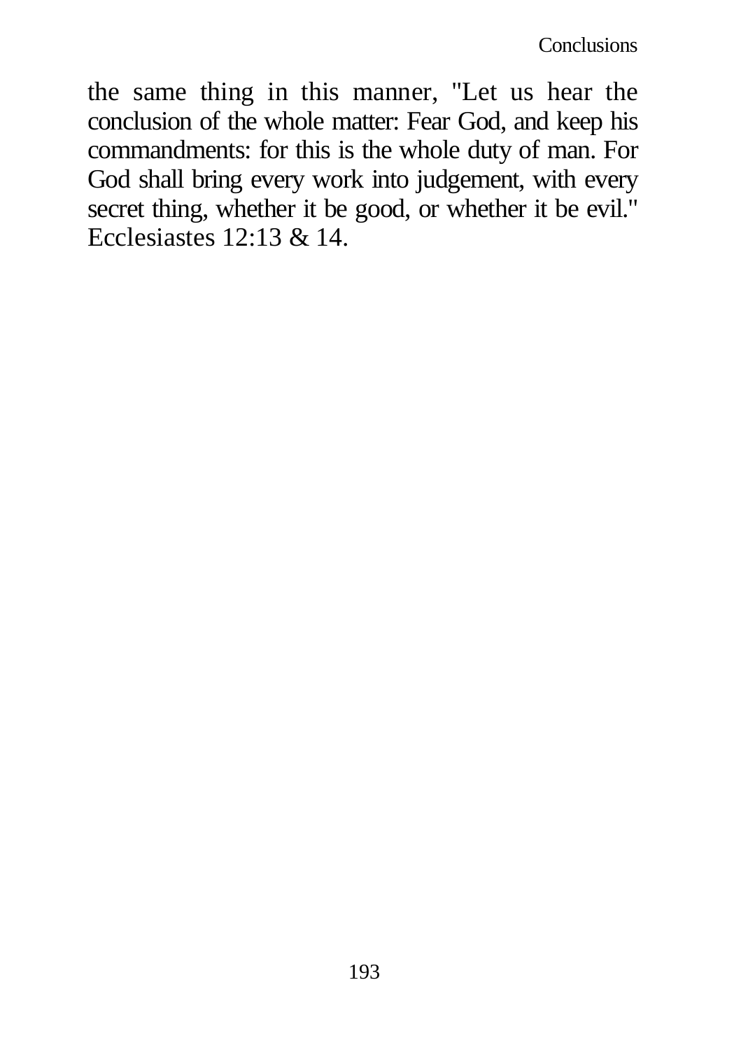the same thing in this manner, "Let us hear the conclusion of the whole matter: Fear God, and keep his commandments: for this is the whole duty of man. For God shall bring every work into judgement, with every secret thing, whether it be good, or whether it be evil." Ecclesiastes 12:13 & 14.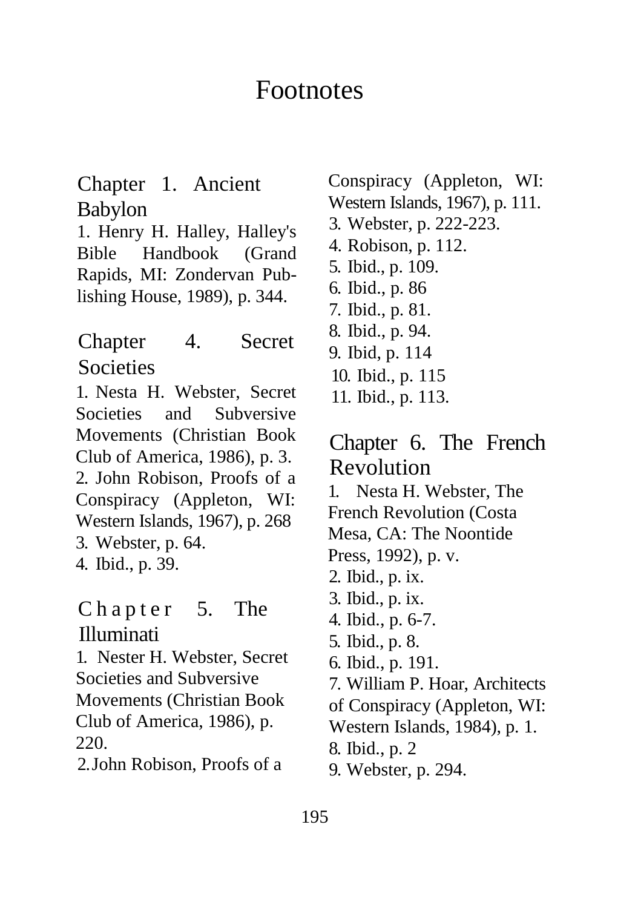# Footnotes

## Chapter 1. Ancient Babylon

1. Henry H. Halley, Halley's Bible Handbook (Grand Rapids, MI: Zondervan Publishing House, 1989), p. 344.

## Chapter 4. Secret Societies

1. Nesta H. Webster, Secret Societies and Subversive Movements (Christian Book Club of America, 1986), p. 3.
2. John Robison, Proofs of a Conspiracy (Appleton, WI: Western Islands, 1967), p. 268
3. Webster, p. 64.
4. Ibid., p. 39.

## Chapter 5. The Illuminati

1. Nester H. Webster, Secret Societies and Subversive Movements (Christian Book Club of America, 1986), p. 220.
2. John Robison, Proofs of a Conspiracy (Appleton, WI: Western Islands, 1967), p. 111.
3. Webster, p. 222-223.
4. Robison, p. 112.
5. Ibid., p. 109.
6. Ibid., p. 86
7. Ibid., p. 81.
8. Ibid., p. 94.
9. Ibid, p. 114
10. Ibid., p. 115
11. Ibid., p. 113.

## Chapter 6. The French Revolution

1. Nesta H. Webster, The French Revolution (Costa Mesa, CA: The Noontide Press, 1992), p. v.
2. Ibid., p. ix.
3. Ibid., p. ix.
4. Ibid., p. 6-7.
5. Ibid., p. 8.
6. Ibid., p. 191.
7. William P. Hoar, Architects of Conspiracy (Appleton, WI: Western Islands, 1984), p. 1.
8. Ibid., p. 2
9. Webster, p. 294.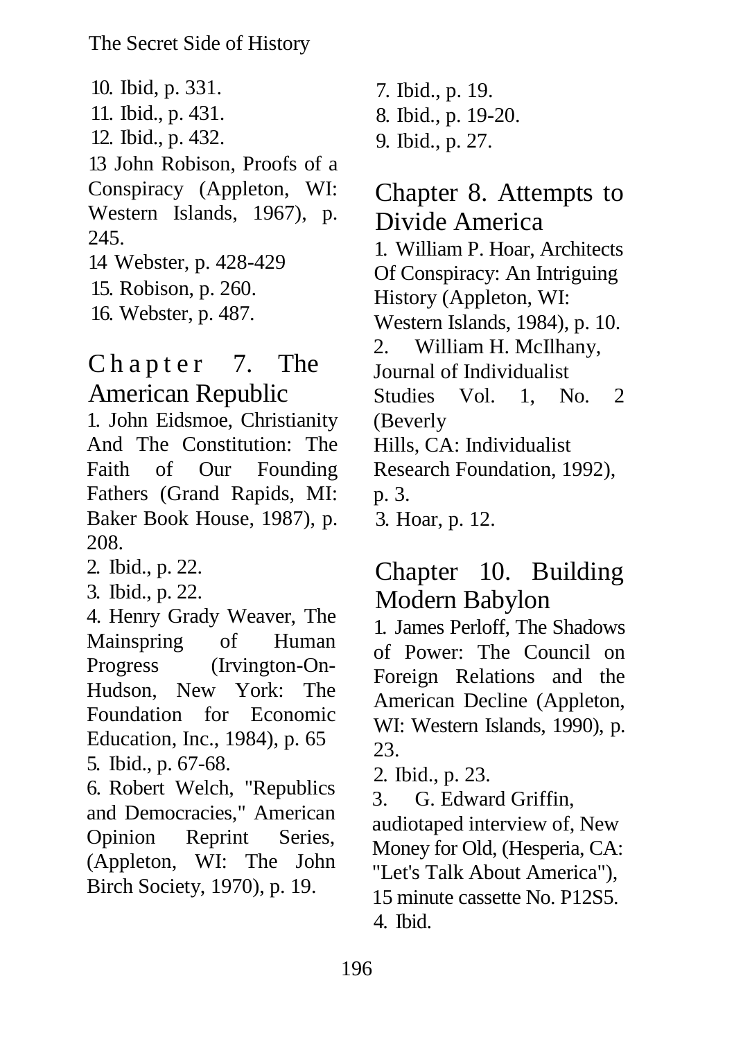10. Ibid, p. 331.
11. Ibid., p. 431.
12. Ibid., p. 432.
13 John Robison, Proofs of a Conspiracy (Appleton, WI: Western Islands, 1967), p. 245.
14 Webster, p. 428-429
15. Robison, p. 260.
16. Webster, p. 487.

## Chapter 7. The American Republic

1. John Eidsmoe, Christianity And The Constitution: The Faith of Our Founding Fathers (Grand Rapids, MI: Baker Book House, 1987), p. 208.
2. Ibid., p. 22.
3. Ibid., p. 22.
4. Henry Grady Weaver, The Mainspring of Human Progress (Irvington-On-Hudson, New York: The Foundation for Economic Education, Inc., 1984), p. 65
5. Ibid., p. 67-68.
6. Robert Welch, "Republics and Democracies," American Opinion Reprint Series, (Appleton, WI: The John Birch Society, 1970), p. 19.
7. Ibid., p. 19.
8. Ibid., p. 19-20.
9. Ibid., p. 27.

## Chapter 8. Attempts to Divide America

1. William P. Hoar, Architects Of Conspiracy: An Intriguing History (Appleton, WI: Western Islands, 1984), p. 10.
2. William H. McIlhany, Journal of Individualist Studies Vol. 1, No. 2 (Beverly Hills, CA: Individualist Research Foundation, 1992), p. 3.
3. Hoar, p. 12.

## Chapter 10. Building Modern Babylon

1. James Perloff, The Shadows of Power: The Council on Foreign Relations and the American Decline (Appleton, WI: Western Islands, 1990), p. 23.
2. Ibid., p. 23.
3. G. Edward Griffin, audiotaped interview of, New Money for Old, (Hesperia, CA: "Let's Talk About America"), 15 minute cassette No. P12S5.
4. Ibid.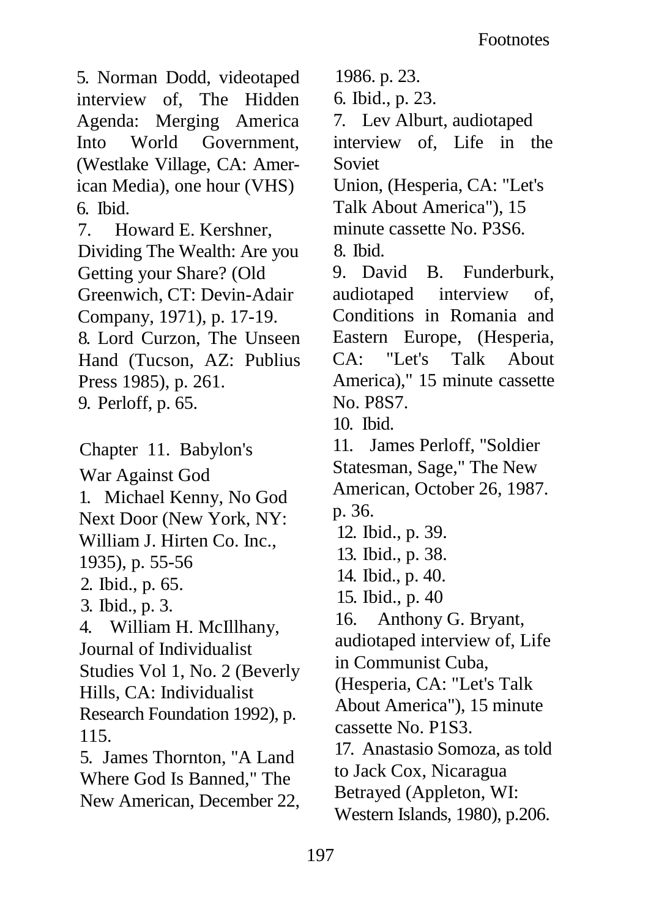5. Norman Dodd, videotaped interview of, The Hidden Agenda: Merging America Into World Government, (Westlake Village, CA: American Media), one hour (VHS)

6. Ibid.

7. Howard E. Kershner, Dividing The Wealth: Are you Getting your Share? (Old Greenwich, CT: Devin-Adair Company, 1971), p. 17-19.

8. Lord Curzon, The Unseen Hand (Tucson, AZ: Publius Press 1985), p. 261.

9. Perloff, p. 65.

## Chapter 11. Babylon's War Against God

1. Michael Kenny, No God Next Door (New York, NY: William J. Hirten Co. Inc., 1935), p. 55-56

2. Ibid., p. 65.

3. Ibid., p. 3.

4. William H. McIllhany, Journal of Individualist Studies Vol 1, No. 2 (Beverly Hills, CA: Individualist Research Foundation 1992), p. 115.

5. James Thornton, "A Land Where God Is Banned," The New American, December 22, 1986. p. 23.

6. Ibid., p. 23.

7. Lev Alburt, audiotaped interview of, Life in the Soviet Union, (Hesperia, CA: "Let's Talk About America"), 15 minute cassette No. P3S6.

8. Ibid.

9. David B. Funderburk, audiotaped interview of, Conditions in Romania and Eastern Europe, (Hesperia, CA: "Let's Talk About America)," 15 minute cassette No. P8S7.

10. Ibid.

11. James Perloff, "Soldier Statesman, Sage," The New American, October 26, 1987. p. 36.

12. Ibid., p. 39.

13. Ibid., p. 38.

14. Ibid., p. 40.

15. Ibid., p. 40

16. Anthony G. Bryant, audiotaped interview of, Life in Communist Cuba, (Hesperia, CA: "Let's Talk About America"), 15 minute cassette No. P1S3.

17. Anastasio Somoza, as told to Jack Cox, Nicaragua Betrayed (Appleton, WI: Western Islands, 1980), p.206.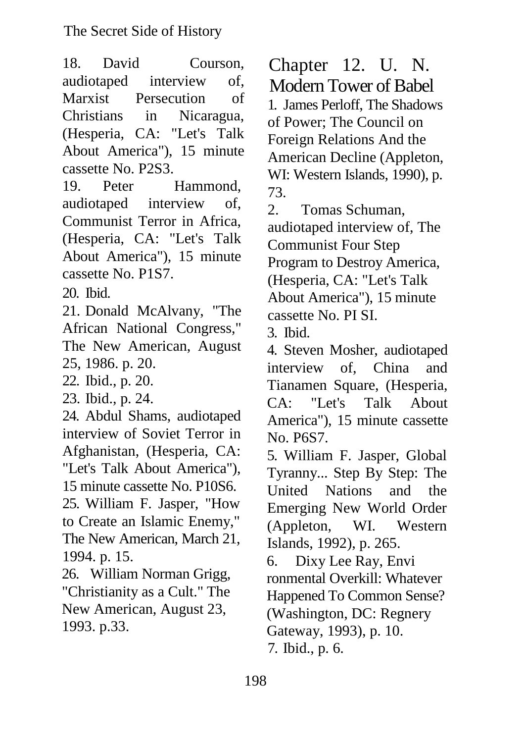18. David Courson, audiotaped interview of, Marxist Persecution of Christians in Nicaragua, (Hesperia, CA: "Let's Talk About America"), 15 minute cassette No. P2S3.

19. Peter Hammond, audiotaped interview of, Communist Terror in Africa, (Hesperia, CA: "Let's Talk About America"), 15 minute cassette No. P1S7.

20. Ibid.

21. Donald McAlvany, "The African National Congress," The New American, August 25, 1986. p. 20.

22. Ibid., p. 20.

23. Ibid., p. 24.

24. Abdul Shams, audiotaped interview of Soviet Terror in Afghanistan, (Hesperia, CA: "Let's Talk About America"), 15 minute cassette No. P10S6.

25. William F. Jasper, "How to Create an Islamic Enemy," The New American, March 21, 1994. p. 15.

26. William Norman Grigg, "Christianity as a Cult." The New American, August 23, 1993. p.33.

## Chapter 12. U. N. Modern Tower of Babel

1. James Perloff, The Shadows of Power; The Council on Foreign Relations And the American Decline (Appleton, WI: Western Islands, 1990), p. 73.

2. Tomas Schuman, audiotaped interview of, The Communist Four Step Program to Destroy America, (Hesperia, CA: "Let's Talk About America"), 15 minute cassette No. PI SI.

3. Ibid.

4. Steven Mosher, audiotaped interview of, China and Tianamen Square, (Hesperia, CA: "Let's Talk About America"), 15 minute cassette No. P6S7.

5. William F. Jasper, Global Tyranny... Step By Step: The United Nations and the Emerging New World Order (Appleton, WI. Western Islands, 1992), p. 265.

6. Dixy Lee Ray, Envi ronmental Overkill: Whatever Happened To Common Sense? (Washington, DC: Regnery Gateway, 1993), p. 10.

7. Ibid., p. 6.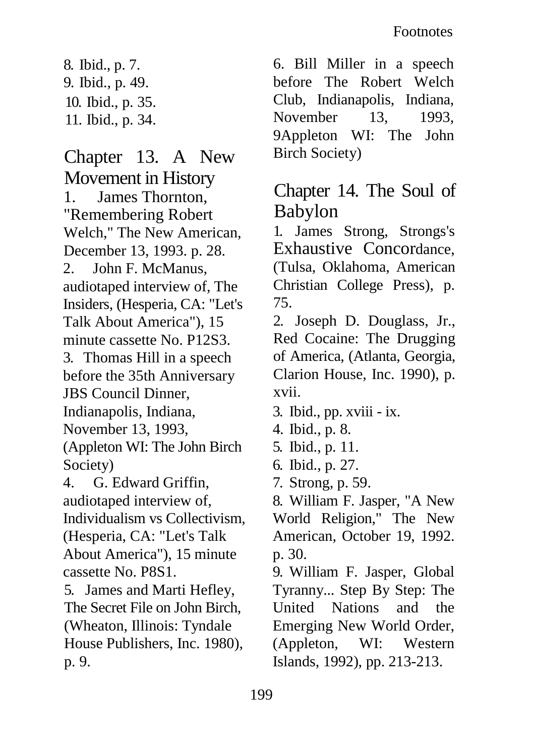8. Ibid., p. 7.
9. Ibid., p. 49.
10. Ibid., p. 35.
11. Ibid., p. 34.

## Chapter 13. A New Movement in History

1. James Thornton, "Remembering Robert Welch," The New American, December 13, 1993. p. 28.
2. John F. McManus, audiotaped interview of, The Insiders, (Hesperia, CA: "Let's Talk About America"), 15 minute cassette No. P12S3.
3. Thomas Hill in a speech before the 35th Anniversary JBS Council Dinner, Indianapolis, Indiana, November 13, 1993, (Appleton WI: The John Birch Society)
4. G. Edward Griffin, audiotaped interview of, Individualism vs Collectivism, (Hesperia, CA: "Let's Talk About America"), 15 minute cassette No. P8S1.
5. James and Marti Hefley, The Secret File on John Birch, (Wheaton, Illinois: Tyndale House Publishers, Inc. 1980), p. 9.
6. Bill Miller in a speech before The Robert Welch Club, Indianapolis, Indiana, November 13, 1993, 9Appleton WI: The John Birch Society)

## Chapter 14. The Soul of Babylon

1. James Strong, Strongs's Exhaustive Concordance, (Tulsa, Oklahoma, American Christian College Press), p. 75.
2. Joseph D. Douglass, Jr., Red Cocaine: The Drugging of America, (Atlanta, Georgia, Clarion House, Inc. 1990), p. xvii.
3. Ibid., pp. xviii - ix.
4. Ibid., p. 8.
5. Ibid., p. 11.
6. Ibid., p. 27.
7. Strong, p. 59.
8. William F. Jasper, "A New World Religion," The New American, October 19, 1992. p. 30.
9. William F. Jasper, Global Tyranny... Step By Step: The United Nations and the Emerging New World Order, (Appleton, WI: Western Islands, 1992), pp. 213-213.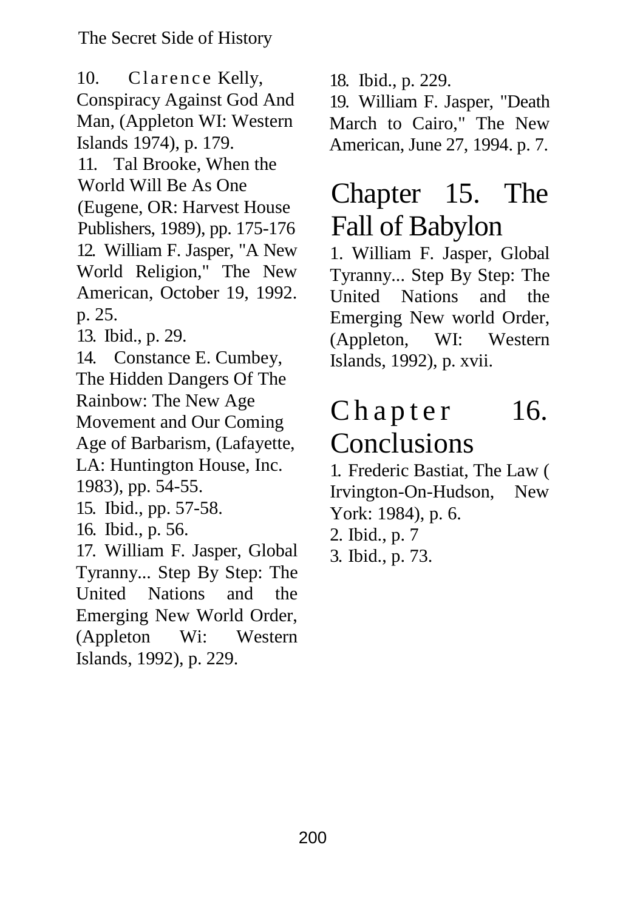10. Clarence Kelly, Conspiracy Against God And Man, (Appleton WI: Western Islands 1974), p. 179.

11. Tal Brooke, When the World Will Be As One (Eugene, OR: Harvest House Publishers, 1989), pp. 175-176

12. William F. Jasper, "A New World Religion," The New American, October 19, 1992. p. 25.

13. Ibid., p. 29.

14. Constance E. Cumbey, The Hidden Dangers Of The Rainbow: The New Age Movement and Our Coming Age of Barbarism, (Lafayette, LA: Huntington House, Inc. 1983), pp. 54-55.

15. Ibid., pp. 57-58.

16. Ibid., p. 56.

17. William F. Jasper, Global Tyranny... Step By Step: The United Nations and the Emerging New World Order, (Appleton Wi: Western Islands, 1992), p. 229.

18. Ibid., p. 229.

19. William F. Jasper, "Death March to Cairo," The New American, June 27, 1994. p. 7.

## Chapter 15. The Fall of Babylon

1. William F. Jasper, Global Tyranny... Step By Step: The United Nations and the Emerging New world Order, (Appleton, WI: Western Islands, 1992), p. xvii.

## Chapter 16. Conclusions

1. Frederic Bastiat, The Law ( Irvington-On-Hudson, New York: 1984), p. 6.

2. Ibid., p. 7

3. Ibid., p. 73.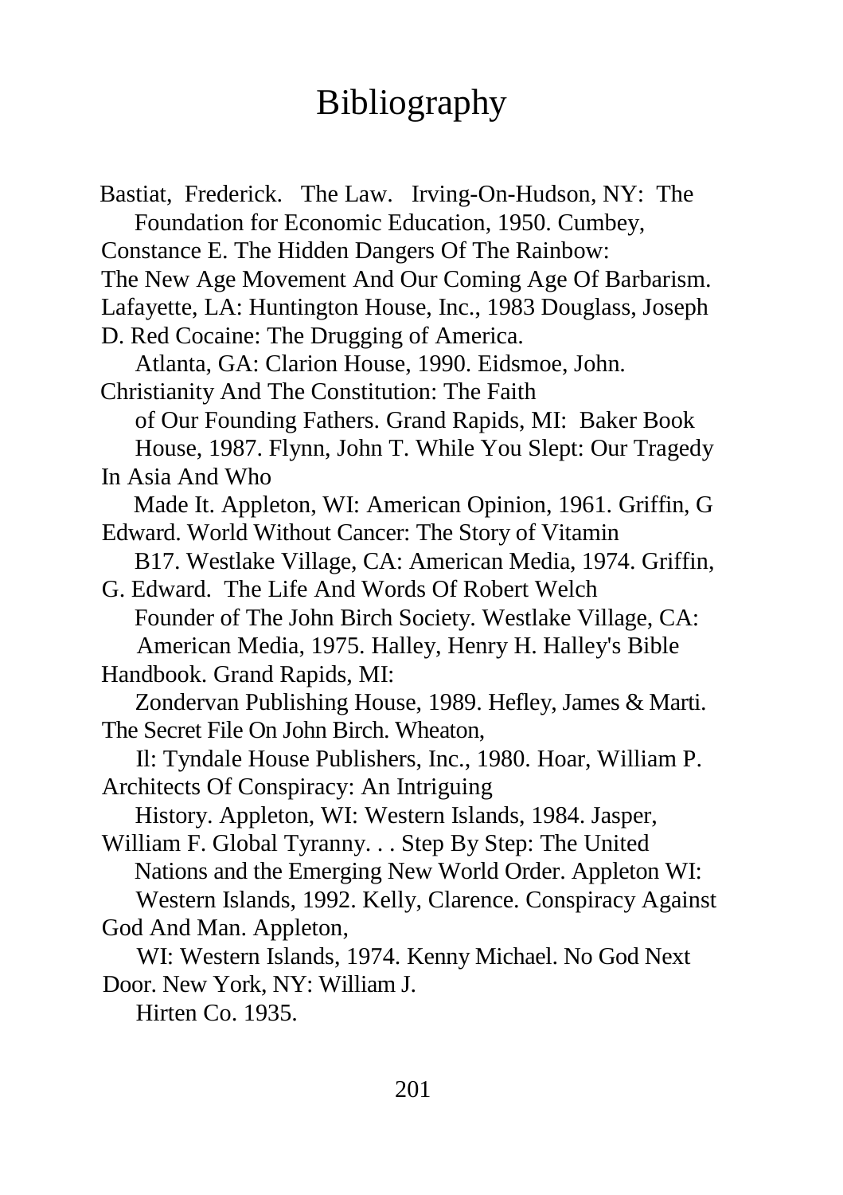# Bibliography

Bastiat, Frederick. The Law. Irving-On-Hudson, NY: The Foundation for Economic Education, 1950. Cumbey, Constance E. The Hidden Dangers Of The Rainbow: The New Age Movement And Our Coming Age Of Barbarism. Lafayette, LA: Huntington House, Inc., 1983 Douglass, Joseph D. Red Cocaine: The Drugging of America. Atlanta, GA: Clarion House, 1990. Eidsmoe, John. Christianity And The Constitution: The Faith of Our Founding Fathers. Grand Rapids, MI: Baker Book House, 1987. Flynn, John T. While You Slept: Our Tragedy In Asia And Who Made It. Appleton, WI: American Opinion, 1961. Griffin, G Edward. World Without Cancer: The Story of Vitamin B17. Westlake Village, CA: American Media, 1974. Griffin, G. Edward. The Life And Words Of Robert Welch Founder of The John Birch Society. Westlake Village, CA: American Media, 1975. Halley, Henry H. Halley's Bible Handbook. Grand Rapids, MI: Zondervan Publishing House, 1989. Hefley, James & Marti. The Secret File On John Birch. Wheaton, Il: Tyndale House Publishers, Inc., 1980. Hoar, William P. Architects Of Conspiracy: An Intriguing History. Appleton, WI: Western Islands, 1984. Jasper, William F. Global Tyranny. . . Step By Step: The United Nations and the Emerging New World Order. Appleton WI: Western Islands, 1992. Kelly, Clarence. Conspiracy Against God And Man. Appleton, WI: Western Islands, 1974. Kenny Michael. No God Next Door. New York, NY: William J. Hirten Co. 1935.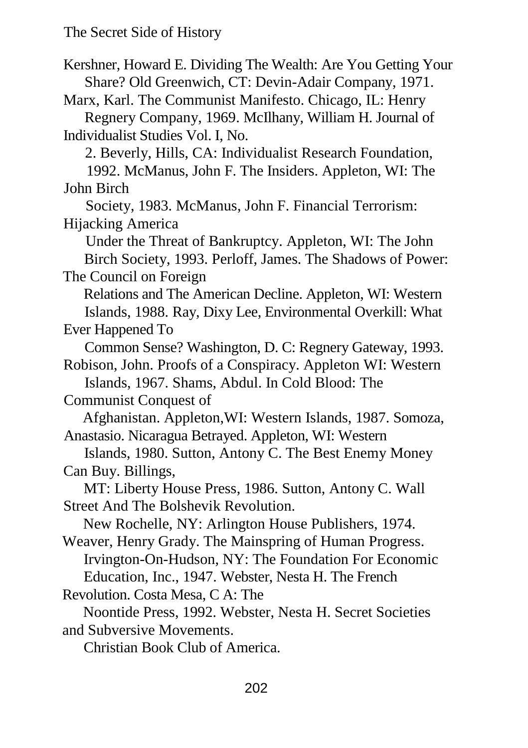Kershner, Howard E. Dividing The Wealth: Are You Getting Your Share? Old Greenwich, CT: Devin-Adair Company, 1971.

Marx, Karl. The Communist Manifesto. Chicago, IL: Henry Regnery Company, 1969. McIlhany, William H. Journal of Individualist Studies Vol. I, No. 2. Beverly, Hills, CA: Individualist Research Foundation, 1992. McManus, John F. The Insiders. Appleton, WI: The John Birch Society, 1983. McManus, John F. Financial Terrorism: Hijacking America Under the Threat of Bankruptcy. Appleton, WI: The John Birch Society, 1993. Perloff, James. The Shadows of Power: The Council on Foreign Relations and The American Decline. Appleton, WI: Western Islands, 1988. Ray, Dixy Lee, Environmental Overkill: What Ever Happened To Common Sense? Washington, D. C: Regnery Gateway, 1993.

Robison, John. Proofs of a Conspiracy. Appleton WI: Western Islands, 1967. Shams, Abdul. In Cold Blood: The Communist Conquest of Afghanistan. Appleton,WI: Western Islands, 1987. Somoza, Anastasio. Nicaragua Betrayed. Appleton, WI: Western Islands, 1980. Sutton, Antony C. The Best Enemy Money Can Buy. Billings, MT: Liberty House Press, 1986. Sutton, Antony C. Wall Street And The Bolshevik Revolution. New Rochelle, NY: Arlington House Publishers, 1974.

Weaver, Henry Grady. The Mainspring of Human Progress. Irvington-On-Hudson, NY: The Foundation For Economic Education, Inc., 1947. Webster, Nesta H. The French Revolution. Costa Mesa, C A: The Noontide Press, 1992. Webster, Nesta H. Secret Societies and Subversive Movements. Christian Book Club of America.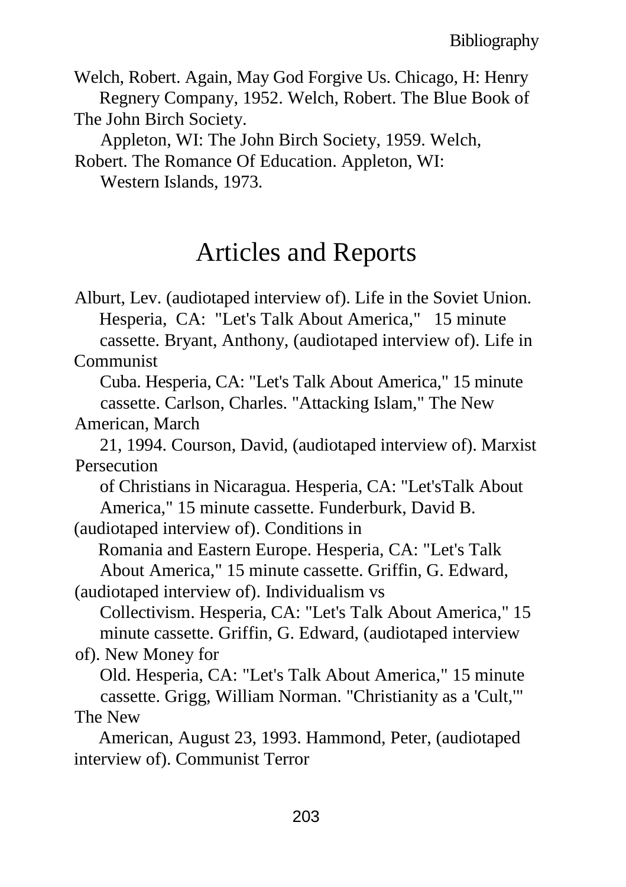Welch, Robert. Again, May God Forgive Us. Chicago, H: Henry Regnery Company, 1952. Welch, Robert. The Blue Book of The John Birch Society.

Appleton, WI: The John Birch Society, 1959. Welch, Robert. The Romance Of Education. Appleton, WI: Western Islands, 1973.

## Articles and Reports

Alburt, Lev. (audiotaped interview of). Life in the Soviet Union. Hesperia, CA: "Let's Talk About America," 15 minute cassette. Bryant, Anthony, (audiotaped interview of). Life in Communist

Cuba. Hesperia, CA: "Let's Talk About America," 15 minute cassette. Carlson, Charles. "Attacking Islam," The New American, March

21, 1994. Courson, David, (audiotaped interview of). Marxist Persecution

of Christians in Nicaragua. Hesperia, CA: "Let'sTalk About America," 15 minute cassette. Funderburk, David B. (audiotaped interview of). Conditions in

Romania and Eastern Europe. Hesperia, CA: "Let's Talk About America," 15 minute cassette. Griffin, G. Edward, (audiotaped interview of). Individualism vs

Collectivism. Hesperia, CA: "Let's Talk About America," 15 minute cassette. Griffin, G. Edward, (audiotaped interview of). New Money for

Old. Hesperia, CA: "Let's Talk About America," 15 minute cassette. Grigg, William Norman. "Christianity as a 'Cult,'" The New

American, August 23, 1993. Hammond, Peter, (audiotaped interview of). Communist Terror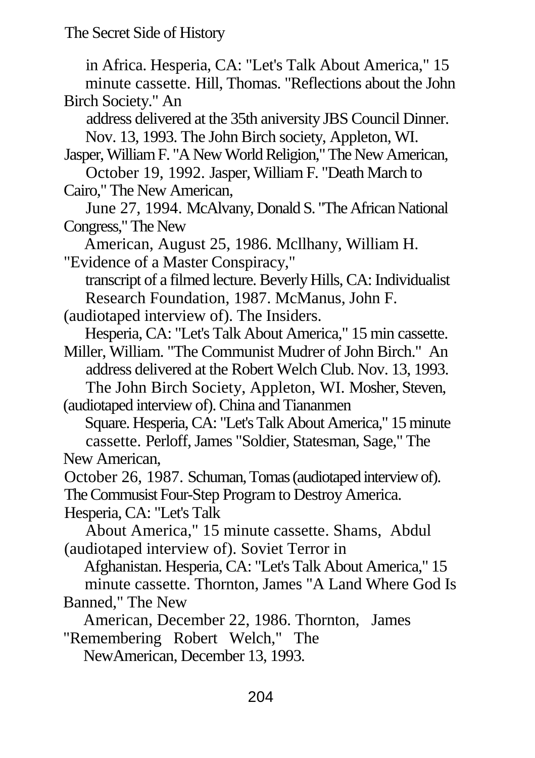in Africa. Hesperia, CA: "Let's Talk About America," 15 minute cassette. Hill, Thomas. "Reflections about the John Birch Society." An address delivered at the 35th aniversity JBS Council Dinner. Nov. 13, 1993. The John Birch society, Appleton, WI.

Jasper, William F. "A New World Religion," The New American, October 19, 1992. Jasper, William F. "Death March to Cairo," The New American, June 27, 1994. McAlvany, Donald S. "The African National Congress," The New American, August 25, 1986. Mcllhany, William H. "Evidence of a Master Conspiracy," transcript of a filmed lecture. Beverly Hills, CA: Individualist Research Foundation, 1987. McManus, John F. (audiotaped interview of). The Insiders. Hesperia, CA: "Let's Talk About America," 15 min cassette.

Miller, William. "The Communist Mudrer of John Birch." An address delivered at the Robert Welch Club. Nov. 13, 1993. The John Birch Society, Appleton, WI. Mosher, Steven, (audiotaped interview of). China and Tiananmen Square. Hesperia, CA: "Let's Talk About America," 15 minute cassette. Perloff, James "Soldier, Statesman, Sage," The New American,

October 26, 1987. Schuman, Tomas (audiotaped interview of). The Commusist Four-Step Program to Destroy America. Hesperia, CA: "Let's Talk About America," 15 minute cassette. Shams, Abdul (audiotaped interview of). Soviet Terror in Afghanistan. Hesperia, CA: "Let's Talk About America," 15 minute cassette. Thornton, James "A Land Where God Is Banned," The New American, December 22, 1986. Thornton, James "Remembering Robert Welch," The NewAmerican, December 13, 1993.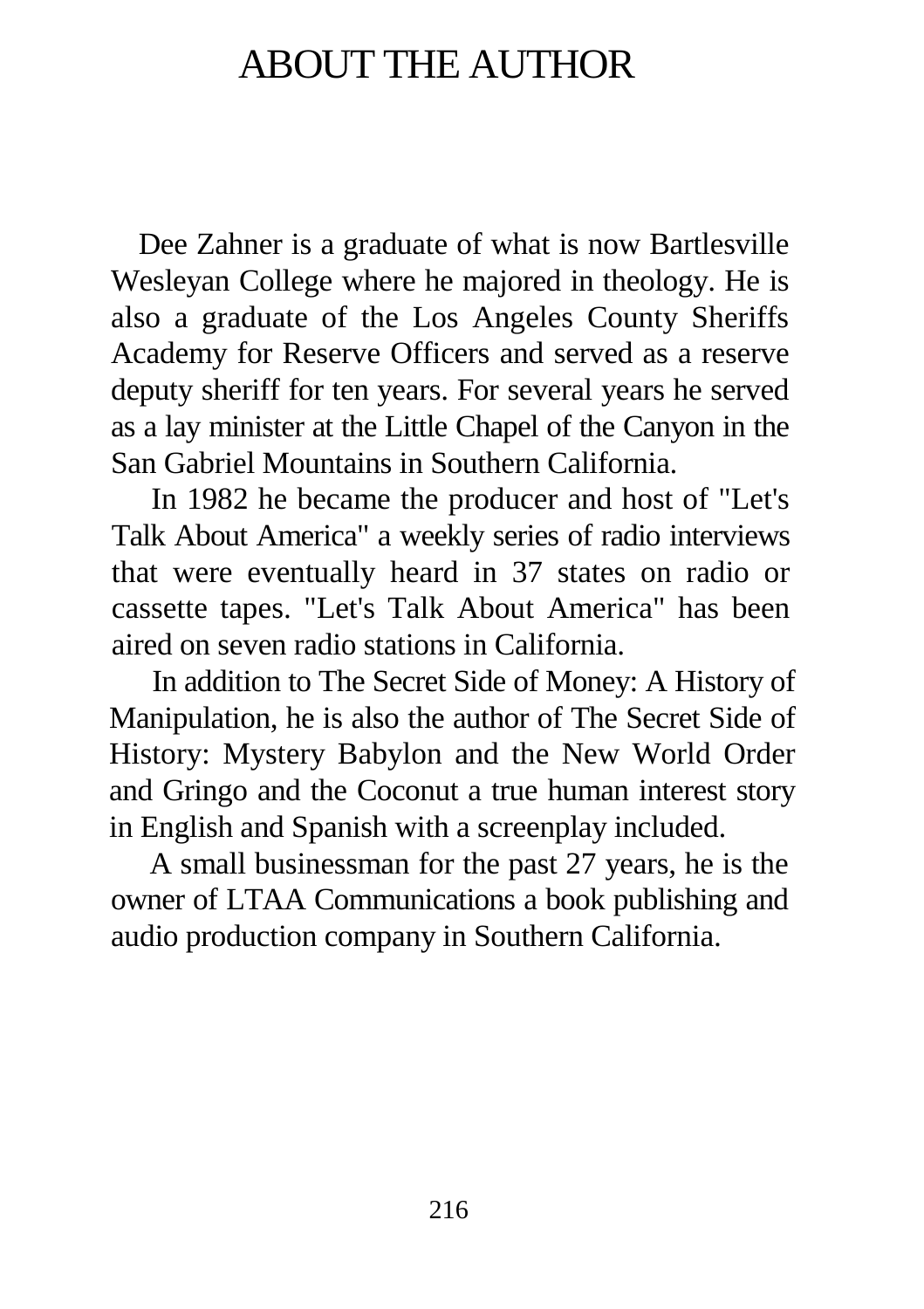# ABOUT THE AUTHOR

Dee Zahner is a graduate of what is now Bartlesville Wesleyan College where he majored in theology. He is also a graduate of the Los Angeles County Sheriffs Academy for Reserve Officers and served as a reserve deputy sheriff for ten years. For several years he served as a lay minister at the Little Chapel of the Canyon in the San Gabriel Mountains in Southern California.

In 1982 he became the producer and host of "Let's Talk About America" a weekly series of radio interviews that were eventually heard in 37 states on radio or cassette tapes. "Let's Talk About America" has been aired on seven radio stations in California.

In addition to The Secret Side of Money: A History of Manipulation, he is also the author of The Secret Side of History: Mystery Babylon and the New World Order and Gringo and the Coconut a true human interest story in English and Spanish with a screenplay included.

A small businessman for the past 27 years, he is the owner of LTAA Communications a book publishing and audio production company in Southern California.